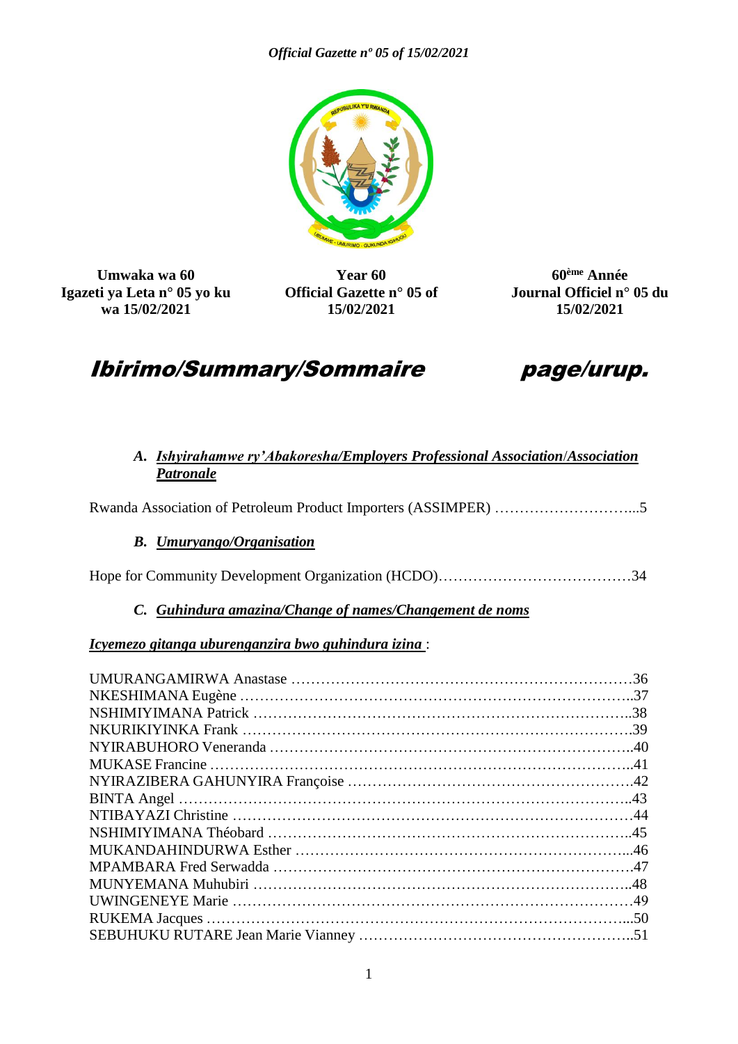Umwaka wa 60
Igazeti ya Leta n° 05 yo ku wa 15/02/2021

Year 60
Official Gazette n° 05 of 15/02/2021

60ème Année
Journal Officiel n° 05 du 15/02/2021

# *Ibirimo/Summary/Sommaire* *page/urup.*

### A. *Ishyirahamwe ry'Abakoresha/Employers Professional Association/Association Patronale*

Rwanda Association of Petroleum Product Importers (ASSIMPER) ………………………...5

### B. *Umuryango/Organisation*

Hope for Community Development Organization (HCDO)…………………………………34

### C. *Guhindura amazina/Change of names/Changement de noms*

*Icyemezo gitanga uburenganzira bwo guhindura izina* :

UMURANGAMIRWA Anastase ……………………………………………………………36
NKESHIMANA Eugène ………………………………………………………………………..37
NSHIMIYIMANA Patrick ……………………………………………………………………..38
NKURIKIYINKA Frank ………………………………………………………………………….39
NYIRABUHORO Veneranda …………………………………………………………………..40
MUKASE Francine ……………………………………………………………………………...41
NYIRAZIBERA GAHUNYIRA Françoise ………………………………………………….42
BINTA Angel ……………………………………………………………………………………43
NTIBAYAZI Christine ………………………………………………………………………….44
NSHIMIYIMANA Théobard ……………………………………………………………….45
MUKANDAHINDURWA Esther ………………………………………………………...46
MPAMBARA Fred Serwadda …………………………………………………………………47
MUNYEMANA Muhubiri …………………………………………………………………...48
UWINGENEYE Marie …………………………………………………………………………49
RUKEMA Jacques ………………………………………………………………………...50
SEBUHUKU RUTARE Jean Marie Vianney ………………………………………………..51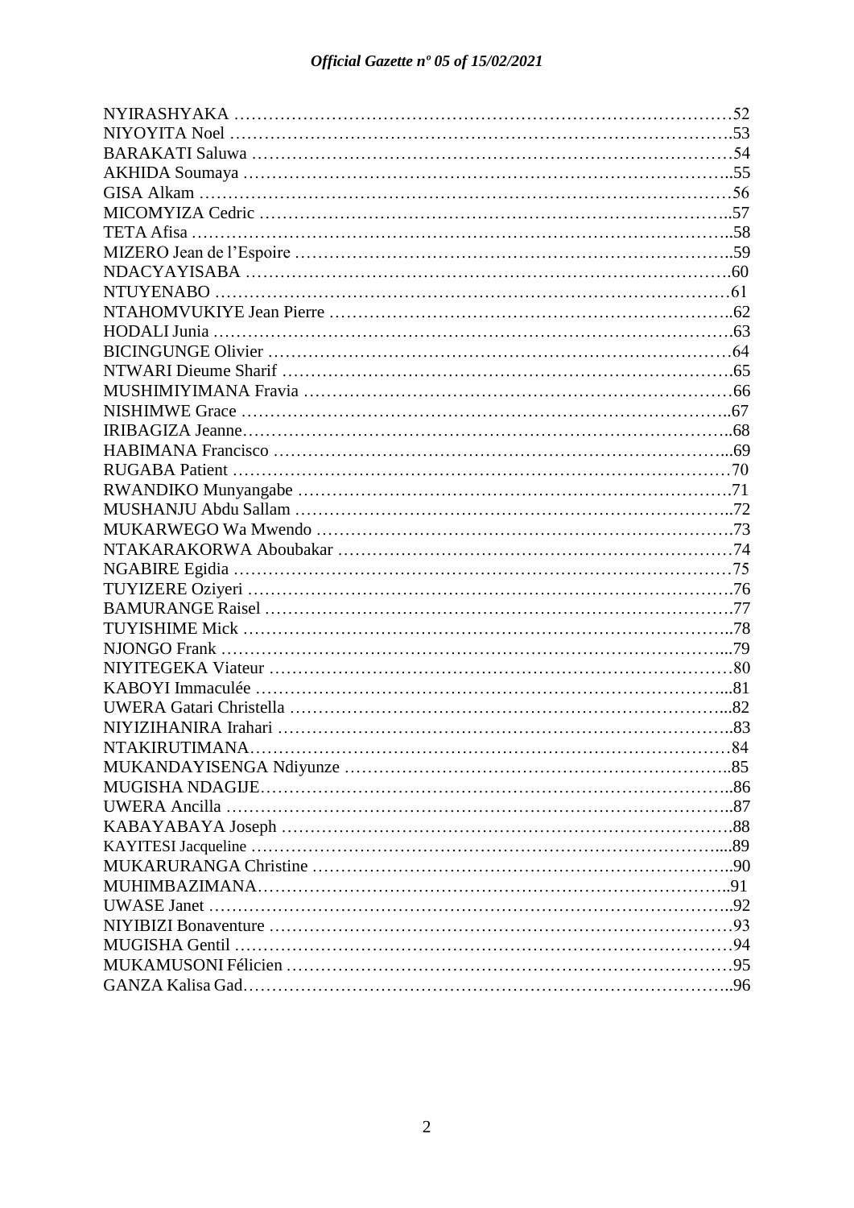NYIRASHYAKA …………………………………………………………………………52
NIYOYITA Noel ……………………………………………………………………….53
BARAKATI Saluwa ……………………………………………………………………54
AKHIDA Soumaya ……………………………………………………………………..55
GISA Alkam ……………………………………………………………………………56
MICOMYIZA Cedric …………………………………………………………………..57
TETA Afisa ……………………………………………………………………………..58
MIZERO Jean de l'Espoire ……………………………………………………………..59
NDACYAYISABA ………………………………………………………………………60
NTUYENABO …………………………………………………………………………61
NTAHOMVUKIYE Jean Pierre ………………………………………………………..62
HODALI Junia ………………………………………………………………………….63
BICINGUNGE Olivier …………………………………………………………………64
NTWARI Dieume Sharif ……………………………………………………………….65
MUSHIMIYIMANA Fravia ……………………………………………………………66
NISHIMWE Grace ……………………………………………………………………..67
IRIBAGIZA Jeanne……………………………………………………………………..68
HABIMANA Francisco …………………………………………………………………...69
RUGABA Patient ………………………………………………………………………70
RWANDIKO Munyangabe …………………………………………………………….71
MUSHANJU Abdu Sallam ……………………………………………………………..72
MUKARWEGO Wa Mwendo ………………………………………………………….73
NTAKARAKORWA Aboubakar ………………………………………………………74
NGABIRE Egidia ………………………………………………………………………75
TUYIZERE Oziyeri …………………………………………………………………….76
BAMURANGE Raisel ………………………………………………………………….77
TUYISHIME Mick ……………………………………………………………………..78
NJONGO Frank ………………………………………………………………………...79
NIYITEGEKA Viateur …………………………………………………………………80
KABOYI Immaculée …………………………………………………………………...81
UWERA Gatari Christella ……………………………………………………………...82
NIYIZIHANIRA Irahari ………………………………………………………………..83
NTAKIRUTIMANA……………………………………………………………………84
MUKANDAYISENGA Ndiyunze ……………………………………………………..85
MUGISHA NDAGIJE…………………………………………………………………..86
UWERA Ancilla ………………………………………………………………………..87
KABAYABAYA Joseph ……………………………………………………………….88
KAYITESI Jacqueline ………………………………………………………………….....89
MUKARURANGA Christine …………………………………………………………..90
MUHIMBAZIMANA…………………………………………………………………..91
UWASE Janet …………………………………………………………………………..92
NIYIBIZI Bonaventure …………………………………………………………………93
MUGISHA Gentil ………………………………………………………………………94
MUKAMUSONI Félicien ………………………………………………………………95
GANZA Kalisa Gad……………………………………………………………………..96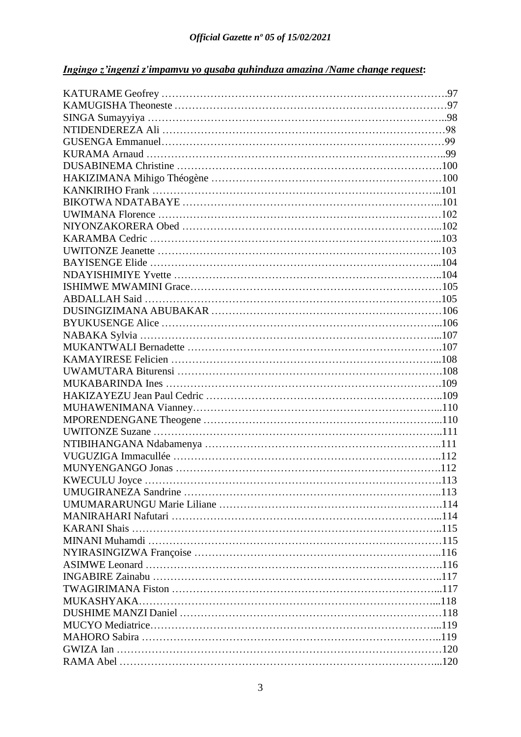***Ingingo z'ingenzi z'impamvu yo gusaba guhinduza amazina /Name change request*:**

KATURAME Geofrey ……………………………………………………………………….97
KAMUGISHA Theoneste ……………………………………………………………………97
SINGA Sumayyiya ………………………………………………………………………..98
NTIDENDEREZA Ali ………………………………………………………………………98
GUSENGA Emmanuel………………………………………………………………………99
KURAMA Arnaud …………………………………………………………………………..99
DUSABINEMA Christine ……………………………………………………………….100
HAKIZIMANA Mihigo Théogène ……………………………………………………….100
KANKIRIHO Frank ……………………………………………………………………..101
BIKOTWA NDATABAYE ……………………………………………………………...101
UWIMANA Florence ……………………………………………………………………102
NIYONZAKORERA Obed ……………………………………………………………....102
KARAMBA Cedric ……………………………………………………………………...103
UWITONZE Jeanette ……………………………………………………………………103
BAYISENGE Elide ……………………………………………………………………...104
NDAYISHIMIYE Yvette ………………………………………………………………..104
ISHIMWE MWAMINI Grace……………………………………………………………105
ABDALLAH Said ……………………………………………………………………….105
DUSINGIZIMANA ABUBAKAR ………………………………………………………106
BYUKUSENGE Alice …………………………………………………………………...106
NABAKA Sylvia ………………………………………………………………………...107
MUKANTWALI Bernadette …………………………………………………………….107
KAMAYIRESE Felicien ………………………………………………………………...108
UWAMUTARA Biturensi ……………………………………………………………….108
MUKABARINDA Ines ………………………………………………………………….109
HAKIZAYEZU Jean Paul Cedric ………………………………………………………..109
MUHAWENIMANA Vianney…………………………………………………………...110
MPORENDENGANE Theogene ………………………………………………………...110
UWITONZE Suzane ……………………………………………………………………..111
NTIBIHANGANA Ndabamenya ………………………………………………………..111
VUGUZIGA Immacullée ………………………………………………………………...112
MUNYENGANGO Jonas ……………………………………………………………….112
KWECULU Joyce ……………………………………………………………………….113
UMUGIRANEZA Sandrine ……………………………………………………………..113
UMUMARARUNGU Marie Liliane …………………………………………………….114
MANIRAHARI Nafutari ………………………………………………………………...114
KARANI Shais …………………………………………………………………………..115
MINANI Muhamdi ………………………………………………………………………115
NYIRASINGIZWA Françoise …………………………………………………………..116
ASIMWE Leonard ……………………………………………………………………….116
INGABIRE Zainabu ……………………………………………………………………..117
TWAGIRIMANA Fiston ………………………………………………………………...117
MUKASHYAKA………………………………………………………………………...118
DUSHIME MANZI Daniel ………………………………………………………………118
MUCYO Mediatrice……………………………………………………………………...119
MAHORO Sabira ………………………………………………………………………..119
GWIZA Ian ………………………………………………………………………………120
RAMA Abel ……………………………………………………………………………...120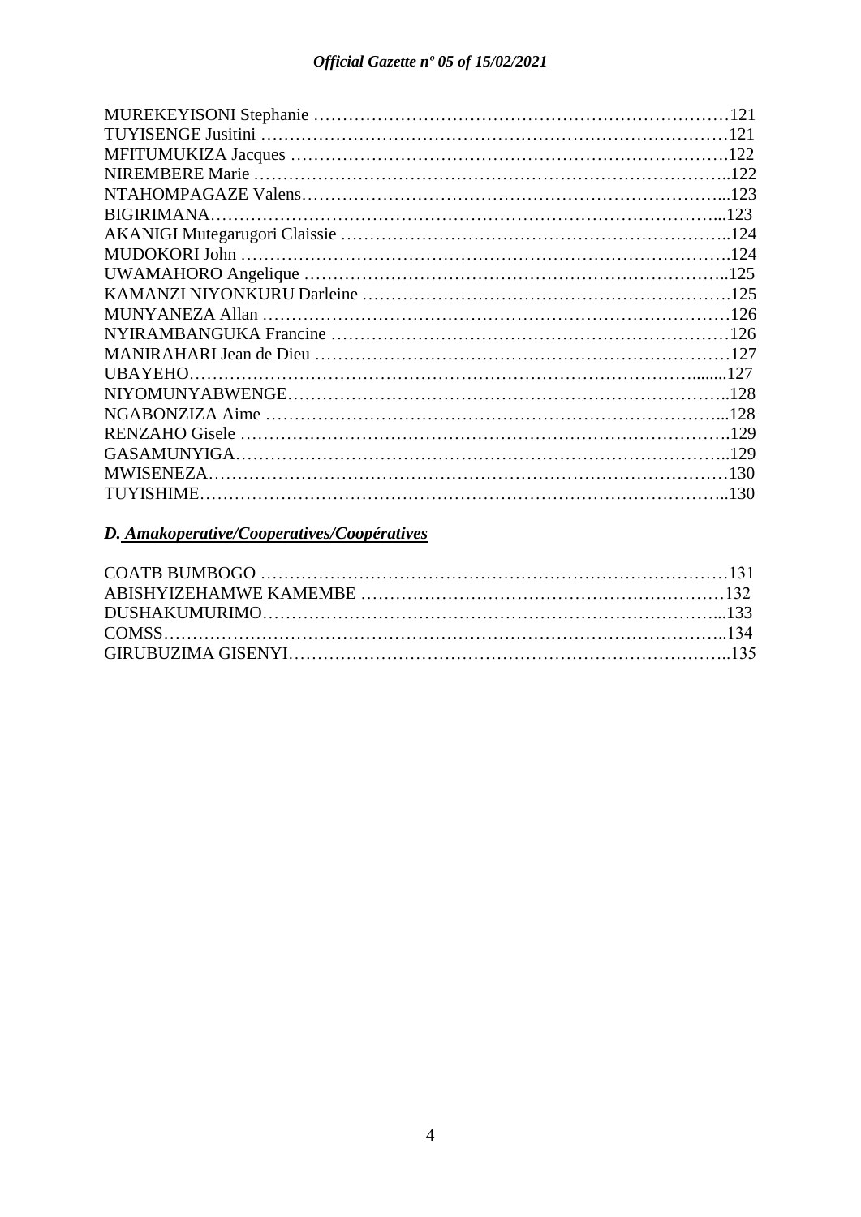MUREKEYISONI Stephanie …………………………………………………………………121
TUYISENGE Jusitini …………………………………………………………………………121
MFITUMUKIZA Jacques ………………………………………………………………….122
NIREMBERE Marie ………………………………………………………………………..122
NTAHOMPAGAZE Valens…………………………………………………………………...123
BIGIRIMANA……………………………………………………………………………...123
AKANIGI Mutegarugori Claissie ……………………………………………………………..124
MUDOKORI John …………………………………………………………………………….124
UWAMAHORO Angelique ………………………………………………………………..125
KAMANZI NIYONKURU Darleine ………………………………………………………….125
MUNYANEZA Allan …………………………………………………………………………126
NYIRAMBANGUKA Francine ………………………………………………………………126
MANIRAHARI Jean de Dieu …………………………………………………………………127
UBAYEHO…………………………………………………………………………........127
NIYOMUNYABWENGE…………………………………………………………………..128
NGABONZIZA Aime ……………………………………………………………………...128
RENZAHO Gisele ………………………………………………………………………….129
GASAMUNYIGA…………………………………………………………………………..129
MWISENEZA………………………………………………………………………………130
TUYISHIME………………………………………………………………………………..130

## *D. Amakoperative/Cooperatives/Coopératives*

COATB BUMBOGO …………………………………………………………………………131
ABISHYIZEHAMWE KAMEMBE …………………………………………………………132
DUSHAKUMURIMO……………………………………………………………………...133
COMSS……………………………………………………………………………………..134
GIRUBUZIMA GISENYI…………………………………………………………………..135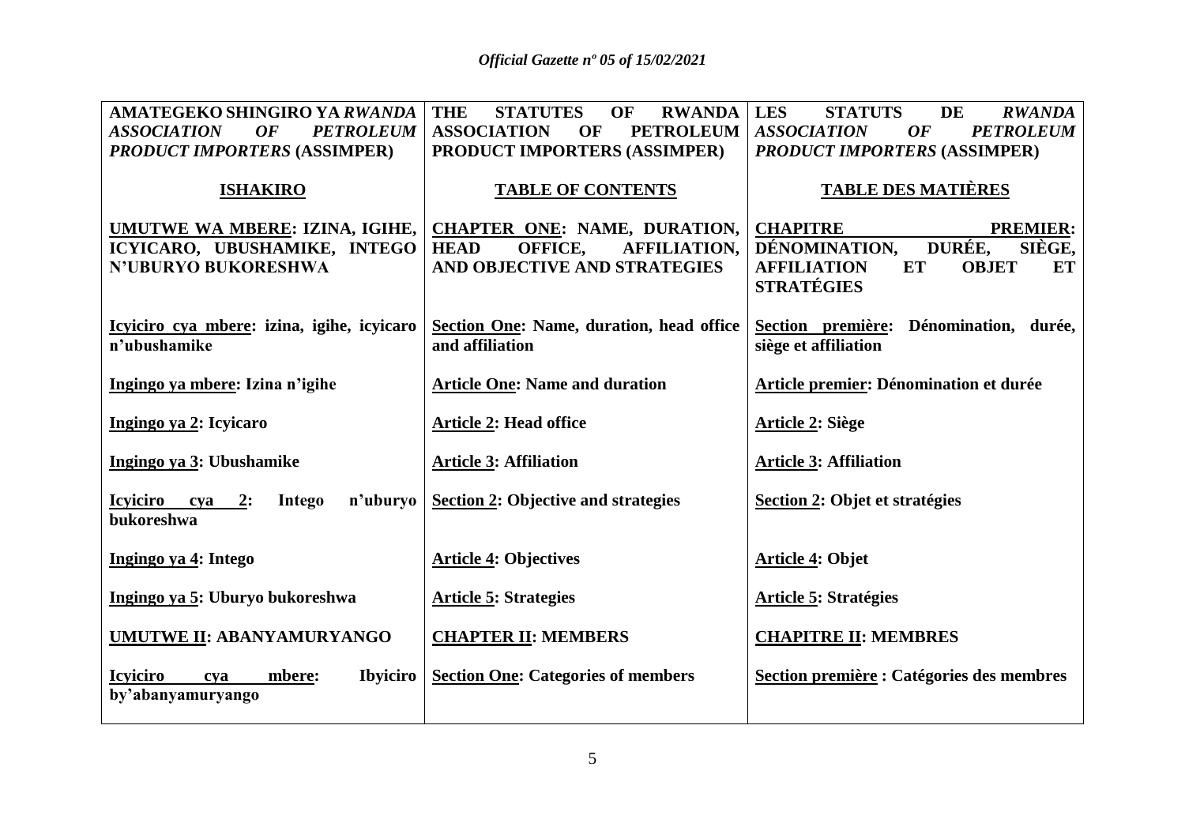| **AMATEGEKO SHINGIRO YA *RWANDA ASSOCIATION OF PETROLEUM PRODUCT IMPORTERS* (ASSIMPER)** | **THE STATUTES OF RWANDA ASSOCIATION OF PETROLEUM PRODUCT IMPORTERS (ASSIMPER)** | **LES STATUTS DE *RWANDA ASSOCIATION OF PETROLEUM PRODUCT IMPORTERS* (ASSIMPER)** |
|---|---|---|
| **ISHAKIRO** | **TABLE OF CONTENTS** | **TABLE DES MATIÈRES** |
| **UMUTWE WA MBERE: IZINA, IGIHE, ICYICARO, UBUSHAMIKE, INTEGO N'UBURYO BUKORESHWA** | **CHAPTER ONE: NAME, DURATION, HEAD OFFICE, AFFILIATION, AND OBJECTIVE AND STRATEGIES** | **CHAPITRE PREMIER: DÉNOMINATION, DURÉE, SIÈGE, AFFILIATION ET OBJET ET STRATÉGIES** |
| **Icyiciro cya mbere: izina, igihe, icyicaro n'ubushamike** | **Section One: Name, duration, head office and affiliation** | **Section première: Dénomination, durée, siège et affiliation** |
| **Ingingo ya mbere: Izina n'igihe** | **Article One: Name and duration** | **Article premier: Dénomination et durée** |
| **Ingingo ya 2: Icyicaro** | **Article 2: Head office** | **Article 2: Siège** |
| **Ingingo ya 3: Ubushamike** | **Article 3: Affiliation** | **Article 3: Affiliation** |
| **Icyiciro cya 2: Intego n'uburyo bukoreshwa** | **Section 2: Objective and strategies** | **Section 2: Objet et stratégies** |
| **Ingingo ya 4: Intego** | **Article 4: Objectives** | **Article 4: Objet** |
| **Ingingo ya 5: Uburyo bukoreshwa** | **Article 5: Strategies** | **Article 5: Stratégies** |
| **UMUTWE II: ABANYAMURYANGO** | **CHAPTER II: MEMBERS** | **CHAPITRE II: MEMBRES** |
| **Icyiciro cya mbere: Ibyiciro by'abanyamuryango** | **Section One: Categories of members** | **Section première : Catégories des membres** |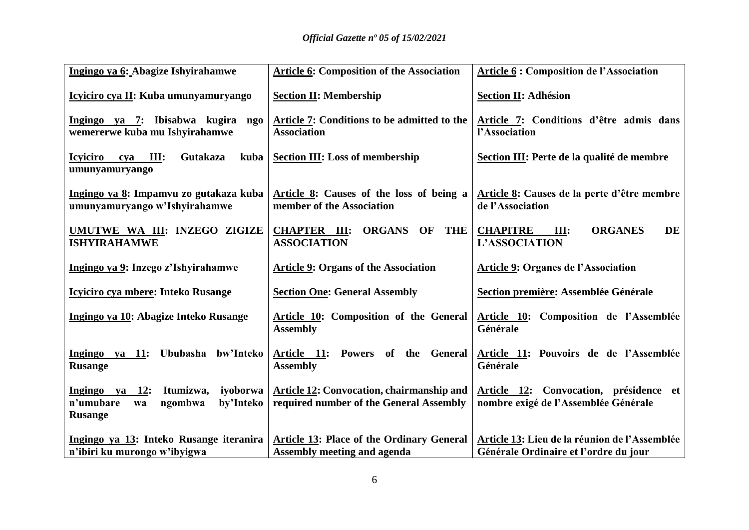| **Ingingo ya 6: Abagize Ishyirahamwe** | **Article 6: Composition of the Association** | **Article 6 : Composition de l'Association** |
|---|---|---|
| **Icyiciro cya II: Kuba umunyamuryango** | **Section II: Membership** | **Section II: Adhésion** |
| **Ingingo ya 7: Ibisabwa kugira ngo wemererwe kuba mu Ishyirahamwe** | **Article 7: Conditions to be admitted to the Association** | **Article 7: Conditions d'être admis dans l'Association** |
| **Icyiciro cya III: Gutakaza kuba umunyamuryango** | **Section III: Loss of membership** | **Section III: Perte de la qualité de membre** |
| **Ingingo ya 8: Impamvu zo gutakaza kuba umunyamuryango w'Ishyirahamwe** | **Article 8: Causes of the loss of being a member of the Association** | **Article 8: Causes de la perte d'être membre de l'Association** |
| **UMUTWE WA III: INZEGO ZIGIZE ISHYIRAHAMWE** | **CHAPTER III: ORGANS OF THE ASSOCIATION** | **CHAPITRE III: ORGANES DE L'ASSOCIATION** |
| **Ingingo ya 9: Inzego z'Ishyirahamwe** | **Article 9: Organs of the Association** | **Article 9: Organes de l'Association** |
| **Icyiciro cya mbere: Inteko Rusange** | **Section One: General Assembly** | **Section première: Assemblée Générale** |
| **Ingingo ya 10: Abagize Inteko Rusange** | **Article 10: Composition of the General Assembly** | **Article 10: Composition de l'Assemblée Générale** |
| **Ingingo ya 11: Ububasha bw'Inteko Rusange** | **Article 11: Powers of the General Assembly** | **Article 11: Pouvoirs de de l'Assemblée Générale** |
| **Ingingo ya 12: Itumizwa, iyoborwa n'umubare wa ngombwa by'Inteko Rusange** | **Article 12: Convocation, chairmanship and required number of the General Assembly** | **Article 12: Convocation, présidence et nombre exigé de l'Assemblée Générale** |
| **Ingingo ya 13: Inteko Rusange iteranira n'ibiri ku murongo w'ibyigwa** | **Article 13: Place of the Ordinary General Assembly meeting and agenda** | **Article 13: Lieu de la réunion de l'Assemblée Générale Ordinaire et l'ordre du jour** |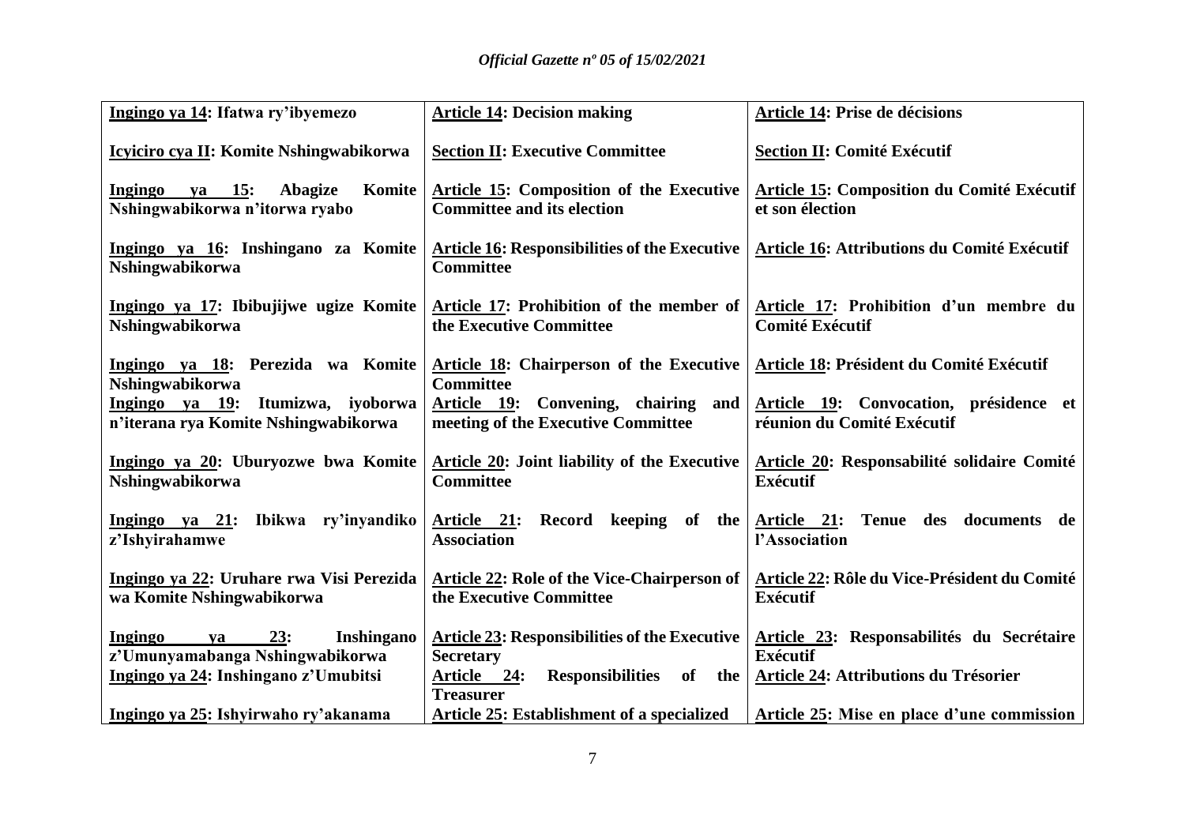| **Ingingo ya 14: Ifatwa ry'ibyemezo** | **Article 14: Decision making** | **Article 14: Prise de décisions** |
|---|---|---|
| **Icyiciro cya II: Komite Nshingwabikorwa** | **Section II: Executive Committee** | **Section II: Comité Exécutif** |
| **Ingingo ya 15: Abagize Komite Nshingwabikorwa n'itorwa ryabo** | **Article 15: Composition of the Executive Committee and its election** | **Article 15: Composition du Comité Exécutif et son élection** |
| **Ingingo ya 16: Inshingano za Komite Nshingwabikorwa** | **Article 16: Responsibilities of the Executive Committee** | **Article 16: Attributions du Comité Exécutif** |
| **Ingingo ya 17: Ibibujijwe ugize Komite Nshingwabikorwa** | **Article 17: Prohibition of the member of the Executive Committee** | **Article 17: Prohibition d'un membre du Comité Exécutif** |
| **Ingingo ya 18: Perezida wa Komite Nshingwabikorwa** | **Article 18: Chairperson of the Executive Committee** | **Article 18: Président du Comité Exécutif** |
| **Ingingo ya 19: Itumizwa, iyoborwa n'iterana rya Komite Nshingwabikorwa** | **Article 19: Convening, chairing and meeting of the Executive Committee** | **Article 19: Convocation, présidence et réunion du Comité Exécutif** |
| **Ingingo ya 20: Uburyozwe bwa Komite Nshingwabikorwa** | **Article 20: Joint liability of the Executive Committee** | **Article 20: Responsabilité solidaire Comité Exécutif** |
| **Ingingo ya 21: Ibikwa ry'inyandiko z'Ishyirahamwe** | **Article 21: Record keeping of the Association** | **Article 21: Tenue des documents de l'Association** |
| **Ingingo ya 22: Uruhare rwa Visi Perezida wa Komite Nshingwabikorwa** | **Article 22: Role of the Vice-Chairperson of the Executive Committee** | **Article 22: Rôle du Vice-Président du Comité Exécutif** |
| **Ingingo ya 23: Inshingano z'Umunyamabanga Nshingwabikorwa** | **Article 23: Responsibilities of the Executive Secretary** | **Article 23: Responsabilités du Secrétaire Exécutif** |
| **Ingingo ya 24: Inshingano z'Umubitsi** | **Article 24: Responsibilities of the Treasurer** | **Article 24: Attributions du Trésorier** |
| **Ingingo ya 25: Ishyirwaho ry'akanama** | **Article 25: Establishment of a specialized** | **Article 25: Mise en place d'une commission** |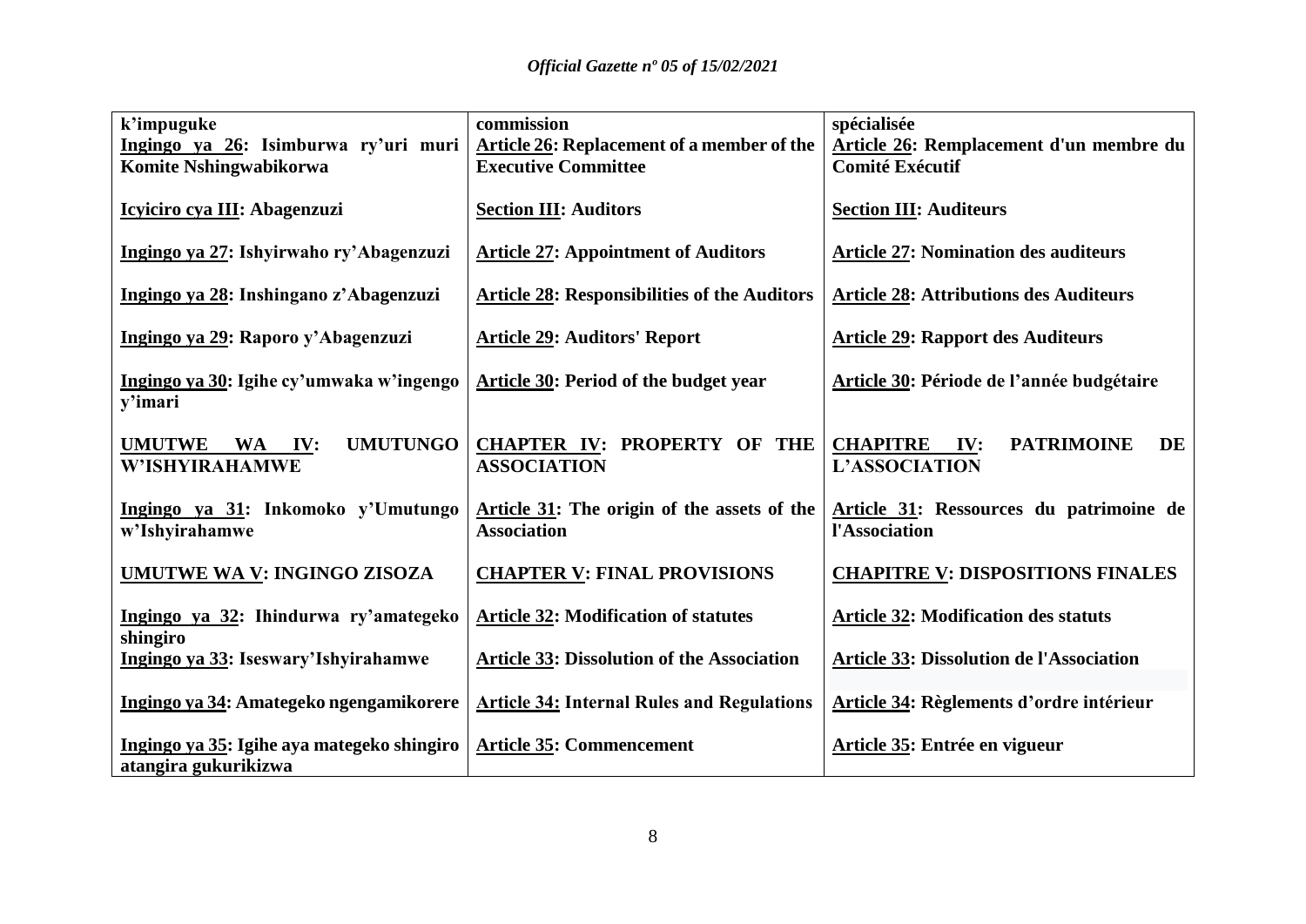| | | |
|---|---|---|
| **k'impuguke** | **commission** | **spécialisée** |
| **Ingingo ya 26: Isimburwa ry'uri muri Komite Nshingwabikorwa** | **Article 26: Replacement of a member of the Executive Committee** | **Article 26: Remplacement d'un membre du Comité Exécutif** |
| **Icyiciro cya III: Abagenzuzi** | **Section III: Auditors** | **Section III: Auditeurs** |
| **Ingingo ya 27: Ishyirwaho ry'Abagenzuzi** | **Article 27: Appointment of Auditors** | **Article 27: Nomination des auditeurs** |
| **Ingingo ya 28: Inshingano z'Abagenzuzi** | **Article 28: Responsibilities of the Auditors** | **Article 28: Attributions des Auditeurs** |
| **Ingingo ya 29: Raporo y'Abagenzuzi** | **Article 29: Auditors' Report** | **Article 29: Rapport des Auditeurs** |
| **Ingingo ya 30: Igihe cy'umwaka w'ingengo y'imari** | **Article 30: Period of the budget year** | **Article 30: Période de l'année budgétaire** |
| **UMUTWE WA IV: UMUTUNGO W'ISHYIRAHAMWE** | **CHAPTER IV: PROPERTY OF THE ASSOCIATION** | **CHAPITRE IV: PATRIMOINE DE L'ASSOCIATION** |
| **Ingingo ya 31: Inkomoko y'Umutungo w'Ishyirahamwe** | **Article 31: The origin of the assets of the Association** | **Article 31: Ressources du patrimoine de l'Association** |
| **UMUTWE WA V: INGINGO ZISOZA** | **CHAPTER V: FINAL PROVISIONS** | **CHAPITRE V: DISPOSITIONS FINALES** |
| **Ingingo ya 32: Ihindurwa ry'amategeko shingiro** | **Article 32: Modification of statutes** | **Article 32: Modification des statuts** |
| **Ingingo ya 33: Iseswary'Ishyirahamwe** | **Article 33: Dissolution of the Association** | **Article 33: Dissolution de l'Association** |
| **Ingingo ya 34: Amategeko ngengamikorere** | **Article 34: Internal Rules and Regulations** | **Article 34: Règlements d'ordre intérieur** |
| **Ingingo ya 35: Igihe aya mategeko shingiro atangira gukurikizwa** | **Article 35: Commencement** | **Article 35: Entrée en vigueur** |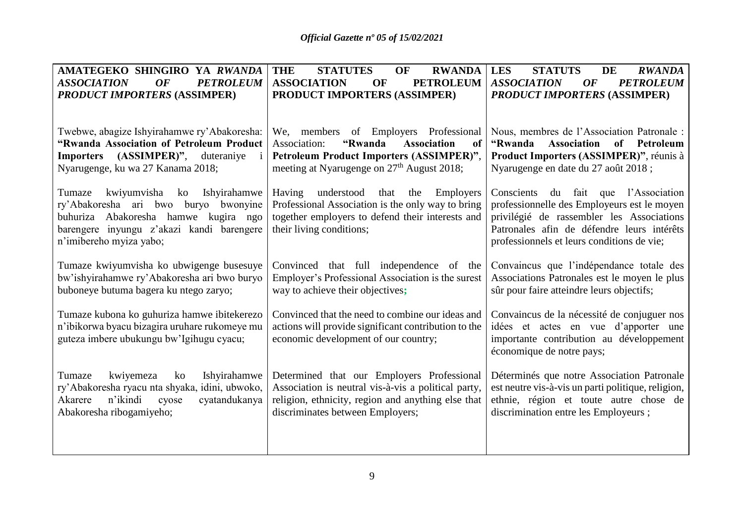| AMATEGEKO SHINGIRO YA *RWANDA ASSOCIATION OF PETROLEUM PRODUCT IMPORTERS* (ASSIMPER) | THE STATUTES OF RWANDA ASSOCIATION OF PETROLEUM PRODUCT IMPORTERS (ASSIMPER) | LES STATUTS DE *RWANDA ASSOCIATION OF PETROLEUM PRODUCT IMPORTERS* (ASSIMPER) |
|---|---|---|
| Twebwe, abagize Ishyirahamwe ry'Abakoresha: **"Rwanda Association of Petroleum Product Importers (ASSIMPER)"**, duteraniye i Nyarugenge, ku wa 27 Kanama 2018; | We, members of Employers Professional Association: **"Rwanda Association of Petroleum Product Importers (ASSIMPER)"**, meeting at Nyarugenge on 27th August 2018; | Nous, membres de l'Association Patronale : **"Rwanda Association of Petroleum Product Importers (ASSIMPER)"**, réunis à Nyarugenge en date du 27 août 2018 ; |
| Tumaze kwiyumvisha ko Ishyirahamwe ry'Abakoresha ari bwo buryo bwonyine buhuriza Abakoresha hamwe kugira ngo barengere inyungu z'akazi kandi barengere n'imibereho myiza yabo; | Having understood that the Employers Professional Association is the only way to bring together employers to defend their interests and their living conditions; | Conscients du fait que l'Association professionnelle des Employeurs est le moyen privilégié de rassembler les Associations Patronales afin de défendre leurs intérêts professionnels et leurs conditions de vie; |
| Tumaze kwiyumvisha ko ubwigenge busesuye bw'ishyirahamwe ry'Abakoresha ari bwo buryo buboneye butuma bagera ku ntego zaryo; | Convinced that full independence of the Employer's Professional Association is the surest way to achieve their objectives; | Convaincus que l'indépendance totale des Associations Patronales est le moyen le plus sûr pour faire atteindre leurs objectifs; |
| Tumaze kubona ko guhuriza hamwe ibitekerezo n'ibikorwa byacu bizagira uruhare rukomeye mu guteza imbere ubukungu bw'Igihugu cyacu; | Convinced that the need to combine our ideas and actions will provide significant contribution to the economic development of our country; | Convaincus de la nécessité de conjuguer nos idées et actes en vue d'apporter une importante contribution au développement économique de notre pays; |
| Tumaze kwiyemeza ko Ishyirahamwe ry'Abakoresha ryacu nta shyaka, idini, ubwoko, Akarere n'ikindi cyose cyatandukanya Abakoresha ribogamiyeho; | Determined that our Employers Professional Association is neutral vis-à-vis a political party, religion, ethnicity, region and anything else that discriminates between Employers; | Déterminés que notre Association Patronale est neutre vis-à-vis un parti politique, religion, ethnie, région et toute autre chose de discrimination entre les Employeurs ; |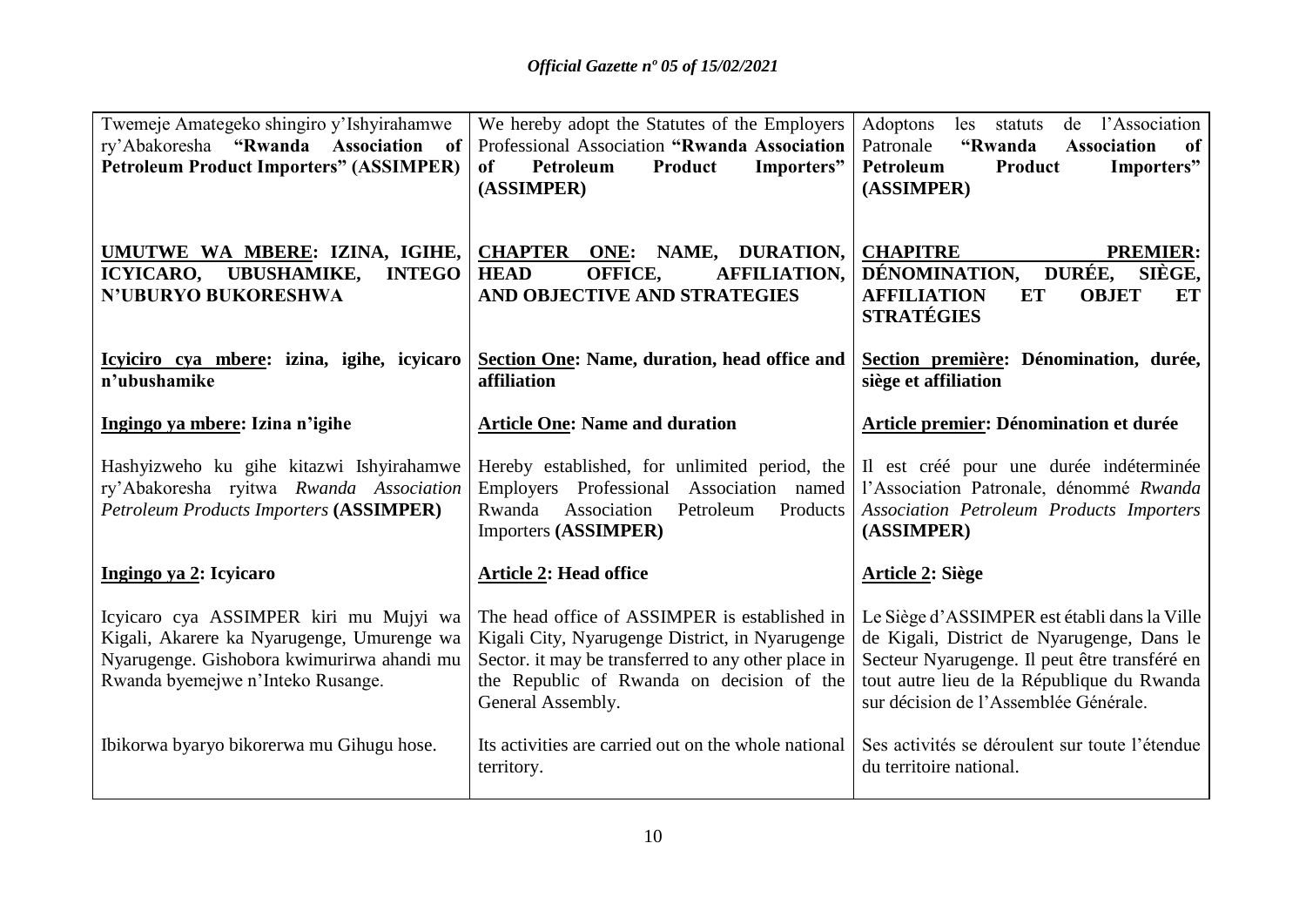| Twemeje Amategeko shingiro y'Ishyirahamwe ry'Abakoresha **"Rwanda Association of Petroleum Product Importers" (ASSIMPER)** | We hereby adopt the Statutes of the Employers Professional Association **"Rwanda Association of Petroleum Product Importers" (ASSIMPER)** | Adoptons les statuts de l'Association Patronale **"Rwanda Association of Petroleum Product Importers" (ASSIMPER)** |
|---|---|---|
| **UMUTWE WA MBERE: IZINA, IGIHE, ICYICARO, UBUSHAMIKE, INTEGO N'UBURYO BUKORESHWA** | **CHAPTER ONE: NAME, DURATION, HEAD OFFICE, AFFILIATION, AND OBJECTIVE AND STRATEGIES** | **CHAPITRE PREMIER: DÉNOMINATION, DURÉE, SIÈGE, AFFILIATION ET OBJET ET STRATÉGIES** |
| **Icyiciro cya mbere: izina, igihe, icyicaro n'ubushamike** | **Section One: Name, duration, head office and affiliation** | **Section première: Dénomination, durée, siège et affiliation** |
| **Ingingo ya mbere: Izina n'igihe** | **Article One: Name and duration** | **Article premier: Dénomination et durée** |
| Hashyizweho ku gihe kitazwi Ishyirahamwe ry'Abakoresha ryitwa *Rwanda Association Petroleum Products Importers* **(ASSIMPER)** | Hereby established, for unlimited period, the Employers Professional Association named Rwanda Association Petroleum Products Importers **(ASSIMPER)** | Il est créé pour une durée indéterminée l'Association Patronale, dénommé *Rwanda Association Petroleum Products Importers* **(ASSIMPER)** |
| **Ingingo ya 2: Icyicaro** | **Article 2: Head office** | **Article 2: Siège** |
| Icyicaro cya ASSIMPER kiri mu Mujyi wa Kigali, Akarere ka Nyarugenge, Umurenge wa Nyarugenge. Gishobora kwimurirwa ahandi mu Rwanda byemejwe n'Inteko Rusange. | The head office of ASSIMPER is established in Kigali City, Nyarugenge District, in Nyarugenge Sector. it may be transferred to any other place in the Republic of Rwanda on decision of the General Assembly. | Le Siège d'ASSIMPER est établi dans la Ville de Kigali, District de Nyarugenge, Dans le Secteur Nyarugenge. Il peut être transféré en tout autre lieu de la République du Rwanda sur décision de l'Assemblée Générale. |
| Ibikorwa byaryo bikorerwa mu Gihugu hose. | Its activities are carried out on the whole national territory. | Ses activités se déroulent sur toute l'étendue du territoire national. |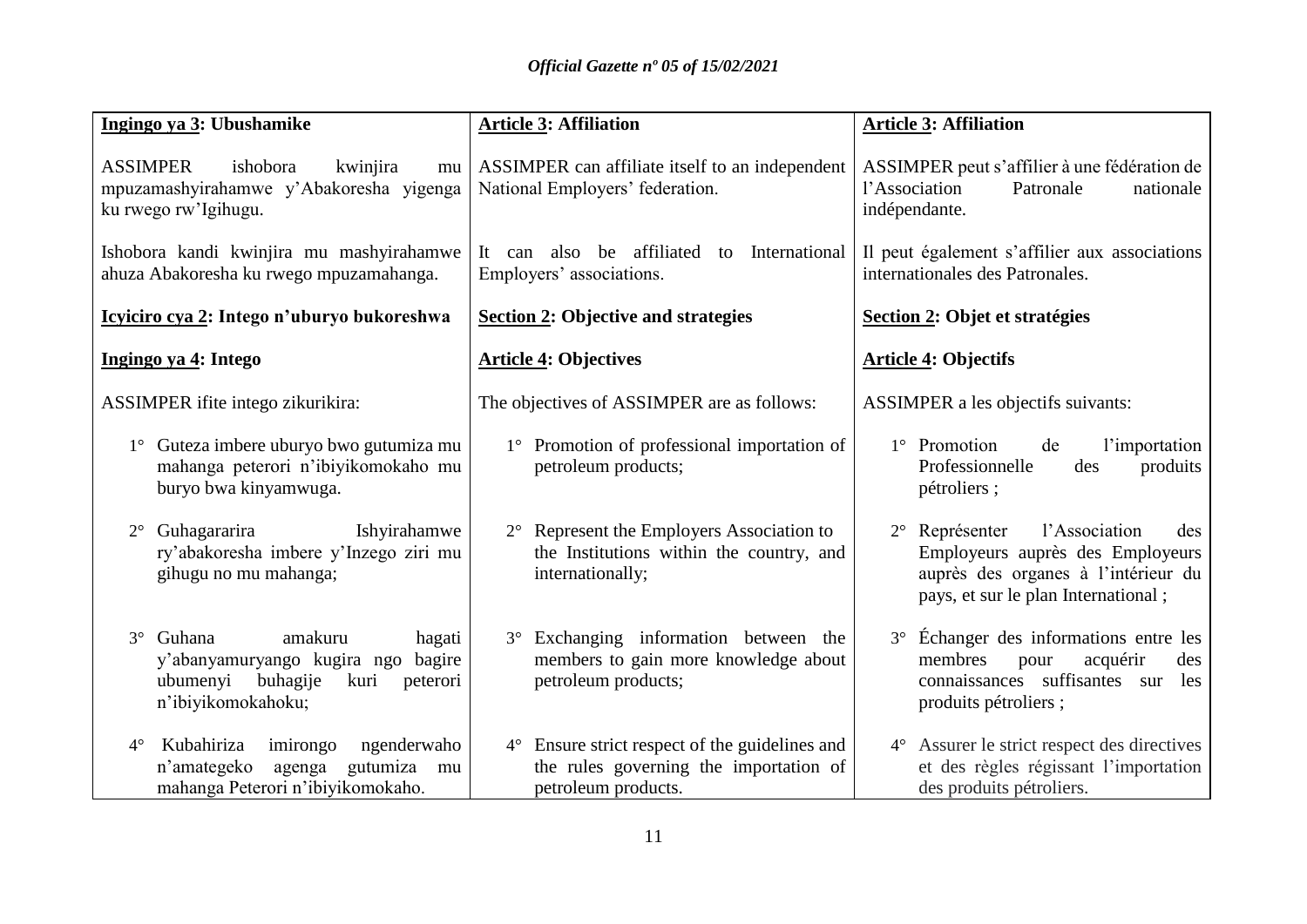| Ingingo ya 3: Ubushamike | Article 3: Affiliation | Article 3: Affiliation |
|---|---|---|
| ASSIMPER ishobora kwinjira mu mpuzamashyirahamwe y'Abakoresha yigenga ku rwego rw'Igihugu. | ASSIMPER can affiliate itself to an independent National Employers' federation. | ASSIMPER peut s'affilier à une fédération de l'Association Patronale nationale indépendante. |
| Ishobora kandi kwinjira mu mashyirahamwe ahuza Abakoresha ku rwego mpuzamahanga. | It can also be affiliated to International Employers' associations. | Il peut également s'affilier aux associations internationales des Patronales. |
| **Icyiciro cya 2: Intego n'uburyo bukoreshwa** | **Section 2: Objective and strategies** | **Section 2: Objet et stratégies** |
| **Ingingo ya 4: Intego** | **Article 4: Objectives** | **Article 4: Objectifs** |
| ASSIMPER ifite intego zikurikira: | The objectives of ASSIMPER are as follows: | ASSIMPER a les objectifs suivants: |
| 1° Guteza imbere uburyo bwo gutumiza mu mahanga peterori n'ibiyikomokaho mu buryo bwa kinyamwuga. | 1° Promotion of professional importation of petroleum products; | 1° Promotion de l'importation Professionnelle des produits pétroliers ; |
| 2° Guhagararira Ishyirahamwe ry'abakoresha imbere y'Inzego ziri mu gihugu no mu mahanga; | 2° Represent the Employers Association to the Institutions within the country, and internationally; | 2° Représenter l'Association des Employeurs auprès des Employeurs auprès des organes à l'intérieur du pays, et sur le plan International ; |
| 3° Guhana amakuru hagati y'abanyamuryango kugira ngo bagire ubumenyi buhagije kuri peterori n'ibiyikomokahoku; | 3° Exchanging information between the members to gain more knowledge about petroleum products; | 3° Échanger des informations entre les membres pour acquérir des connaissances suffisantes sur les produits pétroliers ; |
| 4° Kubahiriza imirongo ngenderwaho n'amategeko agenga gutumiza mu mahanga Peterori n'ibiyikomokaho. | 4° Ensure strict respect of the guidelines and the rules governing the importation of petroleum products. | 4° Assurer le strict respect des directives et des règles régissant l'importation des produits pétroliers. |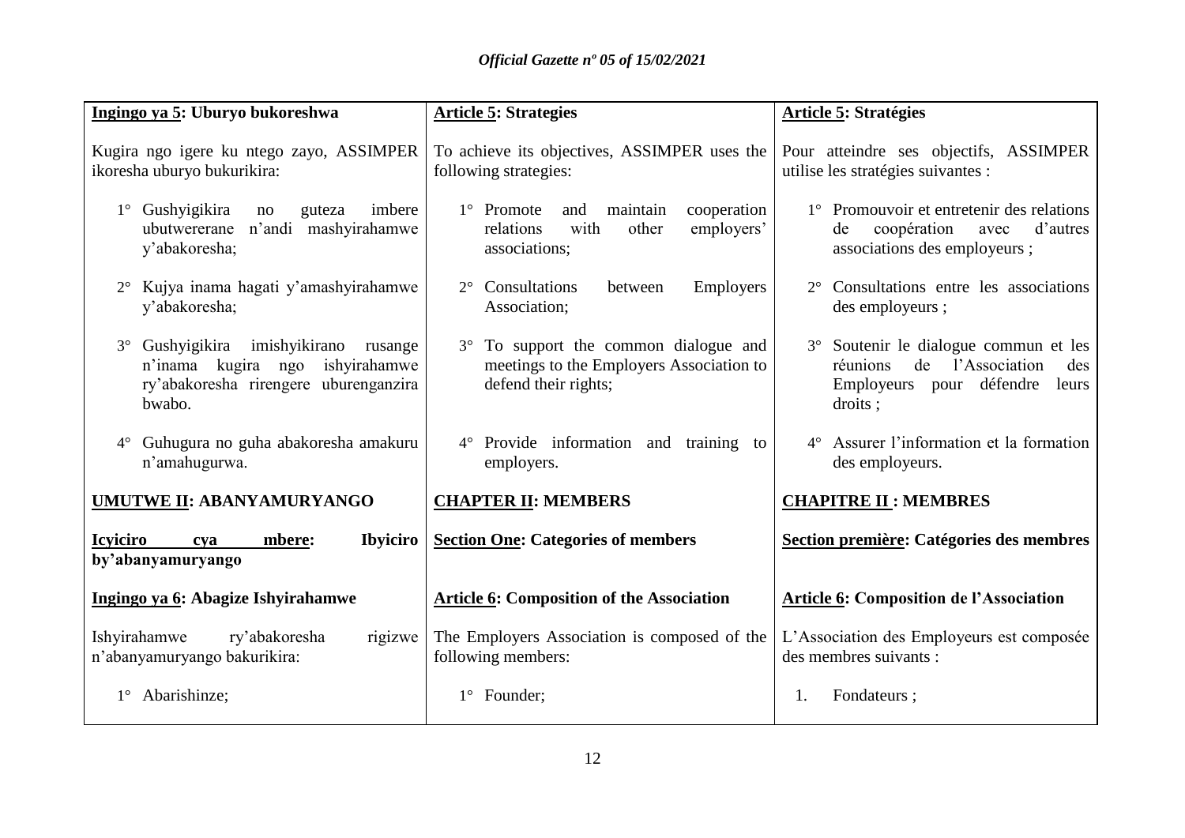| Ingingo ya 5: Uburyo bukoreshwa | Article 5: Strategies | Article 5: Stratégies |
|---|---|---|
| Kugira ngo igere ku ntego zayo, ASSIMPER ikoresha uburyo bukurikira: | To achieve its objectives, ASSIMPER uses the following strategies: | Pour atteindre ses objectifs, ASSIMPER utilise les stratégies suivantes : |
| 1° Gushyigikira no guteza imbere ubutwererane n'andi mashyirahamwe y'abakoresha; | 1° Promote and maintain cooperation relations with other employers' associations; | 1° Promouvoir et entretenir des relations de coopération avec d'autres associations des employeurs ; |
| 2° Kujya inama hagati y'amashyirahamwe y'abakoresha; | 2° Consultations between Employers Association; | 2° Consultations entre les associations des employeurs ; |
| 3° Gushyigikira imishyikirano rusange n'inama kugira ngo ishyirahamwe ry'abakoresha rirengere uburenganzira bwabo. | 3° To support the common dialogue and meetings to the Employers Association to defend their rights; | 3° Soutenir le dialogue commun et les réunions de l'Association des Employeurs pour défendre leurs droits ; |
| 4° Guhugura no guha abakoresha amakuru n'amahugurwa. | 4° Provide information and training to employers. | 4° Assurer l'information et la formation des employeurs. |
| **UMUTWE II: ABANYAMURYANGO** | **CHAPTER II: MEMBERS** | **CHAPITRE II : MEMBRES** |
| **Icyiciro cya mbere: Ibyiciro by'abanyamuryango** | **Section One: Categories of members** | **Section première: Catégories des membres** |
| **Ingingo ya 6: Abagize Ishyirahamwe** | **Article 6: Composition of the Association** | **Article 6: Composition de l'Association** |
| Ishyirahamwe ry'abakoresha rigizwe n'abanyamuryango bakurikira: | The Employers Association is composed of the following members: | L'Association des Employeurs est composée des membres suivants : |
| 1° Abarishinze; | 1° Founder; | 1. Fondateurs ; |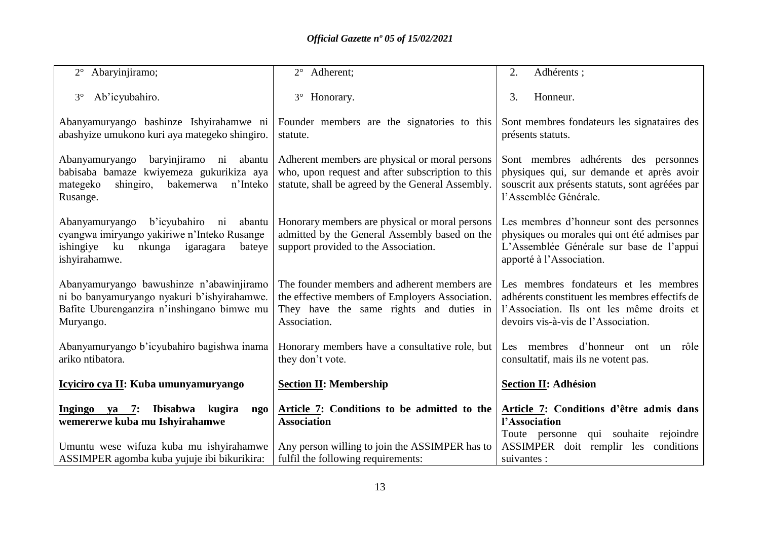| 2° Abaryinjiramo; | 2° Adherent; | 2. Adhérents ; |
|---|---|---|
| 3° Ab'icyubahiro. | 3° Honorary. | 3. Honneur. |
| Abanyamuryango bashinze Ishyirahamwe ni abashyize umukono kuri aya mategeko shingiro. | Founder members are the signatories to this statute. | Sont membres fondateurs les signataires des présents statuts. |
| Abanyamuryango baryinjiramo ni abantu babisaba bamaze kwiyemeza gukurikiza aya mategeko shingiro, bakemerwa n'Inteko Rusange. | Adherent members are physical or moral persons who, upon request and after subscription to this statute, shall be agreed by the General Assembly. | Sont membres adhérents des personnes physiques qui, sur demande et après avoir souscrit aux présents statuts, sont agréées par l'Assemblée Générale. |
| Abanyamuryango b'icyubahiro ni abantu cyangwa imiryango yakiriwe n'Inteko Rusange ishingiye ku nkunga igaragara bateye ishyirahamwe. | Honorary members are physical or moral persons admitted by the General Assembly based on the support provided to the Association. | Les membres d'honneur sont des personnes physiques ou morales qui ont été admises par L'Assemblée Générale sur base de l'appui apporté à l'Association. |
| Abanyamuryango bawushinze n'abawinjiramo ni bo banyamuryango nyakuri b'ishyirahamwe. Bafite Uburenganzira n'inshingano bimwe mu Muryango. | The founder members and adherent members are the effective members of Employers Association. They have the same rights and duties in Association. | Les membres fondateurs et les membres adhérents constituent les membres effectifs de l'Association. Ils ont les même droits et devoirs vis-à-vis de l'Association. |
| Abanyamuryango b'icyubahiro bagishwa inama ariko ntibatora. | Honorary members have a consultative role, but they don't vote. | Les membres d'honneur ont un rôle consultatif, mais ils ne votent pas. |
| **<u>Icyiciro cya II</u>: Kuba umunyamuryango** | **<u>Section II</u>: Membership** | **<u>Section II</u>: Adhésion** |
| **<u>Ingingo ya 7</u>: Ibisabwa kugira ngo wemererwe kuba mu Ishyirahamwe** | **<u>Article 7</u>: Conditions to be admitted to the Association** | **<u>Article 7</u>: Conditions d'être admis dans l'Association** |
| Umuntu wese wifuza kuba mu ishyirahamwe ASSIMPER agomba kuba yujuje ibi bikurikira: | Any person willing to join the ASSIMPER has to fulfil the following requirements: | Toute personne qui souhaite rejoindre ASSIMPER doit remplir les conditions suivantes : |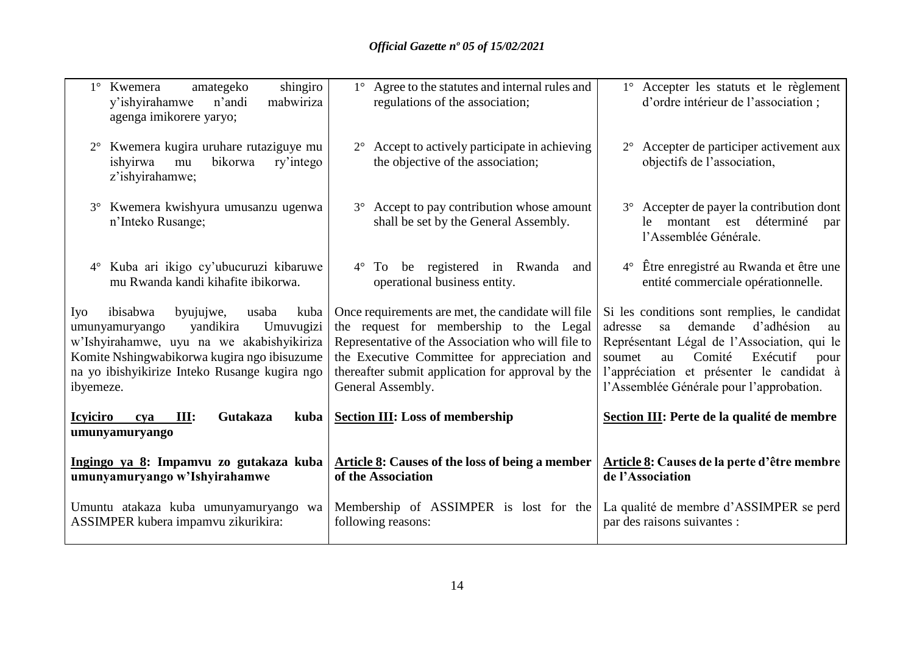| | | |
|---|---|---|
| 1° Kwemera amategeko shingiro y'ishyirahamwe n'andi mabwiriza agenga imikorere yaryo; | 1° Agree to the statutes and internal rules and regulations of the association; | 1° Accepter les statuts et le règlement d'ordre intérieur de l'association ; |
| 2° Kwemera kugira uruhare rutaziguye mu ishyirwa mu bikorwa ry'intego z'ishyirahamwe; | 2° Accept to actively participate in achieving the objective of the association; | 2° Accepter de participer activement aux objectifs de l'association, |
| 3° Kwemera kwishyura umusanzu ugenwa n'Inteko Rusange; | 3° Accept to pay contribution whose amount shall be set by the General Assembly. | 3° Accepter de payer la contribution dont le montant est déterminé par l'Assemblée Générale. |
| 4° Kuba ari ikigo cy'ubucuruzi kibaruwe mu Rwanda kandi kihafite ibikorwa. | 4° To be registered in Rwanda and operational business entity. | 4° Être enregistré au Rwanda et être une entité commerciale opérationnelle. |
| Iyo ibisabwa byujujwe, usaba kuba umunyamuryango yandikira Umuvugizi w'Ishyirahamwe, uyu na we akabishyikiriza Komite Nshingwabikorwa kugira ngo ibisuzume na yo ibishyikirize Inteko Rusange kugira ngo ibyemeze. | Once requirements are met, the candidate will file the request for membership to the Legal Representative of the Association who will file to the Executive Committee for appreciation and thereafter submit application for approval by the General Assembly. | Si les conditions sont remplies, le candidat adresse sa demande d'adhésion au Représentant Légal de l'Association, qui le soumet au Comité Exécutif pour l'appréciation et présenter le candidat à l'Assemblée Générale pour l'approbation. |
| **<u>Icyiciro cya III</u>: Gutakaza kuba umunyamuryango** | **<u>Section III</u>: Loss of membership** | **<u>Section III</u>: Perte de la qualité de membre** |
| **<u>Ingingo ya 8</u>: Impamvu zo gutakaza kuba umunyamuryango w'Ishyirahamwe** | **<u>Article 8</u>: Causes of the loss of being a member of the Association** | **<u>Article 8</u>: Causes de la perte d'être membre de l'Association** |
| Umuntu atakaza kuba umunyamuryango wa ASSIMPER kubera impamvu zikurikira: | Membership of ASSIMPER is lost for the following reasons: | La qualité de membre d'ASSIMPER se perd par des raisons suivantes : |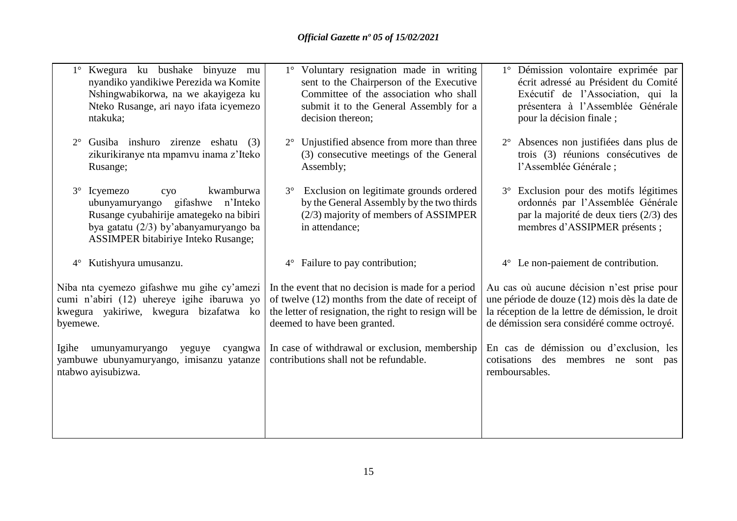| | | |
|---|---|---|
| 1° Kwegura ku bushake binyuze mu nyandiko yandikiwe Perezida wa Komite Nshingwabikorwa, na we akayigeza ku Nteko Rusange, ari nayo ifata icyemezo ntakuka; | 1° Voluntary resignation made in writing sent to the Chairperson of the Executive Committee of the association who shall submit it to the General Assembly for a decision thereon; | 1° Démission volontaire exprimée par écrit adressé au Président du Comité Exécutif de l'Association, qui la présentera à l'Assemblée Générale pour la décision finale ; |
| 2° Gusiba inshuro zirenze eshatu (3) zikurikiranye nta mpamvu inama z'Iteko Rusange; | 2° Unjustified absence from more than three (3) consecutive meetings of the General Assembly; | 2° Absences non justifiées dans plus de trois (3) réunions consécutives de l'Assemblée Générale ; |
| 3° Icyemezo cyo kwamburwa ubunyamuryango gifashwe n'Inteko Rusange cyubahirije amategeko na bibiri bya gatatu (2/3) by'abanyamuryango ba ASSIMPER bitabiriye Inteko Rusange; | 3° Exclusion on legitimate grounds ordered by the General Assembly by the two thirds (2/3) majority of members of ASSIMPER in attendance; | 3° Exclusion pour des motifs légitimes ordonnés par l'Assemblée Générale par la majorité de deux tiers (2/3) des membres d'ASSIPMER présents ; |
| 4° Kutishyura umusanzu. | 4° Failure to pay contribution; | 4° Le non-paiement de contribution. |
| Niba nta cyemezo gifashwe mu gihe cy'amezi cumi n'abiri (12) uhereye igihe ibaruwa yo kwegura yakiriwe, kwegura bizafatwa ko byemewe. | In the event that no decision is made for a period of twelve (12) months from the date of receipt of the letter of resignation, the right to resign will be deemed to have been granted. | Au cas où aucune décision n'est prise pour une période de douze (12) mois dès la date de la réception de la lettre de démission, le droit de démission sera considéré comme octroyé. |
| Igihe umunyamuryango yeguye cyangwa yambuwe ubunyamuryango, imisanzu yatanze ntabwo ayisubizwa. | In case of withdrawal or exclusion, membership contributions shall not be refundable. | En cas de démission ou d'exclusion, les cotisations des membres ne sont pas remboursables. |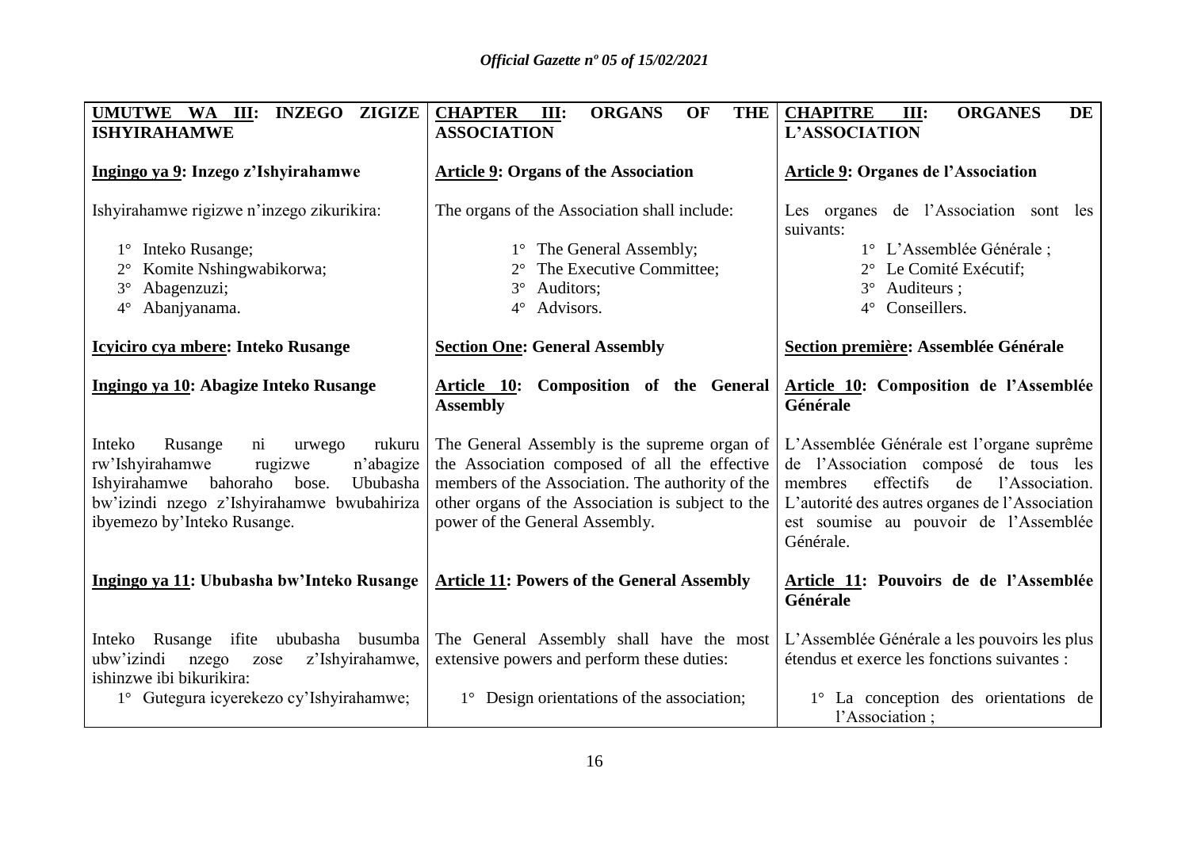| UMUTWE WA III: INZEGO ZIGIZE ISHYIRAHAMWE | CHAPTER III: ORGANS OF THE ASSOCIATION | CHAPITRE III: ORGANES DE L'ASSOCIATION |
|---|---|---|
| **Ingingo ya 9: Inzego z'Ishyirahamwe** | **Article 9: Organs of the Association** | **Article 9: Organes de l'Association** |
| Ishyirahamwe rigizwe n'inzego zikurikira:<br><br>1° Inteko Rusange;<br>2° Komite Nshingwabikorwa;<br>3° Abagenzuzi;<br>4° Abanjyanama. | The organs of the Association shall include:<br><br>1° The General Assembly;<br>2° The Executive Committee;<br>3° Auditors;<br>4° Advisors. | Les organes de l'Association sont les suivants:<br><br>1° L'Assemblée Générale ;<br>2° Le Comité Exécutif;<br>3° Auditeurs ;<br>4° Conseillers. |
| **Icyiciro cya mbere: Inteko Rusange** | **Section One: General Assembly** | **Section première: Assemblée Générale** |
| **Ingingo ya 10: Abagize Inteko Rusange** | **Article 10: Composition of the General Assembly** | **Article 10: Composition de l'Assemblée Générale** |
| Inteko Rusange ni urwego rukuru rw'Ishyirahamwe rugizwe n'abagize Ishyirahamwe bahoraho bose. Ububasha bw'izindi nzego z'Ishyirahamwe bwubahiriza ibyemezo by'Inteko Rusange. | The General Assembly is the supreme organ of the Association composed of all the effective members of the Association. The authority of the other organs of the Association is subject to the power of the General Assembly. | L'Assemblée Générale est l'organe suprême de l'Association composé de tous les membres effectifs de l'Association. L'autorité des autres organes de l'Association est soumise au pouvoir de l'Assemblée Générale. |
| **Ingingo ya 11: Ububasha bw'Inteko Rusange** | **Article 11: Powers of the General Assembly** | **Article 11: Pouvoirs de de l'Assemblée Générale** |
| Inteko Rusange ifite ububasha busumba ubw'izindi nzego zose z'Ishyirahamwe, ishinzwe ibi bikurikira:<br><br>1° Gutegura icyerekezo cy'Ishyirahamwe; | The General Assembly shall have the most extensive powers and perform these duties:<br><br>1° Design orientations of the association; | L'Assemblée Générale a les pouvoirs les plus étendus et exerce les fonctions suivantes :<br><br>1° La conception des orientations de l'Association ; |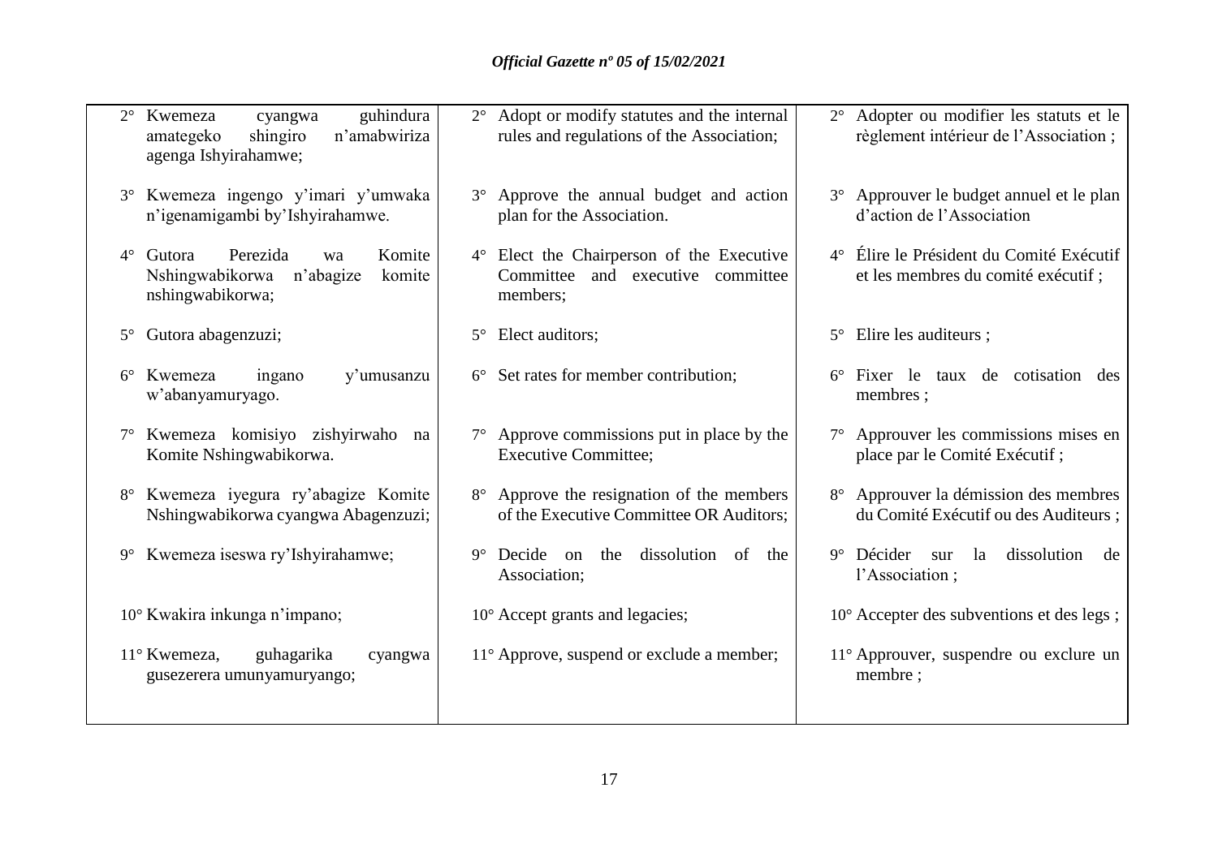| | | |
|---|---|---|
| 2° Kwemeza cyangwa guhindura amategeko shingiro n'amabwiriza agenga Ishyirahamwe; | 2° Adopt or modify statutes and the internal rules and regulations of the Association; | 2° Adopter ou modifier les statuts et le règlement intérieur de l'Association ; |
| 3° Kwemeza ingengo y'imari y'umwaka n'igenamigambi by'Ishyirahamwe. | 3° Approve the annual budget and action plan for the Association. | 3° Approuver le budget annuel et le plan d'action de l'Association |
| 4° Gutora Perezida wa Komite Nshingwabikorwa n'abagize komite nshingwabikorwa; | 4° Elect the Chairperson of the Executive Committee and executive committee members; | 4° Élire le Président du Comité Exécutif et les membres du comité exécutif ; |
| 5° Gutora abagenzuzi; | 5° Elect auditors; | 5° Elire les auditeurs ; |
| 6° Kwemeza ingano y'umusanzu w'abanyamuryago. | 6° Set rates for member contribution; | 6° Fixer le taux de cotisation des membres ; |
| 7° Kwemeza komisiyo zishyirwaho na Komite Nshingwabikorwa. | 7° Approve commissions put in place by the Executive Committee; | 7° Approuver les commissions mises en place par le Comité Exécutif ; |
| 8° Kwemeza iyegura ry'abagize Komite Nshingwabikorwa cyangwa Abagenzuzi; | 8° Approve the resignation of the members of the Executive Committee OR Auditors; | 8° Approuver la démission des membres du Comité Exécutif ou des Auditeurs ; |
| 9° Kwemeza iseswa ry'Ishyirahamwe; | 9° Decide on the dissolution of the Association; | 9° Décider sur la dissolution de l'Association ; |
| 10° Kwakira inkunga n'impano; | 10° Accept grants and legacies; | 10° Accepter des subventions et des legs ; |
| 11° Kwemeza, guhagarika cyangwa gusezerera umunyamuryango; | 11° Approve, suspend or exclude a member; | 11° Approuver, suspendre ou exclure un membre ; |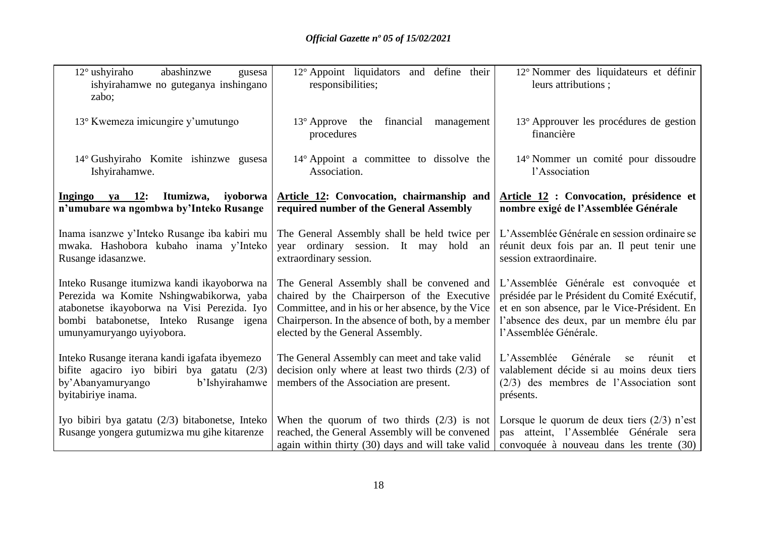| | | |
|---|---|---|
| 12° ushyiraho abashinzwe gusesa ishyirahamwe no guteganya inshingano zabo; | 12° Appoint liquidators and define their responsibilities; | 12° Nommer des liquidateurs et définir leurs attributions ; |
| 13° Kwemeza imicungire y'umutungo | 13° Approve the financial management procedures | 13° Approuver les procédures de gestion financière |
| 14° Gushyiraho Komite ishinzwe gusesa Ishyirahamwe. | 14° Appoint a committee to dissolve the Association. | 14° Nommer un comité pour dissoudre l'Association |
| **Ingingo ya 12: Itumizwa, iyoborwa n'umubare wa ngombwa by'Inteko Rusange** | **Article 12: Convocation, chairmanship and required number of the General Assembly** | **Article 12 : Convocation, présidence et nombre exigé de l'Assemblée Générale** |
| Inama isanzwe y'Inteko Rusange iba kabiri mu mwaka. Hashobora kubaho inama y'Inteko Rusange idasanzwe. | The General Assembly shall be held twice per year ordinary session. It may hold an extraordinary session. | L'Assemblée Générale en session ordinaire se réunit deux fois par an. Il peut tenir une session extraordinaire. |
| Inteko Rusange itumizwa kandi ikayoborwa na Perezida wa Komite Nshingwabikorwa, yaba atabonetse ikayoborwa na Visi Perezida. Iyo bombi batabonetse, Inteko Rusange igena umunyamuryango uyiyobora. | The General Assembly shall be convened and chaired by the Chairperson of the Executive Committee, and in his or her absence, by the Vice Chairperson. In the absence of both, by a member elected by the General Assembly. | L'Assemblée Générale est convoquée et présidée par le Président du Comité Exécutif, et en son absence, par le Vice-Président. En l'absence des deux, par un membre élu par l'Assemblée Générale. |
| Inteko Rusange iterana kandi igafata ibyemezo bifite agaciro iyo bibiri bya gatatu (2/3) by'Abanyamuryango b'Ishyirahamwe byitabiriye inama. | The General Assembly can meet and take valid decision only where at least two thirds (2/3) of members of the Association are present. | L'Assemblée Générale se réunit et valablement décide si au moins deux tiers (2/3) des membres de l'Association sont présents. |
| Iyo bibiri bya gatatu (2/3) bitabonetse, Inteko Rusange yongera gutumizwa mu gihe kitarenze | When the quorum of two thirds (2/3) is not reached, the General Assembly will be convened again within thirty (30) days and will take valid | Lorsque le quorum de deux tiers (2/3) n'est pas atteint, l'Assemblée Générale sera convoquée à nouveau dans les trente (30) |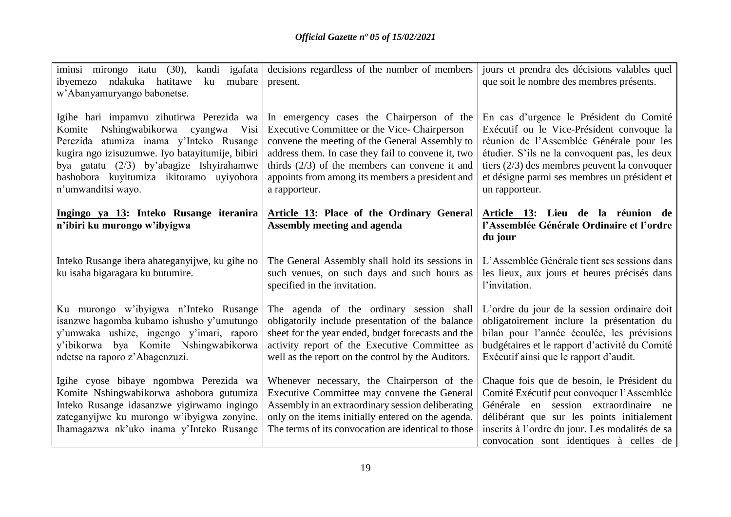| | | |
|---|---|---|
| iminsi mirongo itatu (30), kandi igafata ibyemezo ndakuka hatitawe ku mubare w'Abanyamuryango babonetse. | decisions regardless of the number of members present. | jours et prendra des décisions valables quel que soit le nombre des membres présents. |
| Igihe hari impamvu zihutirwa Perezida wa Komite Nshingwabikorwa cyangwa Visi Perezida atumiza inama y'Inteko Rusange kugira ngo izisuzumwe. Iyo batayitumije, bibiri bya gatatu (2/3) by'abagize Ishyirahamwe bashobora kuyitumiza ikitoramo uyiyobora n'umwanditsi wayo. | In emergency cases the Chairperson of the Executive Committee or the Vice- Chairperson convene the meeting of the General Assembly to address them. In case they fail to convene it, two thirds (2/3) of the members can convene it and appoints from among its members a president and a rapporteur. | En cas d'urgence le Président du Comité Exécutif ou le Vice-Président convoque la réunion de l'Assemblée Générale pour les étudier. S'ils ne la convoquent pas, les deux tiers (2/3) des membres peuvent la convoquer et désigne parmi ses membres un président et un rapporteur. |
| **Ingingo ya 13: Inteko Rusange iteranira n'ibiri ku murongo w'ibyigwa** | **Article 13: Place of the Ordinary General Assembly meeting and agenda** | **Article 13: Lieu de la réunion de l'Assemblée Générale Ordinaire et l'ordre du jour** |
| Inteko Rusange ibera ahateganyijwe, ku gihe no ku isaha bigaragara ku butumire. | The General Assembly shall hold its sessions in such venues, on such days and such hours as specified in the invitation. | L'Assemblée Générale tient ses sessions dans les lieux, aux jours et heures précisés dans l'invitation. |
| Ku murongo w'ibyigwa n'Inteko Rusange isanzwe hagomba kubamo ishusho y'umutungo y'umwaka ushize, ingengo y'imari, raporo y'ibikorwa bya Komite Nshingwabikorwa ndetse na raporo z'Abagenzuzi. | The agenda of the ordinary session shall obligatorily include presentation of the balance sheet for the year ended, budget forecasts and the activity report of the Executive Committee as well as the report on the control by the Auditors. | L'ordre du jour de la session ordinaire doit obligatoirement inclure la présentation du bilan pour l'année écoulée, les prévisions budgétaires et le rapport d'activité du Comité Exécutif ainsi que le rapport d'audit. |
| Igihe cyose bibaye ngombwa Perezida wa Komite Nshingwabikorwa ashobora gutumiza Inteko Rusange idasanzwe yigirwamo ingingo zateganyijwe ku murongo w'ibyigwa zonyine. Ihamagazwa nk'uko inama y'Inteko Rusange | Whenever necessary, the Chairperson of the Executive Committee may convene the General Assembly in an extraordinary session deliberating only on the items initially entered on the agenda. The terms of its convocation are identical to those | Chaque fois que de besoin, le Président du Comité Exécutif peut convoquer l'Assemblée Générale en session extraordinaire ne délibérant que sur les points initialement inscrits à l'ordre du jour. Les modalités de sa convocation sont identiques à celles de |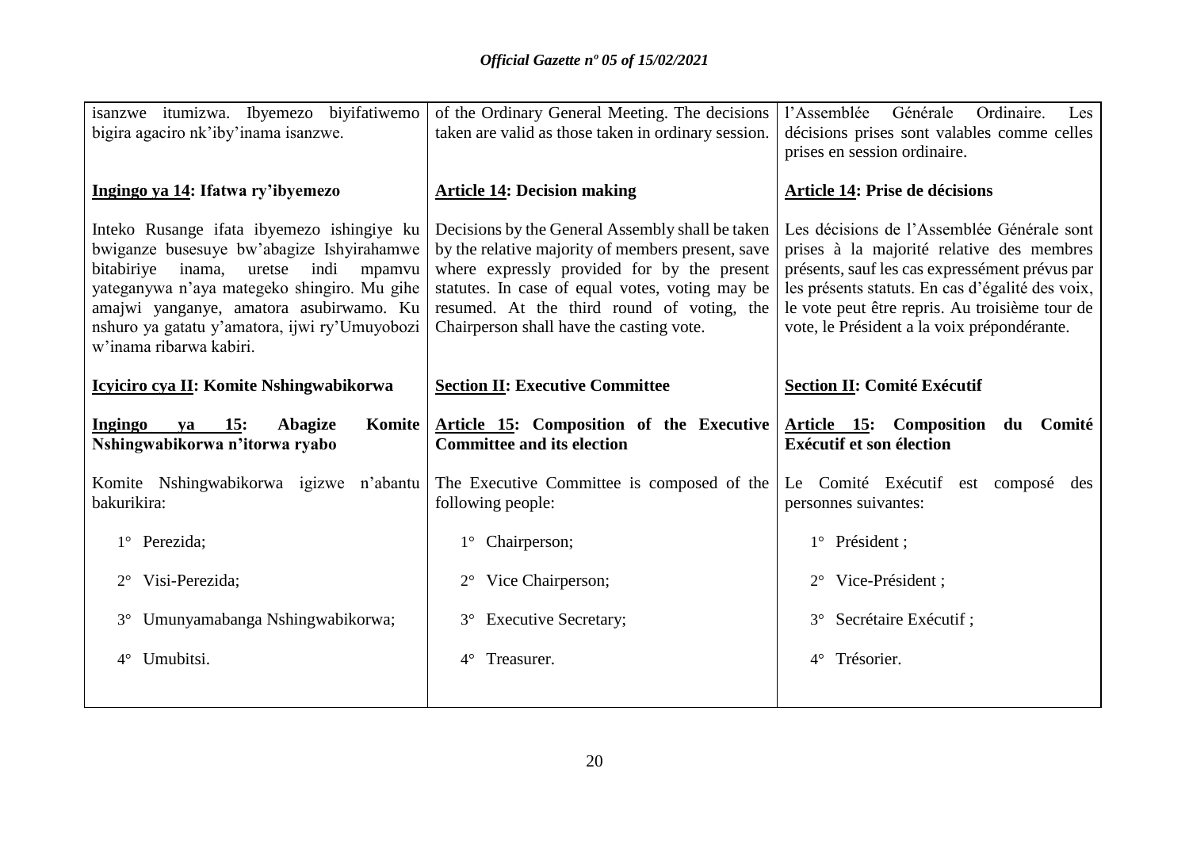| | | |
|---|---|---|
| isanzwe itumizwa. Ibyemezo biyifatiwemo bigira agaciro nk'iby'inama isanzwe. | of the Ordinary General Meeting. The decisions taken are valid as those taken in ordinary session. | l'Assemblée Générale Ordinaire. Les décisions prises sont valables comme celles prises en session ordinaire. |
| **Ingingo ya 14: Ifatwa ry'ibyemezo** | **Article 14: Decision making** | **Article 14: Prise de décisions** |
| Inteko Rusange ifata ibyemezo ishingiye ku bwiganze busesuye bw'abagize Ishyirahamwe bitabiriye inama, uretse indi mpamvu yateganywa n'aya mategeko shingiro. Mu gihe amajwi yanganye, amatora asubirwamo. Ku nshuro ya gatatu y'amatora, ijwi ry'Umuyobozi w'inama ribarwa kabiri. | Decisions by the General Assembly shall be taken by the relative majority of members present, save where expressly provided for by the present statutes. In case of equal votes, voting may be resumed. At the third round of voting, the Chairperson shall have the casting vote. | Les décisions de l'Assemblée Générale sont prises à la majorité relative des membres présents, sauf les cas expressément prévus par les présents statuts. En cas d'égalité des voix, le vote peut être repris. Au troisième tour de vote, le Président a la voix prépondérante. |
| **Icyiciro cya II: Komite Nshingwabikorwa** | **Section II: Executive Committee** | **Section II: Comité Exécutif** |
| **Ingingo ya 15: Abagize Komite Nshingwabikorwa n'itorwa ryabo** | **Article 15: Composition of the Executive Committee and its election** | **Article 15: Composition du Comité Exécutif et son élection** |
| Komite Nshingwabikorwa igizwe n'abantu bakurikira: | The Executive Committee is composed of the following people: | Le Comité Exécutif est composé des personnes suivantes: |
| 1° Perezida; | 1° Chairperson; | 1° Président ; |
| 2° Visi-Perezida; | 2° Vice Chairperson; | 2° Vice-Président ; |
| 3° Umunyamabanga Nshingwabikorwa; | 3° Executive Secretary; | 3° Secrétaire Exécutif ; |
| 4° Umubitsi. | 4° Treasurer. | 4° Trésorier. |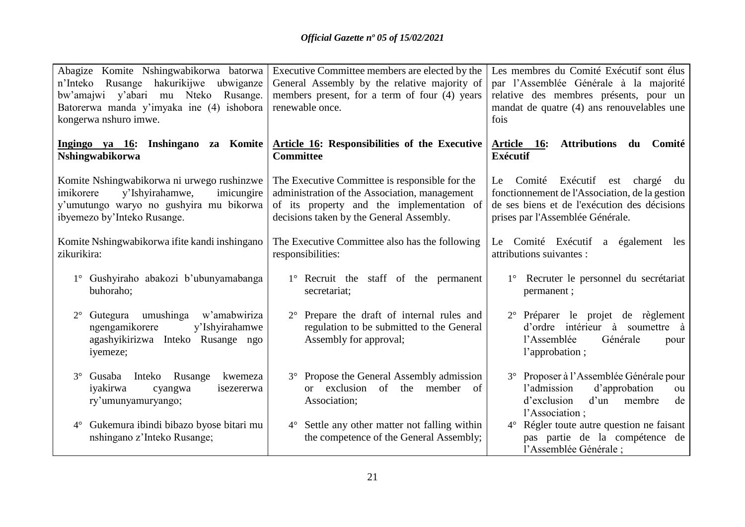Abagize Komite Nshingwabikorwa batorwa n'Inteko Rusange hakurikijwe ubwiganze bw'amajwi y'abari mu Nteko Rusange. Batorerwa manda y'imyaka ine (4) ishobora kongerwa nshuro imwe.

**Ingingo ya 16: Inshingano za Komite Nshingwabikorwa**

Komite Nshingwabikorwa ni urwego rushinzwe imikorere y'Ishyirahamwe, imicungire y'umutungo waryo no gushyira mu bikorwa ibyemezo by'Inteko Rusange.

Komite Nshingwabikorwa ifite kandi inshingano zikurikira:

1° Gushyiraho abakozi b'ubunyamabanga buhoraho;

2° Gutegura umushinga w'amabwiriza ngengamikorere y'Ishyirahamwe agashyikirizwa Inteko Rusange ngo iyemeze;

3° Gusaba Inteko Rusange kwemeza iyakirwa cyangwa isezererwa ry'umunyamuryango;

4° Gukemura ibindi bibazo byose bitari mu nshingano z'Inteko Rusange;

Executive Committee members are elected by the General Assembly by the relative majority of members present, for a term of four (4) years renewable once.

**Article 16: Responsibilities of the Executive Committee**

The Executive Committee is responsible for the administration of the Association, management of its property and the implementation of decisions taken by the General Assembly.

The Executive Committee also has the following responsibilities:

1° Recruit the staff of the permanent secretariat;

2° Prepare the draft of internal rules and regulation to be submitted to the General Assembly for approval;

3° Propose the General Assembly admission or exclusion of the member of Association;

4° Settle any other matter not falling within the competence of the General Assembly;

Les membres du Comité Exécutif sont élus par l'Assemblée Générale à la majorité relative des membres présents, pour un mandat de quatre (4) ans renouvelables une fois

**Article 16: Attributions du Comité Exécutif**

Le Comité Exécutif est chargé du fonctionnement de l'Association, de la gestion de ses biens et de l'exécution des décisions prises par l'Assemblée Générale.

Le Comité Exécutif a également les attributions suivantes :

1° Recruter le personnel du secrétariat permanent ;

2° Préparer le projet de règlement d'ordre intérieur à soumettre à l'Assemblée Générale pour l'approbation ;

3° Proposer à l'Assemblée Générale pour l'admission d'approbation ou d'exclusion d'un membre de l'Association ;

4° Régler toute autre question ne faisant pas partie de la compétence de l'Assemblée Générale ;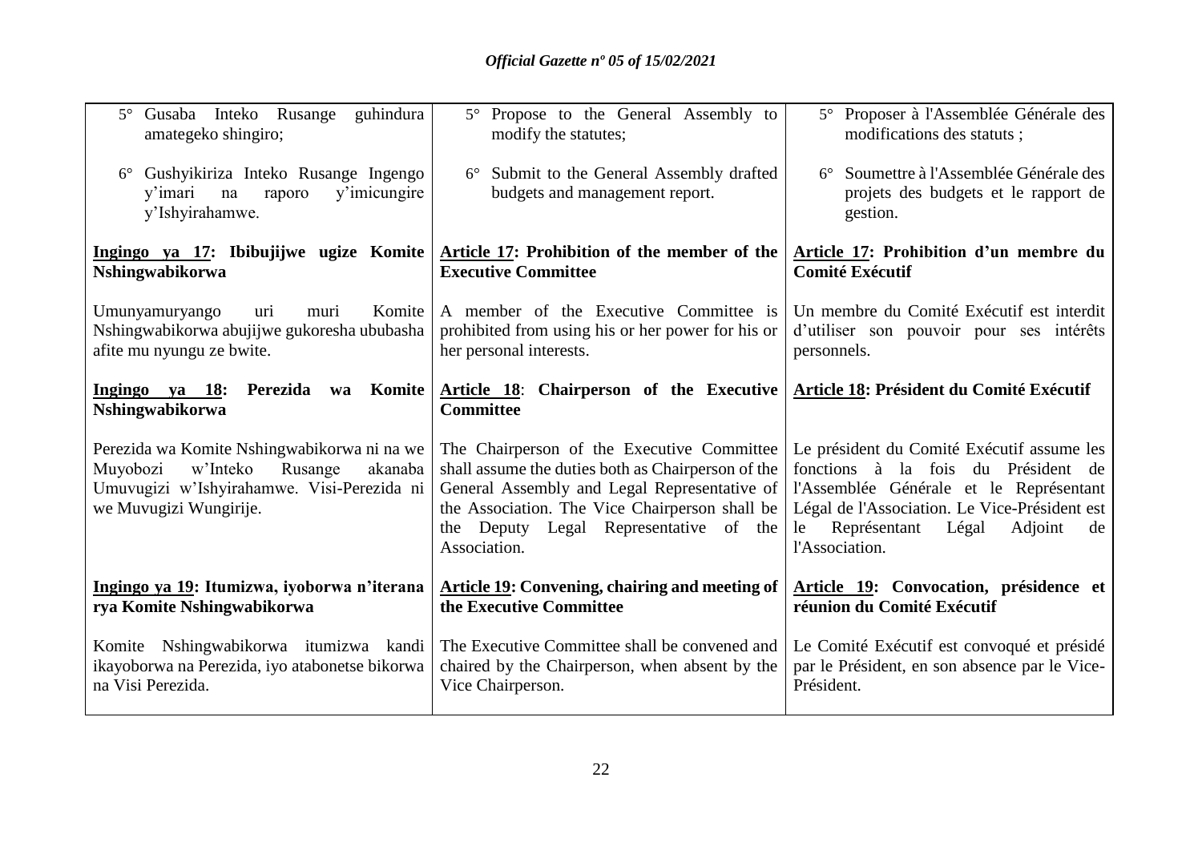| | | |
|---|---|---|
| 5° Gusaba Inteko Rusange guhindura amategeko shingiro; | 5° Propose to the General Assembly to modify the statutes; | 5° Proposer à l'Assemblée Générale des modifications des statuts ; |
| 6° Gushyikiriza Inteko Rusange Ingengo y'imari na raporo y'imicungire y'Ishyirahamwe. | 6° Submit to the General Assembly drafted budgets and management report. | 6° Soumettre à l'Assemblée Générale des projets des budgets et le rapport de gestion. |
| **<u>Ingingo ya 17</u>: Ibibujijwe ugize Komite Nshingwabikorwa** | **<u>Article 17</u>: Prohibition of the member of the Executive Committee** | **<u>Article 17</u>: Prohibition d'un membre du Comité Exécutif** |
| Umunyamuryango uri muri Komite Nshingwabikorwa abujijwe gukoresha ububasha afite mu nyungu ze bwite. | A member of the Executive Committee is prohibited from using his or her power for his or her personal interests. | Un membre du Comité Exécutif est interdit d'utiliser son pouvoir pour ses intérêts personnels. |
| **<u>Ingingo ya 18</u>: Perezida wa Komite Nshingwabikorwa** | **<u>Article 18</u>: Chairperson of the Executive Committee** | **<u>Article 18</u>: Président du Comité Exécutif** |
| Perezida wa Komite Nshingwabikorwa ni na we Muyobozi w'Inteko Rusange akanaba Umuvugizi w'Ishyirahamwe. Visi-Perezida ni we Muvugizi Wungirije. | The Chairperson of the Executive Committee shall assume the duties both as Chairperson of the General Assembly and Legal Representative of the Association. The Vice Chairperson shall be the Deputy Legal Representative of the Association. | Le président du Comité Exécutif assume les fonctions à la fois du Président de l'Assemblée Générale et le Représentant Légal de l'Association. Le Vice-Président est le Représentant Légal Adjoint de l'Association. |
| **<u>Ingingo ya 19</u>: Itumizwa, iyoborwa n'iterana rya Komite Nshingwabikorwa** | **<u>Article 19</u>: Convening, chairing and meeting of the Executive Committee** | **<u>Article 19</u>: Convocation, présidence et réunion du Comité Exécutif** |
| Komite Nshingwabikorwa itumizwa kandi ikayoborwa na Perezida, iyo atabonetse bikorwa na Visi Perezida. | The Executive Committee shall be convened and chaired by the Chairperson, when absent by the Vice Chairperson. | Le Comité Exécutif est convoqué et présidé par le Président, en son absence par le Vice-Président. |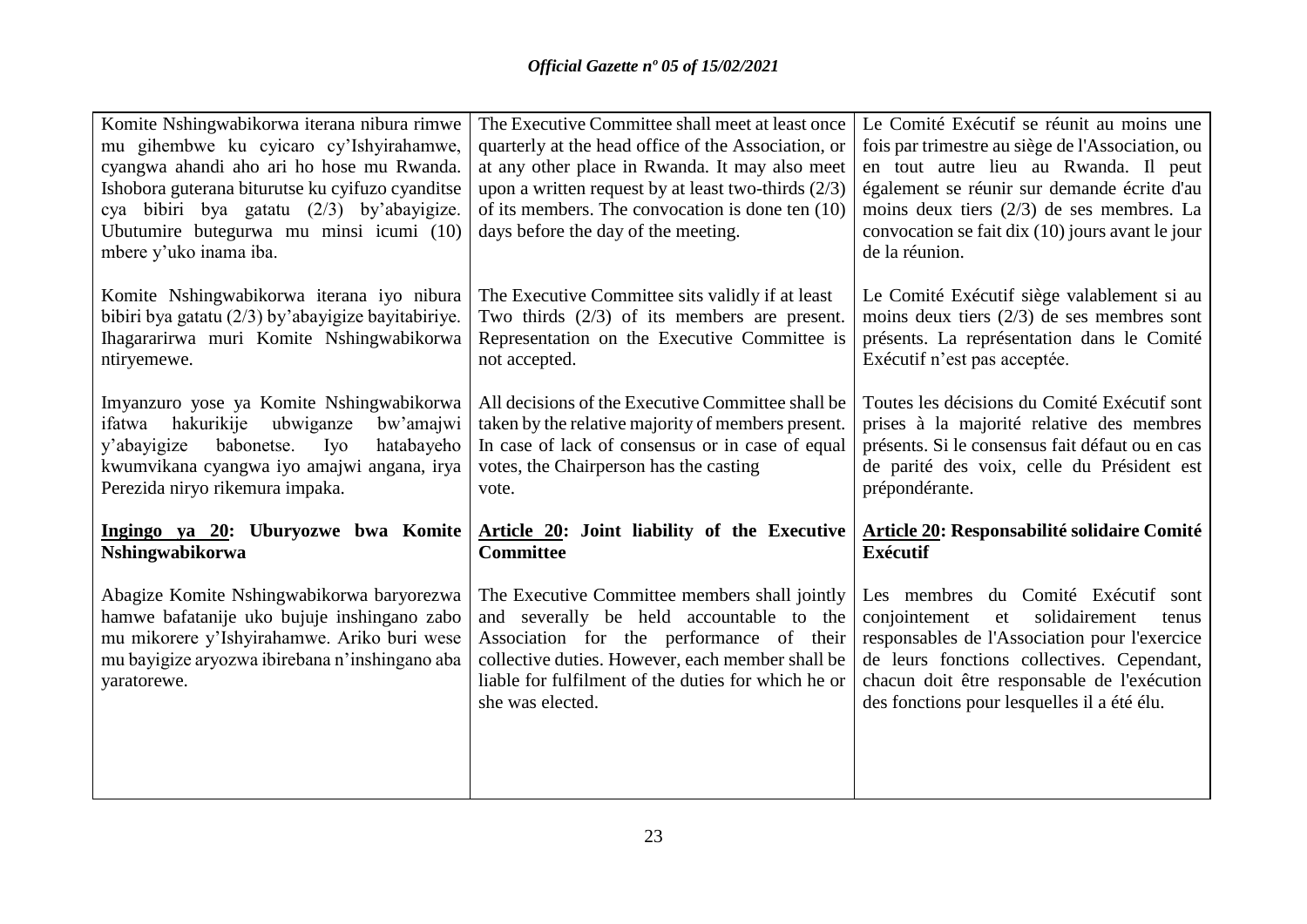| Kinyarwanda | English | Français |
| --- | --- | --- |
| Komite Nshingwabikorwa iterana nibura rimwe mu gihembwe ku cyicaro cy'Ishyirahamwe, cyangwa ahandi aho ari ho hose mu Rwanda. Ishobora guterana biturutse ku cyifuzo cyanditse cya bibiri bya gatatu (2/3) by'abayigize. Ubutumire butegurwa mu minsi icumi (10) mbere y'uko inama iba. | The Executive Committee shall meet at least once quarterly at the head office of the Association, or at any other place in Rwanda. It may also meet upon a written request by at least two-thirds (2/3) of its members. The convocation is done ten (10) days before the day of the meeting. | Le Comité Exécutif se réunit au moins une fois par trimestre au siège de l'Association, ou en tout autre lieu au Rwanda. Il peut également se réunir sur demande écrite d'au moins deux tiers (2/3) de ses membres. La convocation se fait dix (10) jours avant le jour de la réunion. |
| Komite Nshingwabikorwa iterana iyo nibura bibiri bya gatatu (2/3) by'abayigize bayitabiriye. Ihagararirwa muri Komite Nshingwabikorwa ntiryemewe. | The Executive Committee sits validly if at least Two thirds (2/3) of its members are present. Representation on the Executive Committee is not accepted. | Le Comité Exécutif siège valablement si au moins deux tiers (2/3) de ses membres sont présents. La représentation dans le Comité Exécutif n'est pas acceptée. |
| Imyanzuro yose ya Komite Nshingwabikorwa ifatwa hakurikije ubwiganze bw'amajwi y'abayigize babonetse. Iyo hatabayeho kwumvikana cyangwa iyo amajwi angana, irya Perezida niryo rikemura impaka. | All decisions of the Executive Committee shall be taken by the relative majority of members present. In case of lack of consensus or in case of equal votes, the Chairperson has the casting vote. | Toutes les décisions du Comité Exécutif sont prises à la majorité relative des membres présents. Si le consensus fait défaut ou en cas de parité des voix, celle du Président est prépondérante. |
| **Ingingo ya 20: Uburyozwe bwa Komite Nshingwabikorwa** | **Article 20: Joint liability of the Executive Committee** | **Article 20: Responsabilité solidaire Comité Exécutif** |
| Abagize Komite Nshingwabikorwa baryorezwa hamwe bafatanije uko bujuje inshingano zabo mu mikorere y'Ishyirahamwe. Ariko buri wese mu bayigize aryozwa ibirebana n'inshingano aba yaratorewe. | The Executive Committee members shall jointly and severally be held accountable to the Association for the performance of their collective duties. However, each member shall be liable for fulfilment of the duties for which he or she was elected. | Les membres du Comité Exécutif sont conjointement et solidairement tenus responsables de l'Association pour l'exercice de leurs fonctions collectives. Cependant, chacun doit être responsable de l'exécution des fonctions pour lesquelles il a été élu. |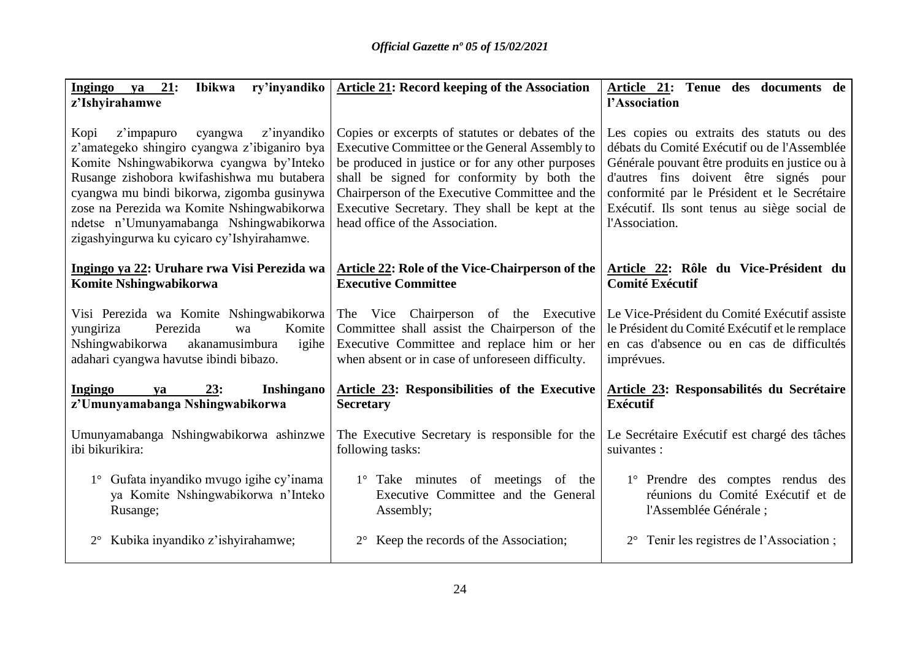| **Ingingo ya 21: Ibikwa ry'inyandiko z'Ishyirahamwe** | **Article 21: Record keeping of the Association** | **Article 21: Tenue des documents de l'Association** |
|---|---|---|
| Kopi z'impapuro cyangwa z'inyandiko z'amategeko shingiro cyangwa z'ibiganiro bya Komite Nshingwabikorwa cyangwa by'Inteko Rusange zishobora kwifashishwa mu butabera cyangwa mu bindi bikorwa, zigomba gusinywa zose na Perezida wa Komite Nshingwabikorwa ndetse n'Umunyamabanga Nshingwabikorwa zigashyingurwa ku cyicaro cy'Ishyirahamwe. | Copies or excerpts of statutes or debates of the Executive Committee or the General Assembly to be produced in justice or for any other purposes shall be signed for conformity by both the Chairperson of the Executive Committee and the Executive Secretary. They shall be kept at the head office of the Association. | Les copies ou extraits des statuts ou des débats du Comité Exécutif ou de l'Assemblée Générale pouvant être produits en justice ou à d'autres fins doivent être signés pour conformité par le Président et le Secrétaire Exécutif. Ils sont tenus au siège social de l'Association. |
| **Ingingo ya 22: Uruhare rwa Visi Perezida wa Komite Nshingwabikorwa** | **Article 22: Role of the Vice-Chairperson of the Executive Committee** | **Article 22: Rôle du Vice-Président du Comité Exécutif** |
| Visi Perezida wa Komite Nshingwabikorwa yungiriza Perezida wa Komite Nshingwabikorwa akanamusimbura igihe adahari cyangwa havutse ibindi bibazo. | The Vice Chairperson of the Executive Committee shall assist the Chairperson of the Executive Committee and replace him or her when absent or in case of unforeseen difficulty. | Le Vice-Président du Comité Exécutif assiste le Président du Comité Exécutif et le remplace en cas d'absence ou en cas de difficultés imprévues. |
| **Ingingo ya 23: Inshingano z'Umunyamabanga Nshingwabikorwa** | **Article 23: Responsibilities of the Executive Secretary** | **Article 23: Responsabilités du Secrétaire Exécutif** |
| Umunyamabanga Nshingwabikorwa ashinzwe ibi bikurikira: | The Executive Secretary is responsible for the following tasks: | Le Secrétaire Exécutif est chargé des tâches suivantes : |
| 1° Gufata inyandiko mvugo igihe cy'inama ya Komite Nshingwabikorwa n'Inteko Rusange; | 1° Take minutes of meetings of the Executive Committee and the General Assembly; | 1° Prendre des comptes rendus des réunions du Comité Exécutif et de l'Assemblée Générale ; |
| 2° Kubika inyandiko z'ishyirahamwe; | 2° Keep the records of the Association; | 2° Tenir les registres de l'Association ; |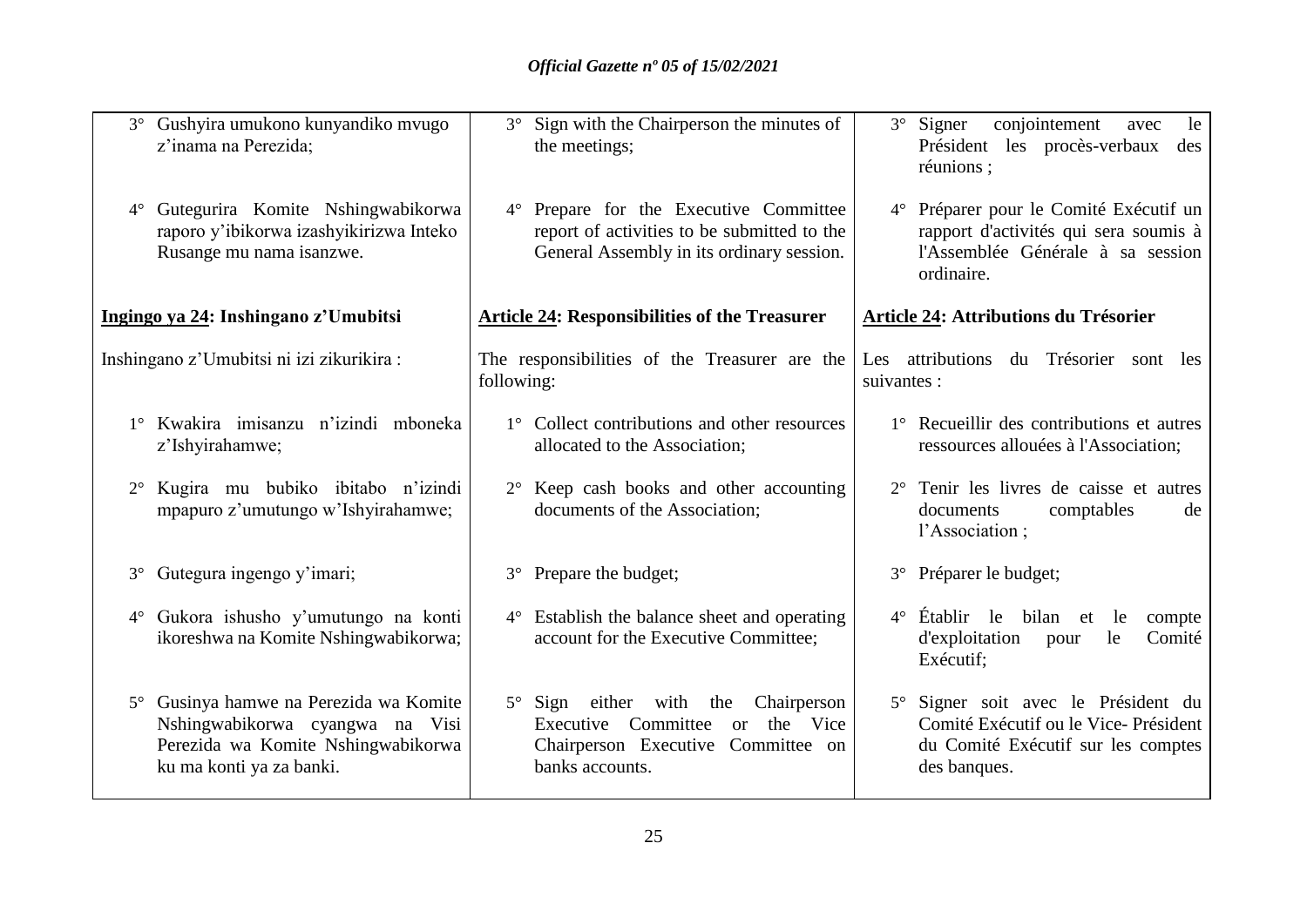3° Gushyira umukono kunyandiko mvugo z'inama na Perezida;

4° Gutegurira Komite Nshingwabikorwa raporo y'ibikorwa izashyikirizwa Inteko Rusange mu nama isanzwe.

**Ingingo ya 24: Inshingano z'Umubitsi**

Inshingano z'Umubitsi ni izi zikurikira :

1° Kwakira imisanzu n'izindi mboneka z'Ishyirahamwe;

2° Kugira mu bubiko ibitabo n'izindi mpapuro z'umutungo w'Ishyirahamwe;

3° Gutegura ingengo y'imari;

4° Gukora ishusho y'umutungo na konti ikoreshwa na Komite Nshingwabikorwa;

5° Gusinya hamwe na Perezida wa Komite Nshingwabikorwa cyangwa na Visi Perezida wa Komite Nshingwabikorwa ku ma konti ya za banki.

3° Sign with the Chairperson the minutes of the meetings;

4° Prepare for the Executive Committee report of activities to be submitted to the General Assembly in its ordinary session.

**Article 24: Responsibilities of the Treasurer**

The responsibilities of the Treasurer are the following:

1° Collect contributions and other resources allocated to the Association;

2° Keep cash books and other accounting documents of the Association;

3° Prepare the budget;

4° Establish the balance sheet and operating account for the Executive Committee;

5° Sign either with the Chairperson Executive Committee or the Vice Chairperson Executive Committee on banks accounts.

3° Signer conjointement avec le Président les procès-verbaux des réunions ;

4° Préparer pour le Comité Exécutif un rapport d'activités qui sera soumis à l'Assemblée Générale à sa session ordinaire.

**Article 24: Attributions du Trésorier**

Les attributions du Trésorier sont les suivantes :

1° Recueillir des contributions et autres ressources allouées à l'Association;

2° Tenir les livres de caisse et autres documents comptables de l'Association ;

3° Préparer le budget;

4° Établir le bilan et le compte d'exploitation pour le Comité Exécutif;

5° Signer soit avec le Président du Comité Exécutif ou le Vice- Président du Comité Exécutif sur les comptes des banques.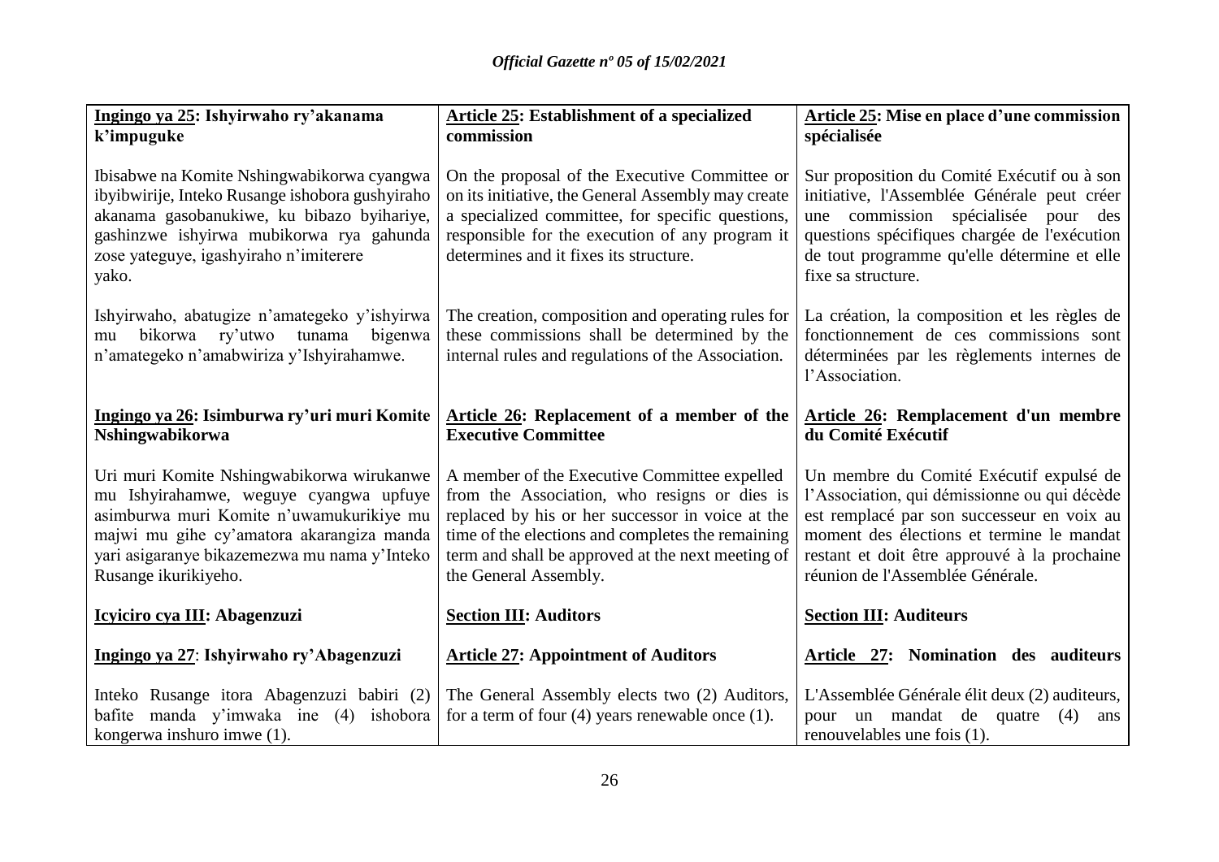| **Ingingo ya 25: Ishyirwaho ry'akanama k'impuguke** | **Article 25: Establishment of a specialized commission** | **Article 25: Mise en place d'une commission spécialisée** |
|---|---|---|
| Ibisabwe na Komite Nshingwabikorwa cyangwa ibyibwirije, Inteko Rusange ishobora gushyiraho akanama gasobanukiwe, ku bibazo byihariye, gashinzwe ishyirwa mubikorwa rya gahunda zose yateguye, igashyiraho n'imiterere yako. | On the proposal of the Executive Committee or on its initiative, the General Assembly may create a specialized committee, for specific questions, responsible for the execution of any program it determines and it fixes its structure. | Sur proposition du Comité Exécutif ou à son initiative, l'Assemblée Générale peut créer une commission spécialisée pour des questions spécifiques chargée de l'exécution de tout programme qu'elle détermine et elle fixe sa structure. |
| Ishyirwaho, abatugize n'amategeko y'ishyirwa mu bikorwa ry'utwo tunama bigenwa n'amategeko n'amabwiriza y'Ishyirahamwe. | The creation, composition and operating rules for these commissions shall be determined by the internal rules and regulations of the Association. | La création, la composition et les règles de fonctionnement de ces commissions sont déterminées par les règlements internes de l'Association. |
| **Ingingo ya 26: Isimburwa ry'uri muri Komite Nshingwabikorwa** | **Article 26: Replacement of a member of the Executive Committee** | **Article 26: Remplacement d'un membre du Comité Exécutif** |
| Uri muri Komite Nshingwabikorwa wirukanwe mu Ishyirahamwe, weguye cyangwa upfuye asimburwa muri Komite n'uwamukurikiye mu majwi mu gihe cy'amatora akarangiza manda yari asigaranye bikazemezwa mu nama y'Inteko Rusange ikurikiyeho. | A member of the Executive Committee expelled from the Association, who resigns or dies is replaced by his or her successor in voice at the time of the elections and completes the remaining term and shall be approved at the next meeting of the General Assembly. | Un membre du Comité Exécutif expulsé de l'Association, qui démissionne ou qui décède est remplacé par son successeur en voix au moment des élections et termine le mandat restant et doit être approuvé à la prochaine réunion de l'Assemblée Générale. |
| **Icyiciro cya III: Abagenzuzi** | **Section III: Auditors** | **Section III: Auditeurs** |
| **Ingingo ya 27: Ishyirwaho ry'Abagenzuzi** | **Article 27: Appointment of Auditors** | **Article 27: Nomination des auditeurs** |
| Inteko Rusange itora Abagenzuzi babiri (2) bafite manda y'imwaka ine (4) ishobora kongerwa inshuro imwe (1). | The General Assembly elects two (2) Auditors, for a term of four (4) years renewable once (1). | L'Assemblée Générale élit deux (2) auditeurs, pour un mandat de quatre (4) ans renouvelables une fois (1). |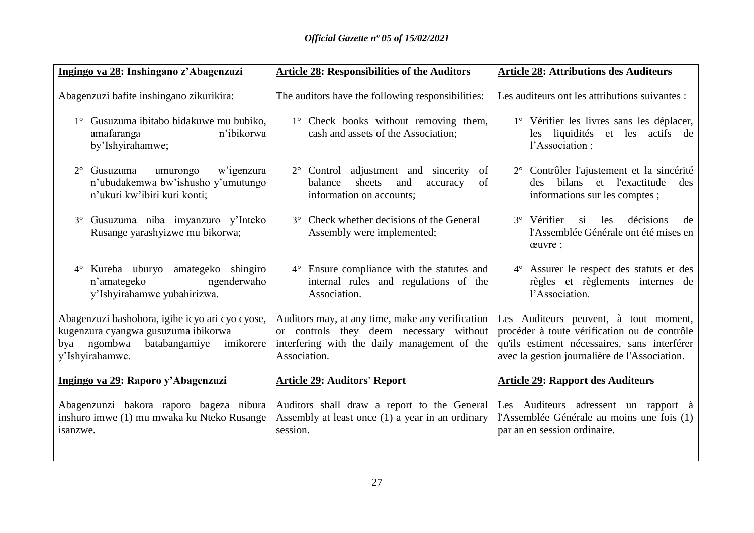| Ingingo ya 28: Inshingano z'Abagenzuzi | Article 28: Responsibilities of the Auditors | Article 28: Attributions des Auditeurs |
|---|---|---|
| Abagenzuzi bafite inshingano zikurikira: | The auditors have the following responsibilities: | Les auditeurs ont les attributions suivantes : |
| 1° Gusuzuma ibitabo bidakuwe mu bubiko, amafaranga n'ibikorwa by'Ishyirahamwe; | 1° Check books without removing them, cash and assets of the Association; | 1° Vérifier les livres sans les déplacer, les liquidités et les actifs de l'Association ; |
| 2° Gusuzuma umurongo w'igenzura n'ubudakemwa bw'ishusho y'umutungo n'ukuri kw'ibiri kuri konti; | 2° Control adjustment and sincerity of balance sheets and accuracy of information on accounts; | 2° Contrôler l'ajustement et la sincérité des bilans et l'exactitude des informations sur les comptes ; |
| 3° Gusuzuma niba imyanzuro y'Inteko Rusange yarashyizwe mu bikorwa; | 3° Check whether decisions of the General Assembly were implemented; | 3° Vérifier si les décisions de l'Assemblée Générale ont été mises en œuvre ; |
| 4° Kureba uburyo amategeko shingiro n'amategeko ngenderwaho y'Ishyirahamwe yubahirizwa. | 4° Ensure compliance with the statutes and internal rules and regulations of the Association. | 4° Assurer le respect des statuts et des règles et règlements internes de l'Association. |
| Abagenzuzi bashobora, igihe icyo ari cyo cyose, kugenzura cyangwa gusuzuma ibikorwa bya ngombwa batabangamiye imikorere y'Ishyirahamwe. | Auditors may, at any time, make any verification or controls they deem necessary without interfering with the daily management of the Association. | Les Auditeurs peuvent, à tout moment, procéder à toute vérification ou de contrôle qu'ils estiment nécessaires, sans interférer avec la gestion journalière de l'Association. |
| **Ingingo ya 29: Raporo y'Abagenzuzi** | **Article 29: Auditors' Report** | **Article 29: Rapport des Auditeurs** |
| Abagenzunzi bakora raporo bageza nibura inshuro imwe (1) mu mwaka ku Nteko Rusange isanzwe. | Auditors shall draw a report to the General Assembly at least once (1) a year in an ordinary session. | Les Auditeurs adressent un rapport à l'Assemblée Générale au moins une fois (1) par an en session ordinaire. |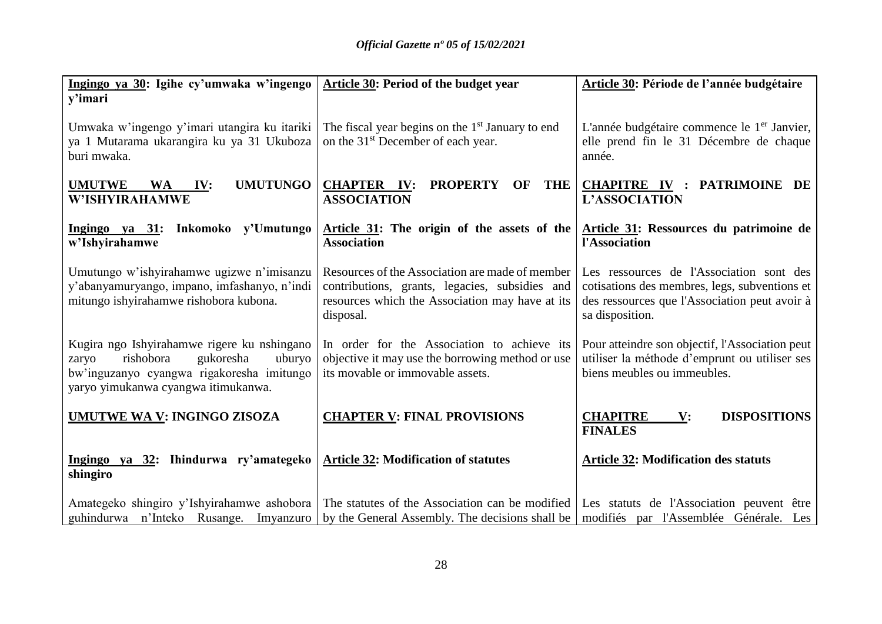| Ingingo ya 30: Igihe cy'umwaka w'ingengo y'imari | Article 30: Period of the budget year | Article 30: Période de l'année budgétaire |
| --- | --- | --- |
| Umwaka w'ingengo y'imari utangira ku itariki ya 1 Mutarama ukarangira ku ya 31 Ukuboza buri mwaka. | The fiscal year begins on the 1st January to end on the 31st December of each year. | L'année budgétaire commence le 1er Janvier, elle prend fin le 31 Décembre de chaque année. |
| **UMUTWE WA IV: UMUTUNGO W'ISHYIRAHAMWE** | **CHAPTER IV: PROPERTY OF THE ASSOCIATION** | **CHAPITRE IV : PATRIMOINE DE L'ASSOCIATION** |
| **Ingingo ya 31: Inkomoko y'Umutungo w'Ishyirahamwe** | **Article 31: The origin of the assets of the Association** | **Article 31: Ressources du patrimoine de l'Association** |
| Umutungo w'ishyirahamwe ugizwe n'imisanzu y'abanyamuryango, impano, imfashanyo, n'indi mitungo ishyirahamwe rishobora kubona. | Resources of the Association are made of member contributions, grants, legacies, subsidies and resources which the Association may have at its disposal. | Les ressources de l'Association sont des cotisations des membres, legs, subventions et des ressources que l'Association peut avoir à sa disposition. |
| Kugira ngo Ishyirahamwe rigere ku nshingano zaryo rishobora gukoresha uburyo bw'inguzanyo cyangwa rigakoresha imitungo yaryo yimukanwa cyangwa itimukanwa. | In order for the Association to achieve its objective it may use the borrowing method or use its movable or immovable assets. | Pour atteindre son objectif, l'Association peut utiliser la méthode d'emprunt ou utiliser ses biens meubles ou immeubles. |
| **UMUTWE WA V: INGINGO ZISOZA** | **CHAPTER V: FINAL PROVISIONS** | **CHAPITRE V: DISPOSITIONS FINALES** |
| **Ingingo ya 32: Ihindurwa ry'amategeko shingiro** | **Article 32: Modification of statutes** | **Article 32: Modification des statuts** |
| Amategeko shingiro y'Ishyirahamwe ashobora guhindurwa n'Inteko Rusange. Imyanzuro | The statutes of the Association can be modified by the General Assembly. The decisions shall be | Les statuts de l'Association peuvent être modifiés par l'Assemblée Générale. Les |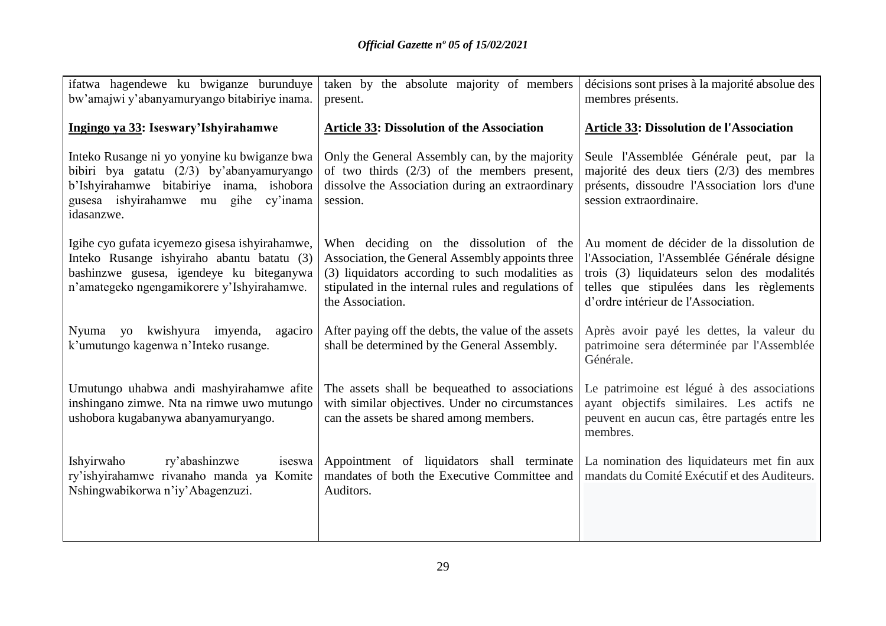| | | |
|---|---|---|
| ifatwa hagendewe ku bwiganze burunduye bw'amajwi y'abanyamuryango bitabiriye inama. | taken by the absolute majority of members present. | décisions sont prises à la majorité absolue des membres présents. |
| **Ingingo ya 33: Iseswary'Ishyirahamwe** | **Article 33: Dissolution of the Association** | **Article 33: Dissolution de l'Association** |
| Inteko Rusange ni yo yonyine ku bwiganze bwa bibiri bya gatatu (2/3) by'abanyamuryango b'Ishyirahamwe bitabiriye inama, ishobora gusesa ishyirahamwe mu gihe cy'inama idasanzwe. | Only the General Assembly can, by the majority of two thirds (2/3) of the members present, dissolve the Association during an extraordinary session. | Seule l'Assemblée Générale peut, par la majorité des deux tiers (2/3) des membres présents, dissoudre l'Association lors d'une session extraordinaire. |
| Igihe cyo gufata icyemezo gisesa ishyirahamwe, Inteko Rusange ishyiraho abantu batatu (3) bashinzwe gusesa, igendeye ku biteganywa n'amategeko ngengamikorere y'Ishyirahamwe. | When deciding on the dissolution of the Association, the General Assembly appoints three (3) liquidators according to such modalities as stipulated in the internal rules and regulations of the Association. | Au moment de décider de la dissolution de l'Association, l'Assemblée Générale désigne trois (3) liquidateurs selon des modalités telles que stipulées dans les règlements d'ordre intérieur de l'Association. |
| Nyuma yo kwishyura imyenda, agaciro k'umutungo kagenwa n'Inteko rusange. | After paying off the debts, the value of the assets shall be determined by the General Assembly. | Après avoir payé les dettes, la valeur du patrimoine sera déterminée par l'Assemblée Générale. |
| Umutungo uhabwa andi mashyirahamwe afite inshingano zimwe. Nta na rimwe uwo mutungo ushobora kugabanywa abanyamuryango. | The assets shall be bequeathed to associations with similar objectives. Under no circumstances can the assets be shared among members. | Le patrimoine est légué à des associations ayant objectifs similaires. Les actifs ne peuvent en aucun cas, être partagés entre les membres. |
| Ishyirwaho ry'abashinzwe iseswa ry'ishyirahamwe rivanaho manda ya Komite Nshingwabikorwa n'iy'Abagenzuzi. | Appointment of liquidators shall terminate mandates of both the Executive Committee and Auditors. | La nomination des liquidateurs met fin aux mandats du Comité Exécutif et des Auditeurs. |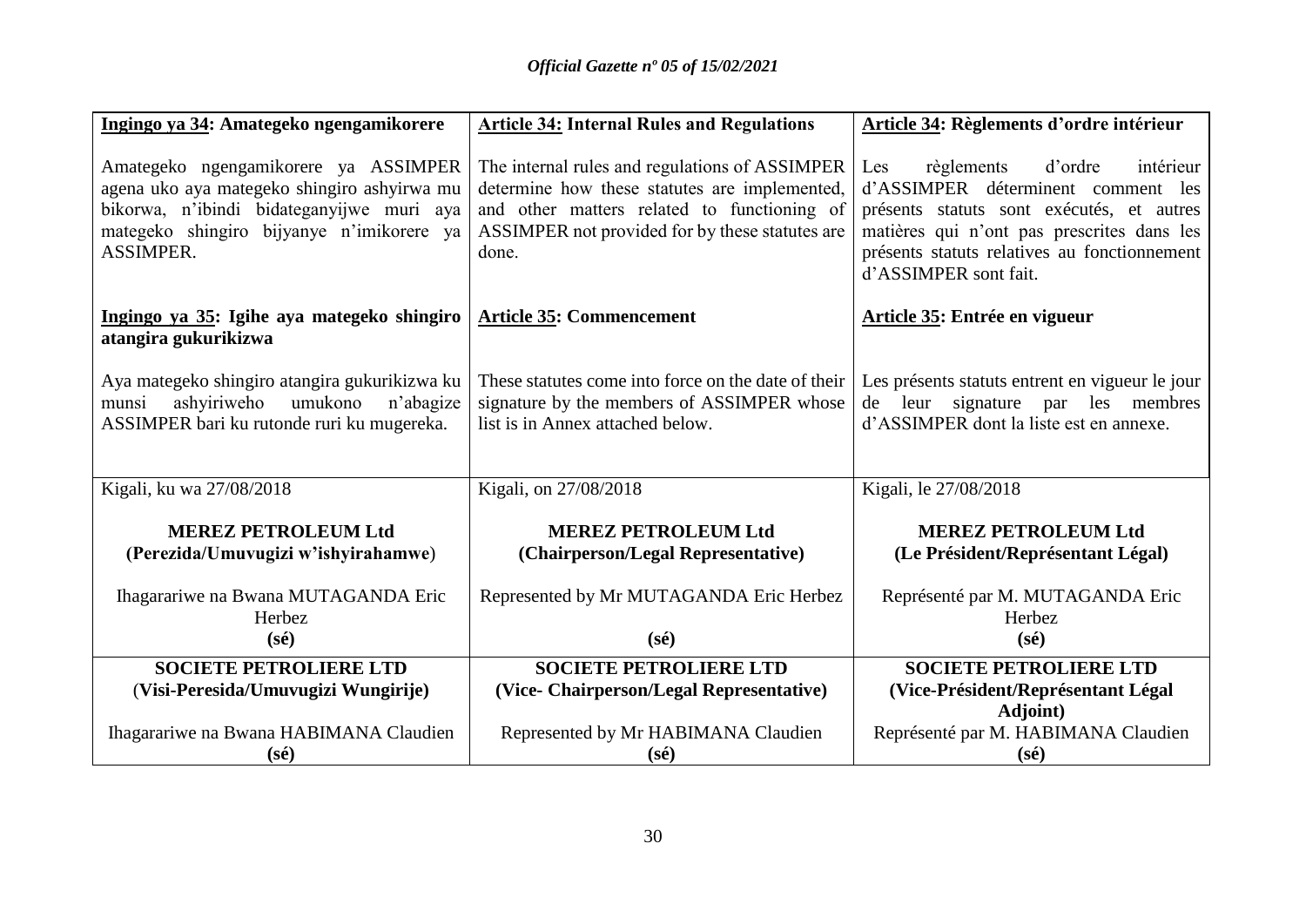| **Ingingo ya 34: Amategeko ngengamikorere** | **Article 34: Internal Rules and Regulations** | **Article 34: Règlements d'ordre intérieur** |
|---|---|---|
| Amategeko ngengamikorere ya ASSIMPER agena uko aya mategeko shingiro ashyirwa mu bikorwa, n'ibindi bidateganyijwe muri aya mategeko shingiro bijyanye n'imikorere ya ASSIMPER. | The internal rules and regulations of ASSIMPER determine how these statutes are implemented, and other matters related to functioning of ASSIMPER not provided for by these statutes are done. | Les règlements d'ordre intérieur d'ASSIMPER déterminent comment les présents statuts sont exécutés, et autres matières qui n'ont pas prescrites dans les présents statuts relatives au fonctionnement d'ASSIMPER sont fait. |
| **Ingingo ya 35: Igihe aya mategeko shingiro atangira gukurikizwa** | **Article 35: Commencement** | **Article 35: Entrée en vigueur** |
| Aya mategeko shingiro atangira gukurikizwa ku munsi ashyiriweho umukono n'abagize ASSIMPER bari ku rutonde ruri ku mugereka. | These statutes come into force on the date of their signature by the members of ASSIMPER whose list is in Annex attached below. | Les présents statuts entrent en vigueur le jour de leur signature par les membres d'ASSIMPER dont la liste est en annexe. |
| Kigali, ku wa 27/08/2018 | Kigali, on 27/08/2018 | Kigali, le 27/08/2018 |
| **MEREZ PETROLEUM Ltd** **(Perezida/Umuvugizi w'ishyirahamwe)** | **MEREZ PETROLEUM Ltd** **(Chairperson/Legal Representative)** | **MEREZ PETROLEUM Ltd** **(Le Président/Représentant Légal)** |
| Ihagarariwe na Bwana MUTAGANDA Eric Herbez **(sé)** | Represented by Mr MUTAGANDA Eric Herbez **(sé)** | Représenté par M. MUTAGANDA Eric Herbez **(sé)** |
| **SOCIETE PETROLIERE LTD** **(Visi-Peresida/Umuvugizi Wungirije)** | **SOCIETE PETROLIERE LTD** **(Vice- Chairperson/Legal Representative)** | **SOCIETE PETROLIERE LTD** **(Vice-Président/Représentant Légal Adjoint)** |
| Ihagarariwe na Bwana HABIMANA Claudien **(sé)** | Represented by Mr HABIMANA Claudien **(sé)** | Représenté par M. HABIMANA Claudien **(sé)** |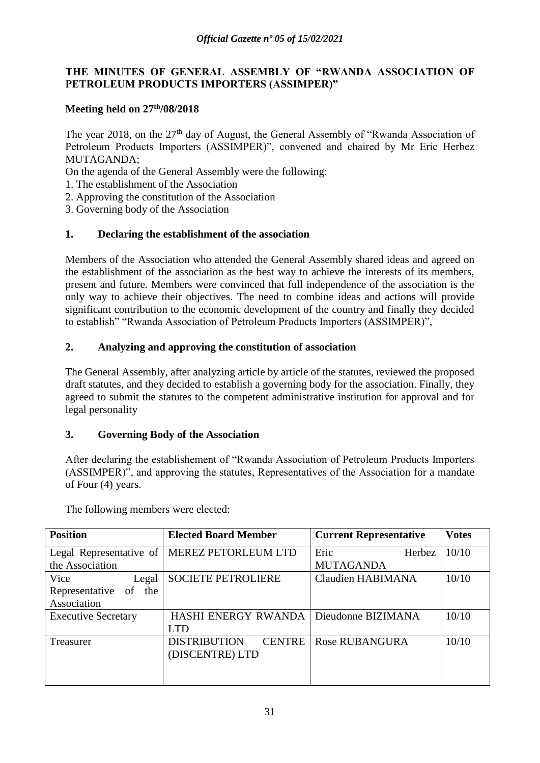**THE MINUTES OF GENERAL ASSEMBLY OF "RWANDA ASSOCIATION OF PETROLEUM PRODUCTS IMPORTERS (ASSIMPER)"**

**Meeting held on 27th/08/2018**

The year 2018, on the 27th day of August, the General Assembly of "Rwanda Association of Petroleum Products Importers (ASSIMPER)", convened and chaired by Mr Eric Herbez MUTAGANDA;

On the agenda of the General Assembly were the following:

1. The establishment of the Association
2. Approving the constitution of the Association
3. Governing body of the Association

**1. Declaring the establishment of the association**

Members of the Association who attended the General Assembly shared ideas and agreed on the establishment of the association as the best way to achieve the interests of its members, present and future. Members were convinced that full independence of the association is the only way to achieve their objectives. The need to combine ideas and actions will provide significant contribution to the economic development of the country and finally they decided to establish" "Rwanda Association of Petroleum Products Importers (ASSIMPER)",

**2. Analyzing and approving the constitution of association**

The General Assembly, after analyzing article by article of the statutes, reviewed the proposed draft statutes, and they decided to establish a governing body for the association. Finally, they agreed to submit the statutes to the competent administrative institution for approval and for legal personality

**3. Governing Body of the Association**

After declaring the establishement of "Rwanda Association of Petroleum Products Importers (ASSIMPER)", and approving the statutes, Representatives of the Association for a mandate of Four (4) years.

The following members were elected:

| **Position** | **Elected Board Member** | **Current Representative** | **Votes** |
|---|---|---|---|
| Legal Representative of the Association | MEREZ PETORLEUM LTD | Eric Herbez MUTAGANDA | 10/10 |
| Vice Legal Representative of the Association | SOCIETE PETROLIERE | Claudien HABIMANA | 10/10 |
| Executive Secretary | HASHI ENERGY RWANDA LTD | Dieudonne BIZIMANA | 10/10 |
| Treasurer | DISTRIBUTION CENTRE (DISCENTRE) LTD | Rose RUBANGURA | 10/10 |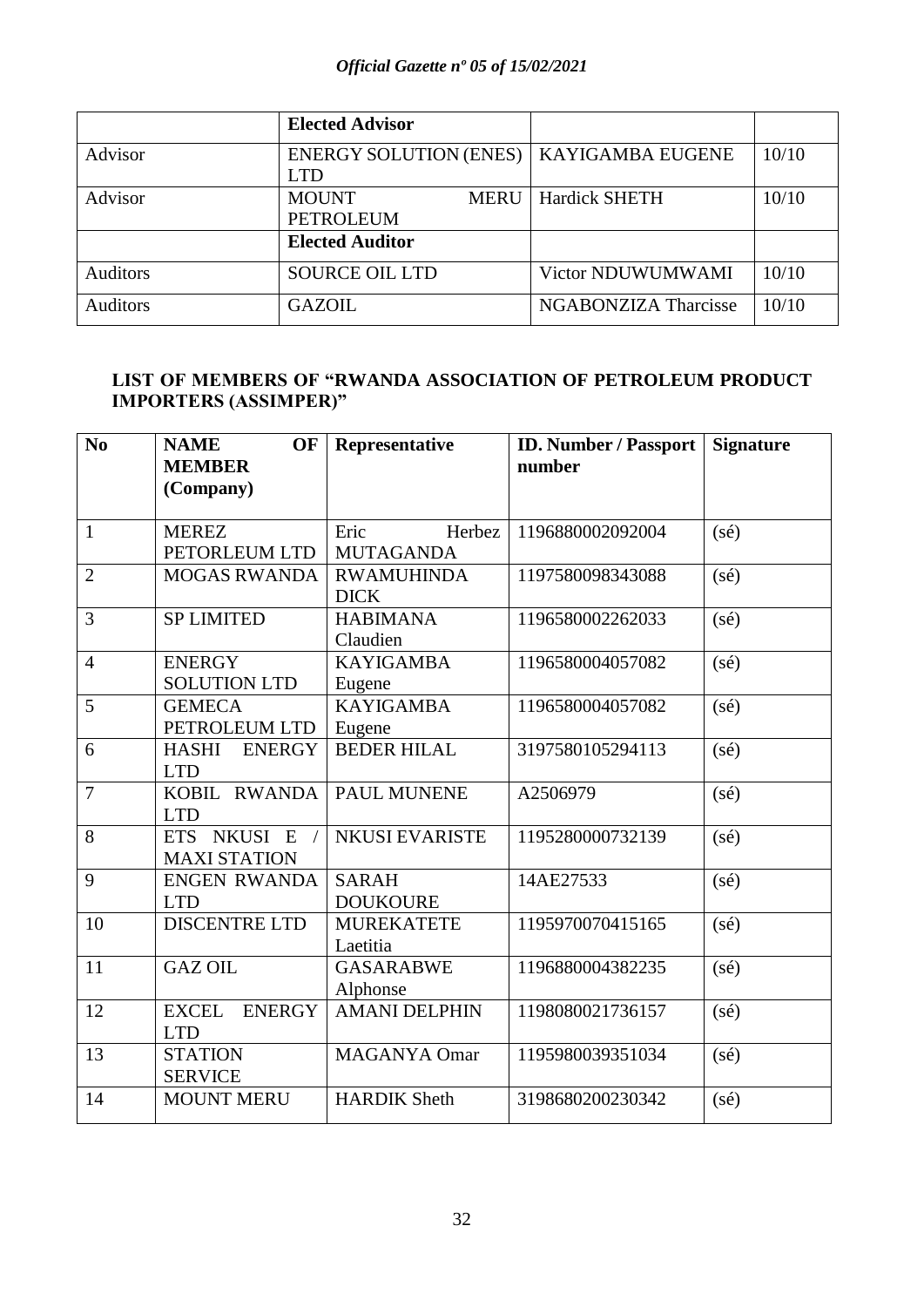| | **Elected Advisor** | | |
|---|---|---|---|
| Advisor | ENERGY SOLUTION (ENES) LTD | KAYIGAMBA EUGENE | 10/10 |
| Advisor | MOUNT MERU PETROLEUM | Hardick SHETH | 10/10 |
| | **Elected Auditor** | | |
| Auditors | SOURCE OIL LTD | Victor NDUWUMWAMI | 10/10 |
| Auditors | GAZOIL | NGABONZIZA Tharcisse | 10/10 |

**LIST OF MEMBERS OF "RWANDA ASSOCIATION OF PETROLEUM PRODUCT IMPORTERS (ASSIMPER)"**

| No | NAME OF MEMBER (Company) | Representative | ID. Number / Passport number | Signature |
|---|---|---|---|---|
| 1 | MEREZ PETORLEUM LTD | Eric Herbez MUTAGANDA | 1196880002092004 | (sé) |
| 2 | MOGAS RWANDA | RWAMUHINDA DICK | 1197580098343088 | (sé) |
| 3 | SP LIMITED | HABIMANA Claudien | 1196580002262033 | (sé) |
| 4 | ENERGY SOLUTION LTD | KAYIGAMBA Eugene | 1196580004057082 | (sé) |
| 5 | GEMECA PETROLEUM LTD | KAYIGAMBA Eugene | 1196580004057082 | (sé) |
| 6 | HASHI ENERGY LTD | BEDER HILAL | 3197580105294113 | (sé) |
| 7 | KOBIL RWANDA LTD | PAUL MUNENE | A2506979 | (sé) |
| 8 | ETS NKUSI E / MAXI STATION | NKUSI EVARISTE | 1195280000732139 | (sé) |
| 9 | ENGEN RWANDA LTD | SARAH DOUKOURE | 14AE27533 | (sé) |
| 10 | DISCENTRE LTD | MUREKATETE Laetitia | 1195970070415165 | (sé) |
| 11 | GAZ OIL | GASARABWE Alphonse | 1196880004382235 | (sé) |
| 12 | EXCEL ENERGY LTD | AMANI DELPHIN | 1198080021736157 | (sé) |
| 13 | STATION SERVICE | MAGANYA Omar | 1195980039351034 | (sé) |
| 14 | MOUNT MERU | HARDIK Sheth | 3198680200230342 | (sé) |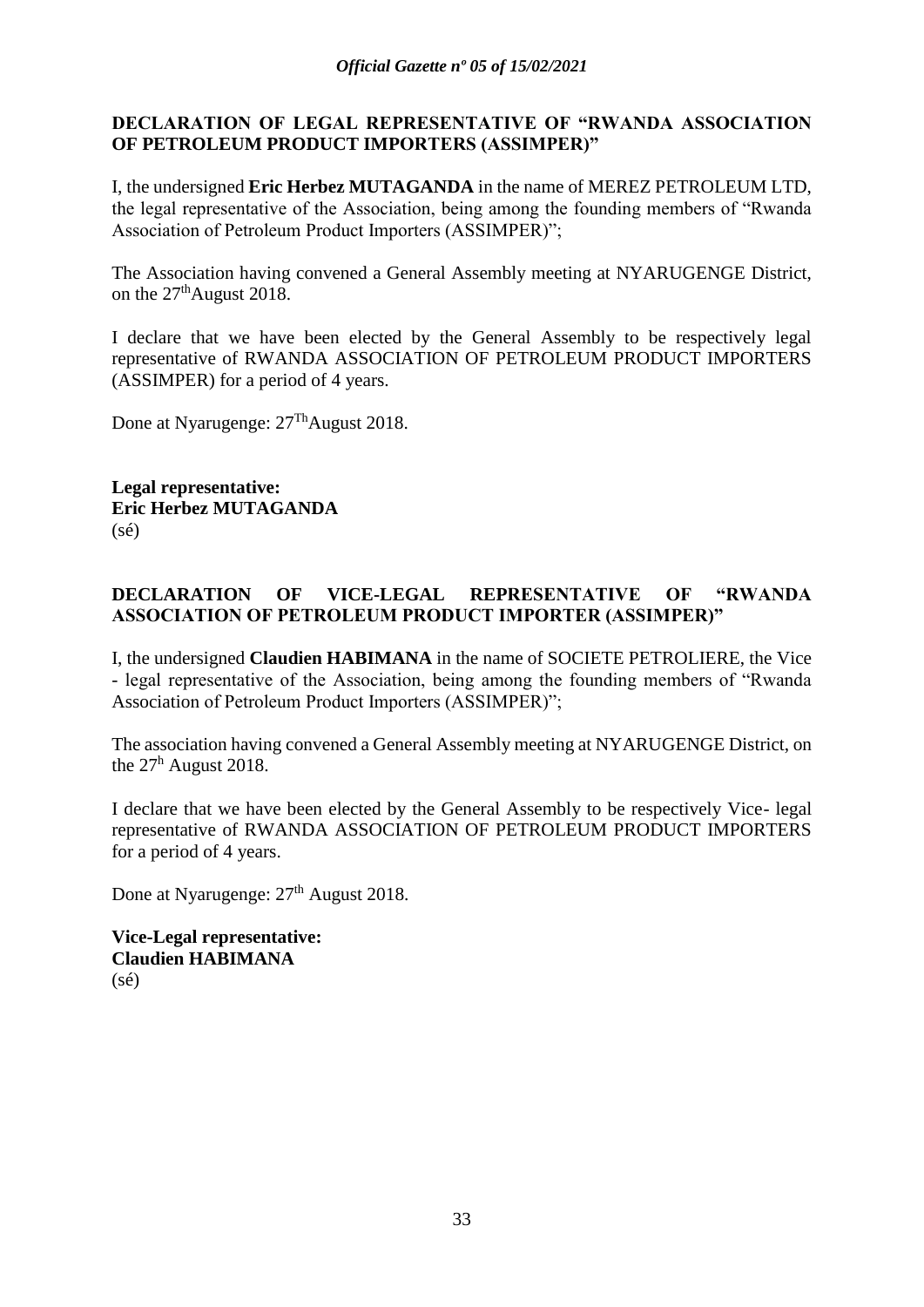**DECLARATION OF LEGAL REPRESENTATIVE OF "RWANDA ASSOCIATION OF PETROLEUM PRODUCT IMPORTERS (ASSIMPER)"**

I, the undersigned **Eric Herbez MUTAGANDA** in the name of MEREZ PETROLEUM LTD, the legal representative of the Association, being among the founding members of "Rwanda Association of Petroleum Product Importers (ASSIMPER)";

The Association having convened a General Assembly meeting at NYARUGENGE District, on the 27[th]August 2018.

I declare that we have been elected by the General Assembly to be respectively legal representative of RWANDA ASSOCIATION OF PETROLEUM PRODUCT IMPORTERS (ASSIMPER) for a period of 4 years.

Done at Nyarugenge: 27[Th]August 2018.

**Legal representative:**
**Eric Herbez MUTAGANDA**
(sé)

**DECLARATION OF VICE-LEGAL REPRESENTATIVE OF "RWANDA ASSOCIATION OF PETROLEUM PRODUCT IMPORTER (ASSIMPER)"**

I, the undersigned **Claudien HABIMANA** in the name of SOCIETE PETROLIERE, the Vice - legal representative of the Association, being among the founding members of "Rwanda Association of Petroleum Product Importers (ASSIMPER)";

The association having convened a General Assembly meeting at NYARUGENGE District, on the 27[h] August 2018.

I declare that we have been elected by the General Assembly to be respectively Vice- legal representative of RWANDA ASSOCIATION OF PETROLEUM PRODUCT IMPORTERS for a period of 4 years.

Done at Nyarugenge: 27[th] August 2018.

**Vice-Legal representative:**
**Claudien HABIMANA**
(sé)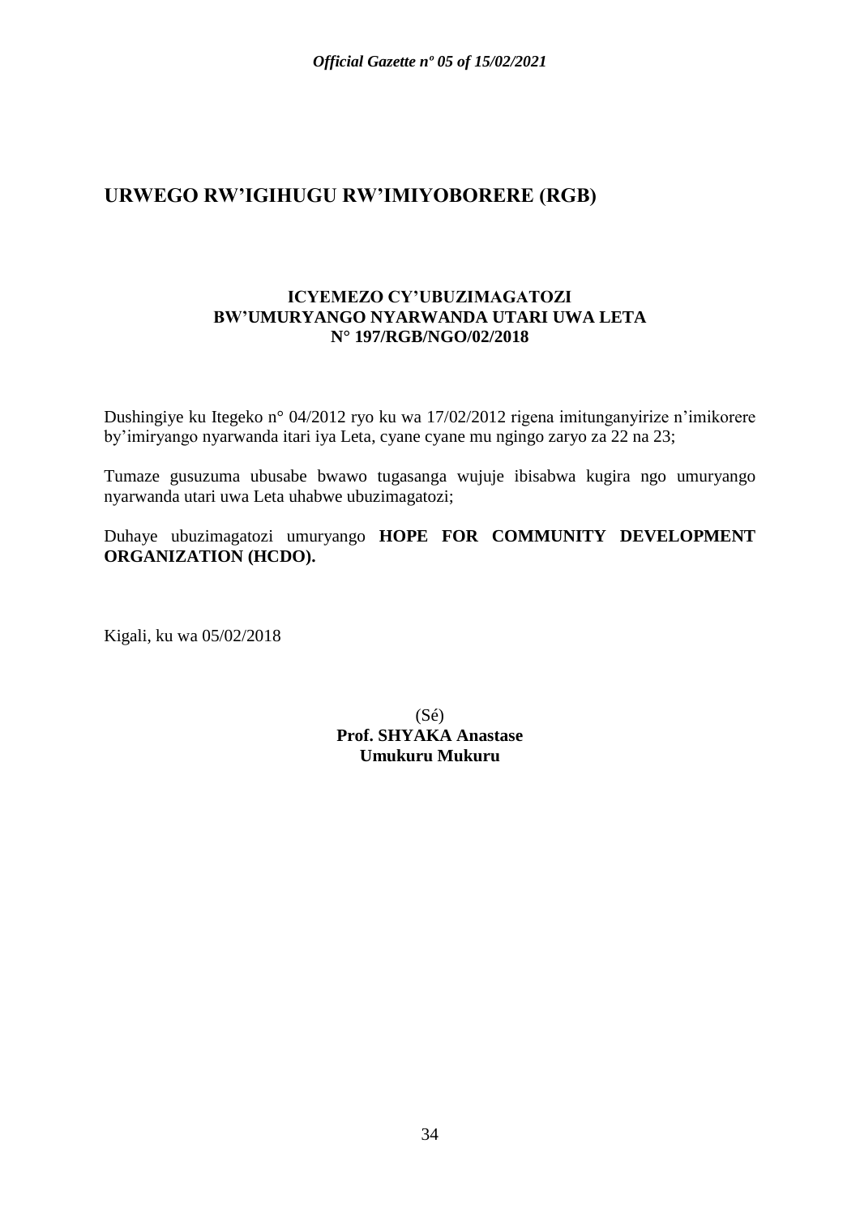## URWEGO RW'IGIHUGU RW'IMIYOBORERE (RGB)

**ICYEMEZO CY'UBUZIMAGATOZI**
**BW'UMURYANGO NYARWANDA UTARI UWA LETA**
**N° 197/RGB/NGO/02/2018**

Dushingiye ku Itegeko n° 04/2012 ryo ku wa 17/02/2012 rigena imitunganyirize n'imikorere by'imiryango nyarwanda itari iya Leta, cyane cyane mu ngingo zaryo za 22 na 23;

Tumaze gusuzuma ubusabe bwawo tugasanga wujuje ibisabwa kugira ngo umuryango nyarwanda utari uwa Leta uhabwe ubuzimagatozi;

Duhaye ubuzimagatozi umuryango **HOPE FOR COMMUNITY DEVELOPMENT ORGANIZATION (HCDO).**

Kigali, ku wa 05/02/2018

(Sé)
**Prof. SHYAKA Anastase**
**Umukuru Mukuru**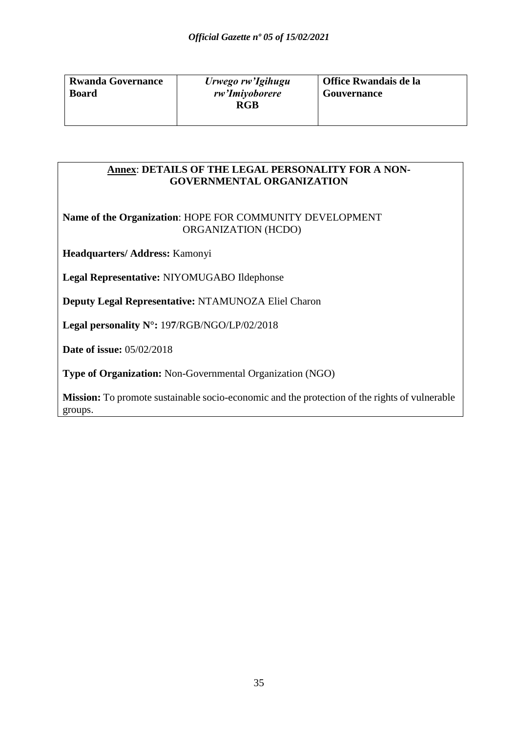| **Rwanda Governance Board** | *Urwego rw'Igihugu rw'Imiyoborere* **RGB** | **Office Rwandais de la Gouvernance** |
|---|---|---|

**Annex**: **DETAILS OF THE LEGAL PERSONALITY FOR A NON-GOVERNMENTAL ORGANIZATION**

**Name of the Organization**: HOPE FOR COMMUNITY DEVELOPMENT ORGANIZATION (HCDO)

**Headquarters/ Address:** Kamonyi

**Legal Representative:** NIYOMUGABO Ildephonse

**Deputy Legal Representative:** NTAMUNOZA Eliel Charon

**Legal personality N°:** 197/RGB/NGO/LP/02/2018

**Date of issue:** 05/02/2018

**Type of Organization:** Non-Governmental Organization (NGO)

**Mission:** To promote sustainable socio-economic and the protection of the rights of vulnerable groups.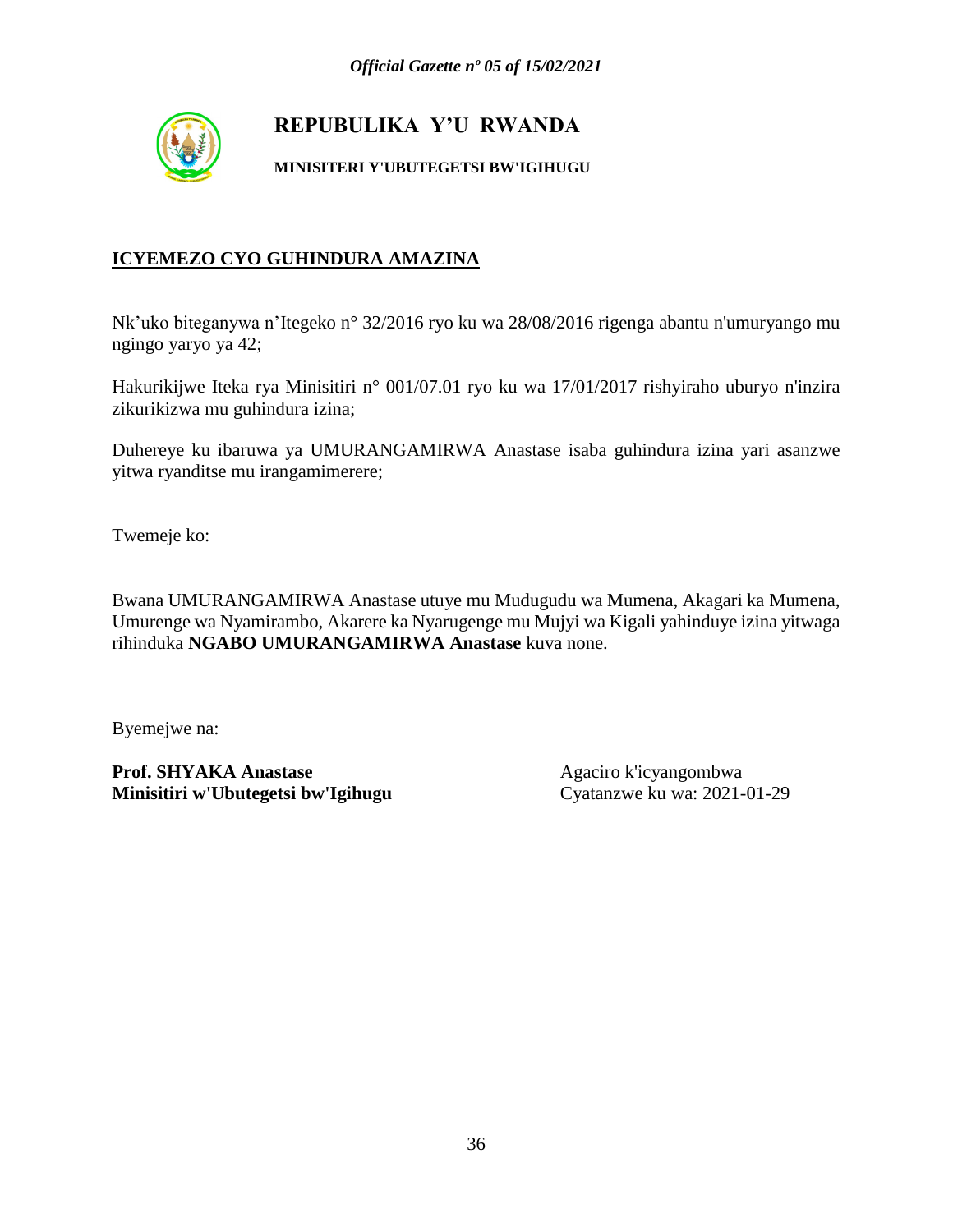**REPUBULIKA Y'U RWANDA**

**MINISITERI Y'UBUTEGETSI BW'IGIHUGU**

**ICYEMEZO CYO GUHINDURA AMAZINA**

Nk'uko biteganywa n'Itegeko n° 32/2016 ryo ku wa 28/08/2016 rigenga abantu n'umuryango mu ngingo yaryo ya 42;

Hakurikijwe Iteka rya Minisitiri n° 001/07.01 ryo ku wa 17/01/2017 rishyiraho uburyo n'inzira zikurikizwa mu guhindura izina;

Duhereye ku ibaruwa ya UMURANGAMIRWA Anastase isaba guhindura izina yari asanzwe yitwa ryanditse mu irangamimerere;

Twemeje ko:

Bwana UMURANGAMIRWA Anastase utuye mu Mudugudu wa Mumena, Akagari ka Mumena, Umurenge wa Nyamirambo, Akarere ka Nyarugenge mu Mujyi wa Kigali yahinduye izina yitwaga rihinduka **NGABO UMURANGAMIRWA Anastase** kuva none.

Byemejwe na:

**Prof. SHYAKA Anastase**
**Minisitiri w'Ubutegetsi bw'Igihugu**

Agaciro k'icyangombwa
Cyatanzwe ku wa: 2021-01-29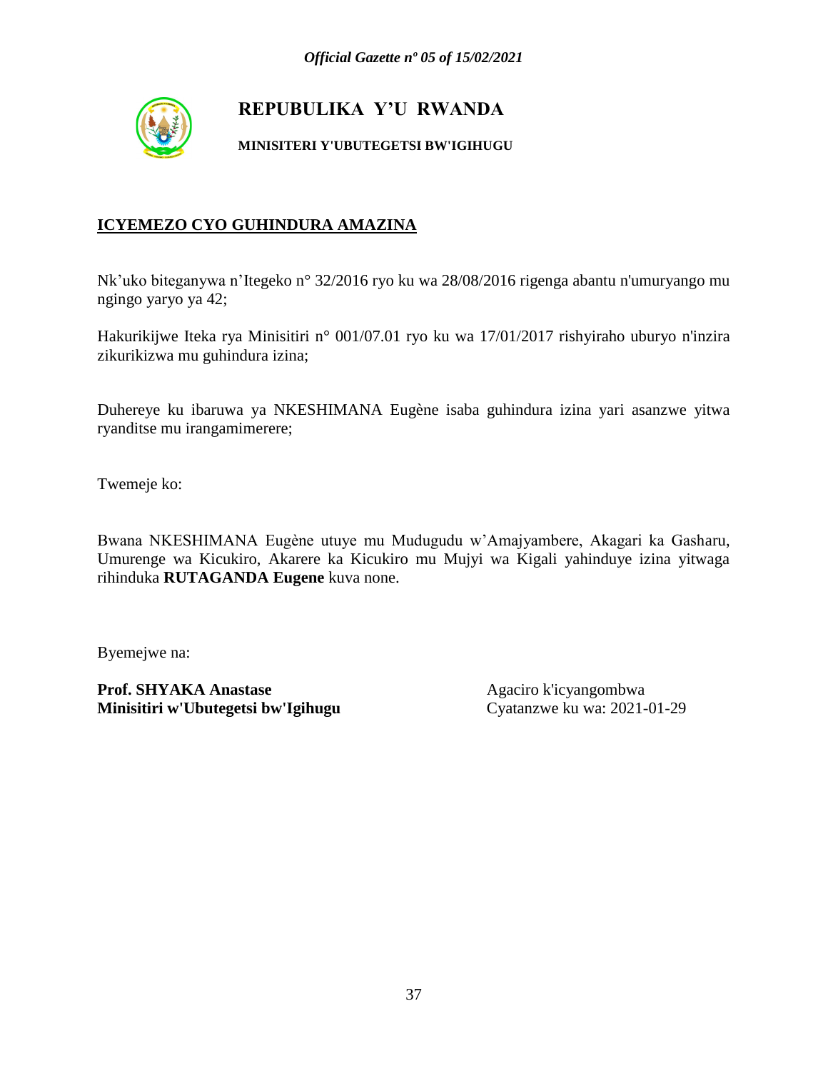**REPUBULIKA Y'U RWANDA**

**MINISITERI Y'UBUTEGETSI BW'IGIHUGU**

**ICYEMEZO CYO GUHINDURA AMAZINA**

Nk'uko biteganywa n'Itegeko n° 32/2016 ryo ku wa 28/08/2016 rigenga abantu n'umuryango mu ngingo yaryo ya 42;

Hakurikijwe Iteka rya Minisitiri n° 001/07.01 ryo ku wa 17/01/2017 rishyiraho uburyo n'inzira zikurikizwa mu guhindura izina;

Duhereye ku ibaruwa ya NKESHIMANA Eugène isaba guhindura izina yari asanzwe yitwa ryanditse mu irangamimerere;

Twemeje ko:

Bwana NKESHIMANA Eugène utuye mu Mudugudu w'Amajyambere, Akagari ka Gasharu, Umurenge wa Kicukiro, Akarere ka Kicukiro mu Mujyi wa Kigali yahinduye izina yitwaga rihinduka **RUTAGANDA Eugene** kuva none.

Byemejwe na:

**Prof. SHYAKA Anastase**
**Minisitiri w'Ubutegetsi bw'Igihugu**

Agaciro k'icyangombwa
Cyatanzwe ku wa: 2021-01-29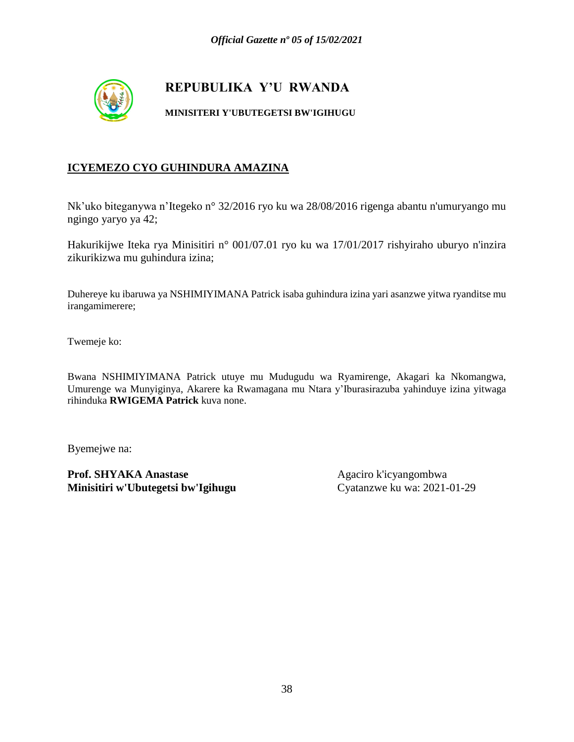# REPUBULIKA Y'U RWANDA

**MINISITERI Y'UBUTEGETSI BW'IGIHUGU**

**ICYEMEZO CYO GUHINDURA AMAZINA**

Nk'uko biteganywa n'Itegeko n° 32/2016 ryo ku wa 28/08/2016 rigenga abantu n'umuryango mu ngingo yaryo ya 42;

Hakurikijwe Iteka rya Minisitiri n° 001/07.01 ryo ku wa 17/01/2017 rishyiraho uburyo n'inzira zikurikizwa mu guhindura izina;

Duhereye ku ibaruwa ya NSHIMIYIMANA Patrick isaba guhindura izina yari asanzwe yitwa ryanditse mu irangamimerere;

Twemeje ko:

Bwana NSHIMIYIMANA Patrick utuye mu Mudugudu wa Ryamirenge, Akagari ka Nkomangwa, Umurenge wa Munyiginya, Akarere ka Rwamagana mu Ntara y'Iburasirazuba yahinduye izina yitwaga rihinduka **RWIGEMA Patrick** kuva none.

Byemejwe na:

**Prof. SHYAKA Anastase**
**Minisitiri w'Ubutegetsi bw'Igihugu**

Agaciro k'icyangombwa
Cyatanzwe ku wa: 2021-01-29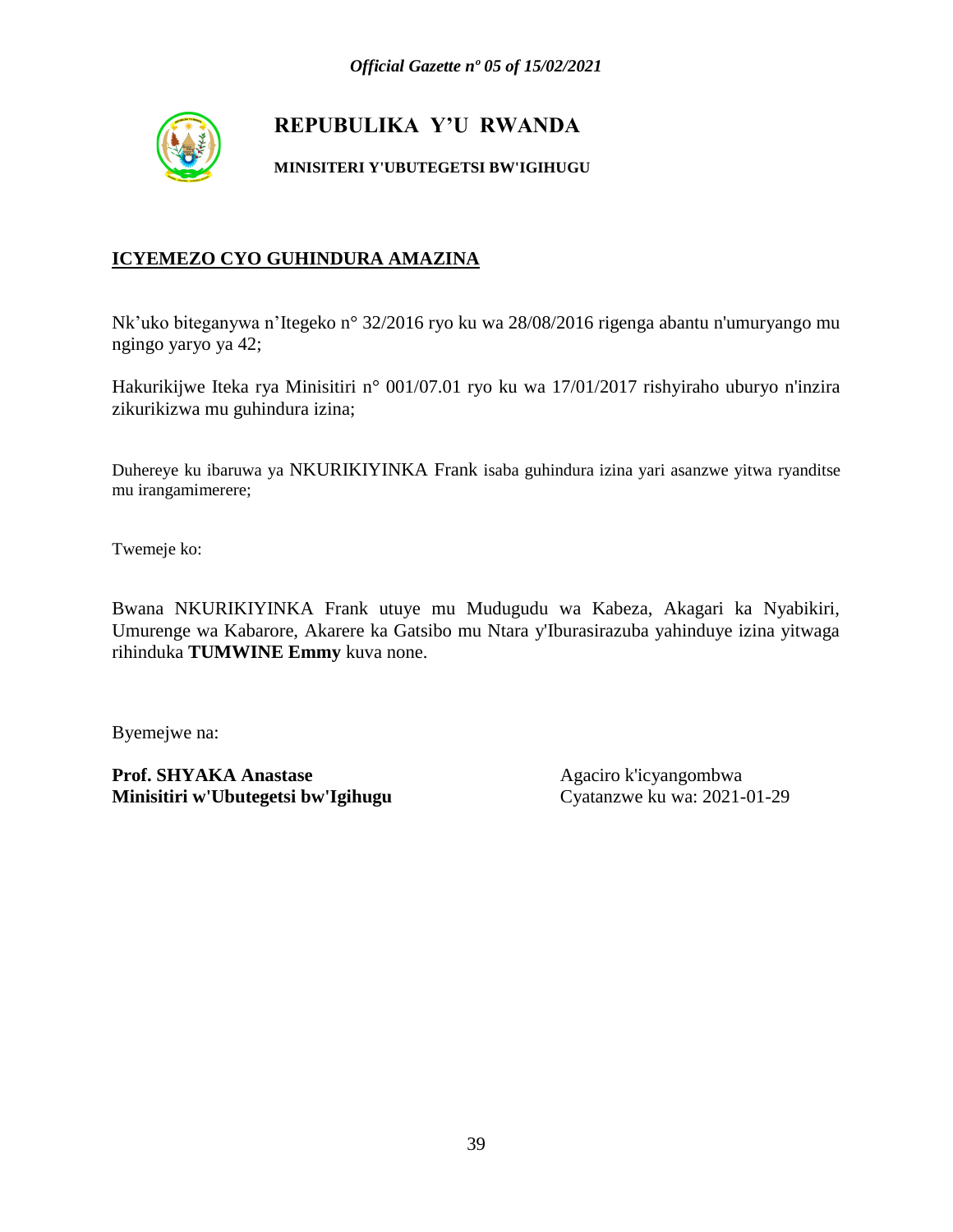# REPUBULIKA Y'U RWANDA

**MINISITERI Y'UBUTEGETSI BW'IGIHUGU**

## ICYEMEZO CYO GUHINDURA AMAZINA

Nk'uko biteganywa n'Itegeko n° 32/2016 ryo ku wa 28/08/2016 rigenga abantu n'umuryango mu ngingo yaryo ya 42;

Hakurikijwe Iteka rya Minisitiri n° 001/07.01 ryo ku wa 17/01/2017 rishyiraho uburyo n'inzira zikurikizwa mu guhindura izina;

Duhereye ku ibaruwa ya NKURIKIYINKA Frank isaba guhindura izina yari asanzwe yitwa ryanditse mu irangamimerere;

Twemeje ko:

Bwana NKURIKIYINKA Frank utuye mu Mudugudu wa Kabeza, Akagari ka Nyabikiri, Umurenge wa Kabarore, Akarere ka Gatsibo mu Ntara y'Iburasirazuba yahinduye izina yitwaga rihinduka **TUMWINE Emmy** kuva none.

Byemejwe na:

**Prof. SHYAKA Anastase**
**Minisitiri w'Ubutegetsi bw'Igihugu**

Agaciro k'icyangombwa
Cyatanzwe ku wa: 2021-01-29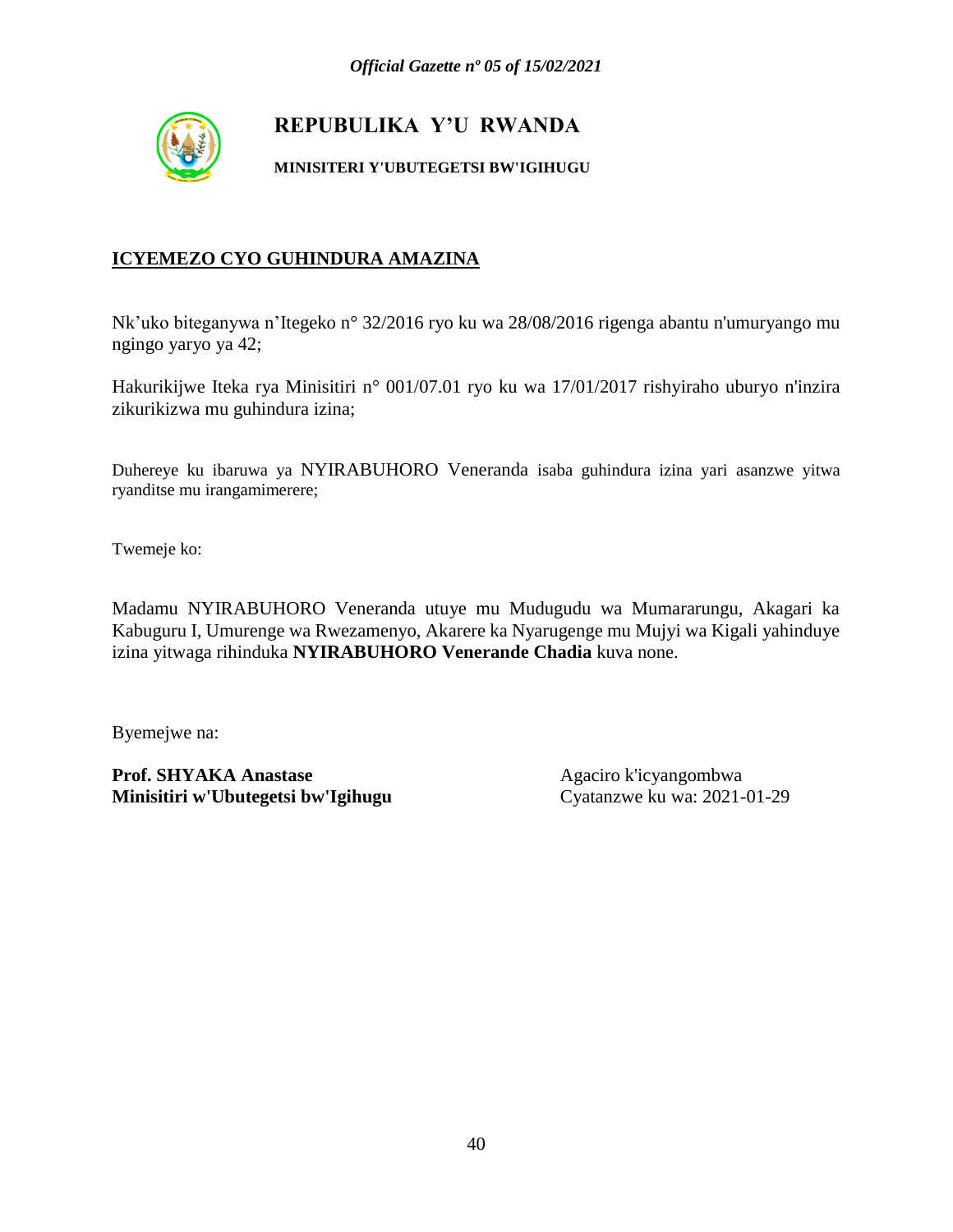**REPUBULIKA Y'U RWANDA**

**MINISITERI Y'UBUTEGETSI BW'IGIHUGU**

## ICYEMEZO CYO GUHINDURA AMAZINA

Nk'uko biteganywa n'Itegeko n° 32/2016 ryo ku wa 28/08/2016 rigenga abantu n'umuryango mu ngingo yaryo ya 42;

Hakurikijwe Iteka rya Minisitiri n° 001/07.01 ryo ku wa 17/01/2017 rishyiraho uburyo n'inzira zikurikizwa mu guhindura izina;

Duhereye ku ibaruwa ya NYIRABUHORO Veneranda isaba guhindura izina yari asanzwe yitwa ryanditse mu irangamimerere;

Twemeje ko:

Madamu NYIRABUHORO Veneranda utuye mu Mudugudu wa Mumararungu, Akagari ka Kabuguru I, Umurenge wa Rwezamenyo, Akarere ka Nyarugenge mu Mujyi wa Kigali yahinduye izina yitwaga rihinduka **NYIRABUHORO Venerande Chadia** kuva none.

Byemejwe na:

**Prof. SHYAKA Anastase**
**Minisitiri w'Ubutegetsi bw'Igihugu**

Agaciro k'icyangombwa
Cyatanzwe ku wa: 2021-01-29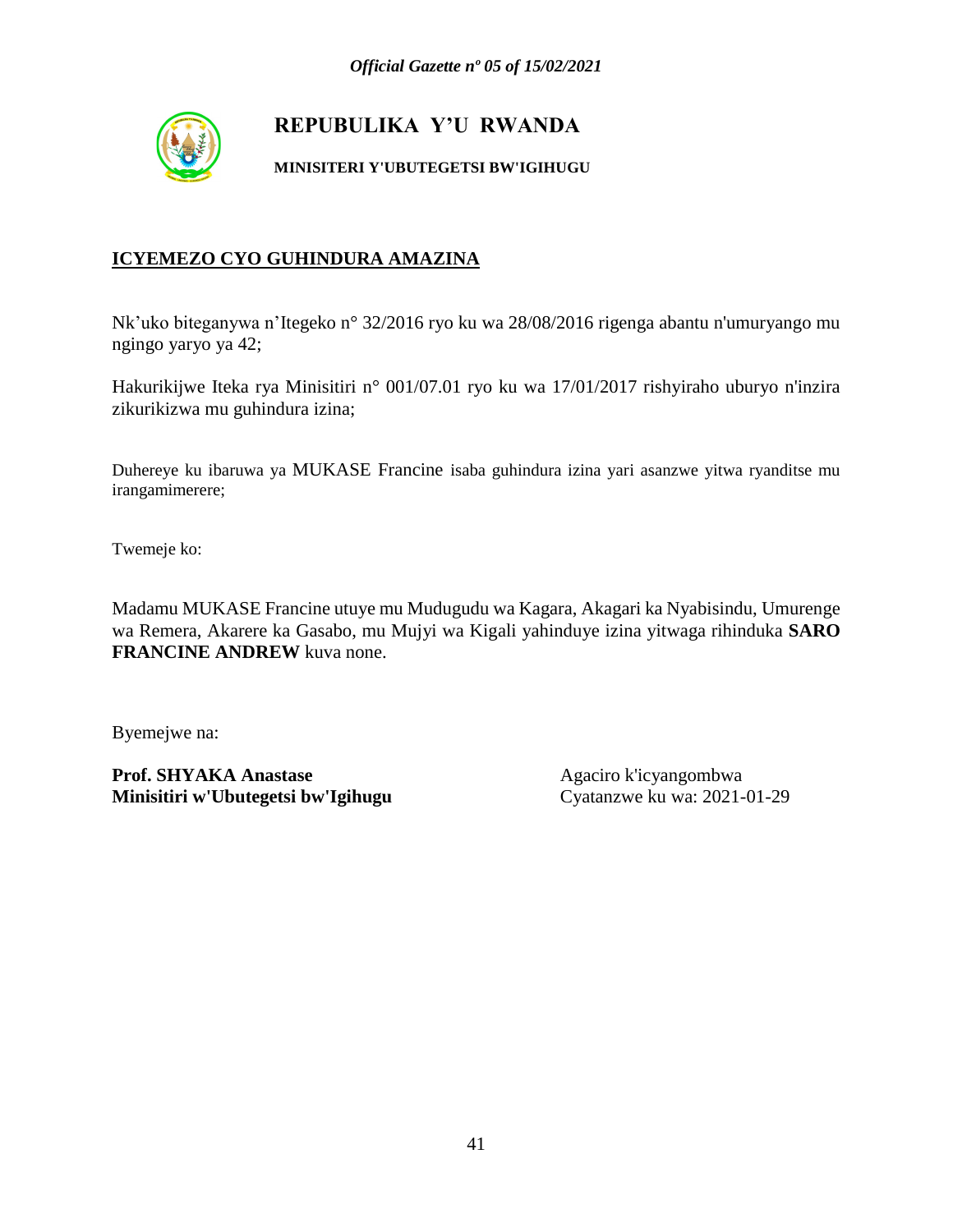**REPUBULIKA Y'U RWANDA**

**MINISITERI Y'UBUTEGETSI BW'IGIHUGU**

## ICYEMEZO CYO GUHINDURA AMAZINA

Nk'uko biteganywa n'Itegeko n° 32/2016 ryo ku wa 28/08/2016 rigenga abantu n'umuryango mu ngingo yaryo ya 42;

Hakurikijwe Iteka rya Minisitiri n° 001/07.01 ryo ku wa 17/01/2017 rishyiraho uburyo n'inzira zikurikizwa mu guhindura izina;

Duhereye ku ibaruwa ya MUKASE Francine isaba guhindura izina yari asanzwe yitwa ryanditse mu irangamimerere;

Twemeje ko:

Madamu MUKASE Francine utuye mu Mudugudu wa Kagara, Akagari ka Nyabisindu, Umurenge wa Remera, Akarere ka Gasabo, mu Mujyi wa Kigali yahinduye izina yitwaga rihinduka **SARO FRANCINE ANDREW** kuva none.

Byemejwe na:

**Prof. SHYAKA Anastase**
**Minisitiri w'Ubutegetsi bw'Igihugu**

Agaciro k'icyangombwa
Cyatanzwe ku wa: 2021-01-29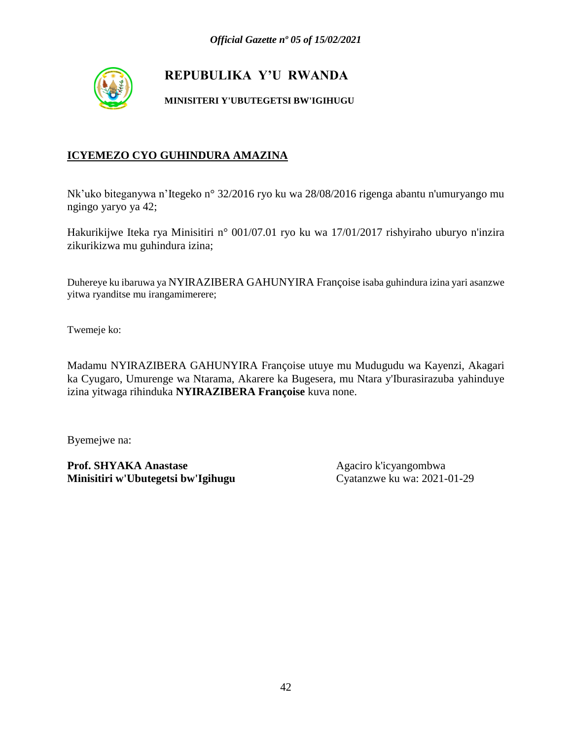**REPUBULIKA Y'U RWANDA**

**MINISITERI Y'UBUTEGETSI BW'IGIHUGU**

**ICYEMEZO CYO GUHINDURA AMAZINA**

Nk'uko biteganywa n'Itegeko n° 32/2016 ryo ku wa 28/08/2016 rigenga abantu n'umuryango mu ngingo yaryo ya 42;

Hakurikijwe Iteka rya Minisitiri n° 001/07.01 ryo ku wa 17/01/2017 rishyiraho uburyo n'inzira zikurikizwa mu guhindura izina;

Duhereye ku ibaruwa ya NYIRAZIBERA GAHUNYIRA Françoise isaba guhindura izina yari asanzwe yitwa ryanditse mu irangamimerere;

Twemeje ko:

Madamu NYIRAZIBERA GAHUNYIRA Françoise utuye mu Mudugudu wa Kayenzi, Akagari ka Cyugaro, Umurenge wa Ntarama, Akarere ka Bugesera, mu Ntara y'Iburasirazuba yahinduye izina yitwaga rihinduka **NYIRAZIBERA Françoise** kuva none.

Byemejwe na:

**Prof. SHYAKA Anastase**
**Minisitiri w'Ubutegetsi bw'Igihugu**

Agaciro k'icyangombwa
Cyatanzwe ku wa: 2021-01-29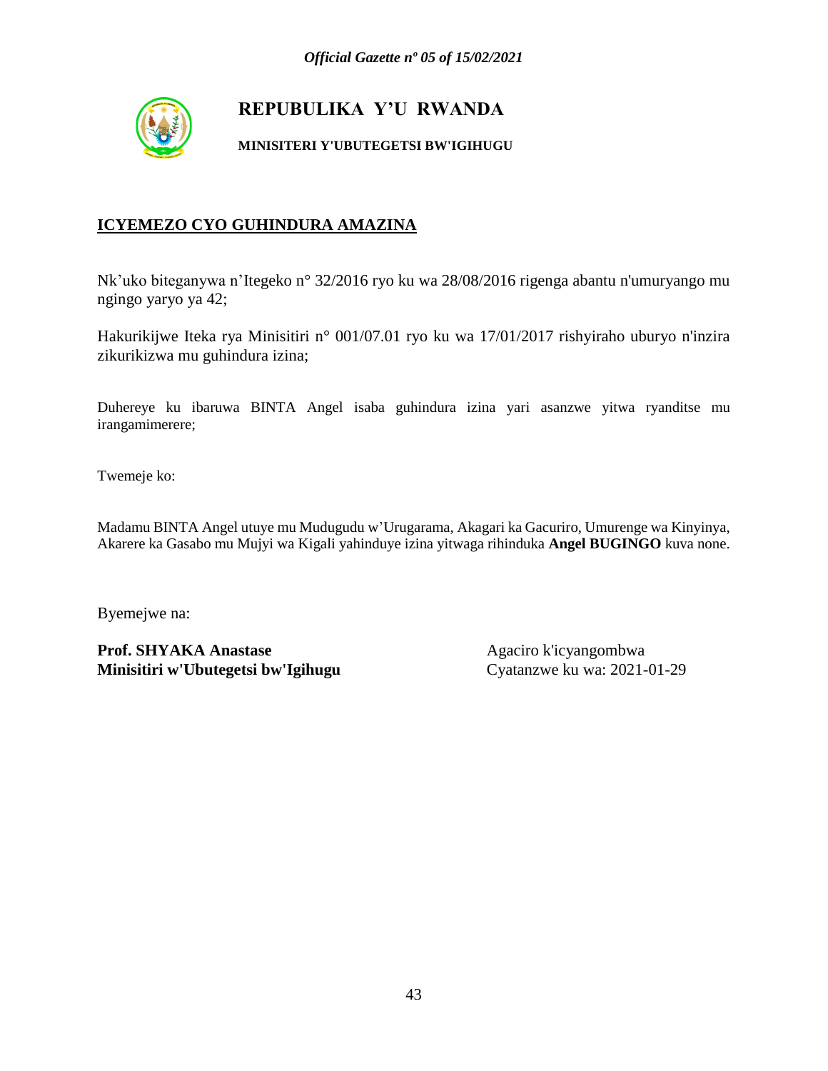# REPUBULIKA Y'U RWANDA

**MINISITERI Y'UBUTEGETSI BW'IGIHUGU**

## ICYEMEZO CYO GUHINDURA AMAZINA

Nk'uko biteganywa n'Itegeko n° 32/2016 ryo ku wa 28/08/2016 rigenga abantu n'umuryango mu ngingo yaryo ya 42;

Hakurikijwe Iteka rya Minisitiri n° 001/07.01 ryo ku wa 17/01/2017 rishyiraho uburyo n'inzira zikurikizwa mu guhindura izina;

Duhereye ku ibaruwa BINTA Angel isaba guhindura izina yari asanzwe yitwa ryanditse mu irangamimerere;

Twemeje ko:

Madamu BINTA Angel utuye mu Mudugudu w'Urugarama, Akagari ka Gacuriro, Umurenge wa Kinyinya, Akarere ka Gasabo mu Mujyi wa Kigali yahinduye izina yitwaga rihinduka **Angel BUGINGO** kuva none.

Byemejwe na:

**Prof. SHYAKA Anastase**
**Minisitiri w'Ubutegetsi bw'Igihugu**

Agaciro k'icyangombwa
Cyatanzwe ku wa: 2021-01-29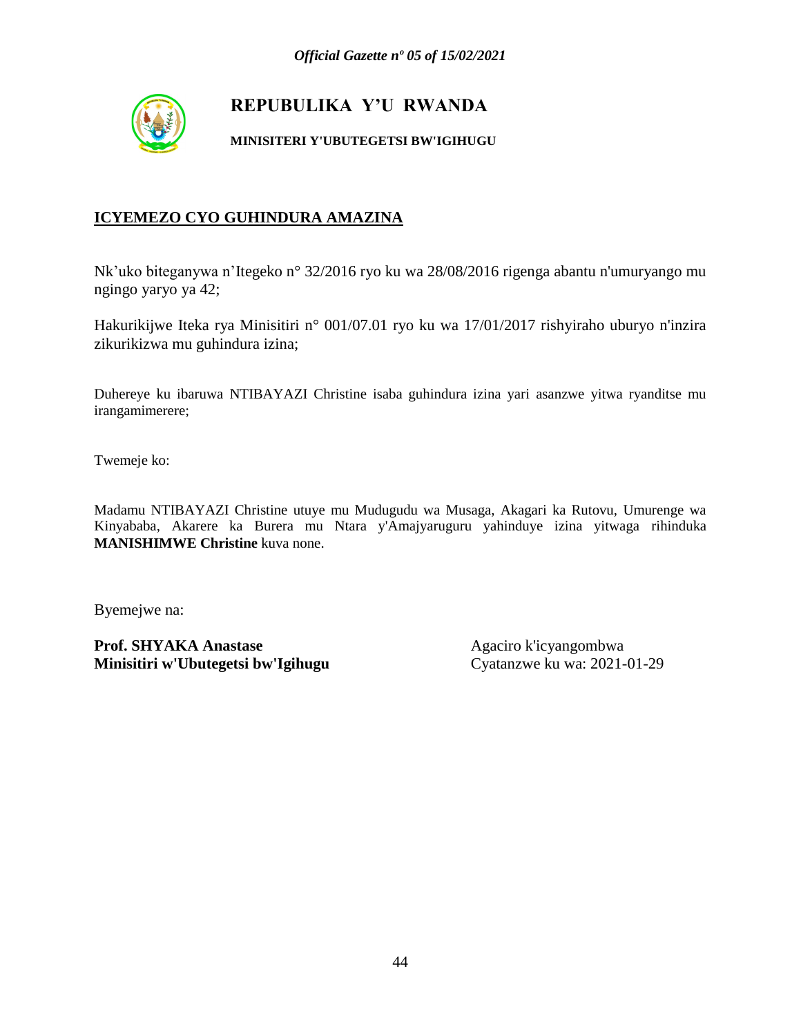**REPUBULIKA Y'U RWANDA**

**MINISITERI Y'UBUTEGETSI BW'IGIHUGU**

**ICYEMEZO CYO GUHINDURA AMAZINA**

Nk'uko biteganywa n'Itegeko n° 32/2016 ryo ku wa 28/08/2016 rigenga abantu n'umuryango mu ngingo yaryo ya 42;

Hakurikijwe Iteka rya Minisitiri n° 001/07.01 ryo ku wa 17/01/2017 rishyiraho uburyo n'inzira zikurikizwa mu guhindura izina;

Duhereye ku ibaruwa NTIBAYAZI Christine isaba guhindura izina yari asanzwe yitwa ryanditse mu irangamimerere;

Twemeje ko:

Madamu NTIBAYAZI Christine utuye mu Mudugudu wa Musaga, Akagari ka Rutovu, Umurenge wa Kinyababa, Akarere ka Burera mu Ntara y'Amajyaruguru yahinduye izina yitwaga rihinduka **MANISHIMWE Christine** kuva none.

Byemejwe na:

**Prof. SHYAKA Anastase**
**Minisitiri w'Ubutegetsi bw'Igihugu**

Agaciro k'icyangombwa
Cyatanzwe ku wa: 2021-01-29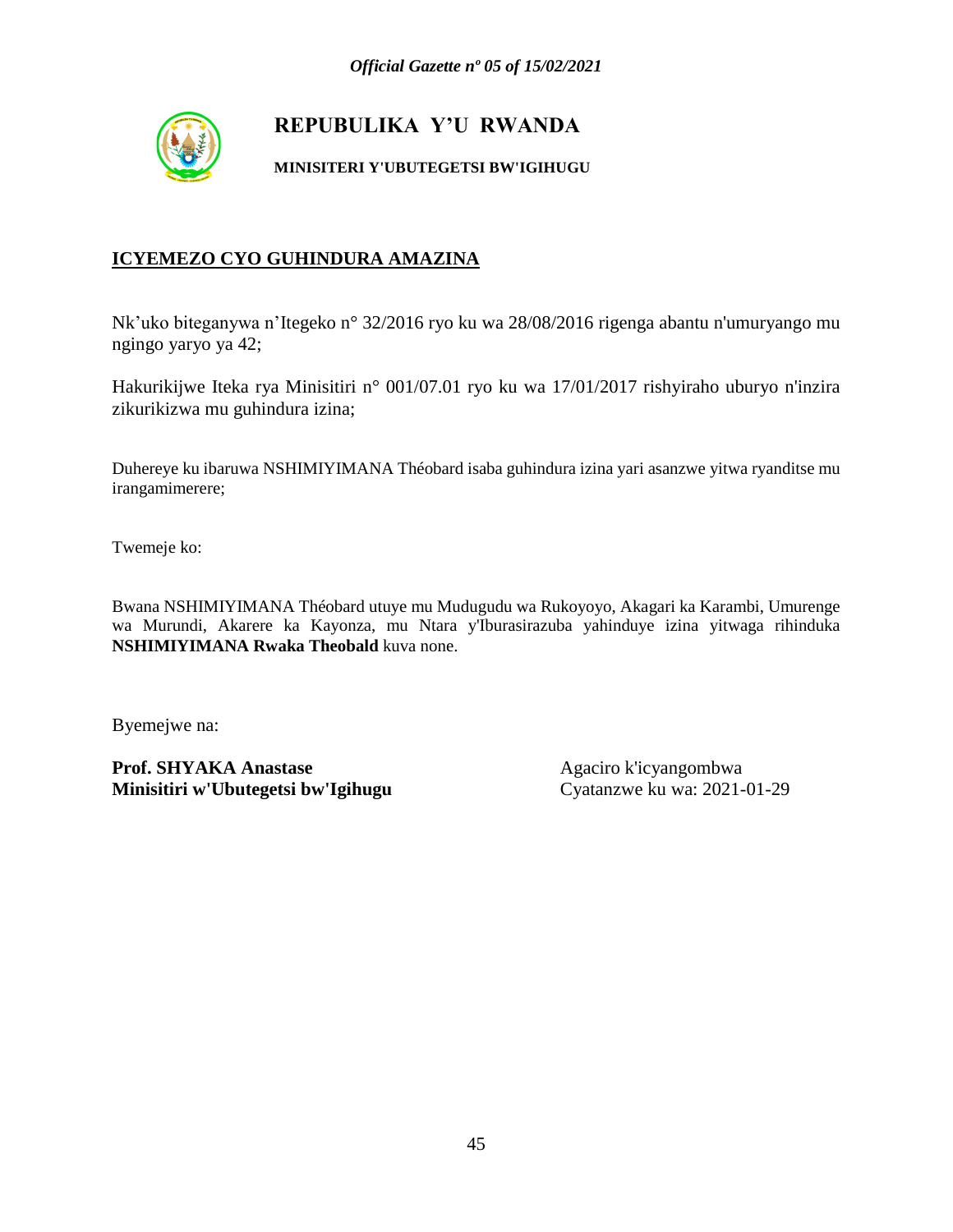**REPUBULIKA Y'U RWANDA**

**MINISITERI Y'UBUTEGETSI BW'IGIHUGU**

**ICYEMEZO CYO GUHINDURA AMAZINA**

Nk'uko biteganywa n'Itegeko n° 32/2016 ryo ku wa 28/08/2016 rigenga abantu n'umuryango mu ngingo yaryo ya 42;

Hakurikijwe Iteka rya Minisitiri n° 001/07.01 ryo ku wa 17/01/2017 rishyiraho uburyo n'inzira zikurikizwa mu guhindura izina;

Duhereye ku ibaruwa NSHIMIYIMANA Théobard isaba guhindura izina yari asanzwe yitwa ryanditse mu irangamimerere;

Twemeje ko:

Bwana NSHIMIYIMANA Théobard utuye mu Mudugudu wa Rukoyoyo, Akagari ka Karambi, Umurenge wa Murundi, Akarere ka Kayonza, mu Ntara y'Iburasirazuba yahinduye izina yitwaga rihinduka **NSHIMIYIMANA Rwaka Theobald** kuva none.

Byemejwe na:

**Prof. SHYAKA Anastase**
**Minisitiri w'Ubutegetsi bw'Igihugu**

Agaciro k'icyangombwa
Cyatanzwe ku wa: 2021-01-29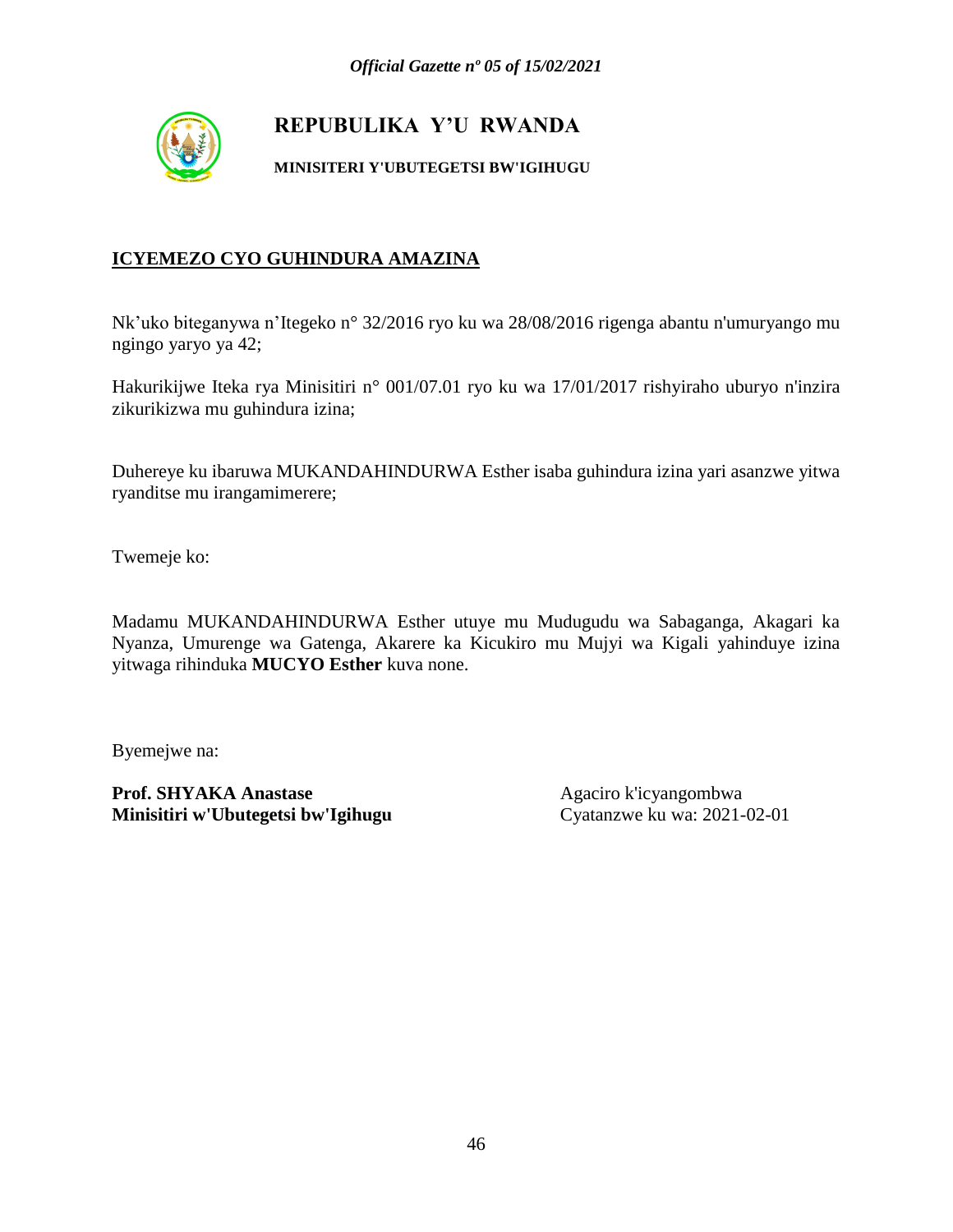**REPUBULIKA Y'U RWANDA**

**MINISITERI Y'UBUTEGETSI BW'IGIHUGU**

## ICYEMEZO CYO GUHINDURA AMAZINA

Nk'uko biteganywa n'Itegeko n° 32/2016 ryo ku wa 28/08/2016 rigenga abantu n'umuryango mu ngingo yaryo ya 42;

Hakurikijwe Iteka rya Minisitiri n° 001/07.01 ryo ku wa 17/01/2017 rishyiraho uburyo n'inzira zikurikizwa mu guhindura izina;

Duhereye ku ibaruwa MUKANDAHINDURWA Esther isaba guhindura izina yari asanzwe yitwa ryanditse mu irangamimerere;

Twemeje ko:

Madamu MUKANDAHINDURWA Esther utuye mu Mudugudu wa Sabaganga, Akagari ka Nyanza, Umurenge wa Gatenga, Akarere ka Kicukiro mu Mujyi wa Kigali yahinduye izina yitwaga rihinduka **MUCYO Esther** kuva none.

Byemejwe na:

**Prof. SHYAKA Anastase**
**Minisitiri w'Ubutegetsi bw'Igihugu**

Agaciro k'icyangombwa
Cyatanzwe ku wa: 2021-02-01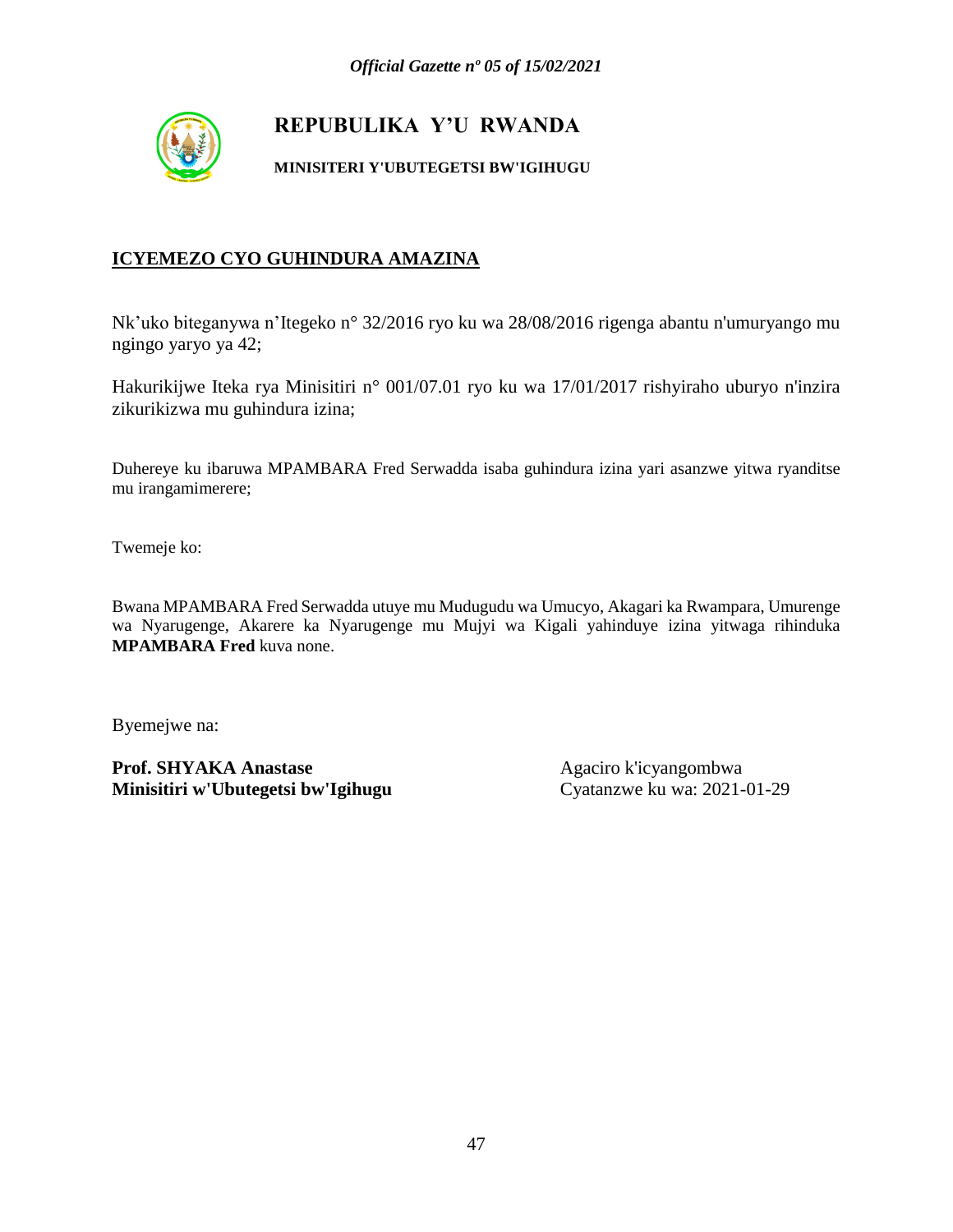**REPUBULIKA Y'U RWANDA**

**MINISITERI Y'UBUTEGETSI BW'IGIHUGU**

**ICYEMEZO CYO GUHINDURA AMAZINA**

Nk'uko biteganywa n'Itegeko n° 32/2016 ryo ku wa 28/08/2016 rigenga abantu n'umuryango mu ngingo yaryo ya 42;

Hakurikijwe Iteka rya Minisitiri n° 001/07.01 ryo ku wa 17/01/2017 rishyiraho uburyo n'inzira zikurikizwa mu guhindura izina;

Duhereye ku ibaruwa MPAMBARA Fred Serwadda isaba guhindura izina yari asanzwe yitwa ryanditse mu irangamimerere;

Twemeje ko:

Bwana MPAMBARA Fred Serwadda utuye mu Mudugudu wa Umucyo, Akagari ka Rwampara, Umurenge wa Nyarugenge, Akarere ka Nyarugenge mu Mujyi wa Kigali yahinduye izina yitwaga rihinduka **MPAMBARA Fred** kuva none.

Byemejwe na:

**Prof. SHYAKA Anastase**
**Minisitiri w'Ubutegetsi bw'Igihugu**

Agaciro k'icyangombwa
Cyatanzwe ku wa: 2021-01-29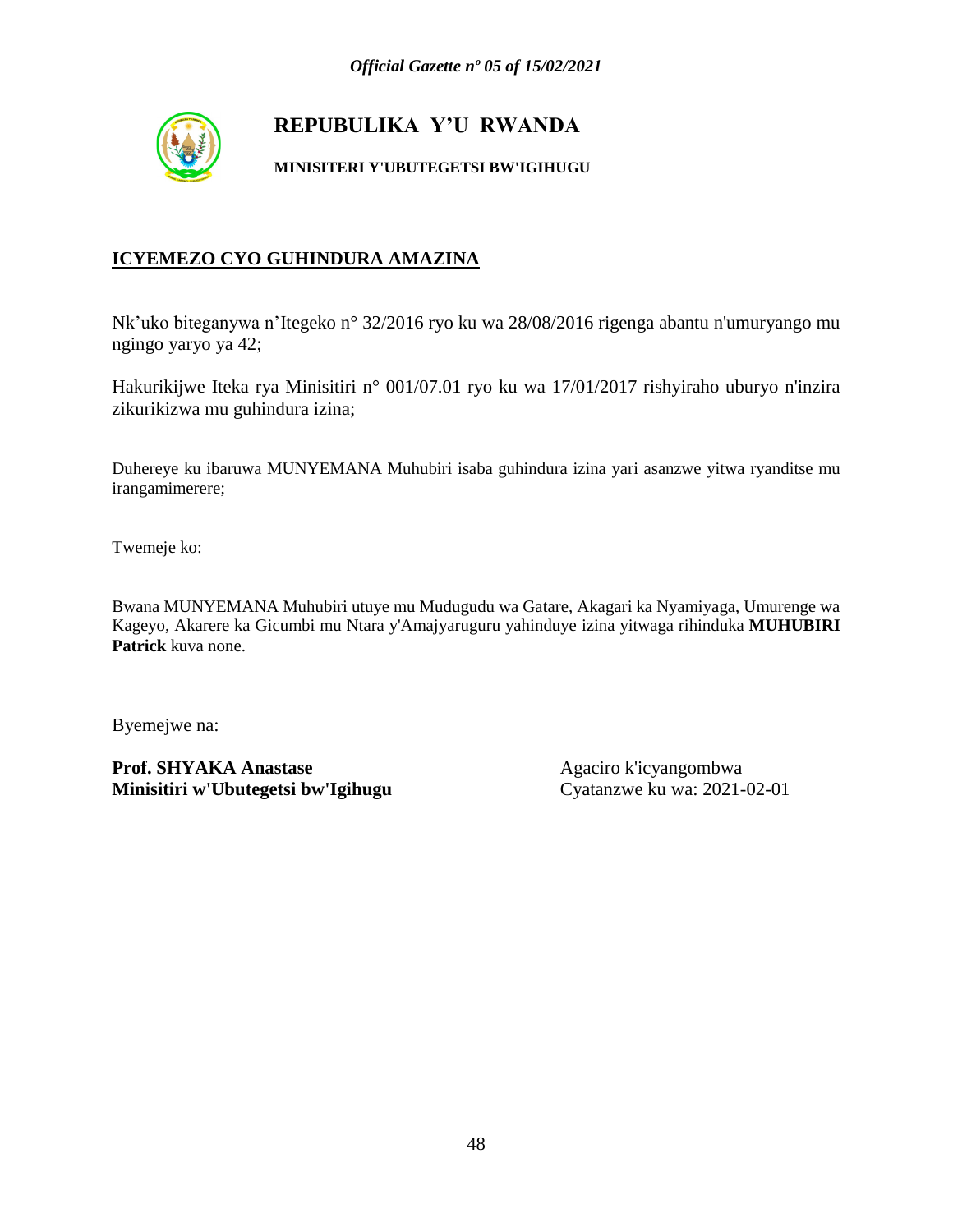# REPUBULIKA Y'U RWANDA

**MINISITERI Y'UBUTEGETSI BW'IGIHUGU**

## ICYEMEZO CYO GUHINDURA AMAZINA

Nk'uko biteganywa n'Itegeko n° 32/2016 ryo ku wa 28/08/2016 rigenga abantu n'umuryango mu ngingo yaryo ya 42;

Hakurikijwe Iteka rya Minisitiri n° 001/07.01 ryo ku wa 17/01/2017 rishyiraho uburyo n'inzira zikurikizwa mu guhindura izina;

Duhereye ku ibaruwa MUNYEMANA Muhubiri isaba guhindura izina yari asanzwe yitwa ryanditse mu irangamimerere;

Twemeje ko:

Bwana MUNYEMANA Muhubiri utuye mu Mudugudu wa Gatare, Akagari ka Nyamiyaga, Umurenge wa Kageyo, Akarere ka Gicumbi mu Ntara y'Amajyaruguru yahinduye izina yitwaga rihinduka **MUHUBIRI Patrick** kuva none.

Byemejwe na:

**Prof. SHYAKA Anastase**
**Minisitiri w'Ubutegetsi bw'Igihugu**

Agaciro k'icyangombwa
Cyatanzwe ku wa: 2021-02-01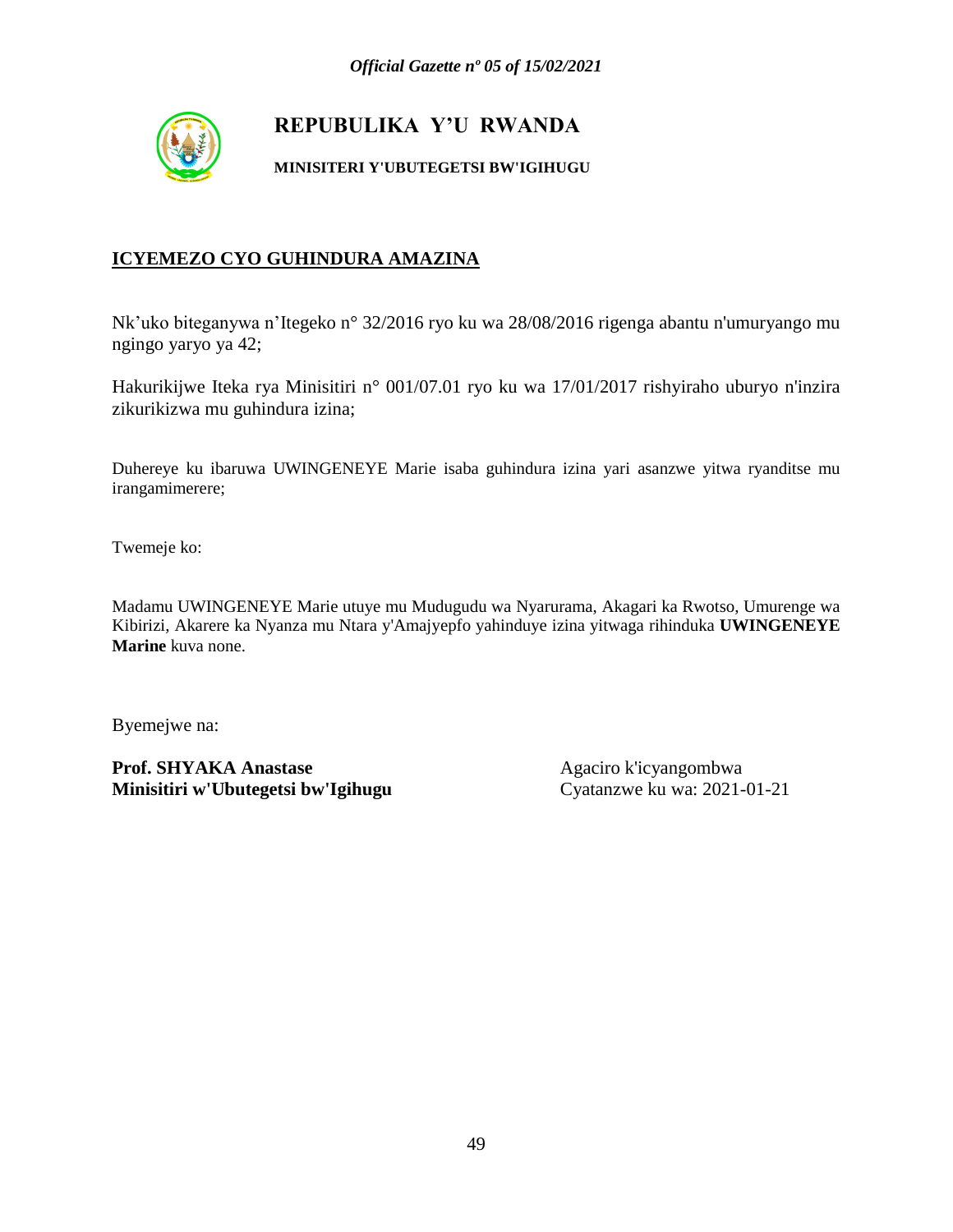# REPUBULIKA Y'U RWANDA

**MINISITERI Y'UBUTEGETSI BW'IGIHUGU**

## ICYEMEZO CYO GUHINDURA AMAZINA

Nk'uko biteganywa n'Itegeko n° 32/2016 ryo ku wa 28/08/2016 rigenga abantu n'umuryango mu ngingo yaryo ya 42;

Hakurikijwe Iteka rya Minisitiri n° 001/07.01 ryo ku wa 17/01/2017 rishyiraho uburyo n'inzira zikurikizwa mu guhindura izina;

Duhereye ku ibaruwa UWINGENEYE Marie isaba guhindura izina yari asanzwe yitwa ryanditse mu irangamimerere;

Twemeje ko:

Madamu UWINGENEYE Marie utuye mu Mudugudu wa Nyarurama, Akagari ka Rwotso, Umurenge wa Kibirizi, Akarere ka Nyanza mu Ntara y'Amajyepfo yahinduye izina yitwaga rihinduka **UWINGENEYE Marine** kuva none.

Byemejwe na:

**Prof. SHYAKA Anastase**
**Minisitiri w'Ubutegetsi bw'Igihugu**

Agaciro k'icyangombwa
Cyatanzwe ku wa: 2021-01-21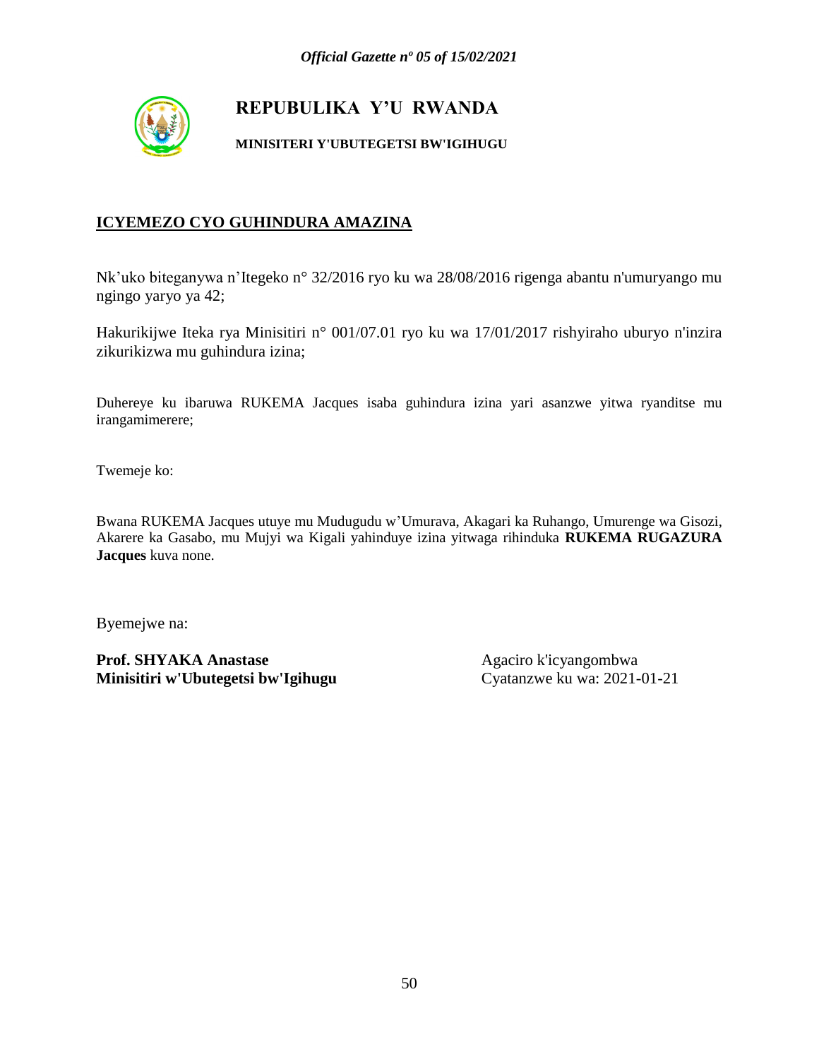**REPUBULIKA Y'U RWANDA**

**MINISITERI Y'UBUTEGETSI BW'IGIHUGU**

**ICYEMEZO CYO GUHINDURA AMAZINA**

Nk'uko biteganywa n'Itegeko n° 32/2016 ryo ku wa 28/08/2016 rigenga abantu n'umuryango mu ngingo yaryo ya 42;

Hakurikijwe Iteka rya Minisitiri n° 001/07.01 ryo ku wa 17/01/2017 rishyiraho uburyo n'inzira zikurikizwa mu guhindura izina;

Duhereye ku ibaruwa RUKEMA Jacques isaba guhindura izina yari asanzwe yitwa ryanditse mu irangamimerere;

Twemeje ko:

Bwana RUKEMA Jacques utuye mu Mudugudu w'Umurava, Akagari ka Ruhango, Umurenge wa Gisozi, Akarere ka Gasabo, mu Mujyi wa Kigali yahinduye izina yitwaga rihinduka **RUKEMA RUGAZURA Jacques** kuva none.

Byemejwe na:

**Prof. SHYAKA Anastase**
**Minisitiri w'Ubutegetsi bw'Igihugu**

Agaciro k'icyangombwa
Cyatanzwe ku wa: 2021-01-21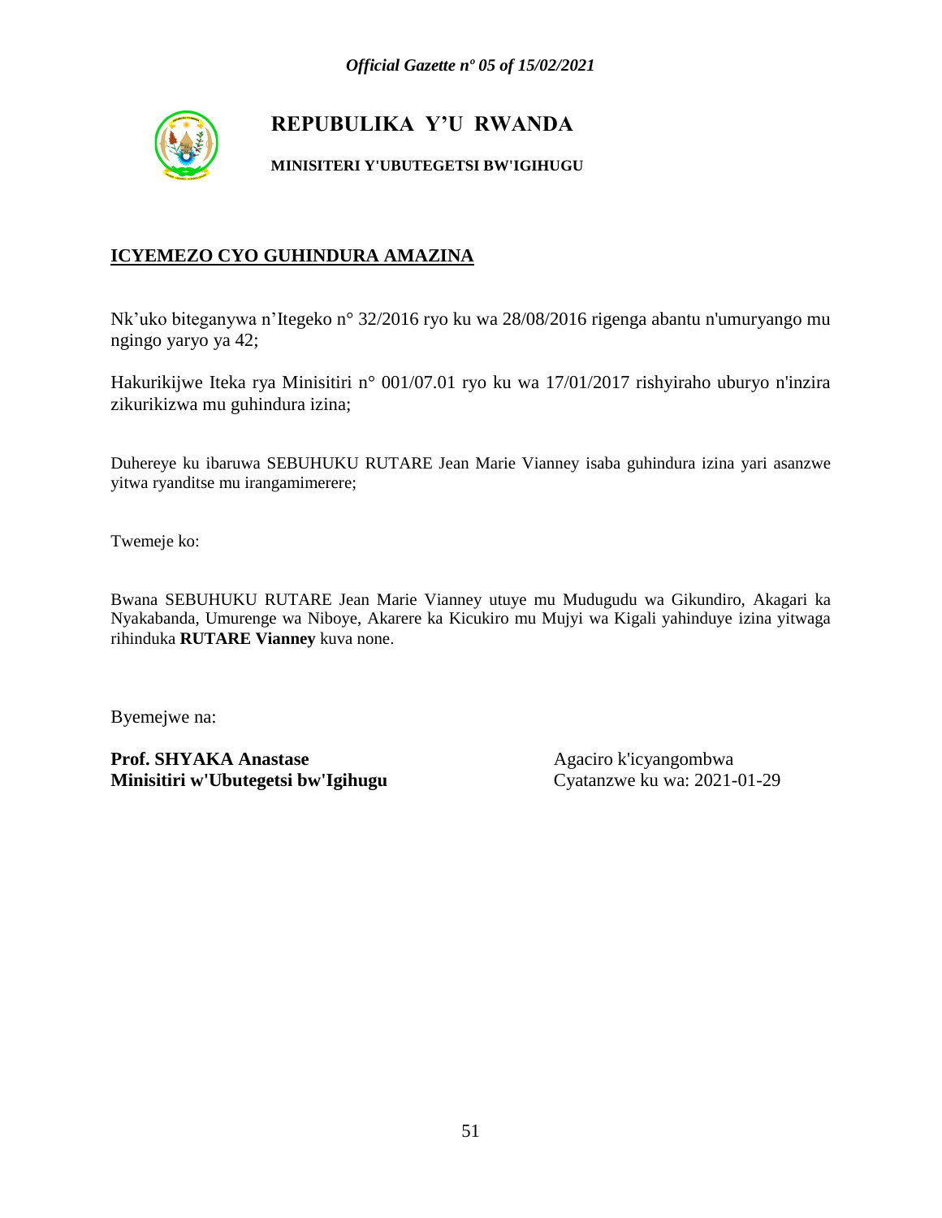# REPUBULIKA Y'U RWANDA

**MINISITERI Y'UBUTEGETSI BW'IGIHUGU**

## ICYEMEZO CYO GUHINDURA AMAZINA

Nk'uko biteganywa n'Itegeko n° 32/2016 ryo ku wa 28/08/2016 rigenga abantu n'umuryango mu ngingo yaryo ya 42;

Hakurikijwe Iteka rya Minisitiri n° 001/07.01 ryo ku wa 17/01/2017 rishyiraho uburyo n'inzira zikurikizwa mu guhindura izina;

Duhereye ku ibaruwa SEBUHUKU RUTARE Jean Marie Vianney isaba guhindura izina yari asanzwe yitwa ryanditse mu irangamimerere;

Twemeje ko:

Bwana SEBUHUKU RUTARE Jean Marie Vianney utuye mu Mudugudu wa Gikundiro, Akagari ka Nyakabanda, Umurenge wa Niboye, Akarere ka Kicukiro mu Mujyi wa Kigali yahinduye izina yitwaga rihinduka **RUTARE Vianney** kuva none.

Byemejwe na:

**Prof. SHYAKA Anastase**
**Minisitiri w'Ubutegetsi bw'Igihugu**

Agaciro k'icyangombwa
Cyatanzwe ku wa: 2021-01-29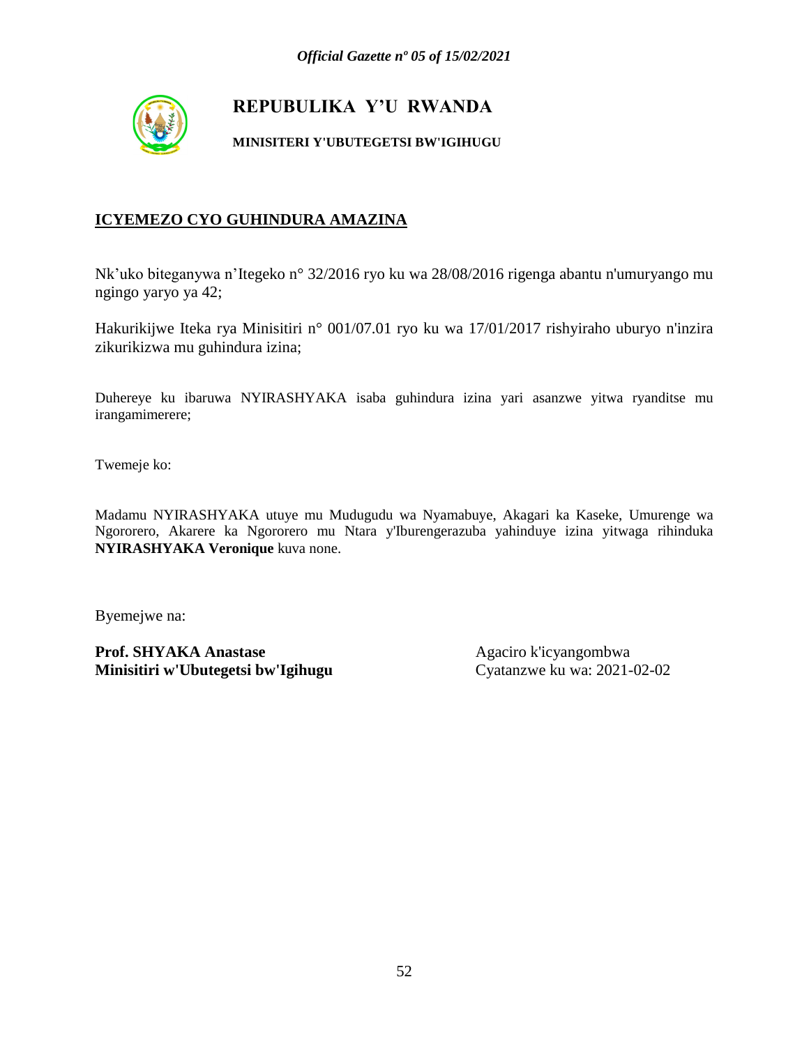# REPUBULIKA Y'U RWANDA

**MINISITERI Y'UBUTEGETSI BW'IGIHUGU**

## ICYEMEZO CYO GUHINDURA AMAZINA

Nk'uko biteganywa n'Itegeko n° 32/2016 ryo ku wa 28/08/2016 rigenga abantu n'umuryango mu ngingo yaryo ya 42;

Hakurikijwe Iteka rya Minisitiri n° 001/07.01 ryo ku wa 17/01/2017 rishyiraho uburyo n'inzira zikurikizwa mu guhindura izina;

Duhereye ku ibaruwa NYIRASHYAKA isaba guhindura izina yari asanzwe yitwa ryanditse mu irangamimerere;

Twemeje ko:

Madamu NYIRASHYAKA utuye mu Mudugudu wa Nyamabuye, Akagari ka Kaseke, Umurenge wa Ngororero, Akarere ka Ngororero mu Ntara y'Iburengerazuba yahinduye izina yitwaga rihinduka **NYIRASHYAKA Veronique** kuva none.

Byemejwe na:

**Prof. SHYAKA Anastase**
**Minisitiri w'Ubutegetsi bw'Igihugu**

Agaciro k'icyangombwa
Cyatanzwe ku wa: 2021-02-02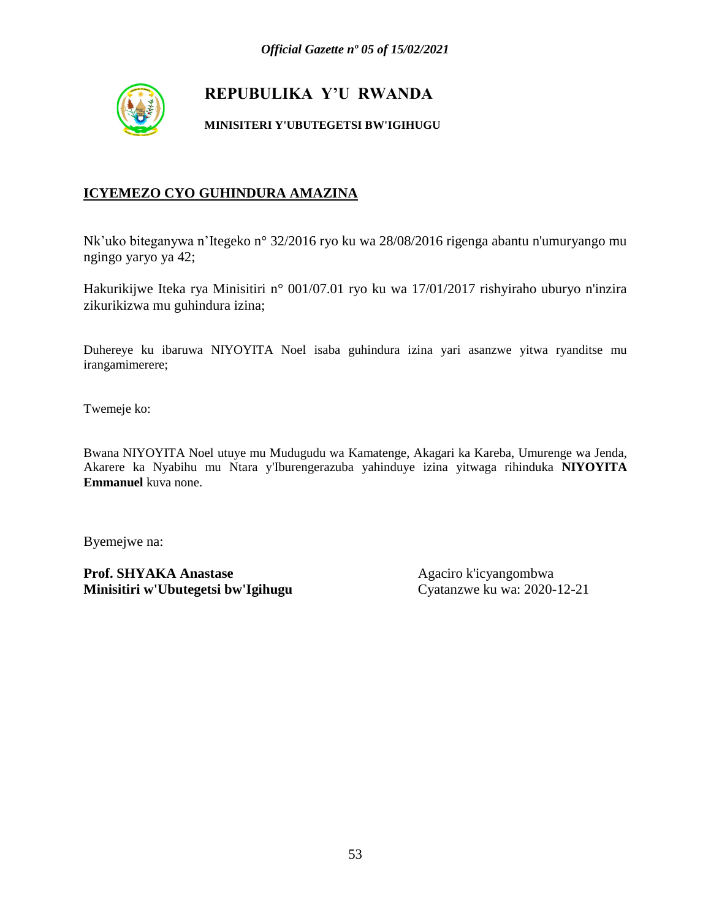**REPUBULIKA Y'U RWANDA**

**MINISITERI Y'UBUTEGETSI BW'IGIHUGU**

**ICYEMEZO CYO GUHINDURA AMAZINA**

Nk'uko biteganywa n'Itegeko n° 32/2016 ryo ku wa 28/08/2016 rigenga abantu n'umuryango mu ngingo yaryo ya 42;

Hakurikijwe Iteka rya Minisitiri n° 001/07.01 ryo ku wa 17/01/2017 rishyiraho uburyo n'inzira zikurikizwa mu guhindura izina;

Duhereye ku ibaruwa NIYOYITA Noel isaba guhindura izina yari asanzwe yitwa ryanditse mu irangamimerere;

Twemeje ko:

Bwana NIYOYITA Noel utuye mu Mudugudu wa Kamatenge, Akagari ka Kareba, Umurenge wa Jenda, Akarere ka Nyabihu mu Ntara y'Iburengerazuba yahinduye izina yitwaga rihinduka **NIYOYITA Emmanuel** kuva none.

Byemejwe na:

**Prof. SHYAKA Anastase**
**Minisitiri w'Ubutegetsi bw'Igihugu**

Agaciro k'icyangombwa
Cyatanzwe ku wa: 2020-12-21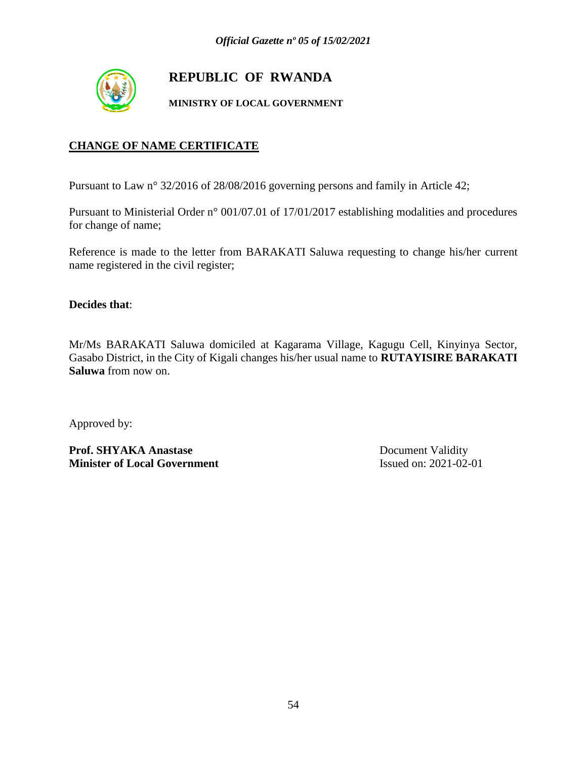# REPUBLIC OF RWANDA

**MINISTRY OF LOCAL GOVERNMENT**

## CHANGE OF NAME CERTIFICATE

Pursuant to Law n° 32/2016 of 28/08/2016 governing persons and family in Article 42;

Pursuant to Ministerial Order n° 001/07.01 of 17/01/2017 establishing modalities and procedures for change of name;

Reference is made to the letter from BARAKATI Saluwa requesting to change his/her current name registered in the civil register;

**Decides that**:

Mr/Ms BARAKATI Saluwa domiciled at Kagarama Village, Kagugu Cell, Kinyinya Sector, Gasabo District, in the City of Kigali changes his/her usual name to **RUTAYISIRE BARAKATI Saluwa** from now on.

Approved by:

**Prof. SHYAKA Anastase**
**Minister of Local Government**

Document Validity
Issued on: 2021-02-01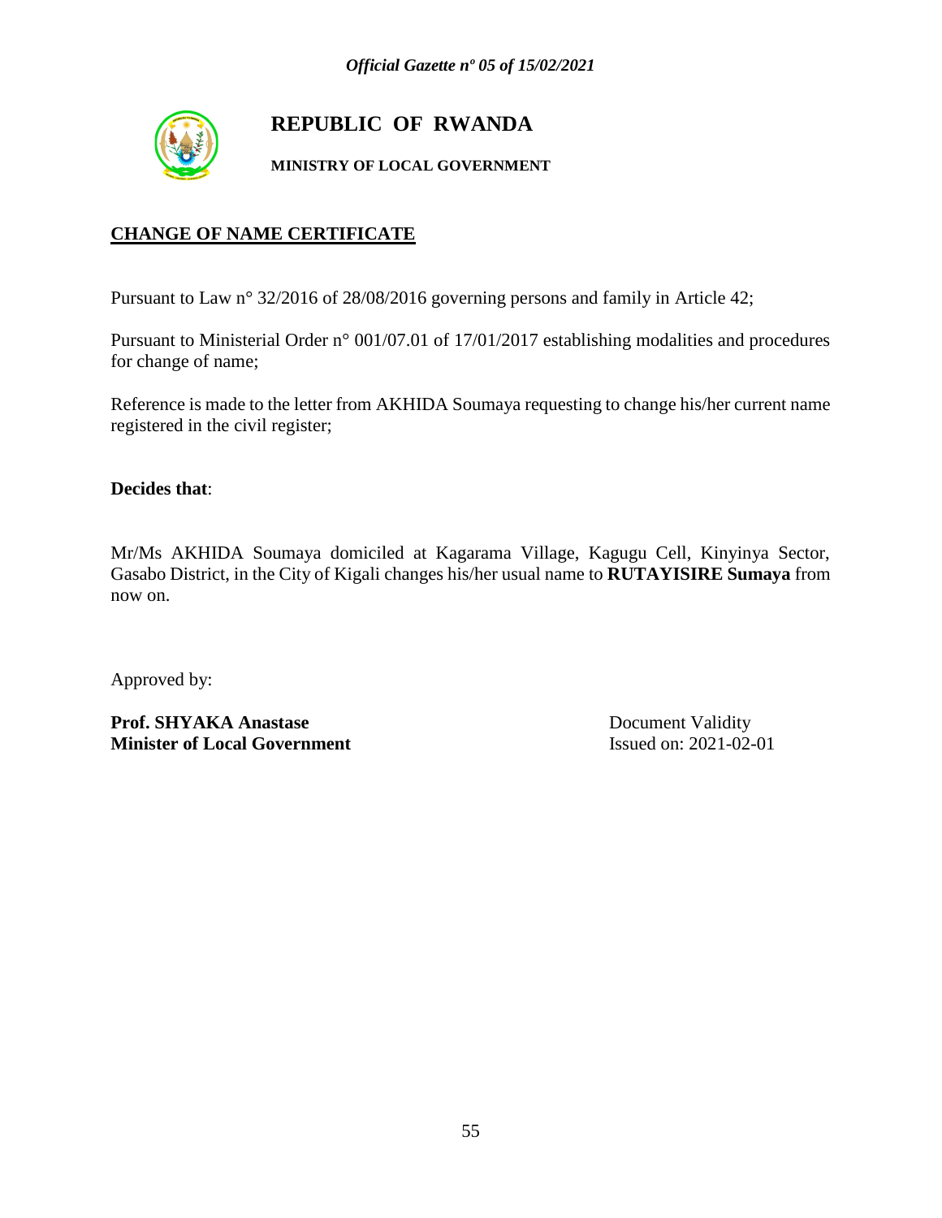# REPUBLIC OF RWANDA

**MINISTRY OF LOCAL GOVERNMENT**

## CHANGE OF NAME CERTIFICATE

Pursuant to Law n° 32/2016 of 28/08/2016 governing persons and family in Article 42;

Pursuant to Ministerial Order n° 001/07.01 of 17/01/2017 establishing modalities and procedures for change of name;

Reference is made to the letter from AKHIDA Soumaya requesting to change his/her current name registered in the civil register;

**Decides that**:

Mr/Ms AKHIDA Soumaya domiciled at Kagarama Village, Kagugu Cell, Kinyinya Sector, Gasabo District, in the City of Kigali changes his/her usual name to **RUTAYISIRE Sumaya** from now on.

Approved by:

**Prof. SHYAKA Anastase**
**Minister of Local Government**

Document Validity
Issued on: 2021-02-01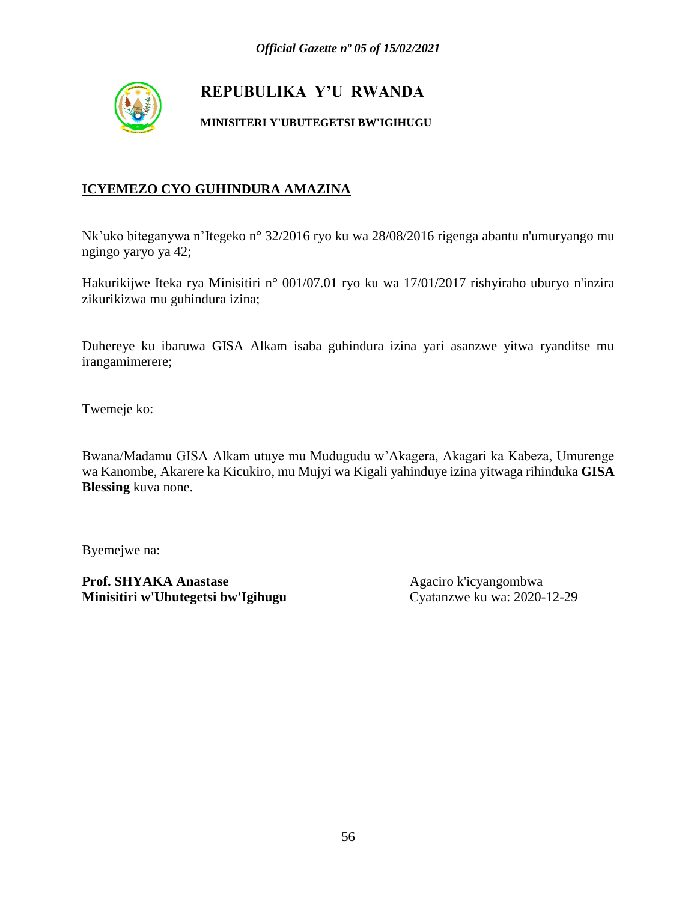# REPUBULIKA Y'U RWANDA

**MINISITERI Y'UBUTEGETSI BW'IGIHUGU**

## ICYEMEZO CYO GUHINDURA AMAZINA

Nk'uko biteganywa n'Itegeko n° 32/2016 ryo ku wa 28/08/2016 rigenga abantu n'umuryango mu ngingo yaryo ya 42;

Hakurikijwe Iteka rya Minisitiri n° 001/07.01 ryo ku wa 17/01/2017 rishyiraho uburyo n'inzira zikurikizwa mu guhindura izina;

Duhereye ku ibaruwa GISA Alkam isaba guhindura izina yari asanzwe yitwa ryanditse mu irangamimerere;

Twemeje ko:

Bwana/Madamu GISA Alkam utuye mu Mudugudu w'Akagera, Akagari ka Kabeza, Umurenge wa Kanombe, Akarere ka Kicukiro, mu Mujyi wa Kigali yahinduye izina yitwaga rihinduka **GISA Blessing** kuva none.

Byemejwe na:

**Prof. SHYAKA Anastase**
**Minisitiri w'Ubutegetsi bw'Igihugu**

Agaciro k'icyangombwa
Cyatanzwe ku wa: 2020-12-29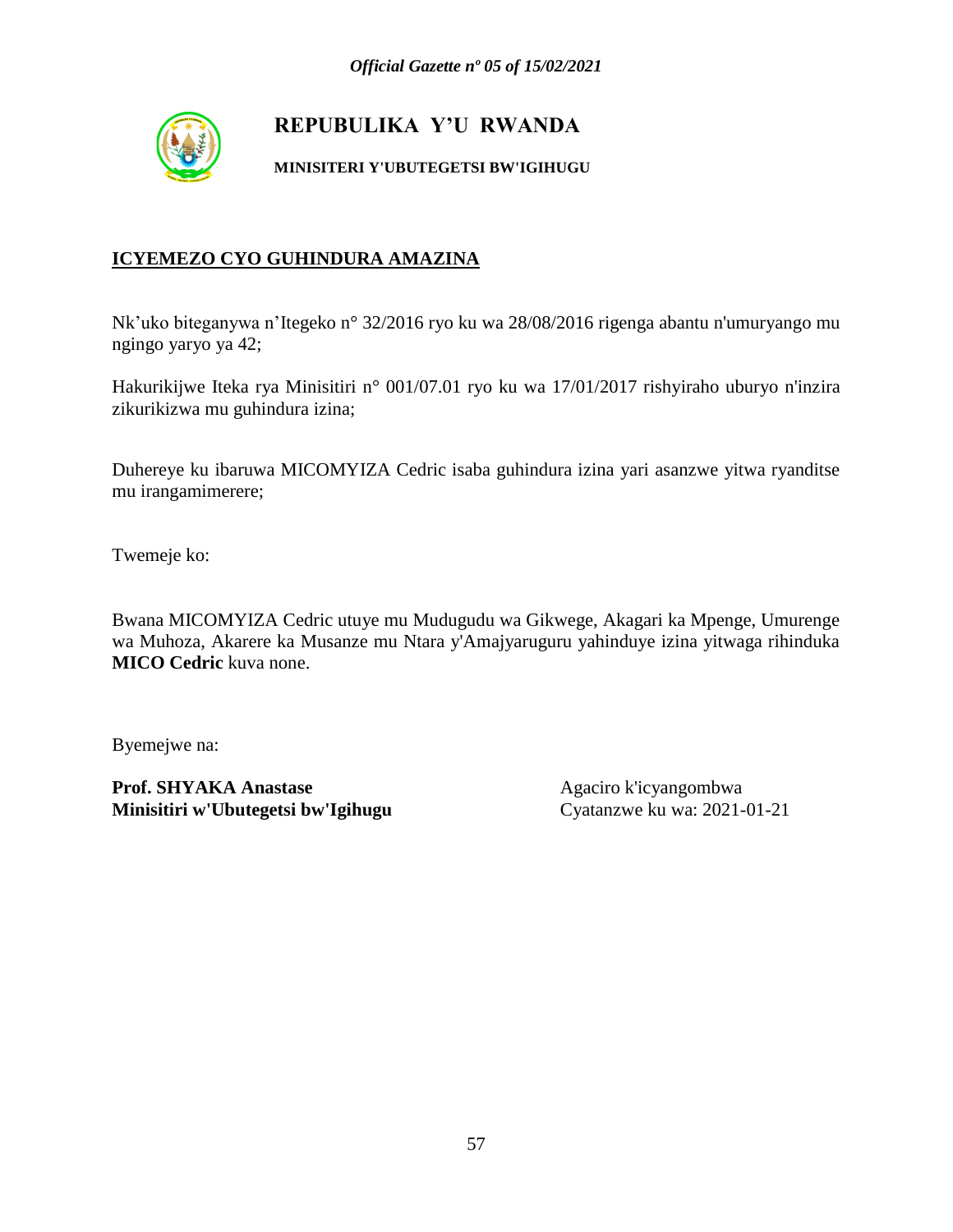# REPUBULIKA Y'U RWANDA

**MINISITERI Y'UBUTEGETSI BW'IGIHUGU**

## ICYEMEZO CYO GUHINDURA AMAZINA

Nk'uko biteganywa n'Itegeko n° 32/2016 ryo ku wa 28/08/2016 rigenga abantu n'umuryango mu ngingo yaryo ya 42;

Hakurikijwe Iteka rya Minisitiri n° 001/07.01 ryo ku wa 17/01/2017 rishyiraho uburyo n'inzira zikurikizwa mu guhindura izina;

Duhereye ku ibaruwa MICOMYIZA Cedric isaba guhindura izina yari asanzwe yitwa ryanditse mu irangamimerere;

Twemeje ko:

Bwana MICOMYIZA Cedric utuye mu Mudugudu wa Gikwege, Akagari ka Mpenge, Umurenge wa Muhoza, Akarere ka Musanze mu Ntara y'Amajyaruguru yahinduye izina yitwaga rihinduka **MICO Cedric** kuva none.

Byemejwe na:

**Prof. SHYAKA Anastase**
**Minisitiri w'Ubutegetsi bw'Igihugu**

Agaciro k'icyangombwa
Cyatanzwe ku wa: 2021-01-21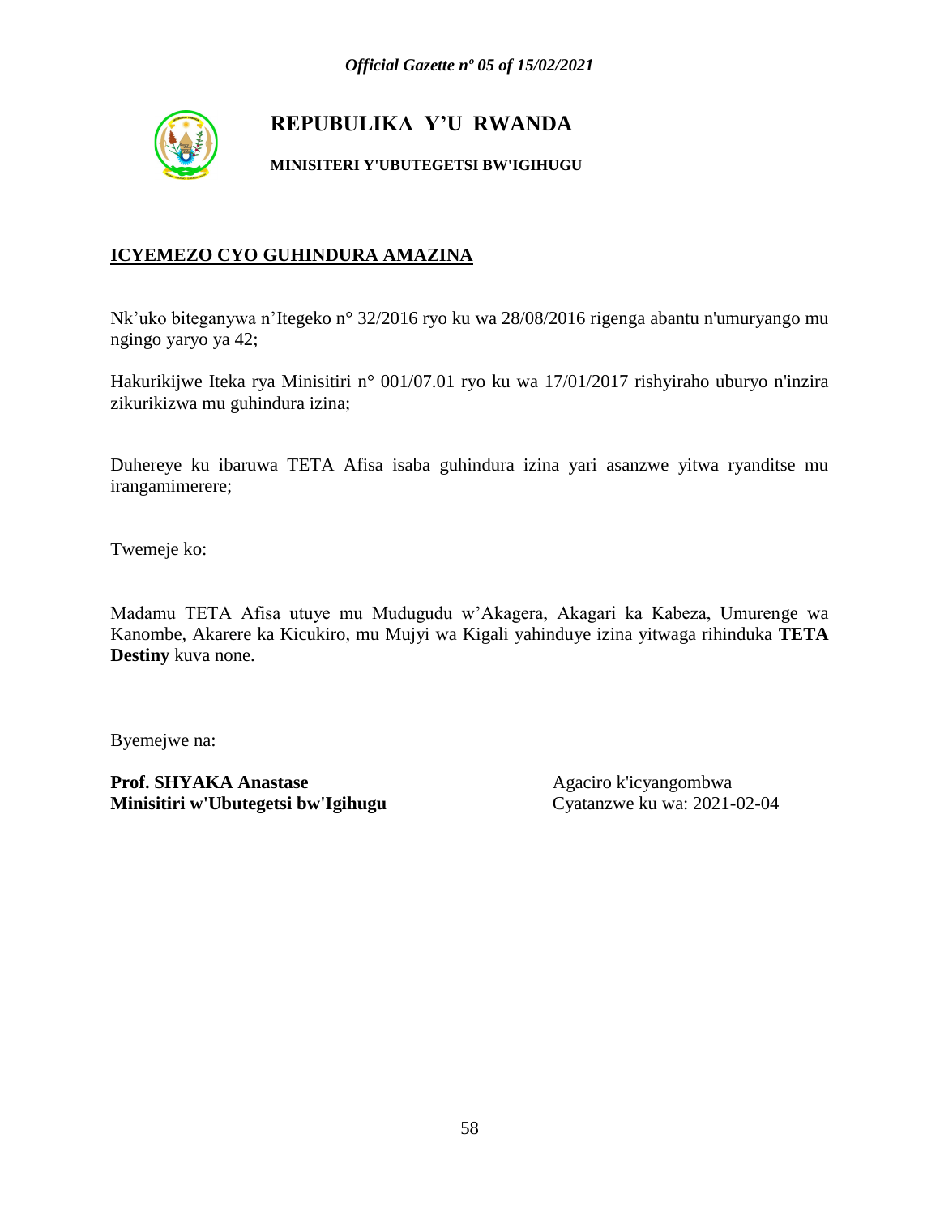# REPUBULIKA Y'U RWANDA

**MINISITERI Y'UBUTEGETSI BW'IGIHUGU**

## ICYEMEZO CYO GUHINDURA AMAZINA

Nk'uko biteganywa n'Itegeko n° 32/2016 ryo ku wa 28/08/2016 rigenga abantu n'umuryango mu ngingo yaryo ya 42;

Hakurikijwe Iteka rya Minisitiri n° 001/07.01 ryo ku wa 17/01/2017 rishyiraho uburyo n'inzira zikurikizwa mu guhindura izina;

Duhereye ku ibaruwa TETA Afisa isaba guhindura izina yari asanzwe yitwa ryanditse mu irangamimerere;

Twemeje ko:

Madamu TETA Afisa utuye mu Mudugudu w'Akagera, Akagari ka Kabeza, Umurenge wa Kanombe, Akarere ka Kicukiro, mu Mujyi wa Kigali yahinduye izina yitwaga rihinduka **TETA Destiny** kuva none.

Byemejwe na:

**Prof. SHYAKA Anastase**
**Minisitiri w'Ubutegetsi bw'Igihugu**

Agaciro k'icyangombwa
Cyatanzwe ku wa: 2021-02-04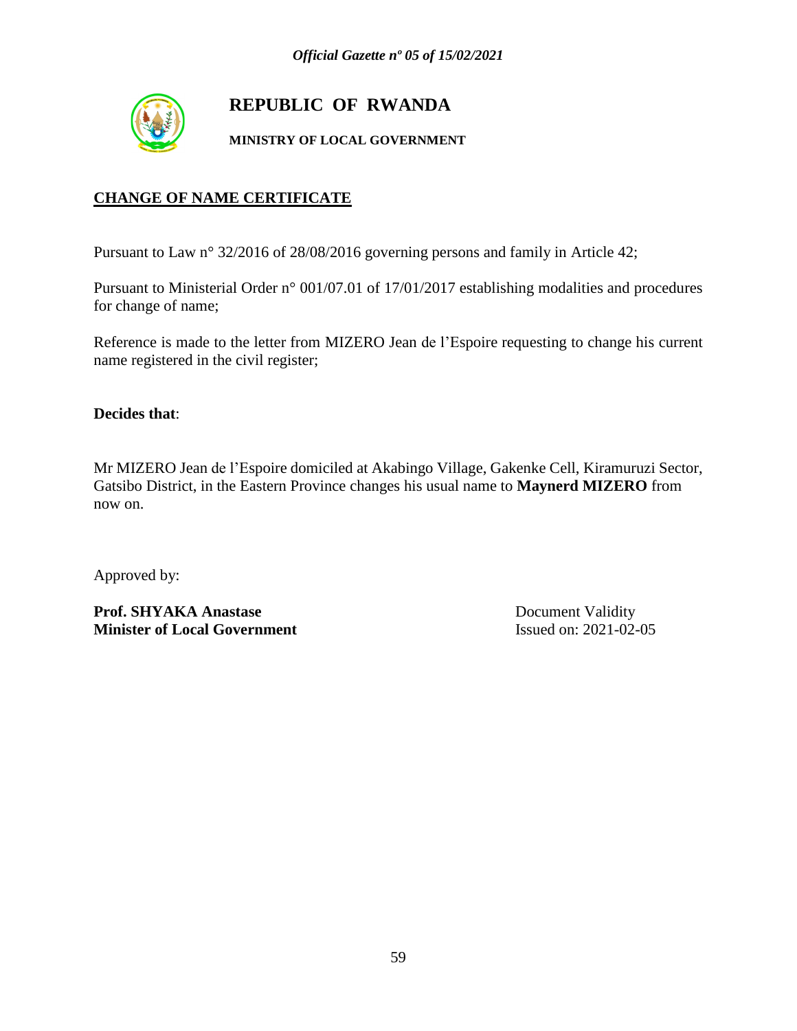# REPUBLIC OF RWANDA

**MINISTRY OF LOCAL GOVERNMENT**

## CHANGE OF NAME CERTIFICATE

Pursuant to Law n° 32/2016 of 28/08/2016 governing persons and family in Article 42;

Pursuant to Ministerial Order n° 001/07.01 of 17/01/2017 establishing modalities and procedures for change of name;

Reference is made to the letter from MIZERO Jean de l'Espoire requesting to change his current name registered in the civil register;

**Decides that**:

Mr MIZERO Jean de l'Espoire domiciled at Akabingo Village, Gakenke Cell, Kiramuruzi Sector, Gatsibo District, in the Eastern Province changes his usual name to **Maynerd MIZERO** from now on.

Approved by:

**Prof. SHYAKA Anastase**
**Minister of Local Government**

Document Validity
Issued on: 2021-02-05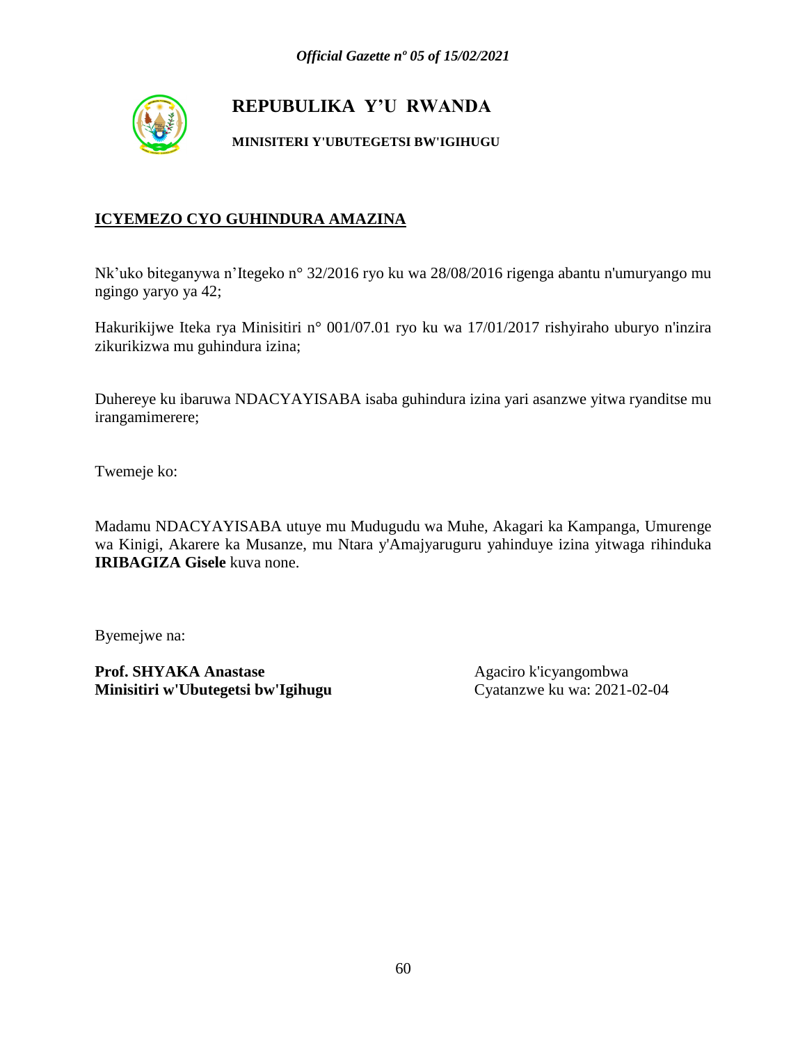# REPUBULIKA Y'U RWANDA

**MINISITERI Y'UBUTEGETSI BW'IGIHUGU**

## ICYEMEZO CYO GUHINDURA AMAZINA

Nk'uko biteganywa n'Itegeko n° 32/2016 ryo ku wa 28/08/2016 rigenga abantu n'umuryango mu ngingo yaryo ya 42;

Hakurikijwe Iteka rya Minisitiri n° 001/07.01 ryo ku wa 17/01/2017 rishyiraho uburyo n'inzira zikurikizwa mu guhindura izina;

Duhereye ku ibaruwa NDACYAYISABA isaba guhindura izina yari asanzwe yitwa ryanditse mu irangamimerere;

Twemeje ko:

Madamu NDACYAYISABA utuye mu Mudugudu wa Muhe, Akagari ka Kampanga, Umurenge wa Kinigi, Akarere ka Musanze, mu Ntara y'Amajyaruguru yahinduye izina yitwaga rihinduka **IRIBAGIZA Gisele** kuva none.

Byemejwe na:

**Prof. SHYAKA Anastase**
**Minisitiri w'Ubutegetsi bw'Igihugu**

Agaciro k'icyangombwa
Cyatanzwe ku wa: 2021-02-04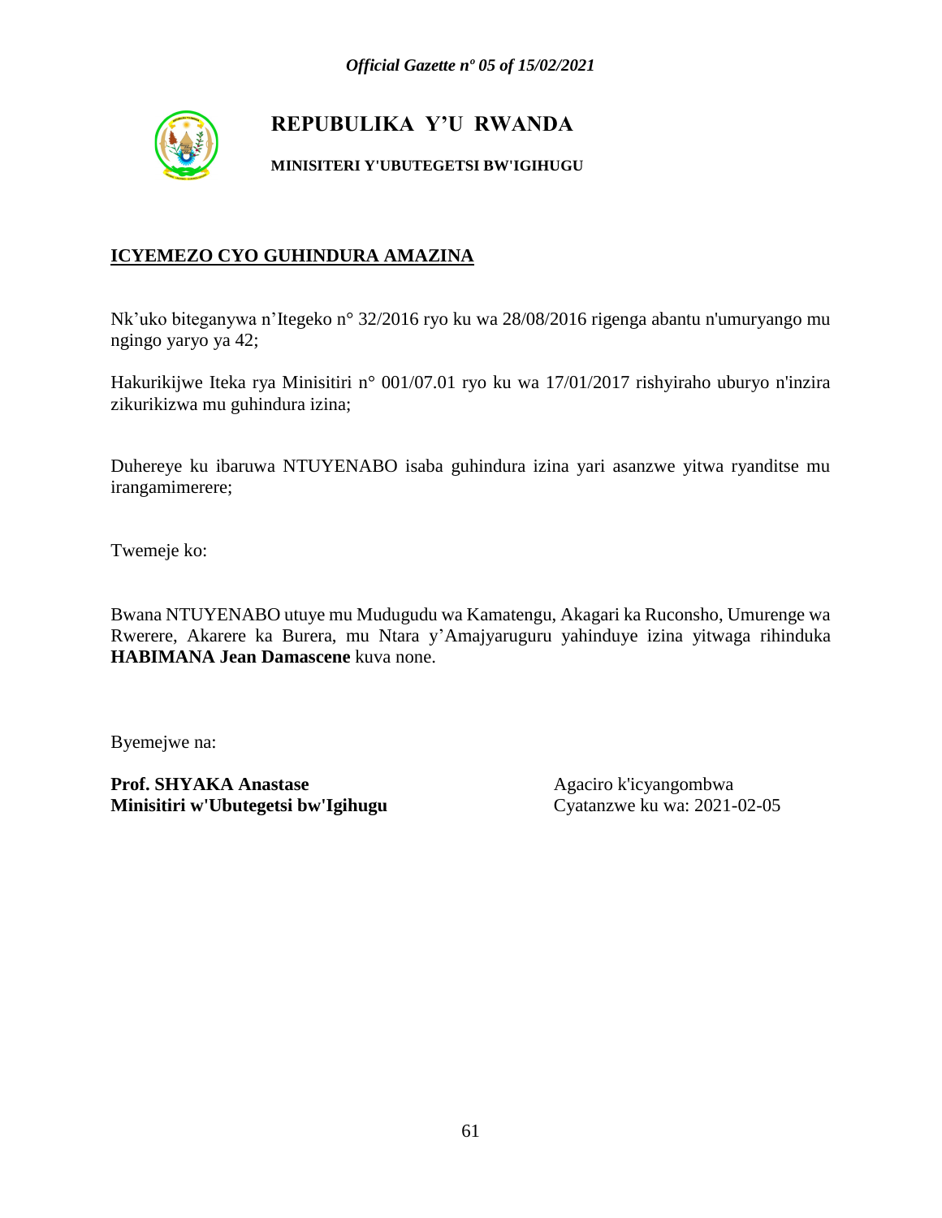**REPUBULIKA Y'U RWANDA**

**MINISITERI Y'UBUTEGETSI BW'IGIHUGU**

**ICYEMEZO CYO GUHINDURA AMAZINA**

Nk'uko biteganywa n'Itegeko n° 32/2016 ryo ku wa 28/08/2016 rigenga abantu n'umuryango mu ngingo yaryo ya 42;

Hakurikijwe Iteka rya Minisitiri n° 001/07.01 ryo ku wa 17/01/2017 rishyiraho uburyo n'inzira zikurikizwa mu guhindura izina;

Duhereye ku ibaruwa NTUYENABO isaba guhindura izina yari asanzwe yitwa ryanditse mu irangamimerere;

Twemeje ko:

Bwana NTUYENABO utuye mu Mudugudu wa Kamatengu, Akagari ka Ruconsho, Umurenge wa Rwerere, Akarere ka Burera, mu Ntara y'Amajyaruguru yahinduye izina yitwaga rihinduka **HABIMANA Jean Damascene** kuva none.

Byemejwe na:

**Prof. SHYAKA Anastase**
**Minisitiri w'Ubutegetsi bw'Igihugu**

Agaciro k'icyangombwa
Cyatanzwe ku wa: 2021-02-05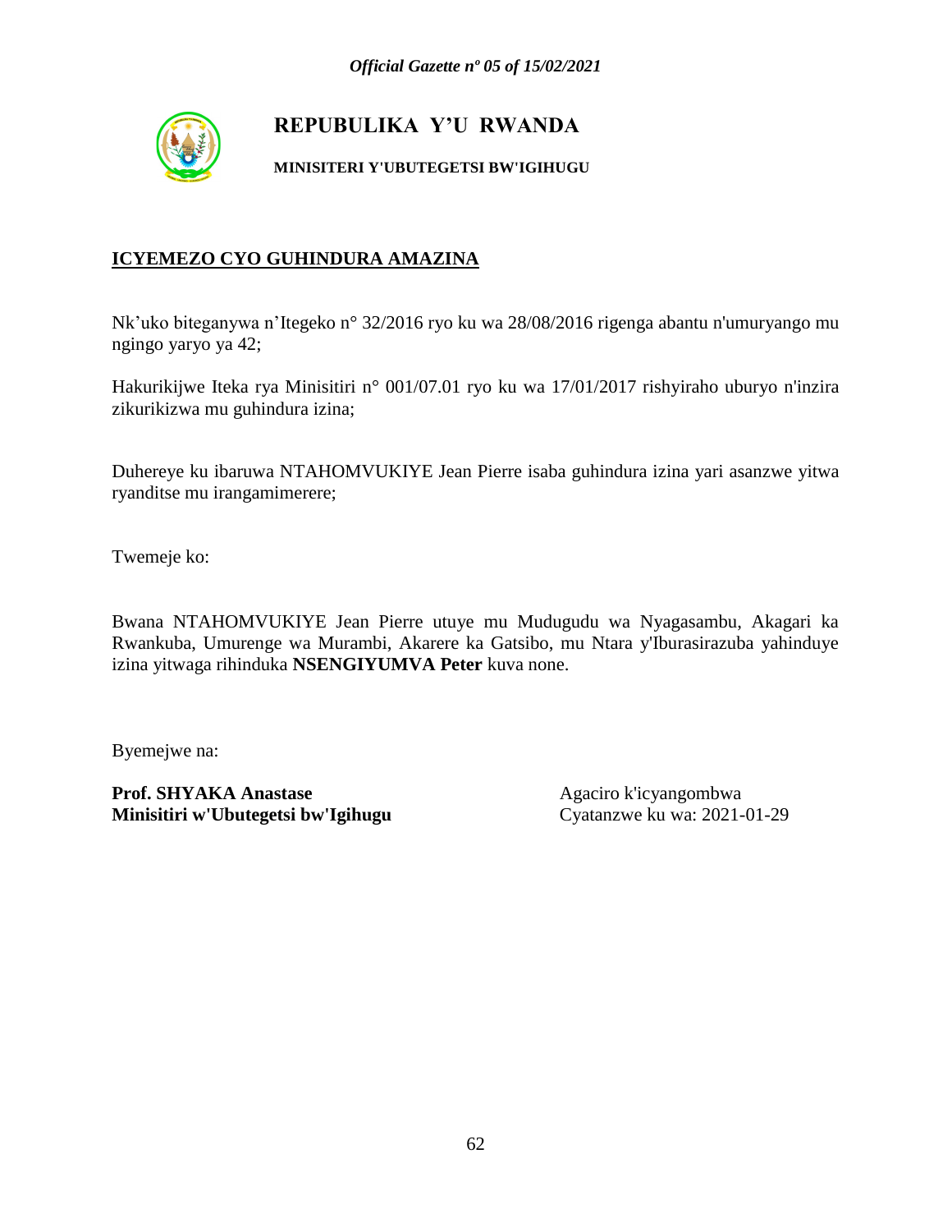**REPUBULIKA Y'U RWANDA**

**MINISITERI Y'UBUTEGETSI BW'IGIHUGU**

**ICYEMEZO CYO GUHINDURA AMAZINA**

Nk'uko biteganywa n'Itegeko n° 32/2016 ryo ku wa 28/08/2016 rigenga abantu n'umuryango mu ngingo yaryo ya 42;

Hakurikijwe Iteka rya Minisitiri n° 001/07.01 ryo ku wa 17/01/2017 rishyiraho uburyo n'inzira zikurikizwa mu guhindura izina;

Duhereye ku ibaruwa NTAHOMVUKIYE Jean Pierre isaba guhindura izina yari asanzwe yitwa ryanditse mu irangamimerere;

Twemeje ko:

Bwana NTAHOMVUKIYE Jean Pierre utuye mu Mudugudu wa Nyagasambu, Akagari ka Rwankuba, Umurenge wa Murambi, Akarere ka Gatsibo, mu Ntara y'Iburasirazuba yahinduye izina yitwaga rihinduka **NSENGIYUMVA Peter** kuva none.

Byemejwe na:

**Prof. SHYAKA Anastase**
**Minisitiri w'Ubutegetsi bw'Igihugu**

Agaciro k'icyangombwa
Cyatanzwe ku wa: 2021-01-29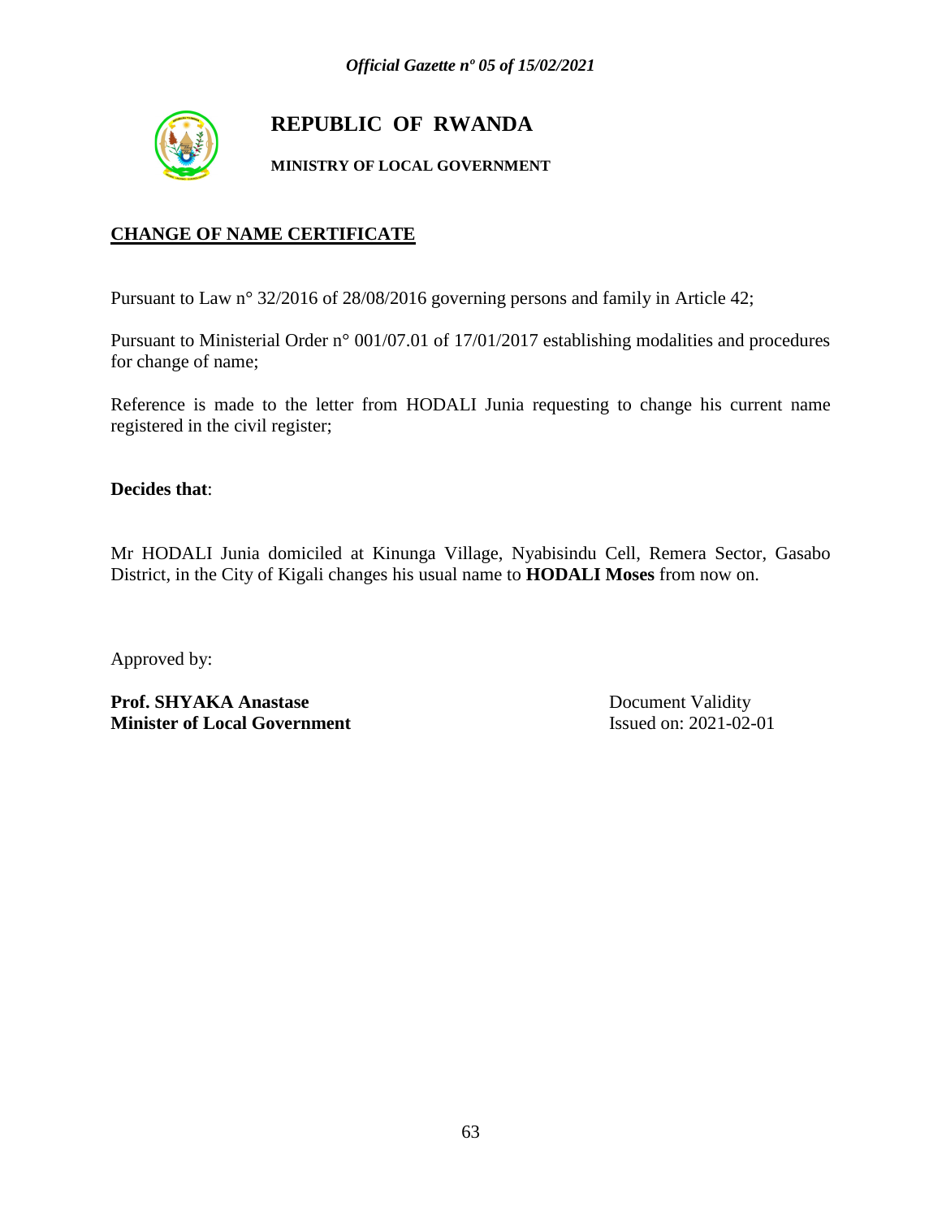# REPUBLIC OF RWANDA

**MINISTRY OF LOCAL GOVERNMENT**

## CHANGE OF NAME CERTIFICATE

Pursuant to Law n° 32/2016 of 28/08/2016 governing persons and family in Article 42;

Pursuant to Ministerial Order n° 001/07.01 of 17/01/2017 establishing modalities and procedures for change of name;

Reference is made to the letter from HODALI Junia requesting to change his current name registered in the civil register;

**Decides that**:

Mr HODALI Junia domiciled at Kinunga Village, Nyabisindu Cell, Remera Sector, Gasabo District, in the City of Kigali changes his usual name to **HODALI Moses** from now on.

Approved by:

**Prof. SHYAKA Anastase**
**Minister of Local Government**

Document Validity
Issued on: 2021-02-01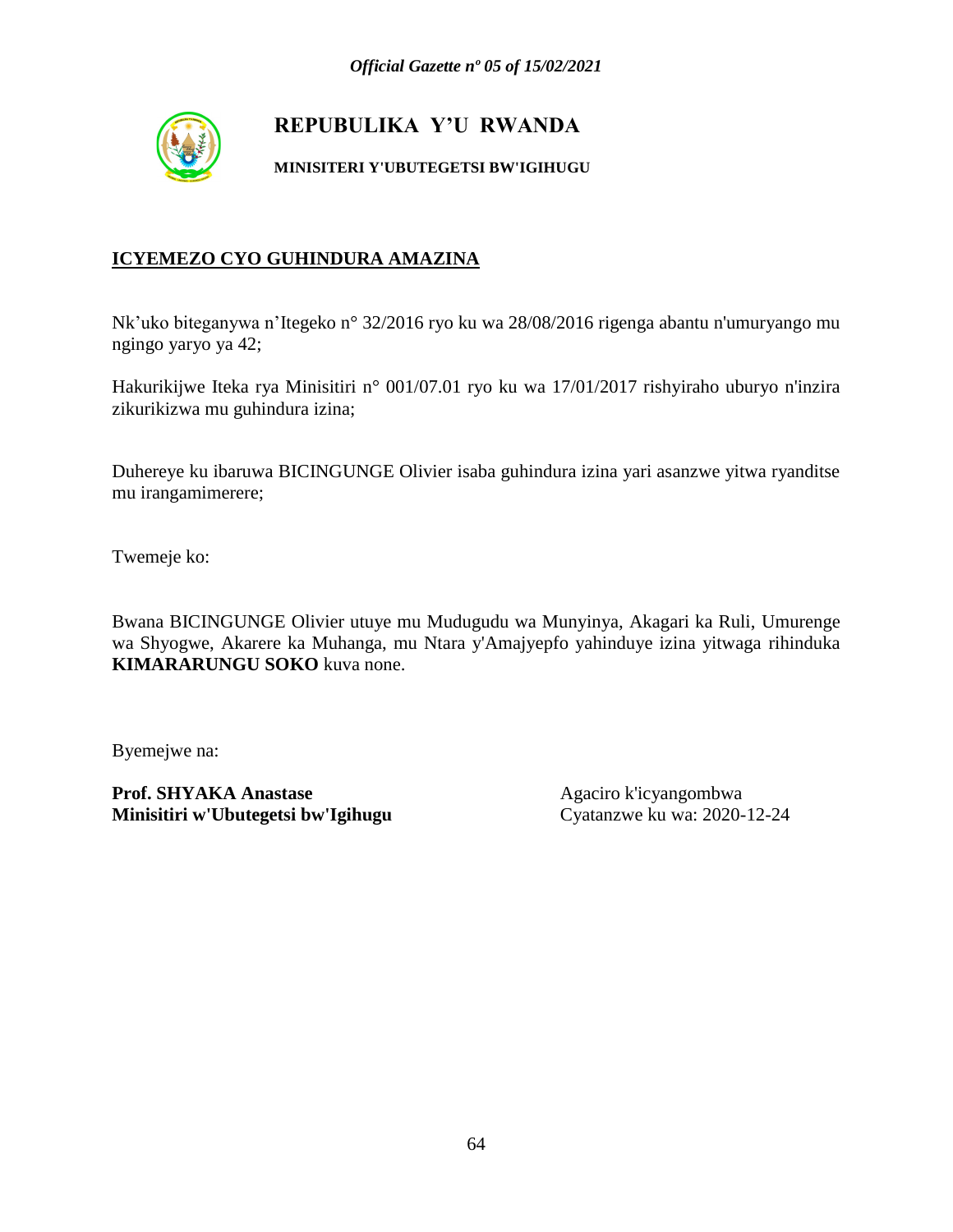# REPUBULIKA Y'U RWANDA

**MINISITERI Y'UBUTEGETSI BW'IGIHUGU**

## ICYEMEZO CYO GUHINDURA AMAZINA

Nk'uko biteganywa n'Itegeko n° 32/2016 ryo ku wa 28/08/2016 rigenga abantu n'umuryango mu ngingo yaryo ya 42;

Hakurikijwe Iteka rya Minisitiri n° 001/07.01 ryo ku wa 17/01/2017 rishyiraho uburyo n'inzira zikurikizwa mu guhindura izina;

Duhereye ku ibaruwa BICINGUNGE Olivier isaba guhindura izina yari asanzwe yitwa ryanditse mu irangamimerere;

Twemeje ko:

Bwana BICINGUNGE Olivier utuye mu Mudugudu wa Munyinya, Akagari ka Ruli, Umurenge wa Shyogwe, Akarere ka Muhanga, mu Ntara y'Amajyepfo yahinduye izina yitwaga rihinduka **KIMARARUNGU SOKO** kuva none.

Byemejwe na:

**Prof. SHYAKA Anastase**
**Minisitiri w'Ubutegetsi bw'Igihugu**

Agaciro k'icyangombwa
Cyatanzwe ku wa: 2020-12-24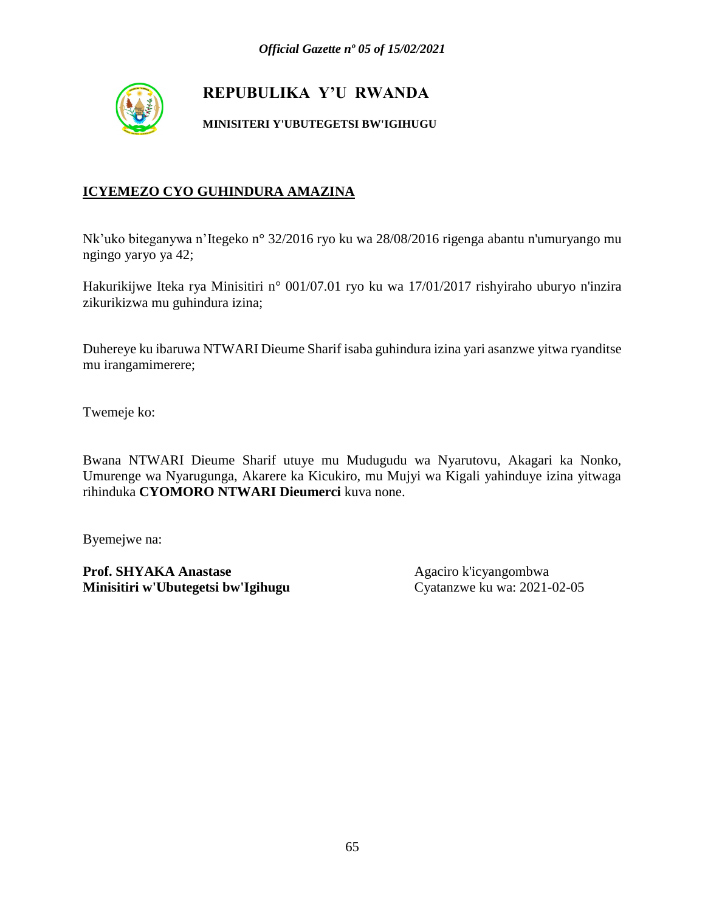# REPUBULIKA Y'U RWANDA

**MINISITERI Y'UBUTEGETSI BW'IGIHUGU**

## ICYEMEZO CYO GUHINDURA AMAZINA

Nk'uko biteganywa n'Itegeko n° 32/2016 ryo ku wa 28/08/2016 rigenga abantu n'umuryango mu ngingo yaryo ya 42;

Hakurikijwe Iteka rya Minisitiri n° 001/07.01 ryo ku wa 17/01/2017 rishyiraho uburyo n'inzira zikurikizwa mu guhindura izina;

Duhereye ku ibaruwa NTWARI Dieume Sharif isaba guhindura izina yari asanzwe yitwa ryanditse mu irangamimerere;

Twemeje ko:

Bwana NTWARI Dieume Sharif utuye mu Mudugudu wa Nyarutovu, Akagari ka Nonko, Umurenge wa Nyarugunga, Akarere ka Kicukiro, mu Mujyi wa Kigali yahinduye izina yitwaga rihinduka **CYOMORO NTWARI Dieumerci** kuva none.

Byemejwe na:

**Prof. SHYAKA Anastase**
**Minisitiri w'Ubutegetsi bw'Igihugu**

Agaciro k'icyangombwa
Cyatanzwe ku wa: 2021-02-05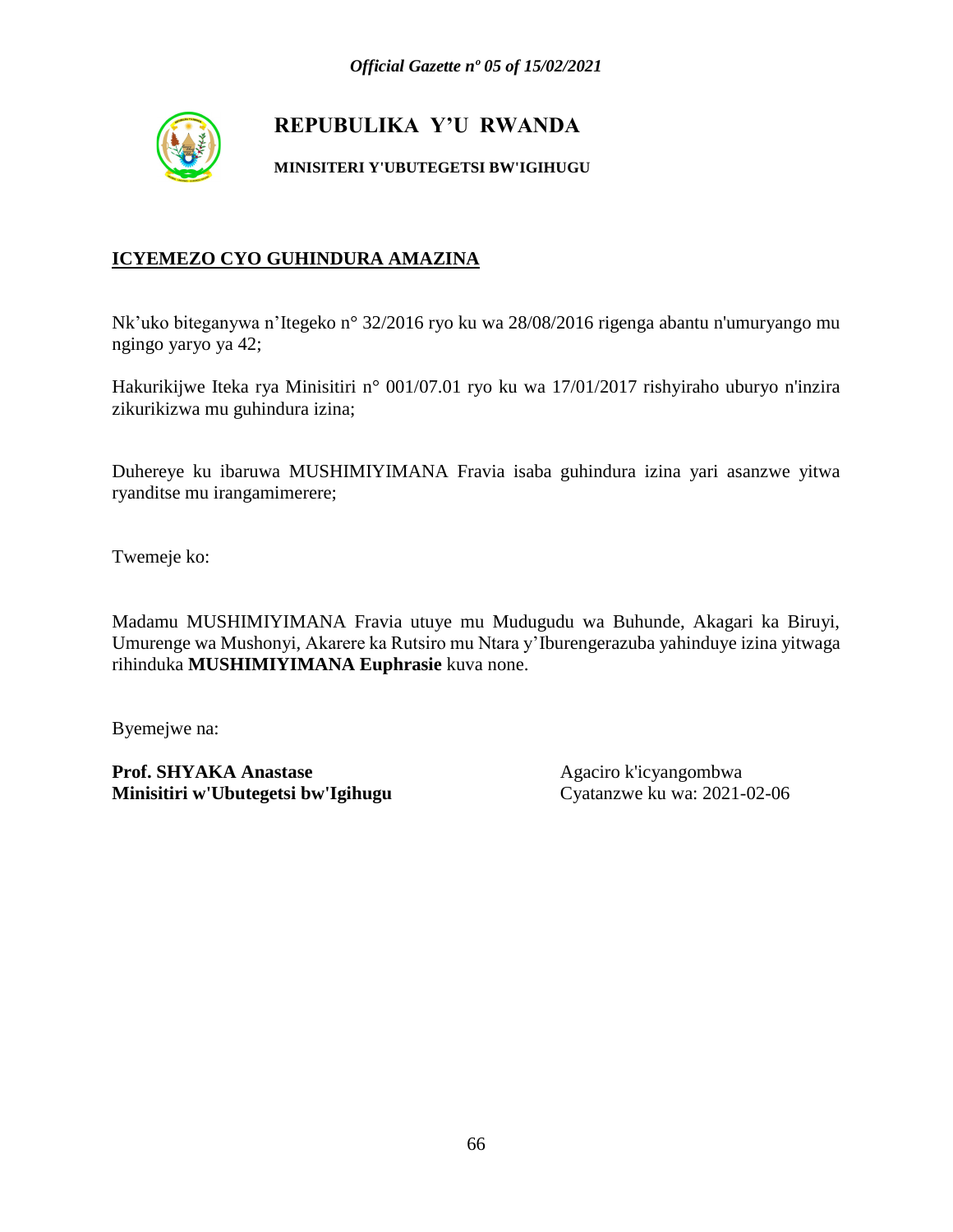# REPUBULIKA Y'U RWANDA

**MINISITERI Y'UBUTEGETSI BW'IGIHUGU**

## ICYEMEZO CYO GUHINDURA AMAZINA

Nk'uko biteganywa n'Itegeko n° 32/2016 ryo ku wa 28/08/2016 rigenga abantu n'umuryango mu ngingo yaryo ya 42;

Hakurikijwe Iteka rya Minisitiri n° 001/07.01 ryo ku wa 17/01/2017 rishyiraho uburyo n'inzira zikurikizwa mu guhindura izina;

Duhereye ku ibaruwa MUSHIMIYIMANA Fravia isaba guhindura izina yari asanzwe yitwa ryanditse mu irangamimerere;

Twemeje ko:

Madamu MUSHIMIYIMANA Fravia utuye mu Mudugudu wa Buhunde, Akagari ka Biruyi, Umurenge wa Mushonyi, Akarere ka Rutsiro mu Ntara y'Iburengerazuba yahinduye izina yitwaga rihinduka **MUSHIMIYIMANA Euphrasie** kuva none.

Byemejwe na:

**Prof. SHYAKA Anastase**
**Minisitiri w'Ubutegetsi bw'Igihugu**

Agaciro k'icyangombwa
Cyatanzwe ku wa: 2021-02-06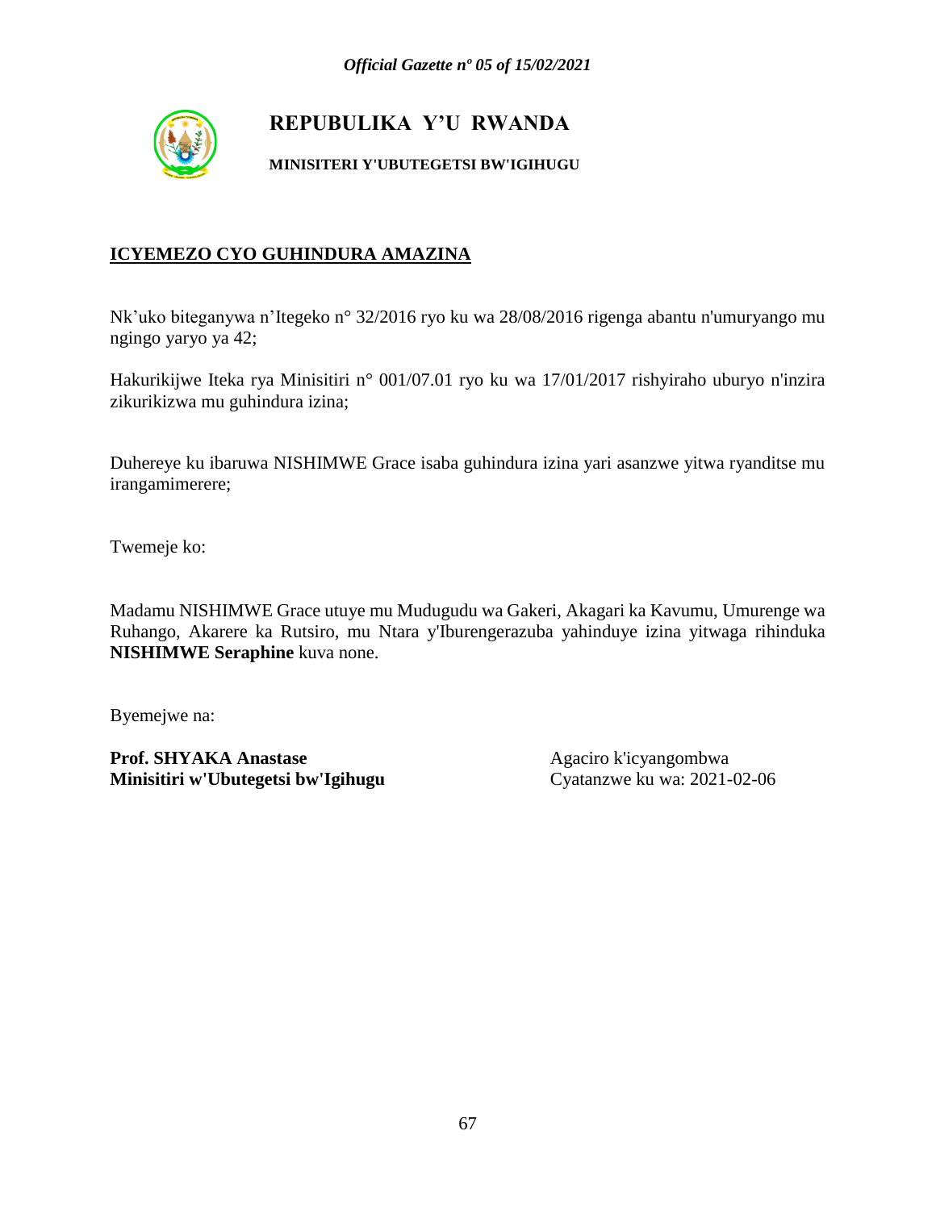**REPUBULIKA Y'U RWANDA**

**MINISITERI Y'UBUTEGETSI BW'IGIHUGU**

**ICYEMEZO CYO GUHINDURA AMAZINA**

Nk'uko biteganywa n'Itegeko n° 32/2016 ryo ku wa 28/08/2016 rigenga abantu n'umuryango mu ngingo yaryo ya 42;

Hakurikijwe Iteka rya Minisitiri n° 001/07.01 ryo ku wa 17/01/2017 rishyiraho uburyo n'inzira zikurikizwa mu guhindura izina;

Duhereye ku ibaruwa NISHIMWE Grace isaba guhindura izina yari asanzwe yitwa ryanditse mu irangamimerere;

Twemeje ko:

Madamu NISHIMWE Grace utuye mu Mudugudu wa Gakeri, Akagari ka Kavumu, Umurenge wa Ruhango, Akarere ka Rutsiro, mu Ntara y'Iburengerazuba yahinduye izina yitwaga rihinduka **NISHIMWE Seraphine** kuva none.

Byemejwe na:

**Prof. SHYAKA Anastase**
**Minisitiri w'Ubutegetsi bw'Igihugu**

Agaciro k'icyangombwa
Cyatanzwe ku wa: 2021-02-06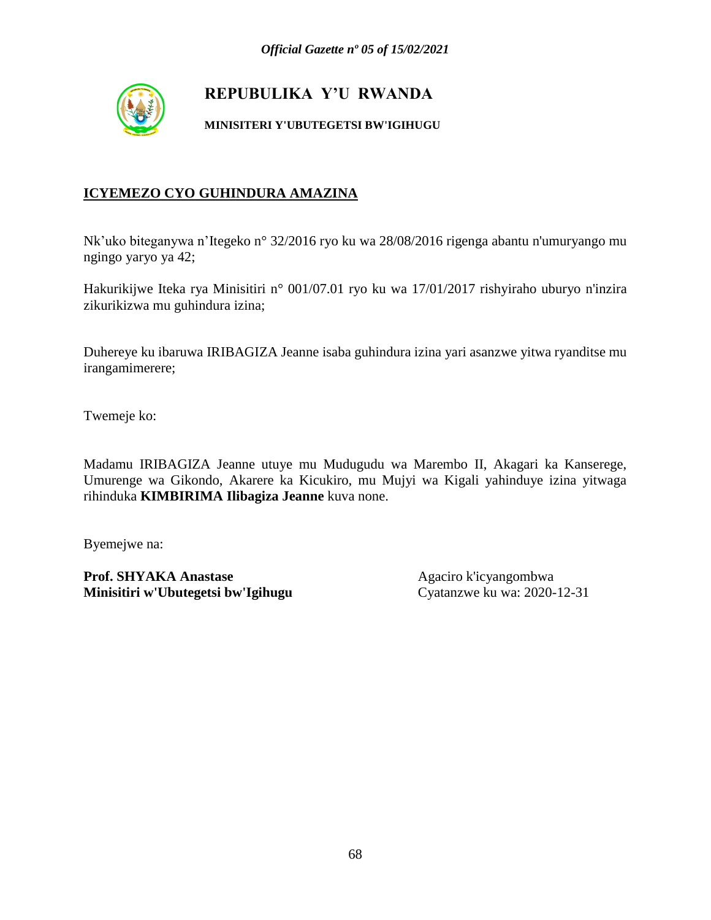# REPUBULIKA Y'U RWANDA

**MINISITERI Y'UBUTEGETSI BW'IGIHUGU**

## ICYEMEZO CYO GUHINDURA AMAZINA

Nk'uko biteganywa n'Itegeko n° 32/2016 ryo ku wa 28/08/2016 rigenga abantu n'umuryango mu ngingo yaryo ya 42;

Hakurikijwe Iteka rya Minisitiri n° 001/07.01 ryo ku wa 17/01/2017 rishyiraho uburyo n'inzira zikurikizwa mu guhindura izina;

Duhereye ku ibaruwa IRIBAGIZA Jeanne isaba guhindura izina yari asanzwe yitwa ryanditse mu irangamimerere;

Twemeje ko:

Madamu IRIBAGIZA Jeanne utuye mu Mudugudu wa Marembo II, Akagari ka Kanserege, Umurenge wa Gikondo, Akarere ka Kicukiro, mu Mujyi wa Kigali yahinduye izina yitwaga rihinduka **KIMBIRIMA Ilibagiza Jeanne** kuva none.

Byemejwe na:

**Prof. SHYAKA Anastase**
**Minisitiri w'Ubutegetsi bw'Igihugu**

Agaciro k'icyangombwa
Cyatanzwe ku wa: 2020-12-31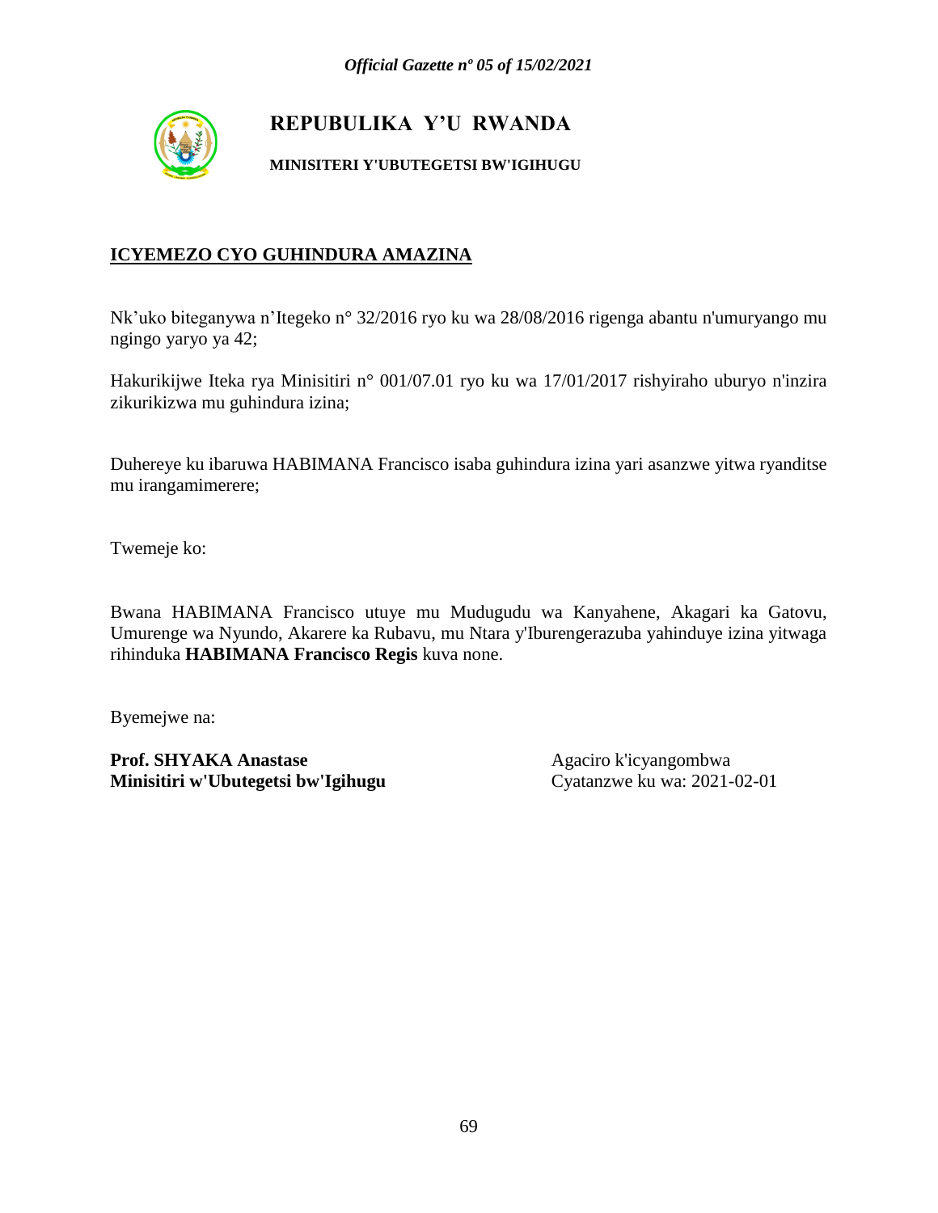**REPUBULIKA Y'U RWANDA**

**MINISITERI Y'UBUTEGETSI BW'IGIHUGU**

## ICYEMEZO CYO GUHINDURA AMAZINA

Nk'uko biteganywa n'Itegeko n° 32/2016 ryo ku wa 28/08/2016 rigenga abantu n'umuryango mu ngingo yaryo ya 42;

Hakurikijwe Iteka rya Minisitiri n° 001/07.01 ryo ku wa 17/01/2017 rishyiraho uburyo n'inzira zikurikizwa mu guhindura izina;

Duhereye ku ibaruwa HABIMANA Francisco isaba guhindura izina yari asanzwe yitwa ryanditse mu irangamimerere;

Twemeje ko:

Bwana HABIMANA Francisco utuye mu Mudugudu wa Kanyahene, Akagari ka Gatovu, Umurenge wa Nyundo, Akarere ka Rubavu, mu Ntara y'Iburengerazuba yahinduye izina yitwaga rihinduka **HABIMANA Francisco Regis** kuva none.

Byemejwe na:

**Prof. SHYAKA Anastase**
**Minisitiri w'Ubutegetsi bw'Igihugu**

Agaciro k'icyangombwa
Cyatanzwe ku wa: 2021-02-01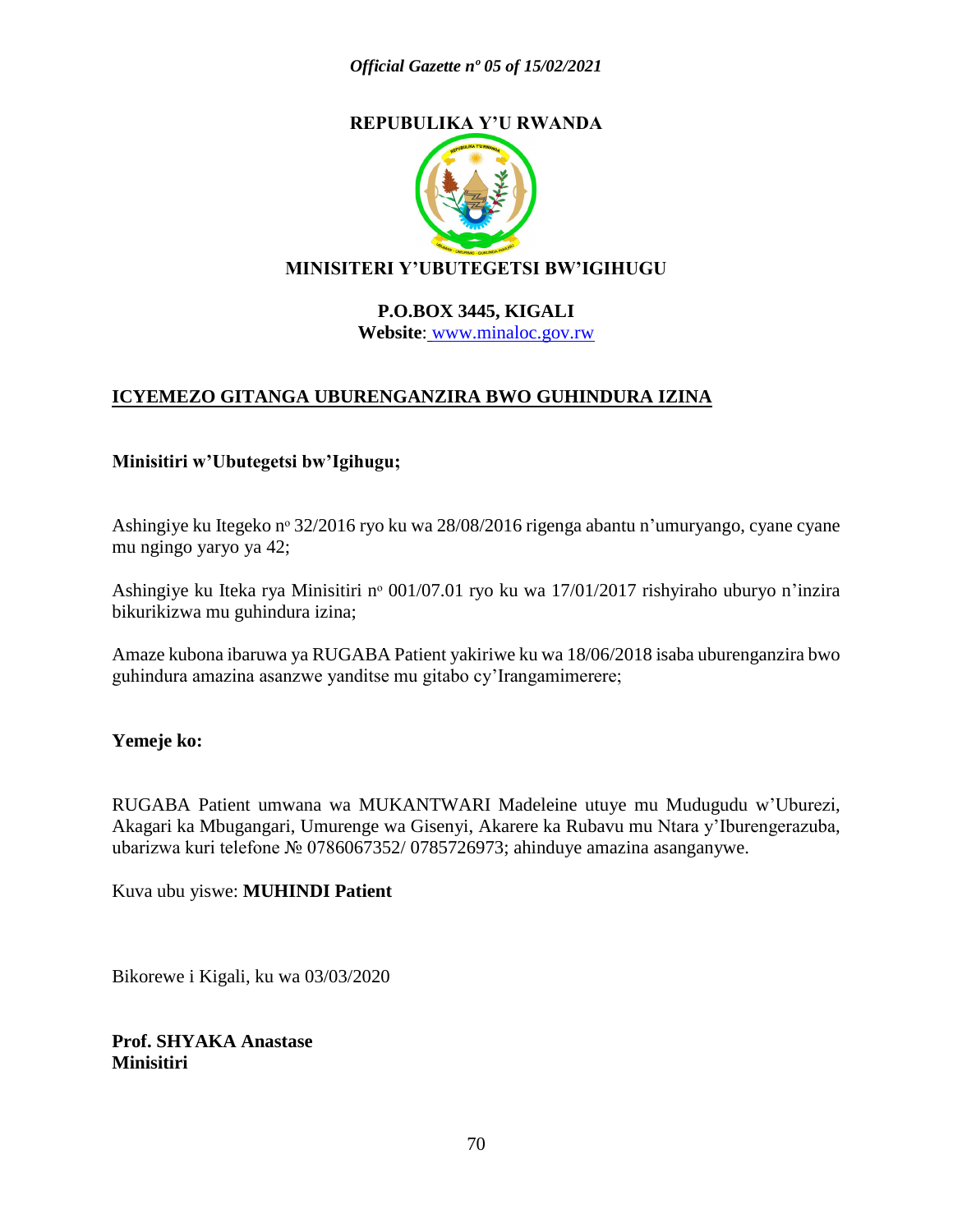**REPUBLIKA Y'U RWANDA**

**MINISITERI Y'UBUTEGETSI BW'IGIHUGU**

**P.O.BOX 3445, KIGALI**
**Website**: www.minaloc.gov.rw

## ICYEMEZO GITANGA UBURENGANZIRA BWO GUHINDURA IZINA

**Minisitiri w'Ubutegetsi bw'Igihugu;**

Ashingiye ku Itegeko nº 32/2016 ryo ku wa 28/08/2016 rigenga abantu n'umuryango, cyane cyane mu ngingo yaryo ya 42;

Ashingiye ku Iteka rya Minisitiri nº 001/07.01 ryo ku wa 17/01/2017 rishyiraho uburyo n'inzira bikurikizwa mu guhindura izina;

Amaze kubona ibaruwa ya RUGABA Patient yakiriwe ku wa 18/06/2018 isaba uburenganzira bwo guhindura amazina asanzwe yanditse mu gitabo cy'Irangamimerere;

**Yemeje ko:**

RUGABA Patient umwana wa MUKANTWARI Madeleine utuye mu Mudugudu w'Uburezi, Akagari ka Mbugangari, Umurenge wa Gisenyi, Akarere ka Rubavu mu Ntara y'Iburengerazuba, ubarizwa kuri telefone № 0786067352/ 0785726973; ahinduye amazina asanganywe.

Kuva ubu yiswe: **MUHINDI Patient**

Bikorewe i Kigali, ku wa 03/03/2020

**Prof. SHYAKA Anastase**
**Minisitiri**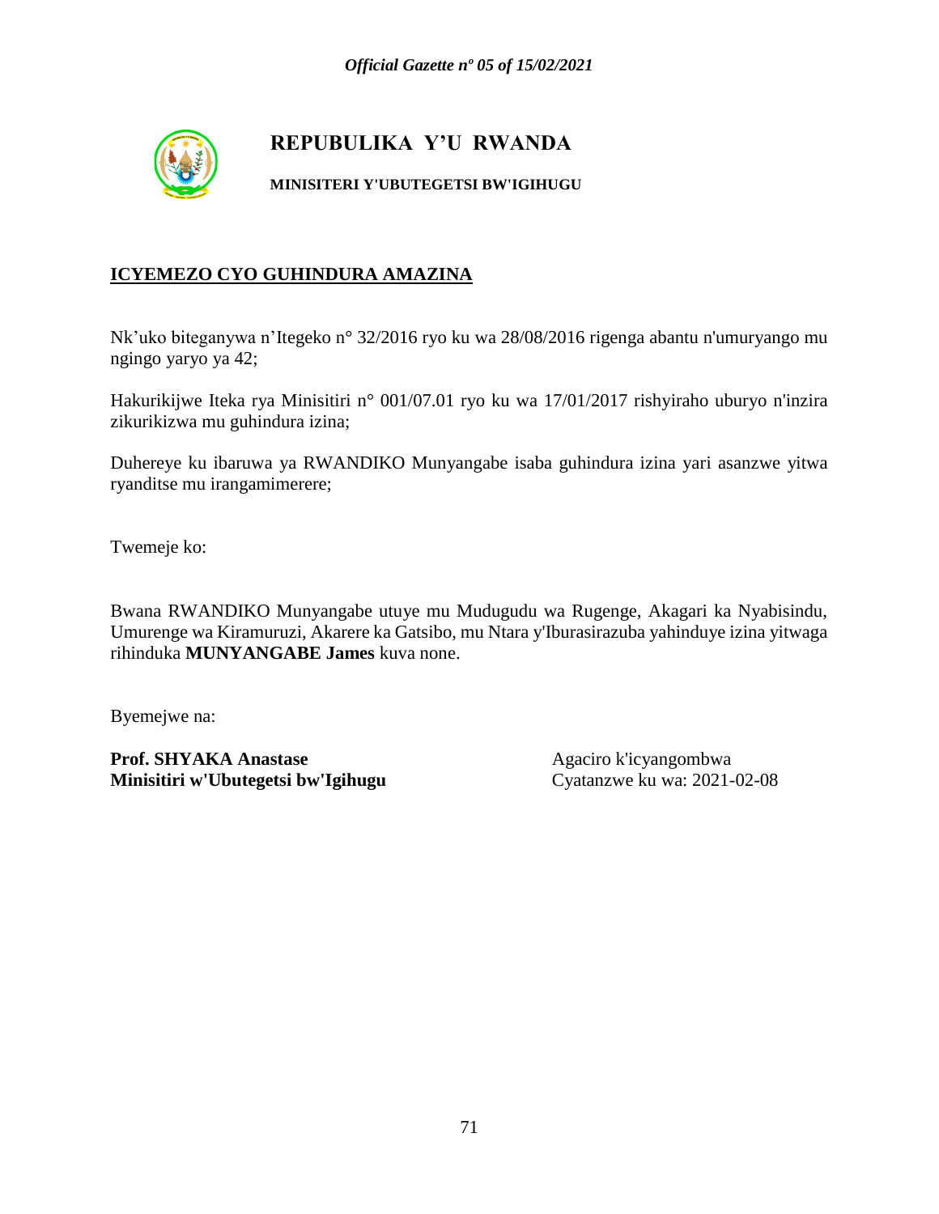# REPUBULIKA Y'U RWANDA

**MINISITERI Y'UBUTEGETSI BW'IGIHUGU**

**ICYEMEZO CYO GUHINDURA AMAZINA**

Nk'uko biteganywa n'Itegeko n° 32/2016 ryo ku wa 28/08/2016 rigenga abantu n'umuryango mu ngingo yaryo ya 42;

Hakurikijwe Iteka rya Minisitiri n° 001/07.01 ryo ku wa 17/01/2017 rishyiraho uburyo n'inzira zikurikizwa mu guhindura izina;

Duhereye ku ibaruwa ya RWANDIKO Munyangabe isaba guhindura izina yari asanzwe yitwa ryanditse mu irangamimerere;

Twemeje ko:

Bwana RWANDIKO Munyangabe utuye mu Mudugudu wa Rugenge, Akagari ka Nyabisindu, Umurenge wa Kiramuruzi, Akarere ka Gatsibo, mu Ntara y'Iburasirazuba yahinduye izina yitwaga rihinduka **MUNYANGABE James** kuva none.

Byemejwe na:

**Prof. SHYAKA Anastase**
**Minisitiri w'Ubutegetsi bw'Igihugu**

Agaciro k'icyangombwa
Cyatanzwe ku wa: 2021-02-08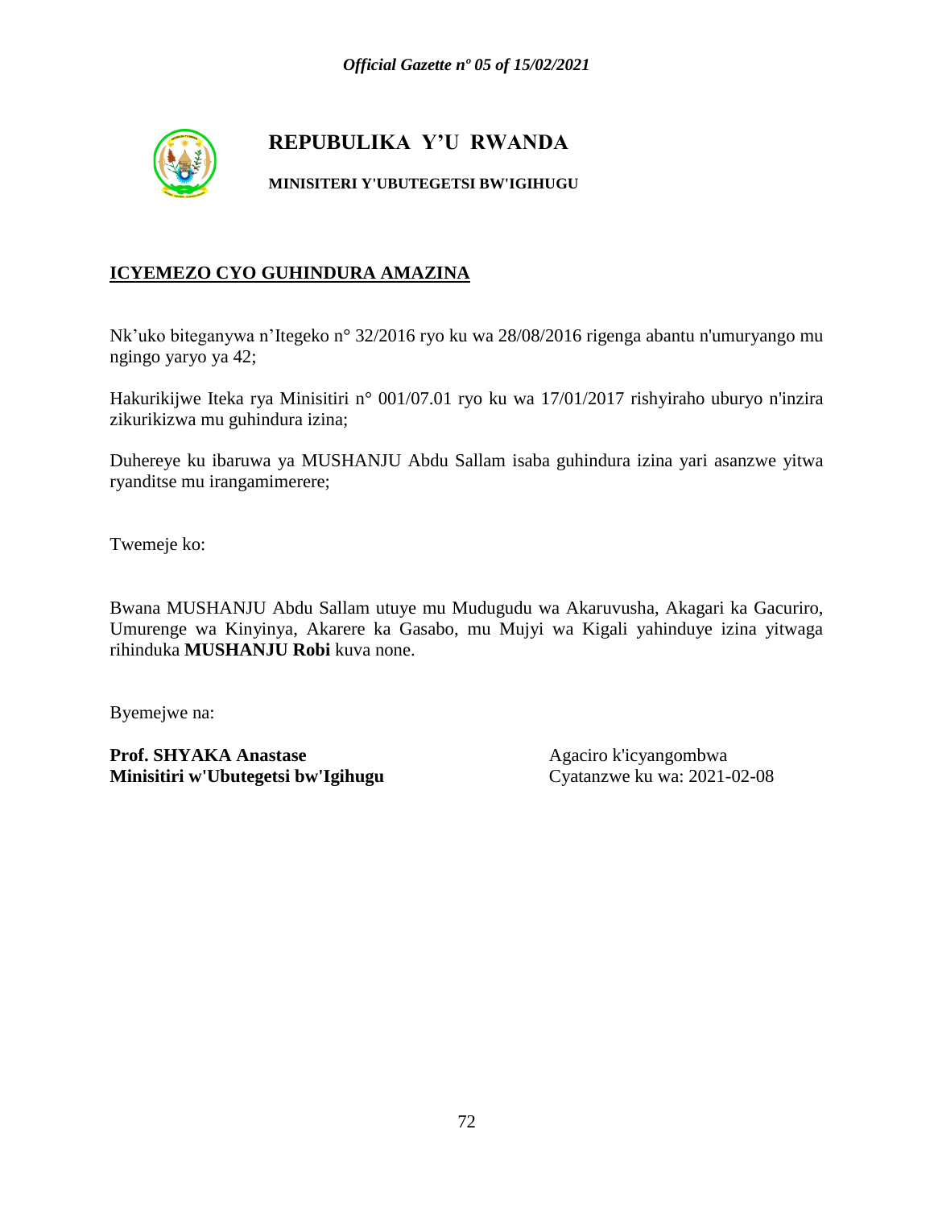**REPUBULIKA Y'U RWANDA**

**MINISITERI Y'UBUTEGETSI BW'IGIHUGU**

**ICYEMEZO CYO GUHINDURA AMAZINA**

Nk'uko biteganywa n'Itegeko n° 32/2016 ryo ku wa 28/08/2016 rigenga abantu n'umuryango mu ngingo yaryo ya 42;

Hakurikijwe Iteka rya Minisitiri n° 001/07.01 ryo ku wa 17/01/2017 rishyiraho uburyo n'inzira zikurikizwa mu guhindura izina;

Duhereye ku ibaruwa ya MUSHANJU Abdu Sallam isaba guhindura izina yari asanzwe yitwa ryanditse mu irangamimerere;

Twemeje ko:

Bwana MUSHANJU Abdu Sallam utuye mu Mudugudu wa Akaruvusha, Akagari ka Gacuriro, Umurenge wa Kinyinya, Akarere ka Gasabo, mu Mujyi wa Kigali yahinduye izina yitwaga rihinduka **MUSHANJU Robi** kuva none.

Byemejwe na:

**Prof. SHYAKA Anastase**
**Minisitiri w'Ubutegetsi bw'Igihugu**

Agaciro k'icyangombwa
Cyatanzwe ku wa: 2021-02-08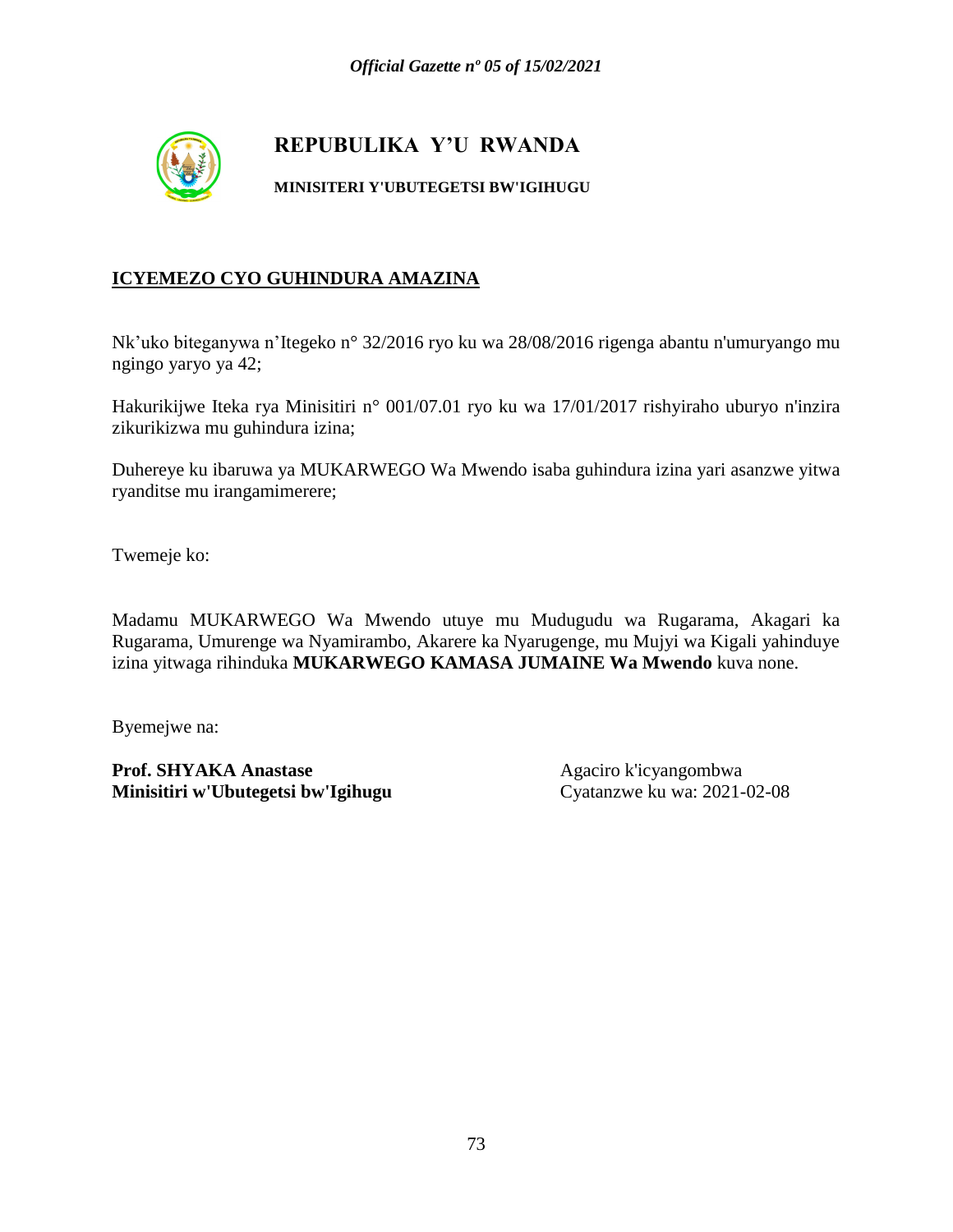# REPUBULIKA Y'U RWANDA

**MINISITERI Y'UBUTEGETSI BW'IGIHUGU**

## ICYEMEZO CYO GUHINDURA AMAZINA

Nk'uko biteganywa n'Itegeko n° 32/2016 ryo ku wa 28/08/2016 rigenga abantu n'umuryango mu ngingo yaryo ya 42;

Hakurikijwe Iteka rya Minisitiri n° 001/07.01 ryo ku wa 17/01/2017 rishyiraho uburyo n'inzira zikurikizwa mu guhindura izina;

Duhereye ku ibaruwa ya MUKARWEGO Wa Mwendo isaba guhindura izina yari asanzwe yitwa ryanditse mu irangamimerere;

Twemeje ko:

Madamu MUKARWEGO Wa Mwendo utuye mu Mudugudu wa Rugarama, Akagari ka Rugarama, Umurenge wa Nyamirambo, Akarere ka Nyarugenge, mu Mujyi wa Kigali yahinduye izina yitwaga rihinduka **MUKARWEGO KAMASA JUMAINE Wa Mwendo** kuva none.

Byemejwe na:

**Prof. SHYAKA Anastase**
**Minisitiri w'Ubutegetsi bw'Igihugu**

Agaciro k'icyangombwa
Cyatanzwe ku wa: 2021-02-08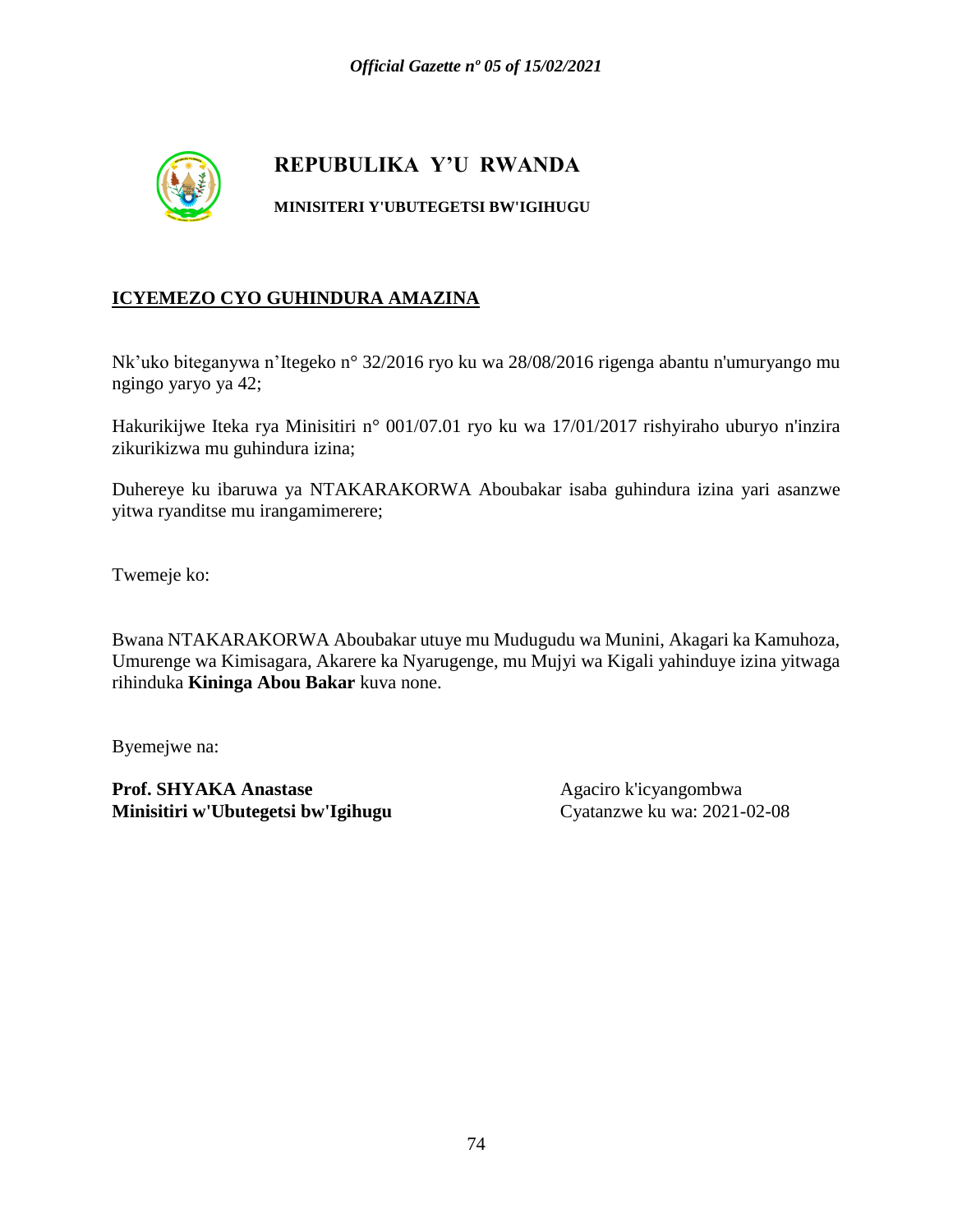# REPUBULIKA Y'U RWANDA

**MINISITERI Y'UBUTEGETSI BW'IGIHUGU**

**ICYEMEZO CYO GUHINDURA AMAZINA**

Nk'uko biteganywa n'Itegeko n° 32/2016 ryo ku wa 28/08/2016 rigenga abantu n'umuryango mu ngingo yaryo ya 42;

Hakurikijwe Iteka rya Minisitiri n° 001/07.01 ryo ku wa 17/01/2017 rishyiraho uburyo n'inzira zikurikizwa mu guhindura izina;

Duhereye ku ibaruwa ya NTAKARAKORWA Aboubakar isaba guhindura izina yari asanzwe yitwa ryanditse mu irangamimerere;

Twemeje ko:

Bwana NTAKARAKORWA Aboubakar utuye mu Mudugudu wa Munini, Akagari ka Kamuhoza, Umurenge wa Kimisagara, Akarere ka Nyarugenge, mu Mujyi wa Kigali yahinduye izina yitwaga rihinduka **Kininga Abou Bakar** kuva none.

Byemejwe na:

**Prof. SHYAKA Anastase**
**Minisitiri w'Ubutegetsi bw'Igihugu**

Agaciro k'icyangombwa
Cyatanzwe ku wa: 2021-02-08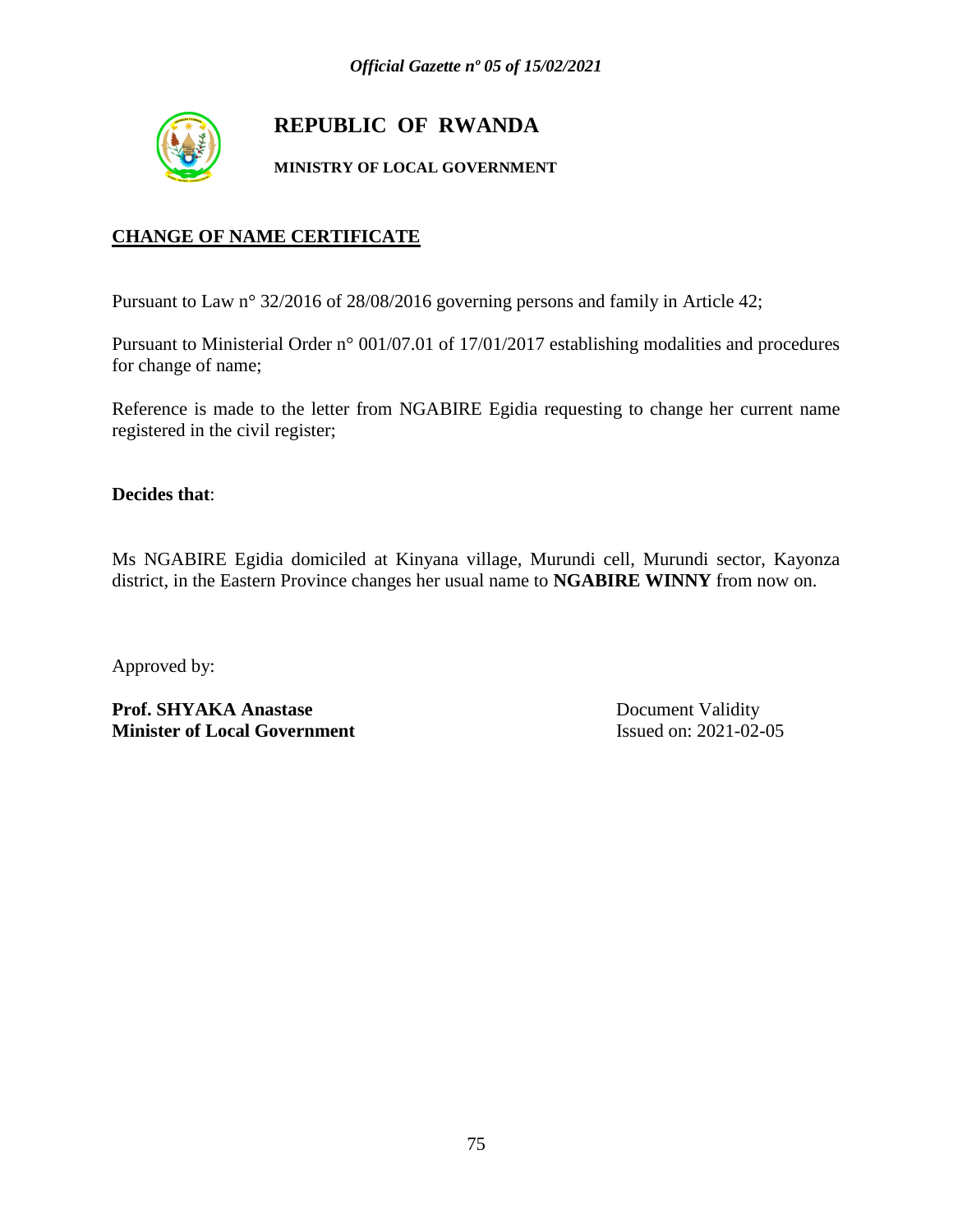# REPUBLIC OF RWANDA

**MINISTRY OF LOCAL GOVERNMENT**

## CHANGE OF NAME CERTIFICATE

Pursuant to Law n° 32/2016 of 28/08/2016 governing persons and family in Article 42;

Pursuant to Ministerial Order n° 001/07.01 of 17/01/2017 establishing modalities and procedures for change of name;

Reference is made to the letter from NGABIRE Egidia requesting to change her current name registered in the civil register;

**Decides that**:

Ms NGABIRE Egidia domiciled at Kinyana village, Murundi cell, Murundi sector, Kayonza district, in the Eastern Province changes her usual name to **NGABIRE WINNY** from now on.

Approved by:

**Prof. SHYAKA Anastase**
**Minister of Local Government**

Document Validity
Issued on: 2021-02-05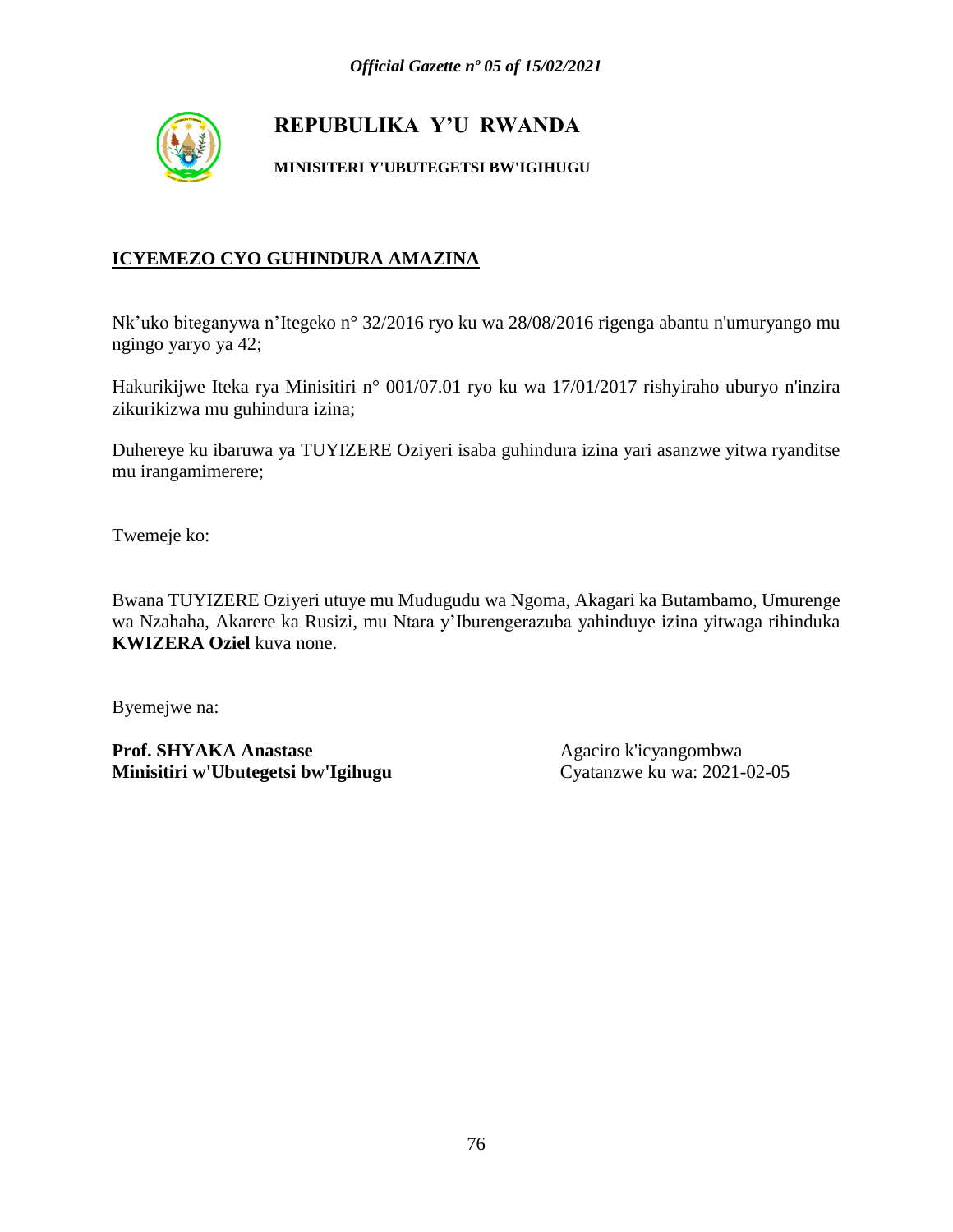# REPUBULIKA Y'U RWANDA

**MINISITERI Y'UBUTEGETSI BW'IGIHUGU**

## ICYEMEZO CYO GUHINDURA AMAZINA

Nk'uko biteganywa n'Itegeko n° 32/2016 ryo ku wa 28/08/2016 rigenga abantu n'umuryango mu ngingo yaryo ya 42;

Hakurikijwe Iteka rya Minisitiri n° 001/07.01 ryo ku wa 17/01/2017 rishyiraho uburyo n'inzira zikurikizwa mu guhindura izina;

Duhereye ku ibaruwa ya TUYIZERE Oziyeri isaba guhindura izina yari asanzwe yitwa ryanditse mu irangamimerere;

Twemeje ko:

Bwana TUYIZERE Oziyeri utuye mu Mudugudu wa Ngoma, Akagari ka Butambamo, Umurenge wa Nzahaha, Akarere ka Rusizi, mu Ntara y'Iburengerazuba yahinduye izina yitwaga rihinduka **KWIZERA Oziel** kuva none.

Byemejwe na:

**Prof. SHYAKA Anastase**
**Minisitiri w'Ubutegetsi bw'Igihugu**

Agaciro k'icyangombwa
Cyatanzwe ku wa: 2021-02-05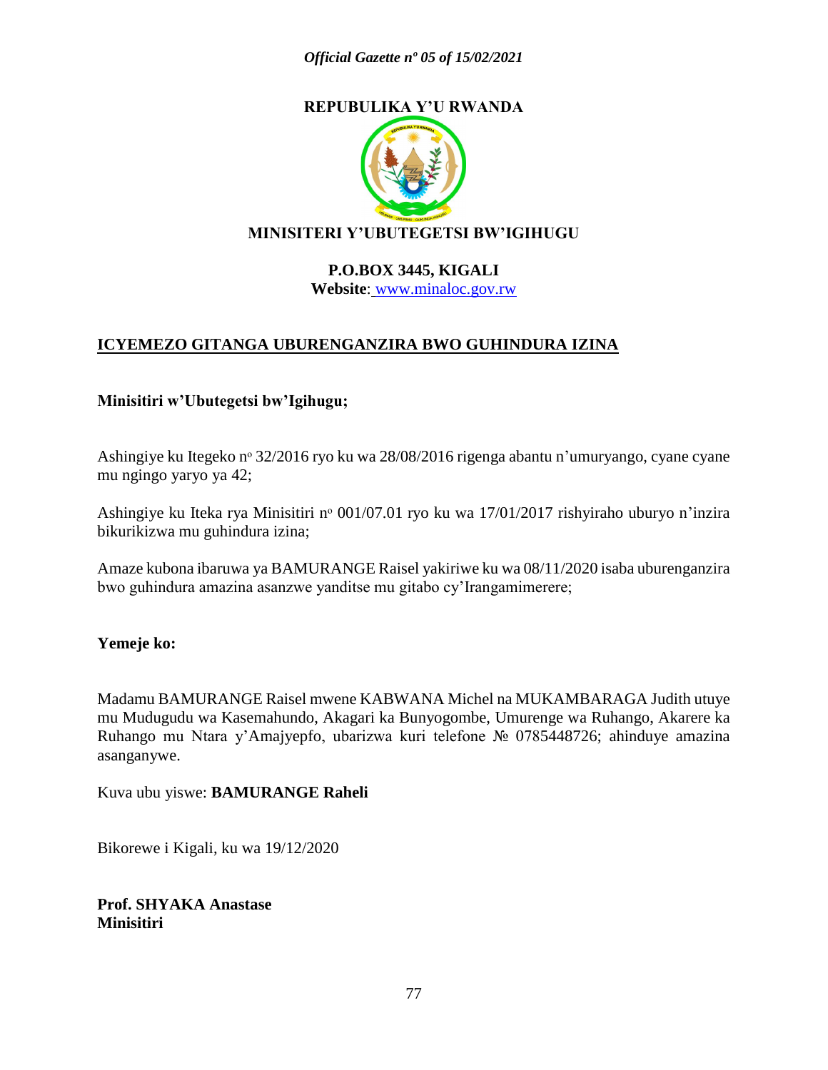**REPUBLIKA Y'U RWANDA**

**MINISITERI Y'UBUTEGETSI BW'IGIHUGU**

**P.O.BOX 3445, KIGALI**
**Website**: www.minaloc.gov.rw

## ICYEMEZO GITANGA UBURENGANZIRA BWO GUHINDURA IZINA

**Minisitiri w'Ubutegetsi bw'Igihugu;**

Ashingiye ku Itegeko nº 32/2016 ryo ku wa 28/08/2016 rigenga abantu n'umuryango, cyane cyane mu ngingo yaryo ya 42;

Ashingiye ku Iteka rya Minisitiri nº 001/07.01 ryo ku wa 17/01/2017 rishyiraho uburyo n'inzira bikurikizwa mu guhindura izina;

Amaze kubona ibaruwa ya BAMURANGE Raisel yakiriwe ku wa 08/11/2020 isaba uburenganzira bwo guhindura amazina asanzwe yanditse mu gitabo cy'Irangamimerere;

**Yemeje ko:**

Madamu BAMURANGE Raisel mwene KABWANA Michel na MUKAMBARAGA Judith utuye mu Mudugudu wa Kasemahundo, Akagari ka Bunyogombe, Umurenge wa Ruhango, Akarere ka Ruhango mu Ntara y'Amajyepfo, ubarizwa kuri telefone № 0785448726; ahinduye amazina asanganywe.

Kuva ubu yiswe: **BAMURANGE Raheli**

Bikorewe i Kigali, ku wa 19/12/2020

**Prof. SHYAKA Anastase**
**Minisitiri**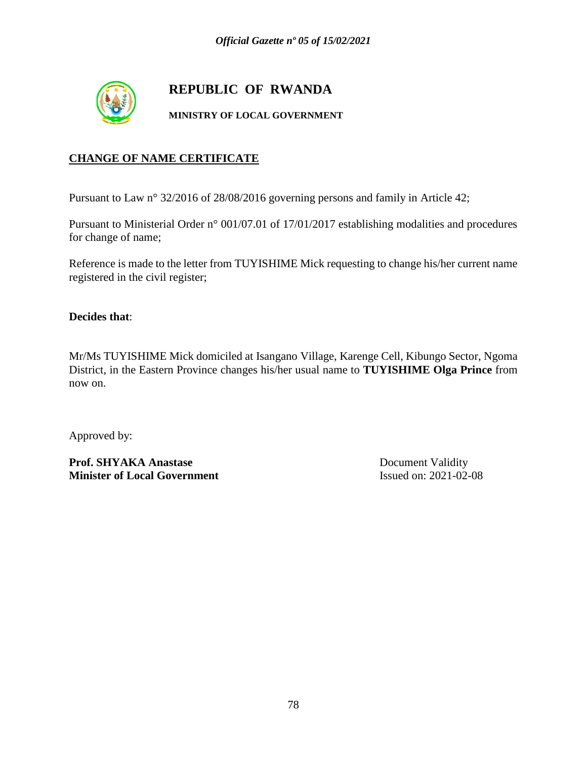# REPUBLIC OF RWANDA

**MINISTRY OF LOCAL GOVERNMENT**

## CHANGE OF NAME CERTIFICATE

Pursuant to Law n° 32/2016 of 28/08/2016 governing persons and family in Article 42;

Pursuant to Ministerial Order n° 001/07.01 of 17/01/2017 establishing modalities and procedures for change of name;

Reference is made to the letter from TUYISHIME Mick requesting to change his/her current name registered in the civil register;

**Decides that**:

Mr/Ms TUYISHIME Mick domiciled at Isangano Village, Karenge Cell, Kibungo Sector, Ngoma District, in the Eastern Province changes his/her usual name to **TUYISHIME Olga Prince** from now on.

Approved by:

**Prof. SHYAKA Anastase**
**Minister of Local Government**

Document Validity
Issued on: 2021-02-08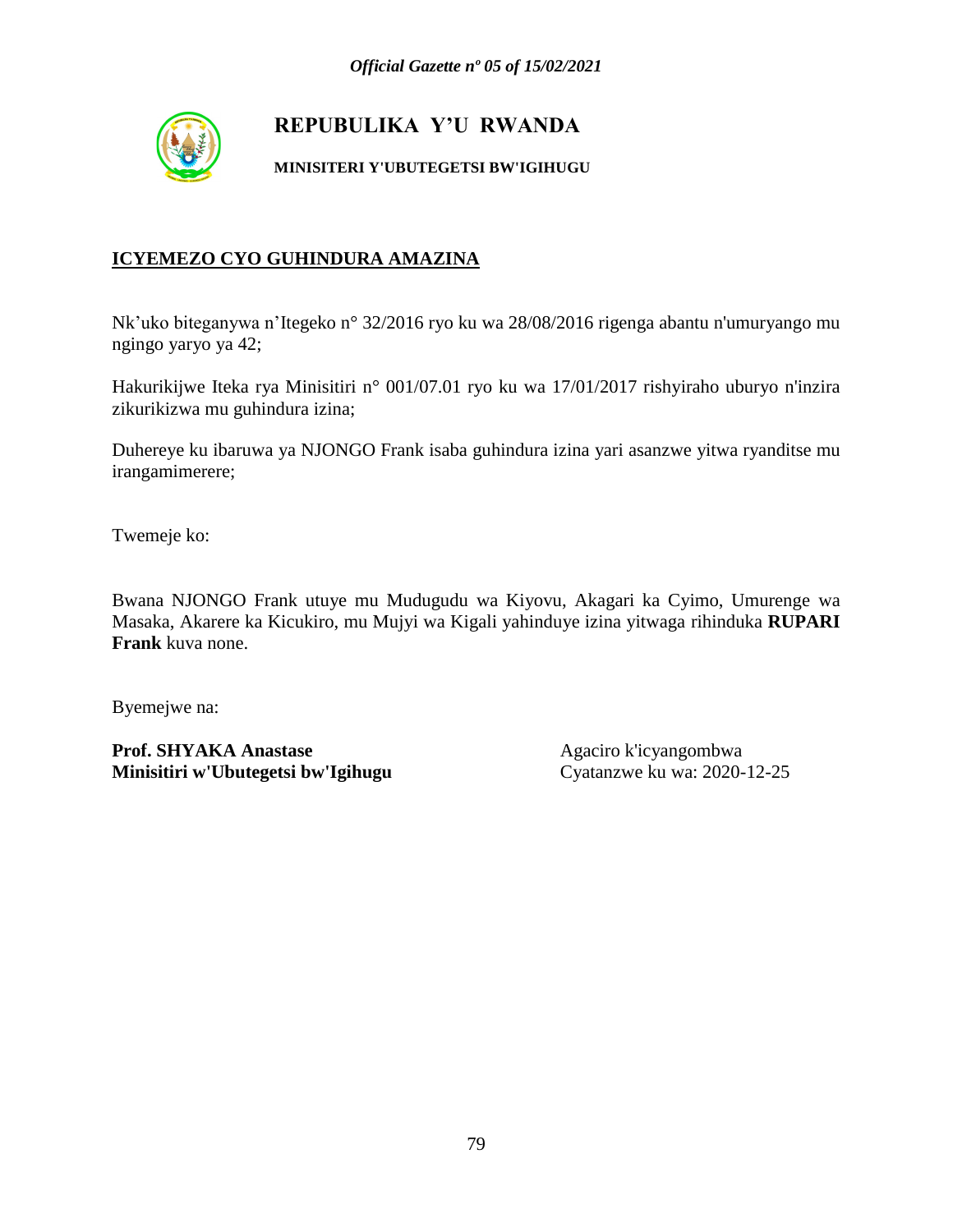# REPUBULIKA Y'U RWANDA

**MINISITERI Y'UBUTEGETSI BW'IGIHUGU**

## ICYEMEZO CYO GUHINDURA AMAZINA

Nk'uko biteganywa n'Itegeko n° 32/2016 ryo ku wa 28/08/2016 rigenga abantu n'umuryango mu ngingo yaryo ya 42;

Hakurikijwe Iteka rya Minisitiri n° 001/07.01 ryo ku wa 17/01/2017 rishyiraho uburyo n'inzira zikurikizwa mu guhindura izina;

Duhereye ku ibaruwa ya NJONGO Frank isaba guhindura izina yari asanzwe yitwa ryanditse mu irangamimerere;

Twemeje ko:

Bwana NJONGO Frank utuye mu Mudugudu wa Kiyovu, Akagari ka Cyimo, Umurenge wa Masaka, Akarere ka Kicukiro, mu Mujyi wa Kigali yahinduye izina yitwaga rihinduka **RUPARI Frank** kuva none.

Byemejwe na:

**Prof. SHYAKA Anastase**
**Minisitiri w'Ubutegetsi bw'Igihugu**

Agaciro k'icyangombwa
Cyatanzwe ku wa: 2020-12-25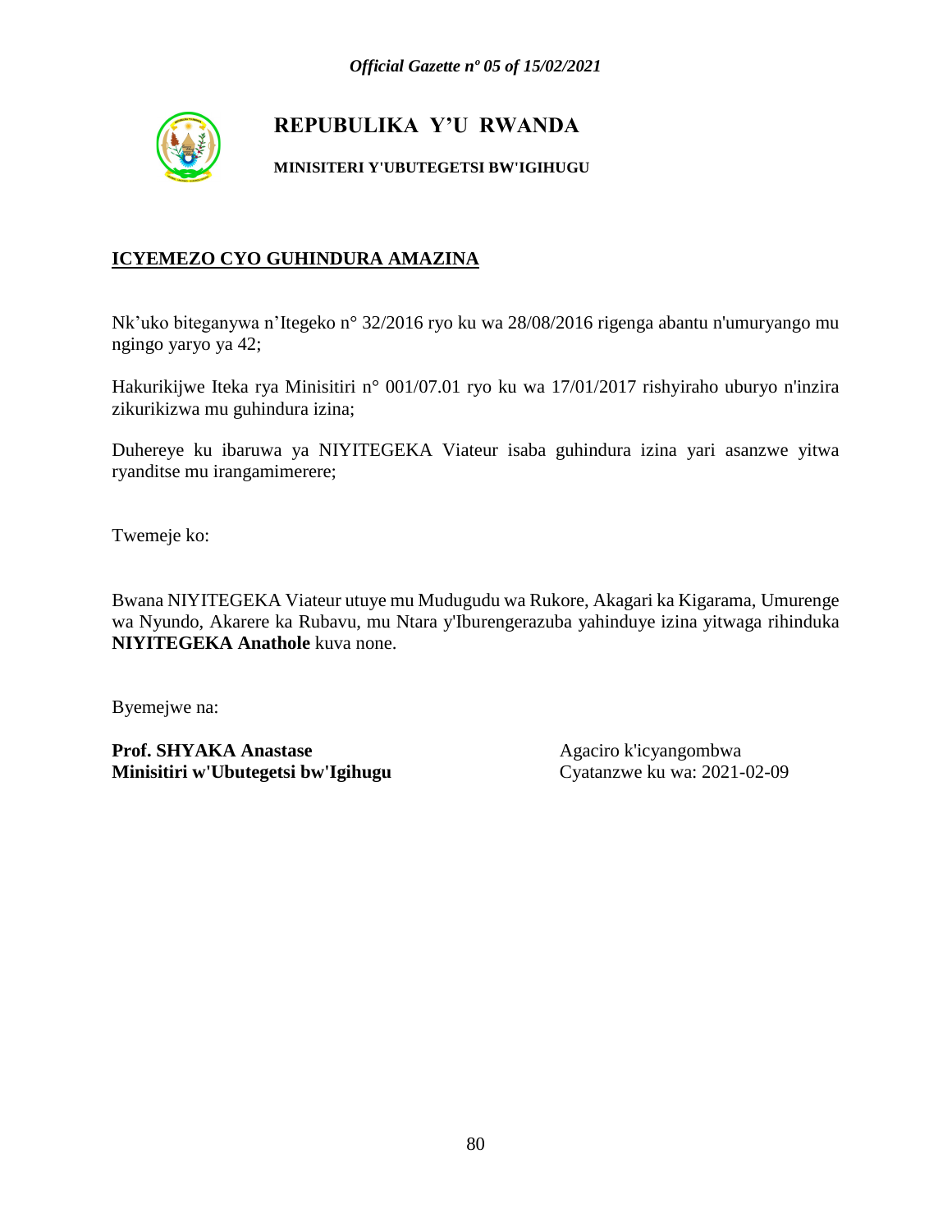**REPUBULIKA Y'U RWANDA**

**MINISITERI Y'UBUTEGETSI BW'IGIHUGU**

**ICYEMEZO CYO GUHINDURA AMAZINA**

Nk'uko biteganywa n'Itegeko n° 32/2016 ryo ku wa 28/08/2016 rigenga abantu n'umuryango mu ngingo yaryo ya 42;

Hakurikijwe Iteka rya Minisitiri n° 001/07.01 ryo ku wa 17/01/2017 rishyiraho uburyo n'inzira zikurikizwa mu guhindura izina;

Duhereye ku ibaruwa ya NIYITEGEKA Viateur isaba guhindura izina yari asanzwe yitwa ryanditse mu irangamimerere;

Twemeje ko:

Bwana NIYITEGEKA Viateur utuye mu Mudugudu wa Rukore, Akagari ka Kigarama, Umurenge wa Nyundo, Akarere ka Rubavu, mu Ntara y'Iburengerazuba yahinduye izina yitwaga rihinduka **NIYITEGEKA Anathole** kuva none.

Byemejwe na:

**Prof. SHYAKA Anastase**
**Minisitiri w'Ubutegetsi bw'Igihugu**

Agaciro k'icyangombwa
Cyatanzwe ku wa: 2021-02-09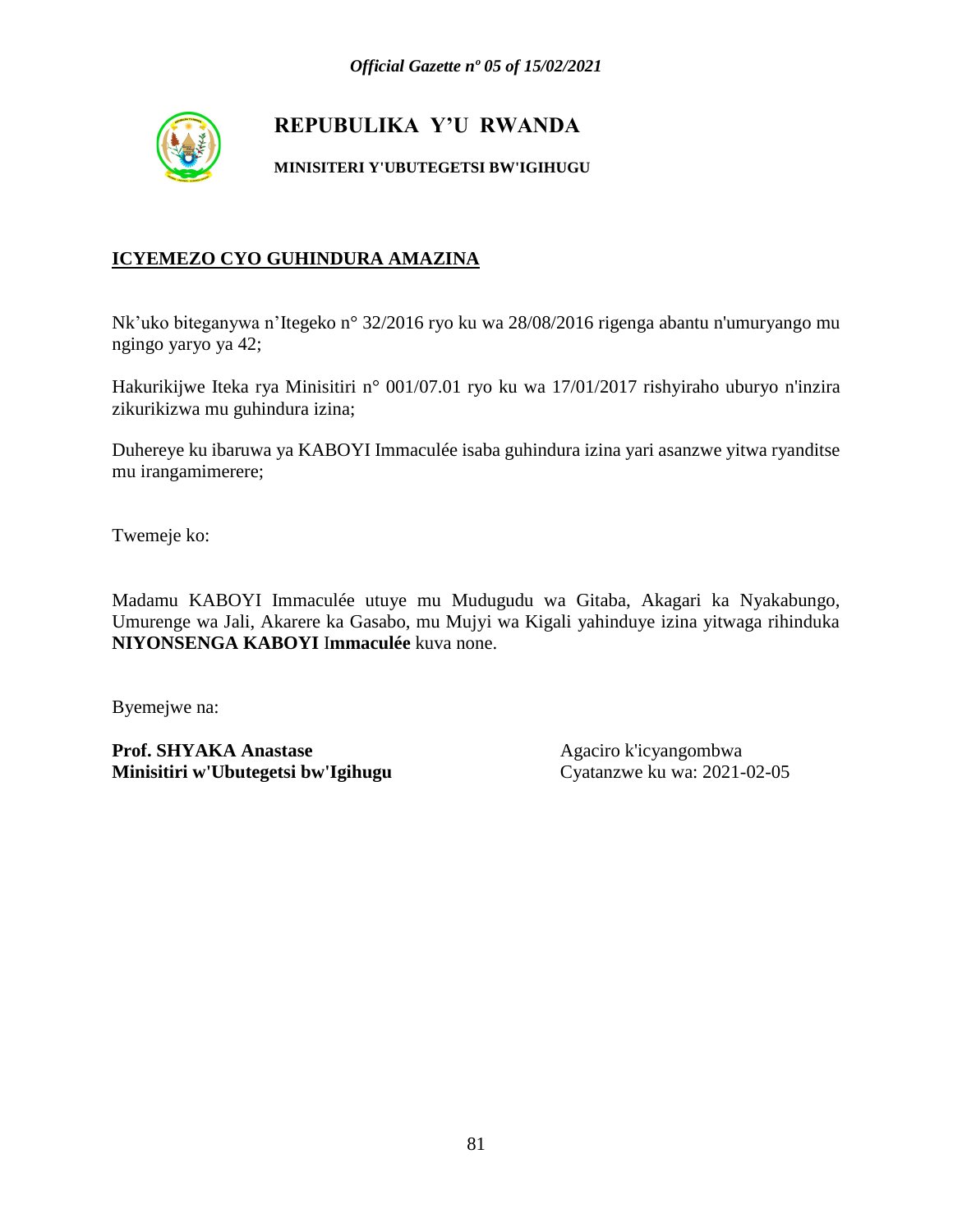**REPUBULIKA Y'U RWANDA**

**MINISITERI Y'UBUTEGETSI BW'IGIHUGU**

**ICYEMEZO CYO GUHINDURA AMAZINA**

Nk'uko biteganywa n'Itegeko n° 32/2016 ryo ku wa 28/08/2016 rigenga abantu n'umuryango mu ngingo yaryo ya 42;

Hakurikijwe Iteka rya Minisitiri n° 001/07.01 ryo ku wa 17/01/2017 rishyiraho uburyo n'inzira zikurikizwa mu guhindura izina;

Duhereye ku ibaruwa ya KABOYI Immaculée isaba guhindura izina yari asanzwe yitwa ryanditse mu irangamimerere;

Twemeje ko:

Madamu KABOYI Immaculée utuye mu Mudugudu wa Gitaba, Akagari ka Nyakabungo, Umurenge wa Jali, Akarere ka Gasabo, mu Mujyi wa Kigali yahinduye izina yitwaga rihinduka **NIYONSENGA KABOYI** I**mmaculée** kuva none.

Byemejwe na:

**Prof. SHYAKA Anastase**
**Minisitiri w'Ubutegetsi bw'Igihugu**

Agaciro k'icyangombwa
Cyatanzwe ku wa: 2021-02-05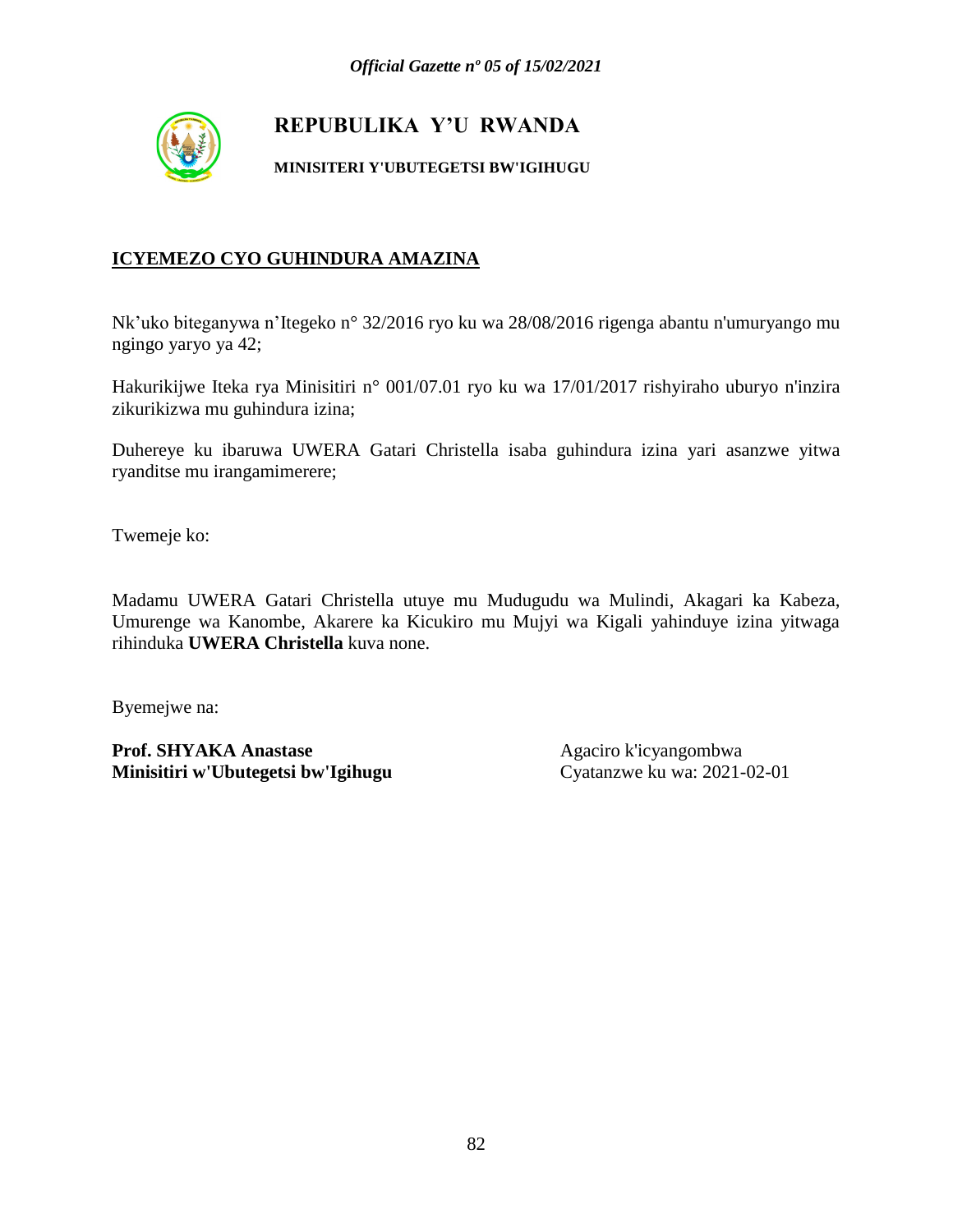# REPUBULIKA Y'U RWANDA

**MINISITERI Y'UBUTEGETSI BW'IGIHUGU**

## ICYEMEZO CYO GUHINDURA AMAZINA

Nk'uko biteganywa n'Itegeko n° 32/2016 ryo ku wa 28/08/2016 rigenga abantu n'umuryango mu ngingo yaryo ya 42;

Hakurikijwe Iteka rya Minisitiri n° 001/07.01 ryo ku wa 17/01/2017 rishyiraho uburyo n'inzira zikurikizwa mu guhindura izina;

Duhereye ku ibaruwa UWERA Gatari Christella isaba guhindura izina yari asanzwe yitwa ryanditse mu irangamimerere;

Twemeje ko:

Madamu UWERA Gatari Christella utuye mu Mudugudu wa Mulindi, Akagari ka Kabeza, Umurenge wa Kanombe, Akarere ka Kicukiro mu Mujyi wa Kigali yahinduye izina yitwaga rihinduka **UWERA Christella** kuva none.

Byemejwe na:

**Prof. SHYAKA Anastase**
**Minisitiri w'Ubutegetsi bw'Igihugu**

Agaciro k'icyangombwa
Cyatanzwe ku wa: 2021-02-01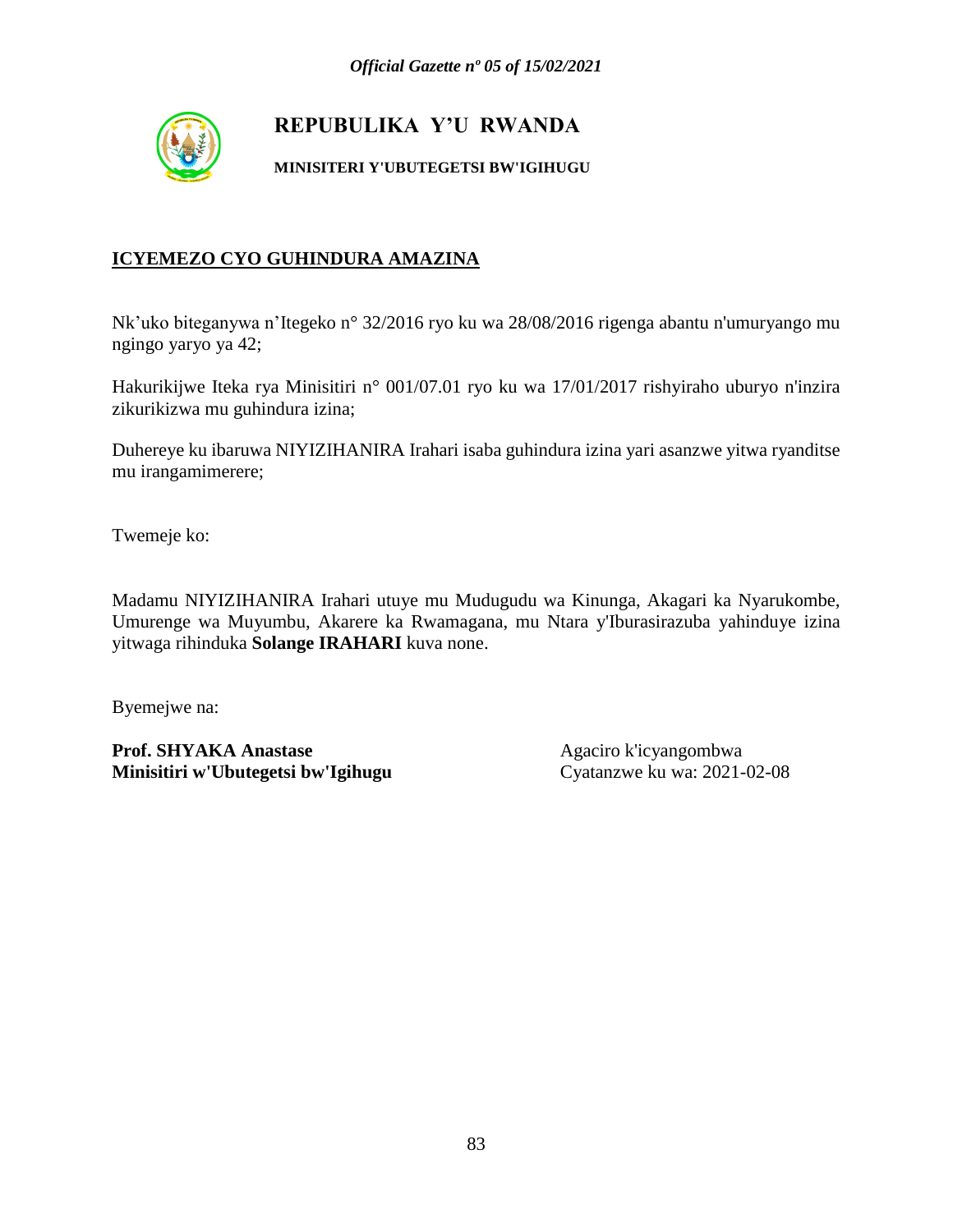# REPUBULIKA Y'U RWANDA

**MINISITERI Y'UBUTEGETSI BW'IGIHUGU**

## ICYEMEZO CYO GUHINDURA AMAZINA

Nk'uko biteganywa n'Itegeko n° 32/2016 ryo ku wa 28/08/2016 rigenga abantu n'umuryango mu ngingo yaryo ya 42;

Hakurikijwe Iteka rya Minisitiri n° 001/07.01 ryo ku wa 17/01/2017 rishyiraho uburyo n'inzira zikurikizwa mu guhindura izina;

Duhereye ku ibaruwa NIYIZIHANIRA Irahari isaba guhindura izina yari asanzwe yitwa ryanditse mu irangamimerere;

Twemeje ko:

Madamu NIYIZIHANIRA Irahari utuye mu Mudugudu wa Kinunga, Akagari ka Nyarukombe, Umurenge wa Muyumbu, Akarere ka Rwamagana, mu Ntara y'Iburasirazuba yahinduye izina yitwaga rihinduka **Solange IRAHARI** kuva none.

Byemejwe na:

**Prof. SHYAKA Anastase**
**Minisitiri w'Ubutegetsi bw'Igihugu**

Agaciro k'icyangombwa
Cyatanzwe ku wa: 2021-02-08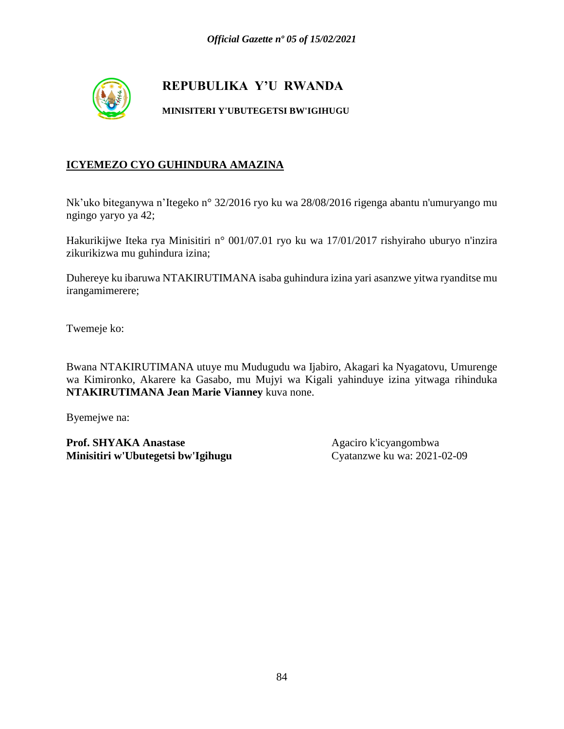# REPUBULIKA Y'U RWANDA

**MINISITERI Y'UBUTEGETSI BW'IGIHUGU**

## ICYEMEZO CYO GUHINDURA AMAZINA

Nk'uko biteganywa n'Itegeko n° 32/2016 ryo ku wa 28/08/2016 rigenga abantu n'umuryango mu ngingo yaryo ya 42;

Hakurikijwe Iteka rya Minisitiri n° 001/07.01 ryo ku wa 17/01/2017 rishyiraho uburyo n'inzira zikurikizwa mu guhindura izina;

Duhereye ku ibaruwa NTAKIRUTIMANA isaba guhindura izina yari asanzwe yitwa ryanditse mu irangamimerere;

Twemeje ko:

Bwana NTAKIRUTIMANA utuye mu Mudugudu wa Ijabiro, Akagari ka Nyagatovu, Umurenge wa Kimironko, Akarere ka Gasabo, mu Mujyi wa Kigali yahinduye izina yitwaga rihinduka **NTAKIRUTIMANA Jean Marie Vianney** kuva none.

Byemejwe na:

**Prof. SHYAKA Anastase**
**Minisitiri w'Ubutegetsi bw'Igihugu**

Agaciro k'icyangombwa
Cyatanzwe ku wa: 2021-02-09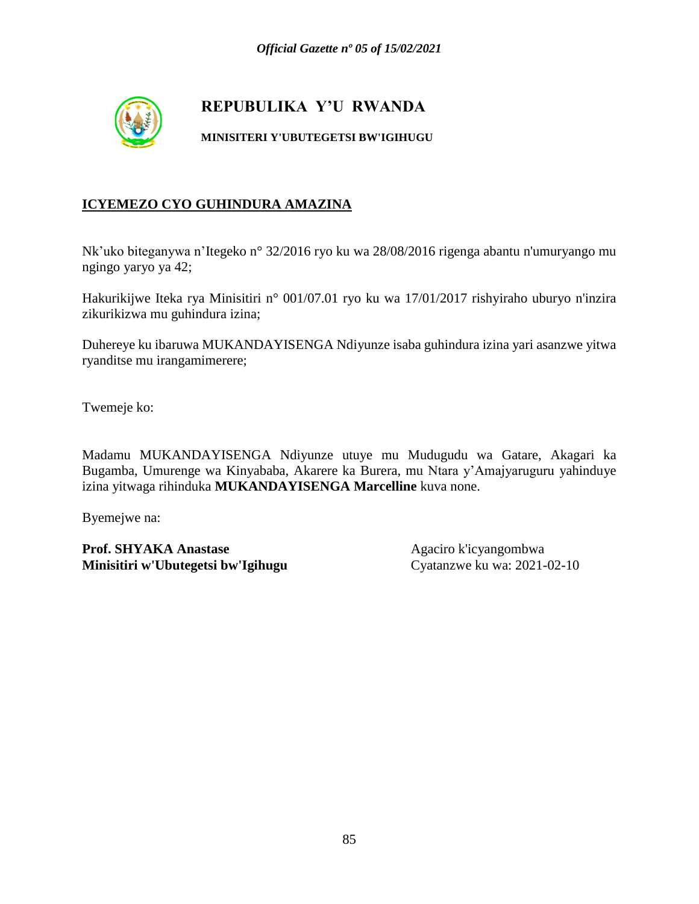# REPUBULIKA Y'U RWANDA

**MINISITERI Y'UBUTEGETSI BW'IGIHUGU**

## ICYEMEZO CYO GUHINDURA AMAZINA

Nk'uko biteganywa n'Itegeko n° 32/2016 ryo ku wa 28/08/2016 rigenga abantu n'umuryango mu ngingo yaryo ya 42;

Hakurikijwe Iteka rya Minisitiri n° 001/07.01 ryo ku wa 17/01/2017 rishyiraho uburyo n'inzira zikurikizwa mu guhindura izina;

Duhereye ku ibaruwa MUKANDAYISENGA Ndiyunze isaba guhindura izina yari asanzwe yitwa ryanditse mu irangamimerere;

Twemeje ko:

Madamu MUKANDAYISENGA Ndiyunze utuye mu Mudugudu wa Gatare, Akagari ka Bugamba, Umurenge wa Kinyababa, Akarere ka Burera, mu Ntara y'Amajyaruguru yahinduye izina yitwaga rihinduka **MUKANDAYISENGA Marcelline** kuva none.

Byemejwe na:

**Prof. SHYAKA Anastase**
**Minisitiri w'Ubutegetsi bw'Igihugu**

Agaciro k'icyangombwa
Cyatanzwe ku wa: 2021-02-10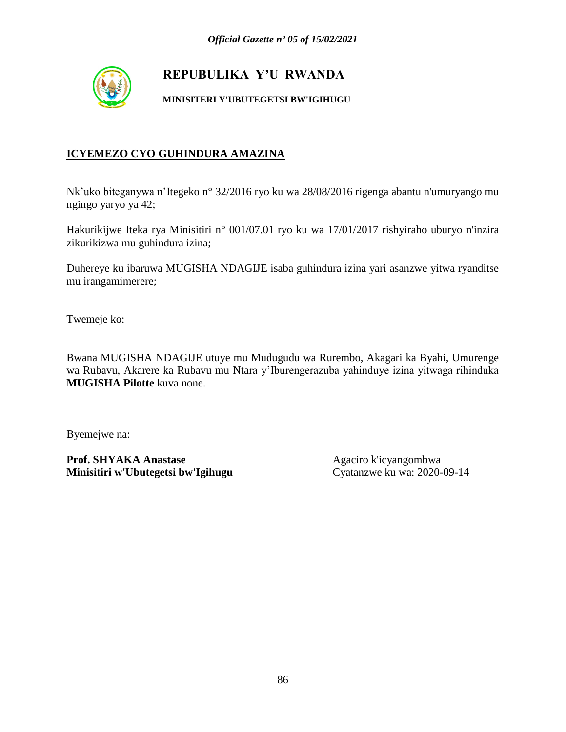**REPUBULIKA Y'U RWANDA**

**MINISITERI Y'UBUTEGETSI BW'IGIHUGU**

**ICYEMEZO CYO GUHINDURA AMAZINA**

Nk'uko biteganywa n'Itegeko n° 32/2016 ryo ku wa 28/08/2016 rigenga abantu n'umuryango mu ngingo yaryo ya 42;

Hakurikijwe Iteka rya Minisitiri n° 001/07.01 ryo ku wa 17/01/2017 rishyiraho uburyo n'inzira zikurikizwa mu guhindura izina;

Duhereye ku ibaruwa MUGISHA NDAGIJE isaba guhindura izina yari asanzwe yitwa ryanditse mu irangamimerere;

Twemeje ko:

Bwana MUGISHA NDAGIJE utuye mu Mudugudu wa Rurembo, Akagari ka Byahi, Umurenge wa Rubavu, Akarere ka Rubavu mu Ntara y'Iburengerazuba yahinduye izina yitwaga rihinduka **MUGISHA Pilotte** kuva none.

Byemejwe na:

**Prof. SHYAKA Anastase**
**Minisitiri w'Ubutegetsi bw'Igihugu**

Agaciro k'icyangombwa
Cyatanzwe ku wa: 2020-09-14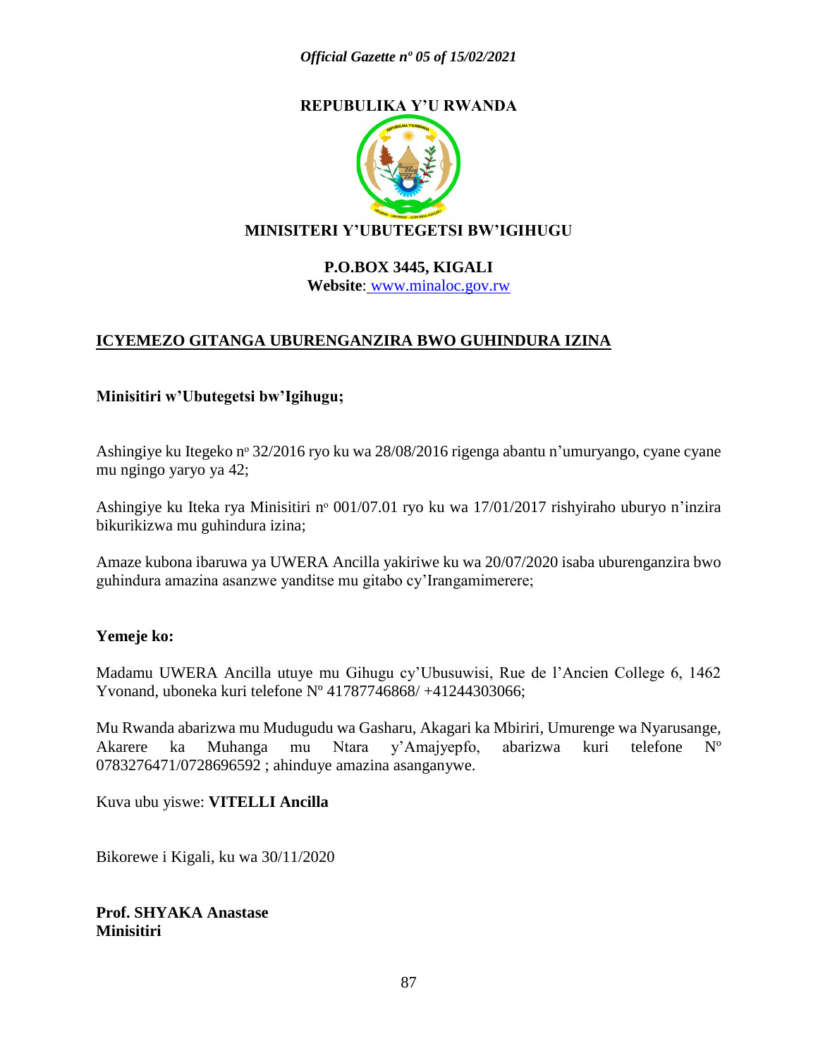**REPUBLIKA Y'U RWANDA**

**MINISITERI Y'UBUTEGETSI BW'IGIHUGU**

**P.O.BOX 3445, KIGALI**
**Website**: www.minaloc.gov.rw

## ICYEMEZO GITANGA UBURENGANZIRA BWO GUHINDURA IZINA

**Minisitiri w'Ubutegetsi bw'Igihugu;**

Ashingiye ku Itegeko nº 32/2016 ryo ku wa 28/08/2016 rigenga abantu n'umuryango, cyane cyane mu ngingo yaryo ya 42;

Ashingiye ku Iteka rya Minisitiri nº 001/07.01 ryo ku wa 17/01/2017 rishyiraho uburyo n'inzira bikurikizwa mu guhindura izina;

Amaze kubona ibaruwa ya UWERA Ancilla yakiriwe ku wa 20/07/2020 isaba uburenganzira bwo guhindura amazina asanzwe yanditse mu gitabo cy'Irangamimerere;

**Yemeje ko:**

Madamu UWERA Ancilla utuye mu Gihugu cy'Ubusuwisi, Rue de l'Ancien College 6, 1462 Yvonand, uboneka kuri telefone Nº 41787746868/ +41244303066;

Mu Rwanda abarizwa mu Mudugudu wa Gasharu, Akagari ka Mbiriri, Umurenge wa Nyarusange, Akarere ka Muhanga mu Ntara y'Amajyepfo, abarizwa kuri telefone Nº 0783276471/0728696592 ; ahinduye amazina asanganywe.

Kuva ubu yiswe: **VITELLI Ancilla**

Bikorewe i Kigali, ku wa 30/11/2020

**Prof. SHYAKA Anastase**
**Minisitiri**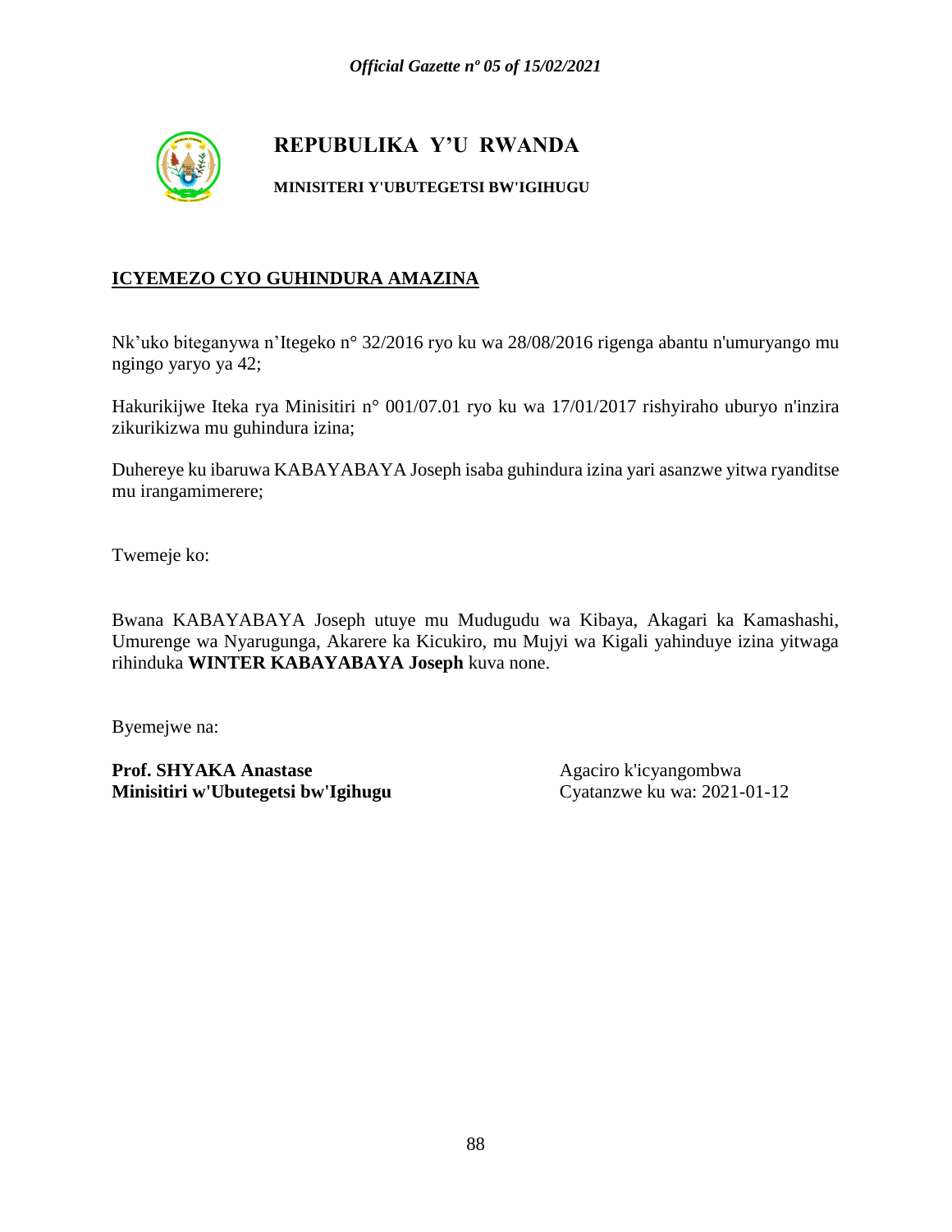# REPUBULIKA Y'U RWANDA

**MINISITERI Y'UBUTEGETSI BW'IGIHUGU**

## ICYEMEZO CYO GUHINDURA AMAZINA

Nk'uko biteganywa n'Itegeko n° 32/2016 ryo ku wa 28/08/2016 rigenga abantu n'umuryango mu ngingo yaryo ya 42;

Hakurikijwe Iteka rya Minisitiri n° 001/07.01 ryo ku wa 17/01/2017 rishyiraho uburyo n'inzira zikurikizwa mu guhindura izina;

Duhereye ku ibaruwa KABAYABAYA Joseph isaba guhindura izina yari asanzwe yitwa ryanditse mu irangamimerere;

Twemeje ko:

Bwana KABAYABAYA Joseph utuye mu Mudugudu wa Kibaya, Akagari ka Kamashashi, Umurenge wa Nyarugunga, Akarere ka Kicukiro, mu Mujyi wa Kigali yahinduye izina yitwaga rihinduka **WINTER KABAYABAYA Joseph** kuva none.

Byemejwe na:

**Prof. SHYAKA Anastase**
**Minisitiri w'Ubutegetsi bw'Igihugu**

Agaciro k'icyangombwa
Cyatanzwe ku wa: 2021-01-12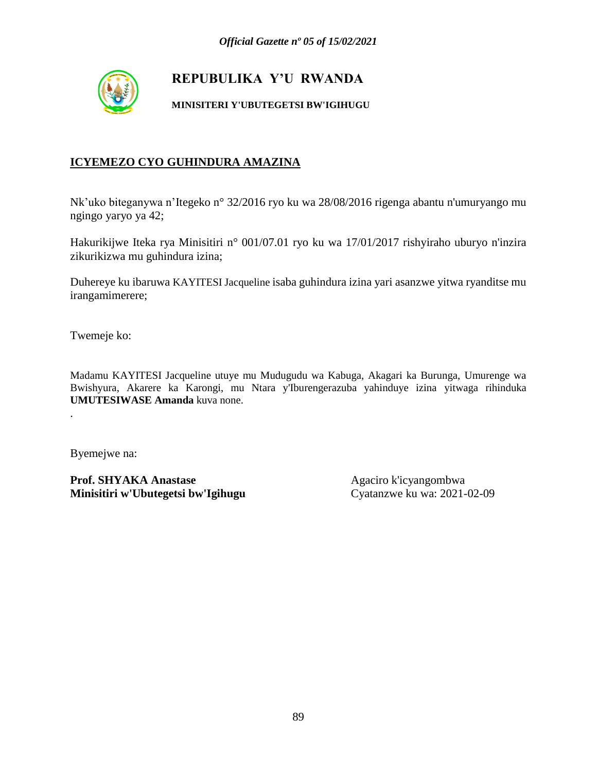# REPUBULIKA Y'U RWANDA

**MINISITERI Y'UBUTEGETSI BW'IGIHUGU**

## ICYEMEZO CYO GUHINDURA AMAZINA

Nk'uko biteganywa n'Itegeko n° 32/2016 ryo ku wa 28/08/2016 rigenga abantu n'umuryango mu ngingo yaryo ya 42;

Hakurikijwe Iteka rya Minisitiri n° 001/07.01 ryo ku wa 17/01/2017 rishyiraho uburyo n'inzira zikurikizwa mu guhindura izina;

Duhereye ku ibaruwa KAYITESI Jacqueline isaba guhindura izina yari asanzwe yitwa ryanditse mu irangamimerere;

Twemeje ko:

Madamu KAYITESI Jacqueline utuye mu Mudugudu wa Kabuga, Akagari ka Burunga, Umurenge wa Bwishyura, Akarere ka Karongi, mu Ntara y'Iburengerazuba yahinduye izina yitwaga rihinduka **UMUTESIWASE Amanda** kuva none.

.

Byemejwe na:

**Prof. SHYAKA Anastase**
**Minisitiri w'Ubutegetsi bw'Igihugu**

Agaciro k'icyangombwa
Cyatanzwe ku wa: 2021-02-09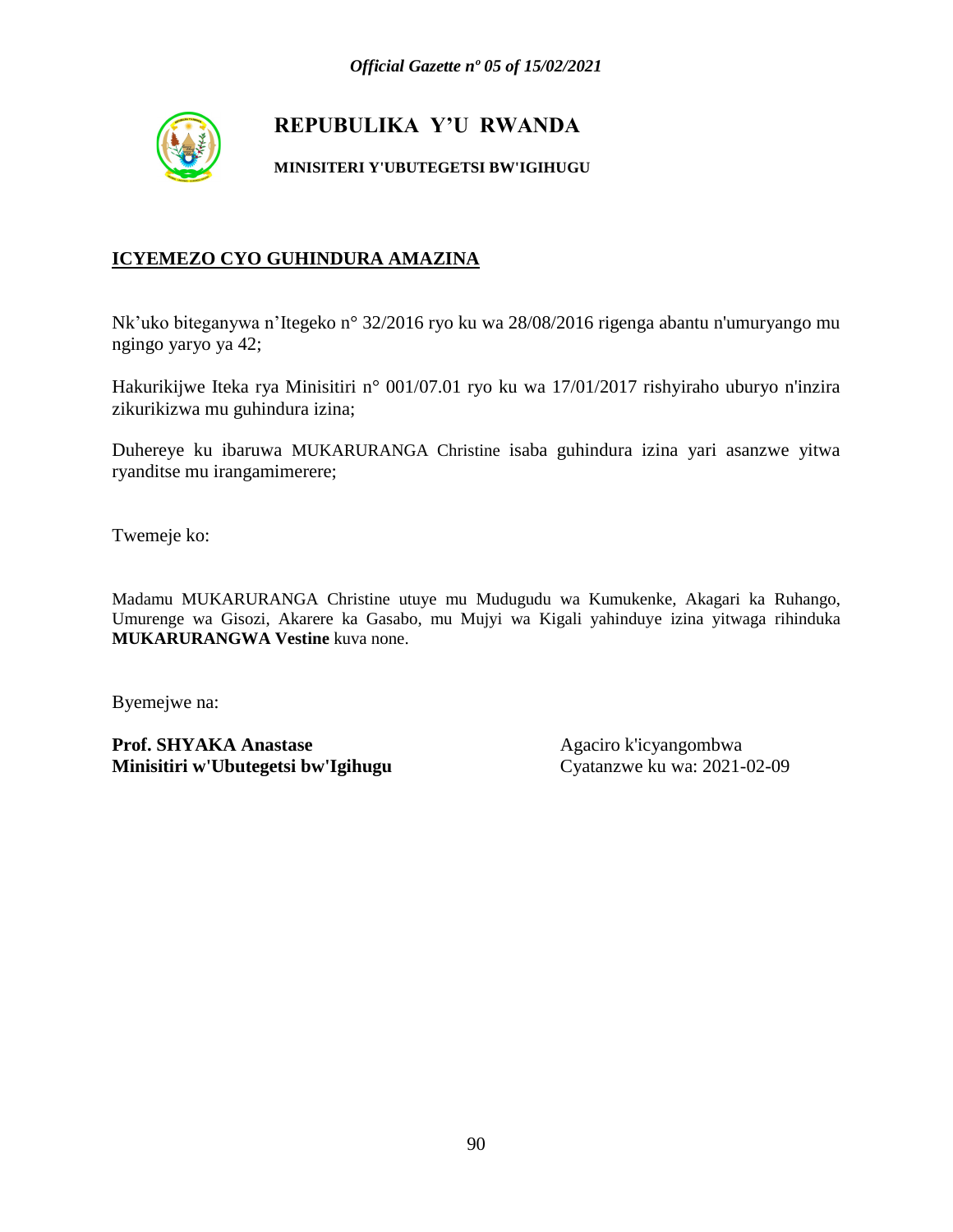# REPUBULIKA Y'U RWANDA

**MINISITERI Y'UBUTEGETSI BW'IGIHUGU**

## ICYEMEZO CYO GUHINDURA AMAZINA

Nk'uko biteganywa n'Itegeko n° 32/2016 ryo ku wa 28/08/2016 rigenga abantu n'umuryango mu ngingo yaryo ya 42;

Hakurikijwe Iteka rya Minisitiri n° 001/07.01 ryo ku wa 17/01/2017 rishyiraho uburyo n'inzira zikurikizwa mu guhindura izina;

Duhereye ku ibaruwa MUKARURANGA Christine isaba guhindura izina yari asanzwe yitwa ryanditse mu irangamimerere;

Twemeje ko:

Madamu MUKARURANGA Christine utuye mu Mudugudu wa Kumukenke, Akagari ka Ruhango, Umurenge wa Gisozi, Akarere ka Gasabo, mu Mujyi wa Kigali yahinduye izina yitwaga rihinduka **MUKARURANGWA Vestine** kuva none.

Byemejwe na:

**Prof. SHYAKA Anastase**
**Minisitiri w'Ubutegetsi bw'Igihugu**

Agaciro k'icyangombwa
Cyatanzwe ku wa: 2021-02-09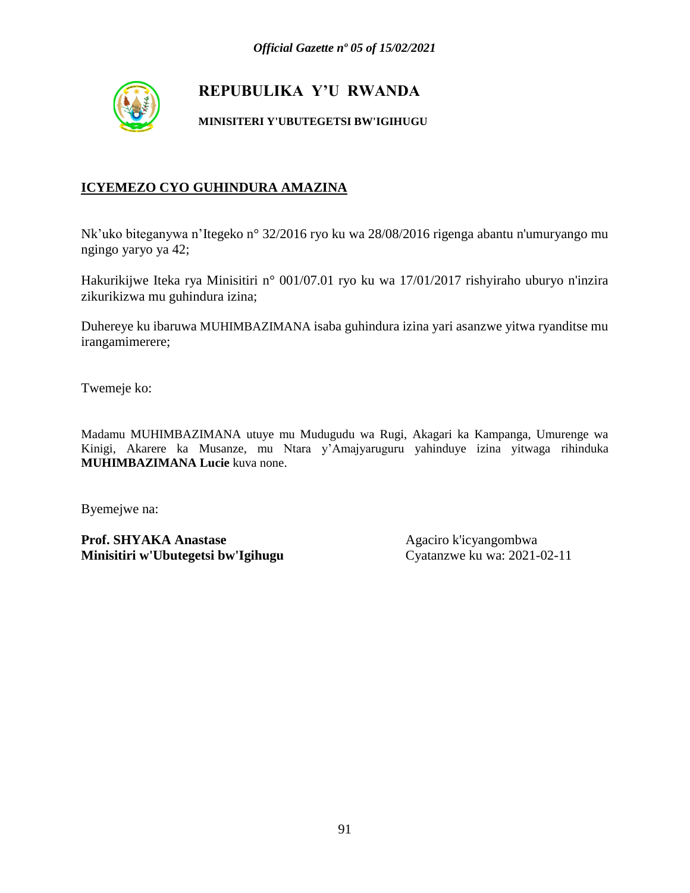**REPUBULIKA Y'U RWANDA**

**MINISITERI Y'UBUTEGETSI BW'IGIHUGU**

**ICYEMEZO CYO GUHINDURA AMAZINA**

Nk'uko biteganywa n'Itegeko n° 32/2016 ryo ku wa 28/08/2016 rigenga abantu n'umuryango mu ngingo yaryo ya 42;

Hakurikijwe Iteka rya Minisitiri n° 001/07.01 ryo ku wa 17/01/2017 rishyiraho uburyo n'inzira zikurikizwa mu guhindura izina;

Duhereye ku ibaruwa MUHIMBAZIMANA isaba guhindura izina yari asanzwe yitwa ryanditse mu irangamimerere;

Twemeje ko:

Madamu MUHIMBAZIMANA utuye mu Mudugudu wa Rugi, Akagari ka Kampanga, Umurenge wa Kinigi, Akarere ka Musanze, mu Ntara y'Amajyaruguru yahinduye izina yitwaga rihinduka **MUHIMBAZIMANA Lucie** kuva none.

Byemejwe na:

**Prof. SHYAKA Anastase**
**Minisitiri w'Ubutegetsi bw'Igihugu**

Agaciro k'icyangombwa
Cyatanzwe ku wa: 2021-02-11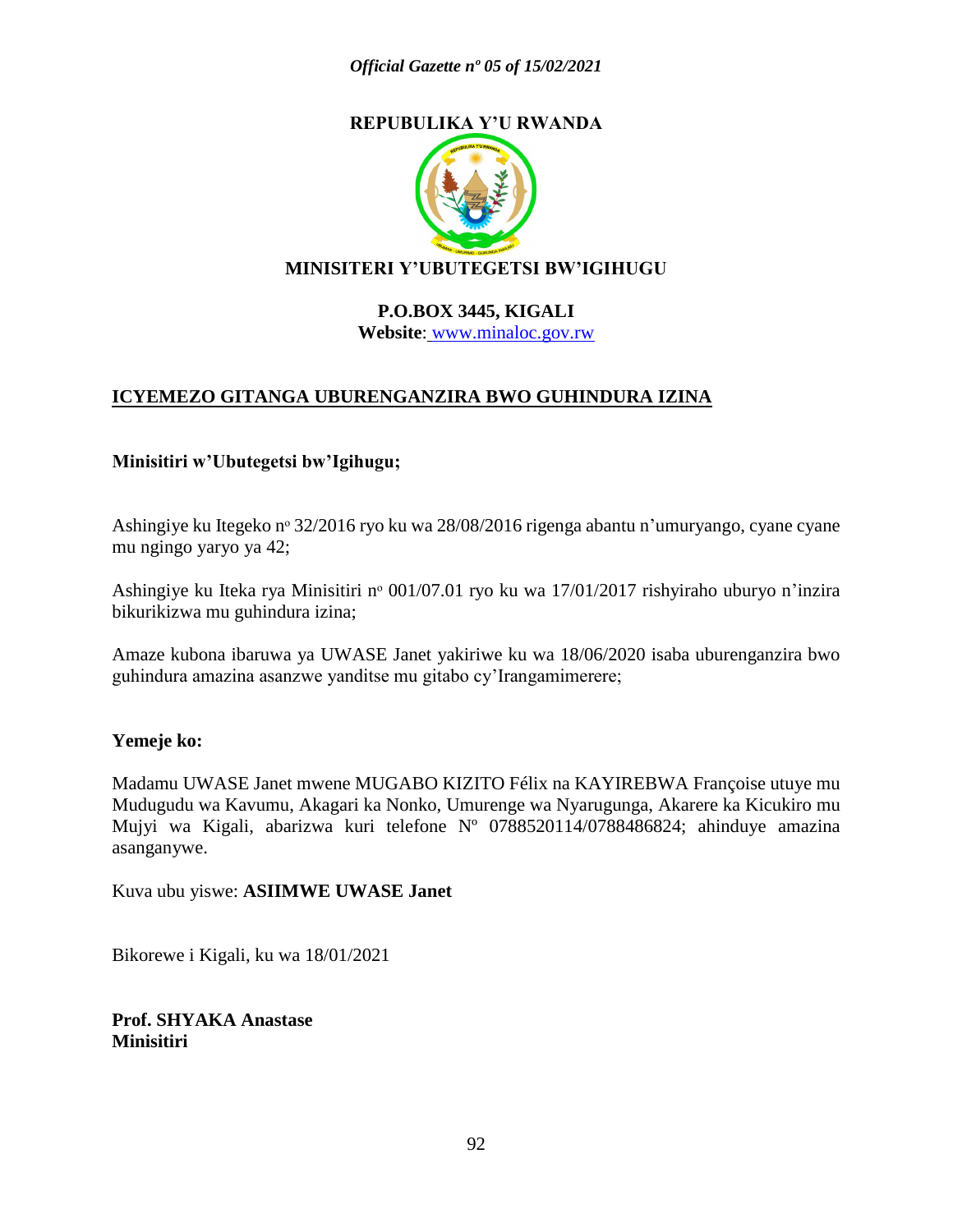**REPUBLIKA Y'U RWANDA**

**MINISITERI Y'UBUTEGETSI BW'IGIHUGU**

**P.O.BOX 3445, KIGALI**
**Website**: www.minaloc.gov.rw

## ICYEMEZO GITANGA UBURENGANZIRA BWO GUHINDURA IZINA

**Minisitiri w'Ubutegetsi bw'Igihugu;**

Ashingiye ku Itegeko nº 32/2016 ryo ku wa 28/08/2016 rigenga abantu n'umuryango, cyane cyane mu ngingo yaryo ya 42;

Ashingiye ku Iteka rya Minisitiri nº 001/07.01 ryo ku wa 17/01/2017 rishyiraho uburyo n'inzira bikurikizwa mu guhindura izina;

Amaze kubona ibaruwa ya UWASE Janet yakiriwe ku wa 18/06/2020 isaba uburenganzira bwo guhindura amazina asanzwe yanditse mu gitabo cy'Irangamimerere;

**Yemeje ko:**

Madamu UWASE Janet mwene MUGABO KIZITO Félix na KAYIREBWA Françoise utuye mu Mudugudu wa Kavumu, Akagari ka Nonko, Umurenge wa Nyarugunga, Akarere ka Kicukiro mu Mujyi wa Kigali, abarizwa kuri telefone Nº 0788520114/0788486824; ahinduye amazina asanganywe.

Kuva ubu yiswe: **ASIIMWE UWASE Janet**

Bikorewe i Kigali, ku wa 18/01/2021

**Prof. SHYAKA Anastase**
**Minisitiri**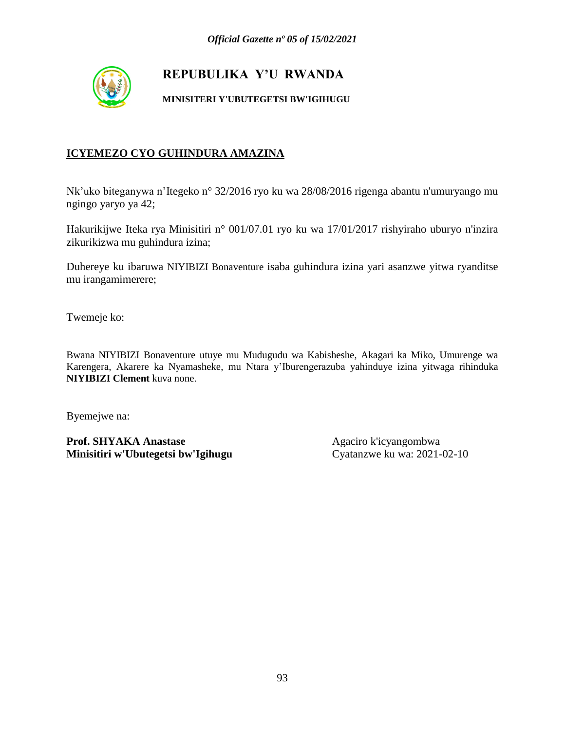# REPUBULIKA Y'U RWANDA

**MINISITERI Y'UBUTEGETSI BW'IGIHUGU**

## ICYEMEZO CYO GUHINDURA AMAZINA

Nk'uko biteganywa n'Itegeko n° 32/2016 ryo ku wa 28/08/2016 rigenga abantu n'umuryango mu ngingo yaryo ya 42;

Hakurikijwe Iteka rya Minisitiri n° 001/07.01 ryo ku wa 17/01/2017 rishyiraho uburyo n'inzira zikurikizwa mu guhindura izina;

Duhereye ku ibaruwa NIYIBIZI Bonaventure isaba guhindura izina yari asanzwe yitwa ryanditse mu irangamimerere;

Twemeje ko:

Bwana NIYIBIZI Bonaventure utuye mu Mudugudu wa Kabisheshe, Akagari ka Miko, Umurenge wa Karengera, Akarere ka Nyamasheke, mu Ntara y'Iburengerazuba yahinduye izina yitwaga rihinduka **NIYIBIZI Clement** kuva none.

Byemejwe na:

**Prof. SHYAKA Anastase**
**Minisitiri w'Ubutegetsi bw'Igihugu**

Agaciro k'icyangombwa
Cyatanzwe ku wa: 2021-02-10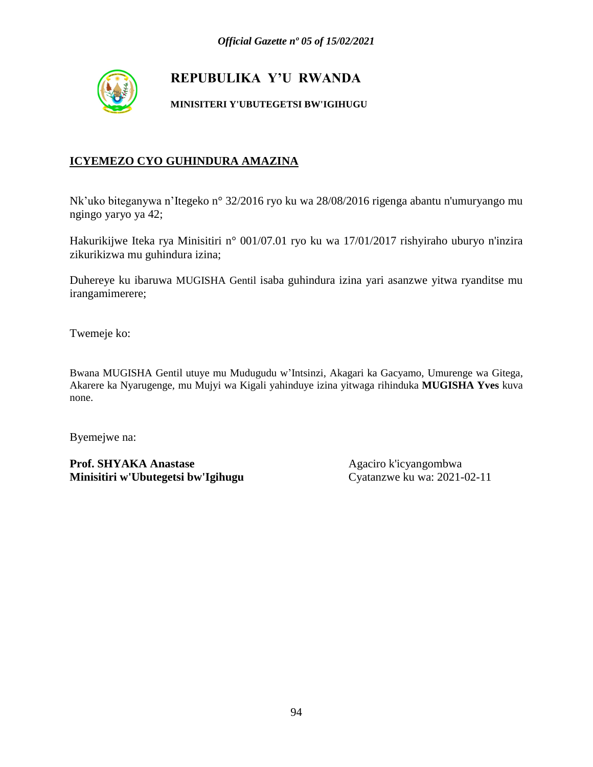# REPUBULIKA Y'U RWANDA

**MINISITERI Y'UBUTEGETSI BW'IGIHUGU**

## ICYEMEZO CYO GUHINDURA AMAZINA

Nk'uko biteganywa n'Itegeko n° 32/2016 ryo ku wa 28/08/2016 rigenga abantu n'umuryango mu ngingo yaryo ya 42;

Hakurikijwe Iteka rya Minisitiri n° 001/07.01 ryo ku wa 17/01/2017 rishyiraho uburyo n'inzira zikurikizwa mu guhindura izina;

Duhereye ku ibaruwa MUGISHA Gentil isaba guhindura izina yari asanzwe yitwa ryanditse mu irangamimerere;

Twemeje ko:

Bwana MUGISHA Gentil utuye mu Mudugudu w'Intsinzi, Akagari ka Gacyamo, Umurenge wa Gitega, Akarere ka Nyarugenge, mu Mujyi wa Kigali yahinduye izina yitwaga rihinduka **MUGISHA Yves** kuva none.

Byemejwe na:

**Prof. SHYAKA Anastase**
**Minisitiri w'Ubutegetsi bw'Igihugu**

Agaciro k'icyangombwa
Cyatanzwe ku wa: 2021-02-11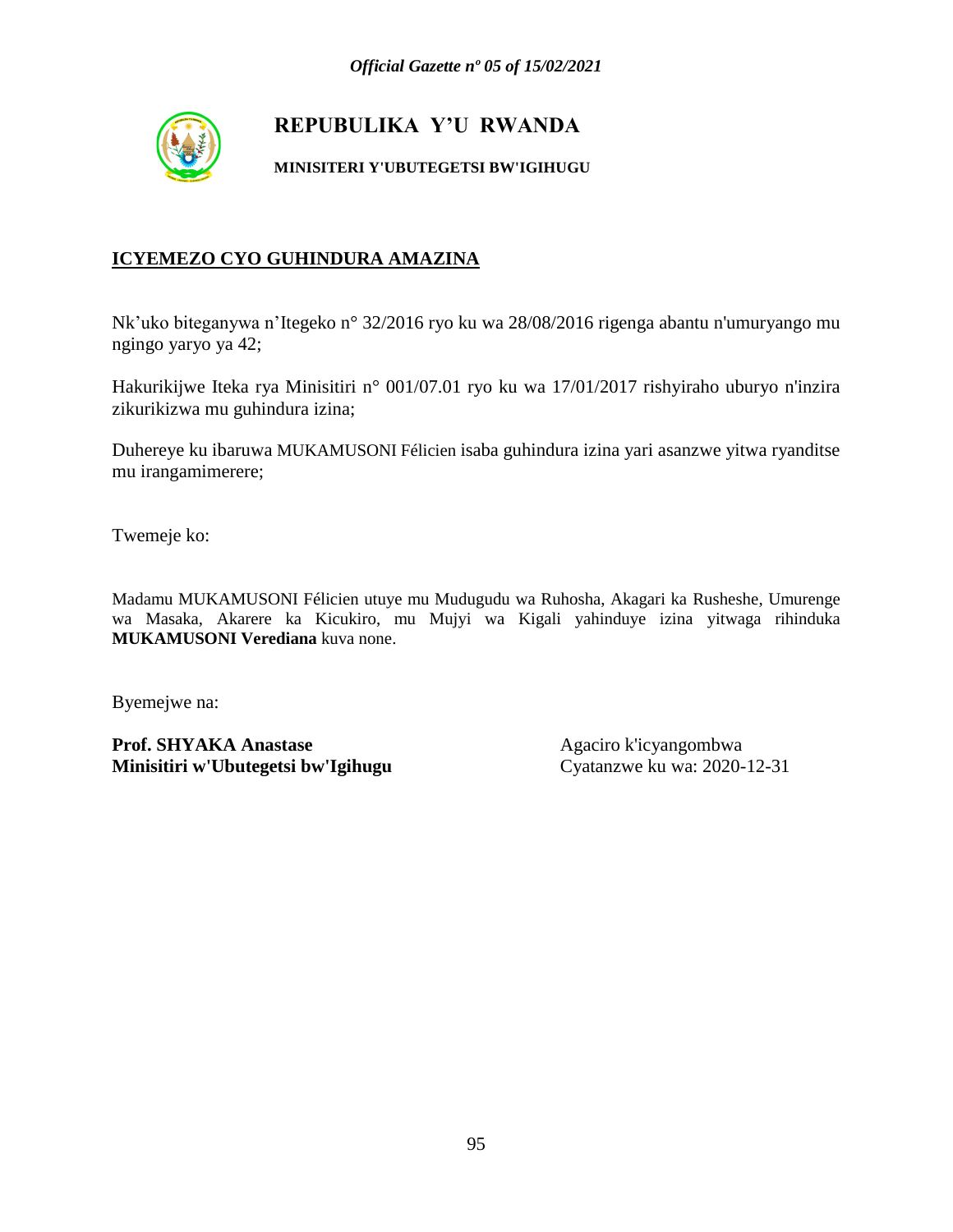# REPUBULIKA Y'U RWANDA

**MINISITERI Y'UBUTEGETSI BW'IGIHUGU**

## ICYEMEZO CYO GUHINDURA AMAZINA

Nk'uko biteganywa n'Itegeko n° 32/2016 ryo ku wa 28/08/2016 rigenga abantu n'umuryango mu ngingo yaryo ya 42;

Hakurikijwe Iteka rya Minisitiri n° 001/07.01 ryo ku wa 17/01/2017 rishyiraho uburyo n'inzira zikurikizwa mu guhindura izina;

Duhereye ku ibaruwa MUKAMUSONI Félicien isaba guhindura izina yari asanzwe yitwa ryanditse mu irangamimerere;

Twemeje ko:

Madamu MUKAMUSONI Félicien utuye mu Mudugudu wa Ruhosha, Akagari ka Rusheshe, Umurenge wa Masaka, Akarere ka Kicukiro, mu Mujyi wa Kigali yahinduye izina yitwaga rihinduka **MUKAMUSONI Verediana** kuva none.

Byemejwe na:

**Prof. SHYAKA Anastase**
**Minisitiri w'Ubutegetsi bw'Igihugu**

Agaciro k'icyangombwa
Cyatanzwe ku wa: 2020-12-31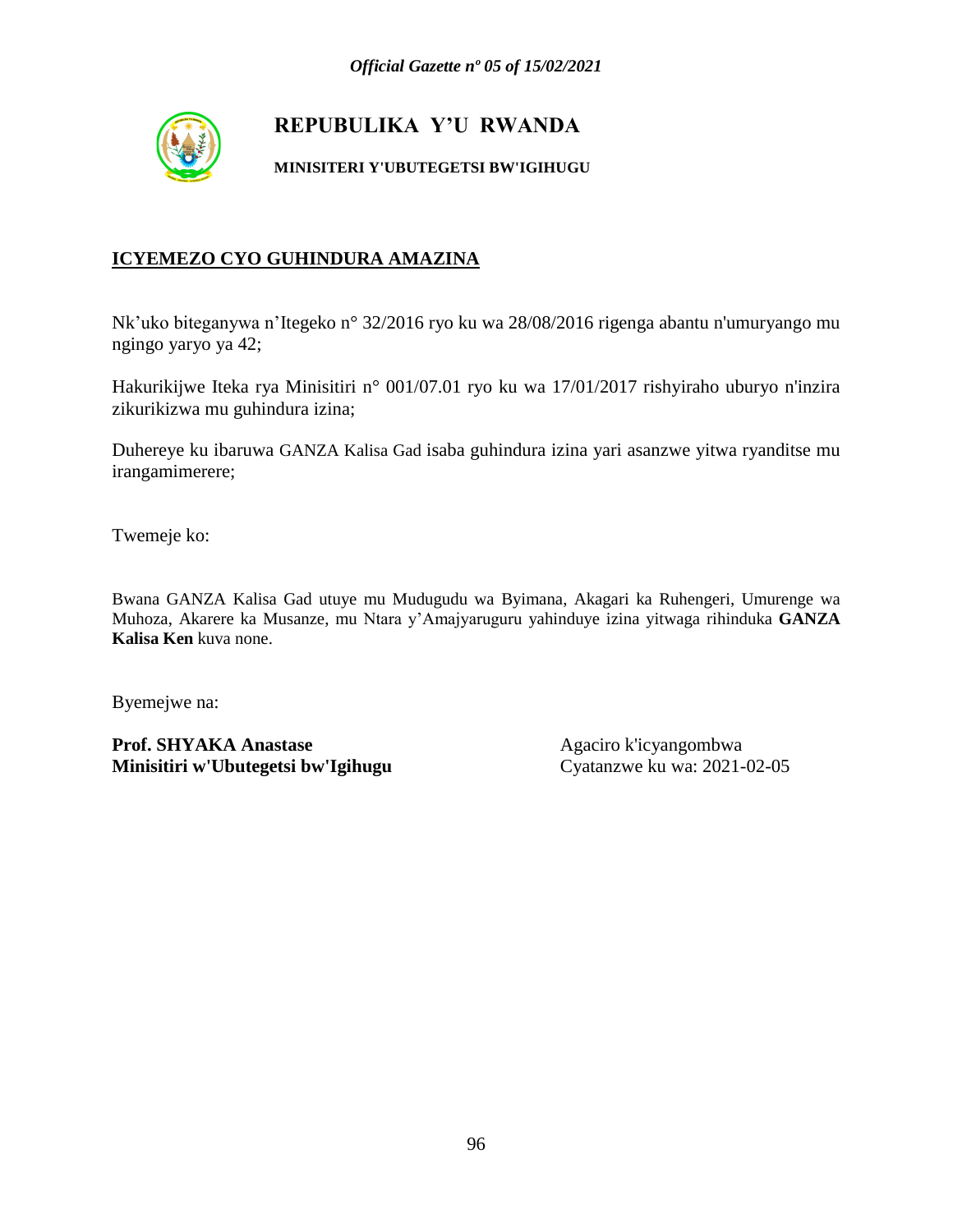**REPUBULIKA Y'U RWANDA**

**MINISITERI Y'UBUTEGETSI BW'IGIHUGU**

## ICYEMEZO CYO GUHINDURA AMAZINA

Nk'uko biteganywa n'Itegeko n° 32/2016 ryo ku wa 28/08/2016 rigenga abantu n'umuryango mu ngingo yaryo ya 42;

Hakurikijwe Iteka rya Minisitiri n° 001/07.01 ryo ku wa 17/01/2017 rishyiraho uburyo n'inzira zikurikizwa mu guhindura izina;

Duhereye ku ibaruwa GANZA Kalisa Gad isaba guhindura izina yari asanzwe yitwa ryanditse mu irangamimerere;

Twemeje ko:

Bwana GANZA Kalisa Gad utuye mu Mudugudu wa Byimana, Akagari ka Ruhengeri, Umurenge wa Muhoza, Akarere ka Musanze, mu Ntara y'Amajyaruguru yahinduye izina yitwaga rihinduka **GANZA Kalisa Ken** kuva none.

Byemejwe na:

**Prof. SHYAKA Anastase**
**Minisitiri w'Ubutegetsi bw'Igihugu**

Agaciro k'icyangombwa
Cyatanzwe ku wa: 2021-02-05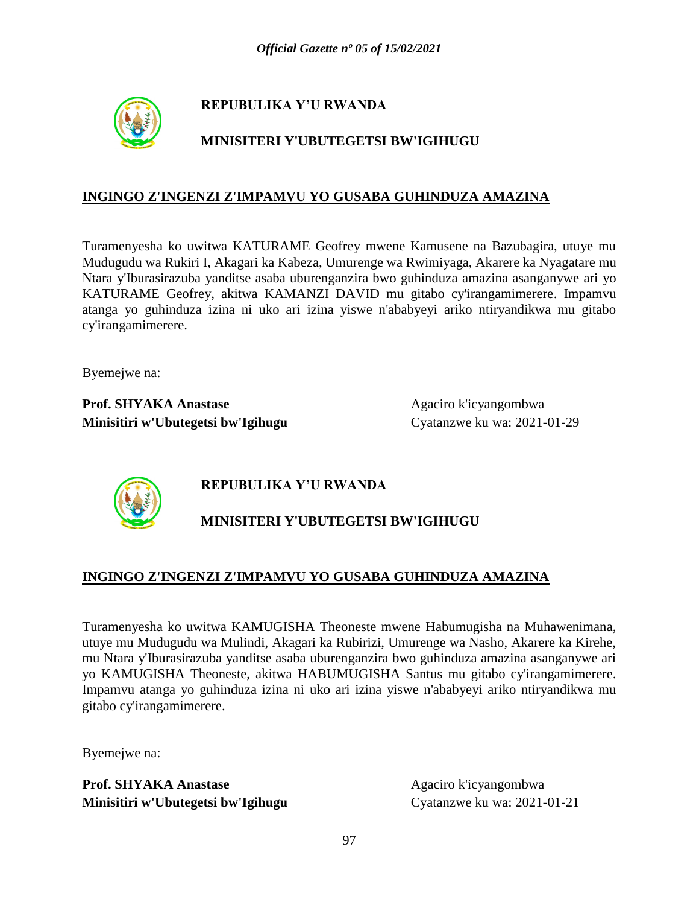**REPUBULIKA Y'U RWANDA**

**MINISITERI Y'UBUTEGETSI BW'IGIHUGU**

## INGINGO Z'INGENZI Z'IMPAMVU YO GUSABA GUHINDUZA AMAZINA

Turamenyesha ko uwitwa KATURAME Geofrey mwene Kamusene na Bazubagira, utuye mu Mudugudu wa Rukiri I, Akagari ka Kabeza, Umurenge wa Rwimiyaga, Akarere ka Nyagatare mu Ntara y'Iburasirazuba yanditse asaba uburenganzira bwo guhinduza amazina asanganywe ari yo KATURAME Geofrey, akitwa KAMANZI DAVID mu gitabo cy'irangamimerere. Impamvu atanga yo guhinduza izina ni uko ari izina yiswe n'ababyeyi ariko ntiryandikwa mu gitabo cy'irangamimerere.

Byemejwe na:

**Prof. SHYAKA Anastase**
**Minisitiri w'Ubutegetsi bw'Igihugu**

Agaciro k'icyangombwa
Cyatanzwe ku wa: 2021-01-29

**REPUBULIKA Y'U RWANDA**

**MINISITERI Y'UBUTEGETSI BW'IGIHUGU**

## INGINGO Z'INGENZI Z'IMPAMVU YO GUSABA GUHINDUZA AMAZINA

Turamenyesha ko uwitwa KAMUGISHA Theoneste mwene Habumugisha na Muhawenimana, utuye mu Mudugudu wa Mulindi, Akagari ka Rubirizi, Umurenge wa Nasho, Akarere ka Kirehe, mu Ntara y'Iburasirazuba yanditse asaba uburenganzira bwo guhinduza amazina asanganywe ari yo KAMUGISHA Theoneste, akitwa HABUMUGISHA Santus mu gitabo cy'irangamimerere. Impamvu atanga yo guhinduza izina ni uko ari izina yiswe n'ababyeyi ariko ntiryandikwa mu gitabo cy'irangamimerere.

Byemejwe na:

**Prof. SHYAKA Anastase**
**Minisitiri w'Ubutegetsi bw'Igihugu**

Agaciro k'icyangombwa
Cyatanzwe ku wa: 2021-01-21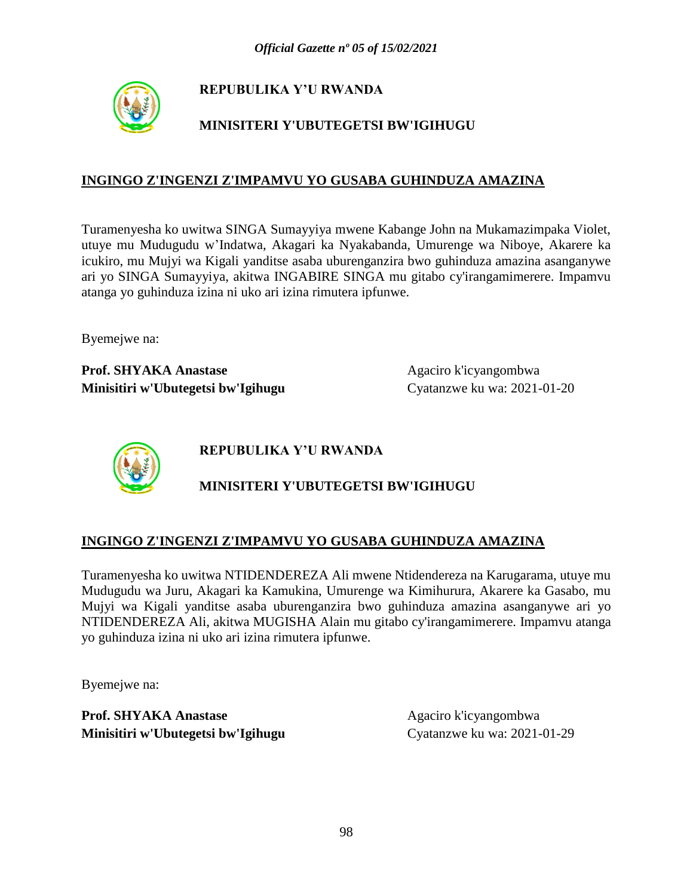**REPUBULIKA Y'U RWANDA**

**MINISITERI Y'UBUTEGETSI BW'IGIHUGU**

**INGINGO Z'INGENZI Z'IMPAMVU YO GUSABA GUHINDUZA AMAZINA**

Turamenyesha ko uwitwa SINGA Sumayyiya mwene Kabange John na Mukamazimpaka Violet, utuye mu Mudugudu w'Indatwa, Akagari ka Nyakabanda, Umurenge wa Niboye, Akarere ka icukiro, mu Mujyi wa Kigali yanditse asaba uburenganzira bwo guhinduza amazina asanganywe ari yo SINGA Sumayyiya, akitwa INGABIRE SINGA mu gitabo cy'irangamimerere. Impamvu atanga yo guhinduza izina ni uko ari izina rimutera ipfunwe.

Byemejwe na:

**Prof. SHYAKA Anastase**
**Minisitiri w'Ubutegetsi bw'Igihugu**

Agaciro k'icyangombwa
Cyatanzwe ku wa: 2021-01-20

**REPUBULIKA Y'U RWANDA**

**MINISITERI Y'UBUTEGETSI BW'IGIHUGU**

**INGINGO Z'INGENZI Z'IMPAMVU YO GUSABA GUHINDUZA AMAZINA**

Turamenyesha ko uwitwa NTIDENDEREZA Ali mwene Ntidendereza na Karugarama, utuye mu Mudugudu wa Juru, Akagari ka Kamukina, Umurenge wa Kimihurura, Akarere ka Gasabo, mu Mujyi wa Kigali yanditse asaba uburenganzira bwo guhinduza amazina asanganywe ari yo NTIDENDEREZA Ali, akitwa MUGISHA Alain mu gitabo cy'irangamimerere. Impamvu atanga yo guhinduza izina ni uko ari izina rimutera ipfunwe.

Byemejwe na:

**Prof. SHYAKA Anastase**
**Minisitiri w'Ubutegetsi bw'Igihugu**

Agaciro k'icyangombwa
Cyatanzwe ku wa: 2021-01-29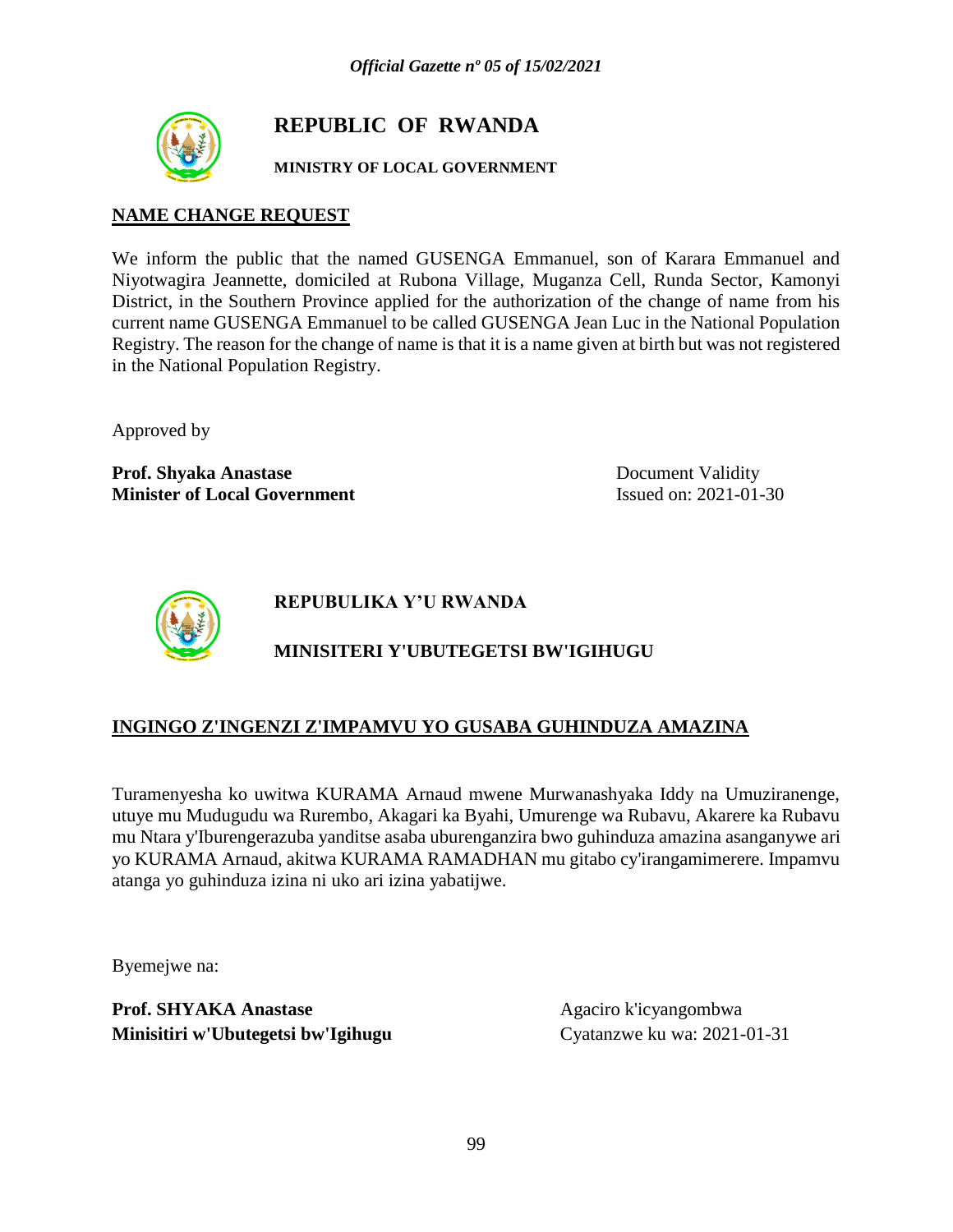# REPUBLIC OF RWANDA

**MINISTRY OF LOCAL GOVERNMENT**

## NAME CHANGE REQUEST

We inform the public that the named GUSENGA Emmanuel, son of Karara Emmanuel and Niyotwagira Jeannette, domiciled at Rubona Village, Muganza Cell, Runda Sector, Kamonyi District, in the Southern Province applied for the authorization of the change of name from his current name GUSENGA Emmanuel to be called GUSENGA Jean Luc in the National Population Registry. The reason for the change of name is that it is a name given at birth but was not registered in the National Population Registry.

Approved by

**Prof. Shyaka Anastase**
**Minister of Local Government**

Document Validity
Issued on: 2021-01-30

# REPUBULIKA Y'U RWANDA

**MINISITERI Y'UBUTEGETSI BW'IGIHUGU**

## INGINGO Z'INGENZI Z'IMPAMVU YO GUSABA GUHINDUZA AMAZINA

Turamenyesha ko uwitwa KURAMA Arnaud mwene Murwanashyaka Iddy na Umuziranenge, utuye mu Mudugudu wa Rurembo, Akagari ka Byahi, Umurenge wa Rubavu, Akarere ka Rubavu mu Ntara y'Iburengerazuba yanditse asaba uburenganzira bwo guhinduza amazina asanganywe ari yo KURAMA Arnaud, akitwa KURAMA RAMADHAN mu gitabo cy'irangamimerere. Impamvu atanga yo guhinduza izina ni uko ari izina yabatijwe.

Byemejwe na:

**Prof. SHYAKA Anastase**
**Minisitiri w'Ubutegetsi bw'Igihugu**

Agaciro k'icyangombwa
Cyatanzwe ku wa: 2021-01-31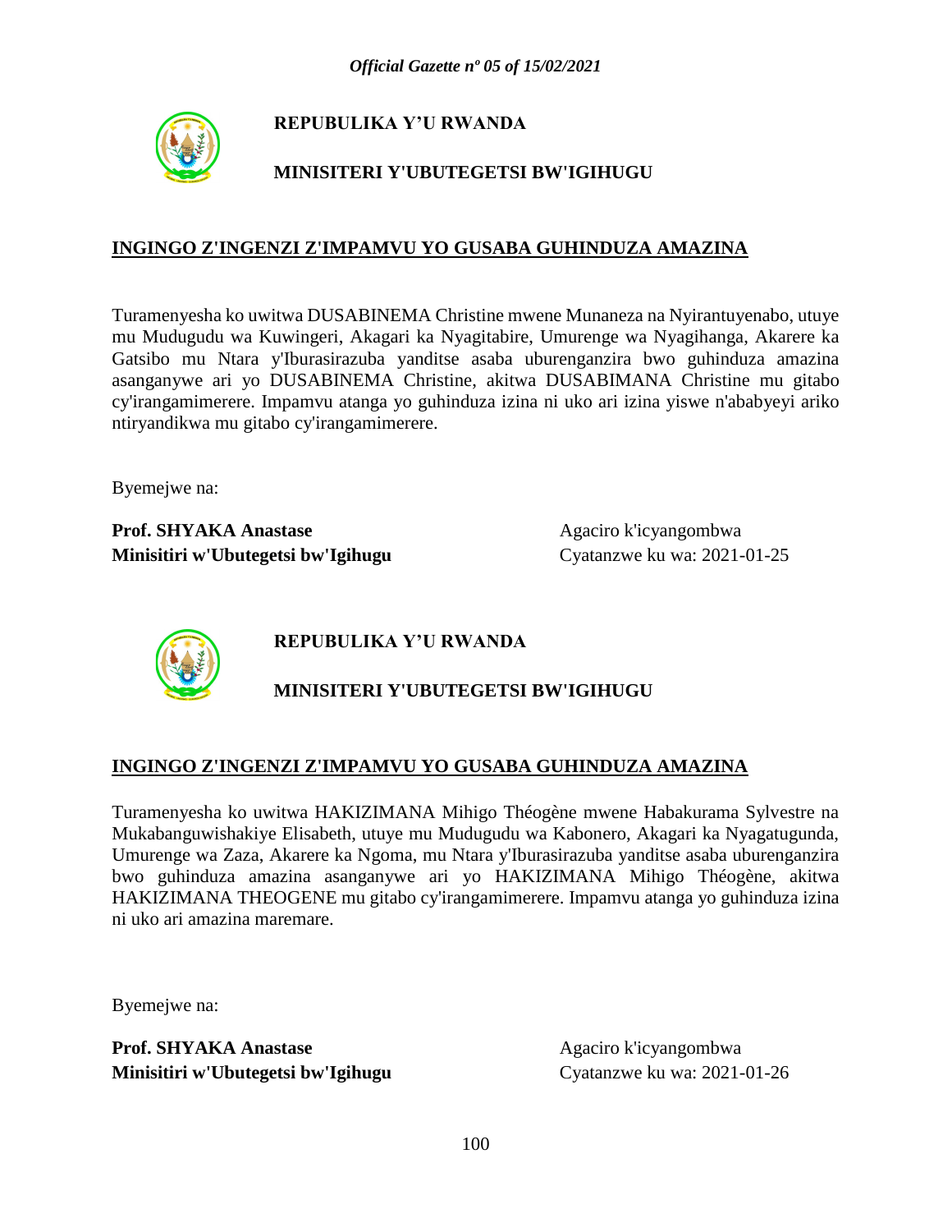**REPUBULIKA Y'U RWANDA**

**MINISITERI Y'UBUTEGETSI BW'IGIHUGU**

**INGINGO Z'INGENZI Z'IMPAMVU YO GUSABA GUHINDUZA AMAZINA**

Turamenyesha ko uwitwa DUSABINEMA Christine mwene Munaneza na Nyirantuyenabo, utuye mu Mudugudu wa Kuwingeri, Akagari ka Nyagitabire, Umurenge wa Nyagihanga, Akarere ka Gatsibo mu Ntara y'Iburasirazuba yanditse asaba uburenganzira bwo guhinduza amazina asanganywe ari yo DUSABINEMA Christine, akitwa DUSABIMANA Christine mu gitabo cy'irangamimerere. Impamvu atanga yo guhinduza izina ni uko ari izina yiswe n'ababyeyi ariko ntiryandikwa mu gitabo cy'irangamimerere.

Byemejwe na:

**Prof. SHYAKA Anastase**
**Minisitiri w'Ubutegetsi bw'Igihugu**

Agaciro k'icyangombwa
Cyatanzwe ku wa: 2021-01-25

**REPUBULIKA Y'U RWANDA**

**MINISITERI Y'UBUTEGETSI BW'IGIHUGU**

**INGINGO Z'INGENZI Z'IMPAMVU YO GUSABA GUHINDUZA AMAZINA**

Turamenyesha ko uwitwa HAKIZIMANA Mihigo Théogène mwene Habakurama Sylvestre na Mukabanguwishakiye Elisabeth, utuye mu Mudugudu wa Kabonero, Akagari ka Nyagatugunda, Umurenge wa Zaza, Akarere ka Ngoma, mu Ntara y'Iburasirazuba yanditse asaba uburenganzira bwo guhinduza amazina asanganywe ari yo HAKIZIMANA Mihigo Théogène, akitwa HAKIZIMANA THEOGENE mu gitabo cy'irangamimerere. Impamvu atanga yo guhinduza izina ni uko ari amazina maremare.

Byemejwe na:

**Prof. SHYAKA Anastase**
**Minisitiri w'Ubutegetsi bw'Igihugu**

Agaciro k'icyangombwa
Cyatanzwe ku wa: 2021-01-26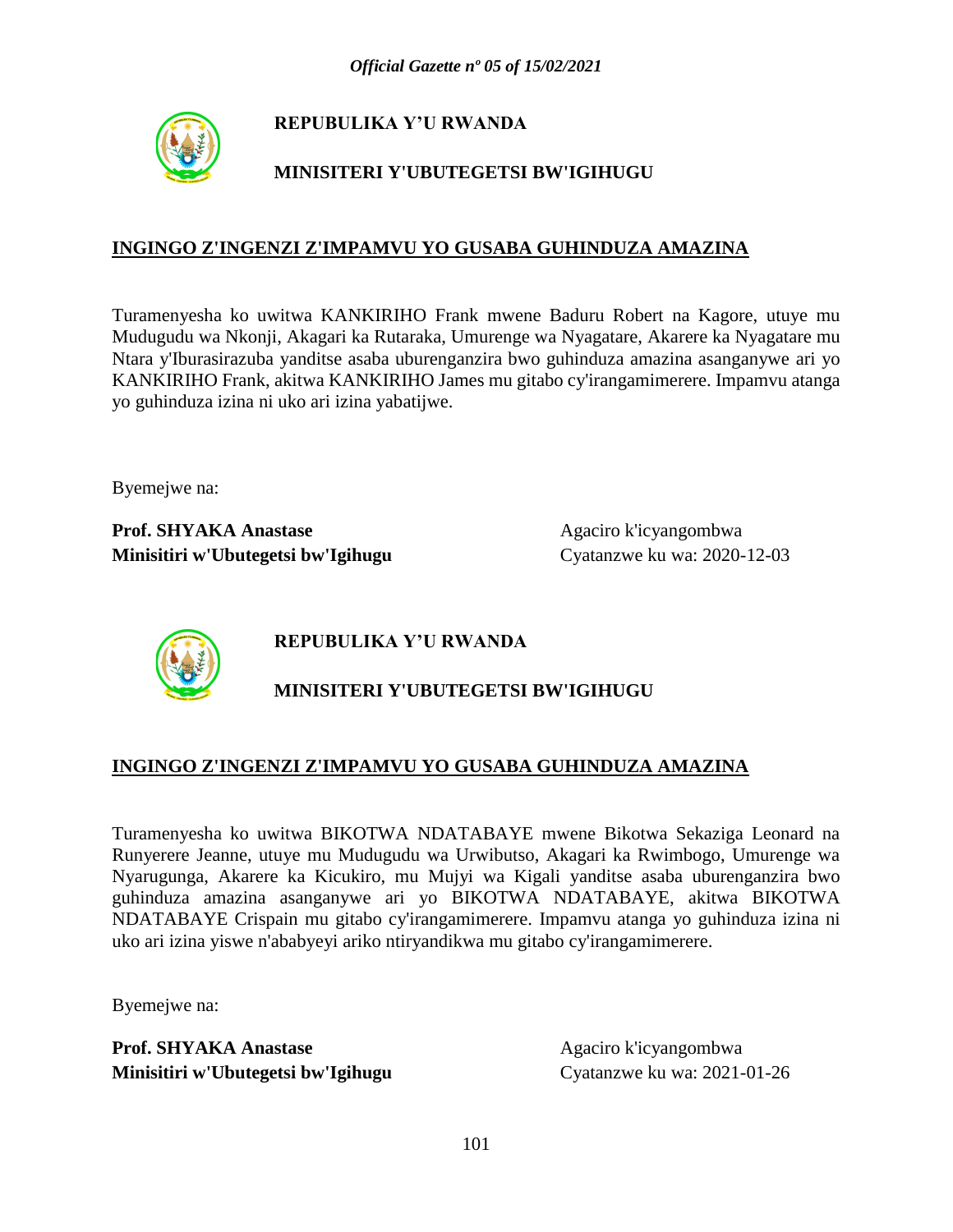**REPUBULIKA Y'U RWANDA**

**MINISITERI Y'UBUTEGETSI BW'IGIHUGU**

**INGINGO Z'INGENZI Z'IMPAMVU YO GUSABA GUHINDUZA AMAZINA**

Turamenyesha ko uwitwa KANKIRIHO Frank mwene Baduru Robert na Kagore, utuye mu Mudugudu wa Nkonji, Akagari ka Rutaraka, Umurenge wa Nyagatare, Akarere ka Nyagatare mu Ntara y'Iburasirazuba yanditse asaba uburenganzira bwo guhinduza amazina asanganywe ari yo KANKIRIHO Frank, akitwa KANKIRIHO James mu gitabo cy'irangamimerere. Impamvu atanga yo guhinduza izina ni uko ari izina yabatijwe.

Byemejwe na:

**Prof. SHYAKA Anastase**
**Minisitiri w'Ubutegetsi bw'Igihugu**

Agaciro k'icyangombwa
Cyatanzwe ku wa: 2020-12-03

**REPUBULIKA Y'U RWANDA**

**MINISITERI Y'UBUTEGETSI BW'IGIHUGU**

**INGINGO Z'INGENZI Z'IMPAMVU YO GUSABA GUHINDUZA AMAZINA**

Turamenyesha ko uwitwa BIKOTWA NDATABAYE mwene Bikotwa Sekaziga Leonard na Runyerere Jeanne, utuye mu Mudugudu wa Urwibutso, Akagari ka Rwimbogo, Umurenge wa Nyarugunga, Akarere ka Kicukiro, mu Mujyi wa Kigali yanditse asaba uburenganzira bwo guhinduza amazina asanganywe ari yo BIKOTWA NDATABAYE, akitwa BIKOTWA NDATABAYE Crispain mu gitabo cy'irangamimerere. Impamvu atanga yo guhinduza izina ni uko ari izina yiswe n'ababyeyi ariko ntiryandikwa mu gitabo cy'irangamimerere.

Byemejwe na:

**Prof. SHYAKA Anastase**
**Minisitiri w'Ubutegetsi bw'Igihugu**

Agaciro k'icyangombwa
Cyatanzwe ku wa: 2021-01-26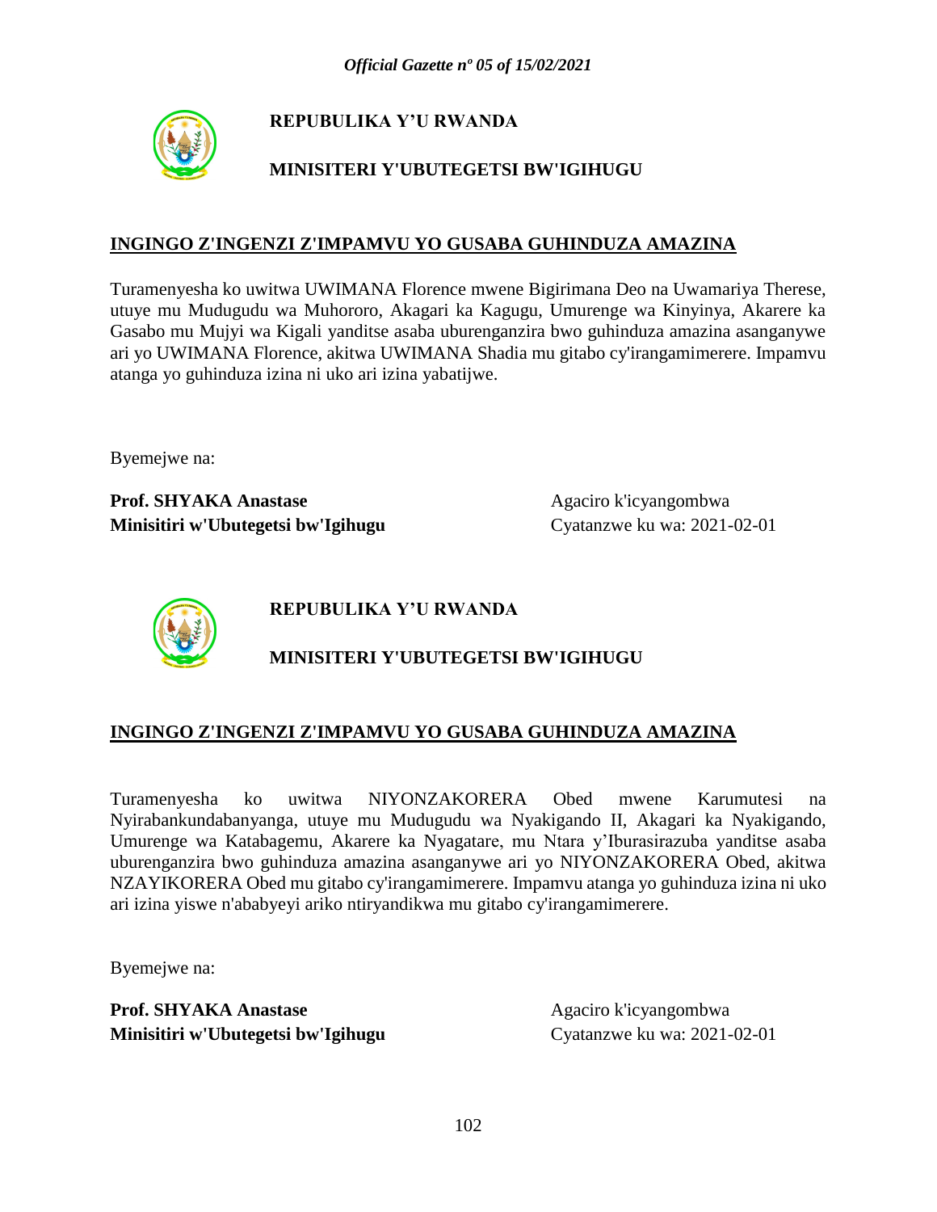**REPUBULIKA Y'U RWANDA**

**MINISITERI Y'UBUTEGETSI BW'IGIHUGU**

**INGINGO Z'INGENZI Z'IMPAMVU YO GUSABA GUHINDUZA AMAZINA**

Turamenyesha ko uwitwa UWIMANA Florence mwene Bigirimana Deo na Uwamariya Therese, utuye mu Mudugudu wa Muhororo, Akagari ka Kagugu, Umurenge wa Kinyinya, Akarere ka Gasabo mu Mujyi wa Kigali yanditse asaba uburenganzira bwo guhinduza amazina asanganywe ari yo UWIMANA Florence, akitwa UWIMANA Shadia mu gitabo cy'irangamimerere. Impamvu atanga yo guhinduza izina ni uko ari izina yabatijwe.

Byemejwe na:

**Prof. SHYAKA Anastase**
**Minisitiri w'Ubutegetsi bw'Igihugu**

Agaciro k'icyangombwa
Cyatanzwe ku wa: 2021-02-01

**REPUBULIKA Y'U RWANDA**

**MINISITERI Y'UBUTEGETSI BW'IGIHUGU**

**INGINGO Z'INGENZI Z'IMPAMVU YO GUSABA GUHINDUZA AMAZINA**

Turamenyesha ko uwitwa NIYONZAKORERA Obed mwene Karumutesi na Nyirabankundabanyanga, utuye mu Mudugudu wa Nyakigando II, Akagari ka Nyakigando, Umurenge wa Katabagemu, Akarere ka Nyagatare, mu Ntara y'Iburasirazuba yanditse asaba uburenganzira bwo guhinduza amazina asanganywe ari yo NIYONZAKORERA Obed, akitwa NZAYIKORERA Obed mu gitabo cy'irangamimerere. Impamvu atanga yo guhinduza izina ni uko ari izina yiswe n'ababyeyi ariko ntiryandikwa mu gitabo cy'irangamimerere.

Byemejwe na:

**Prof. SHYAKA Anastase**
**Minisitiri w'Ubutegetsi bw'Igihugu**

Agaciro k'icyangombwa
Cyatanzwe ku wa: 2021-02-01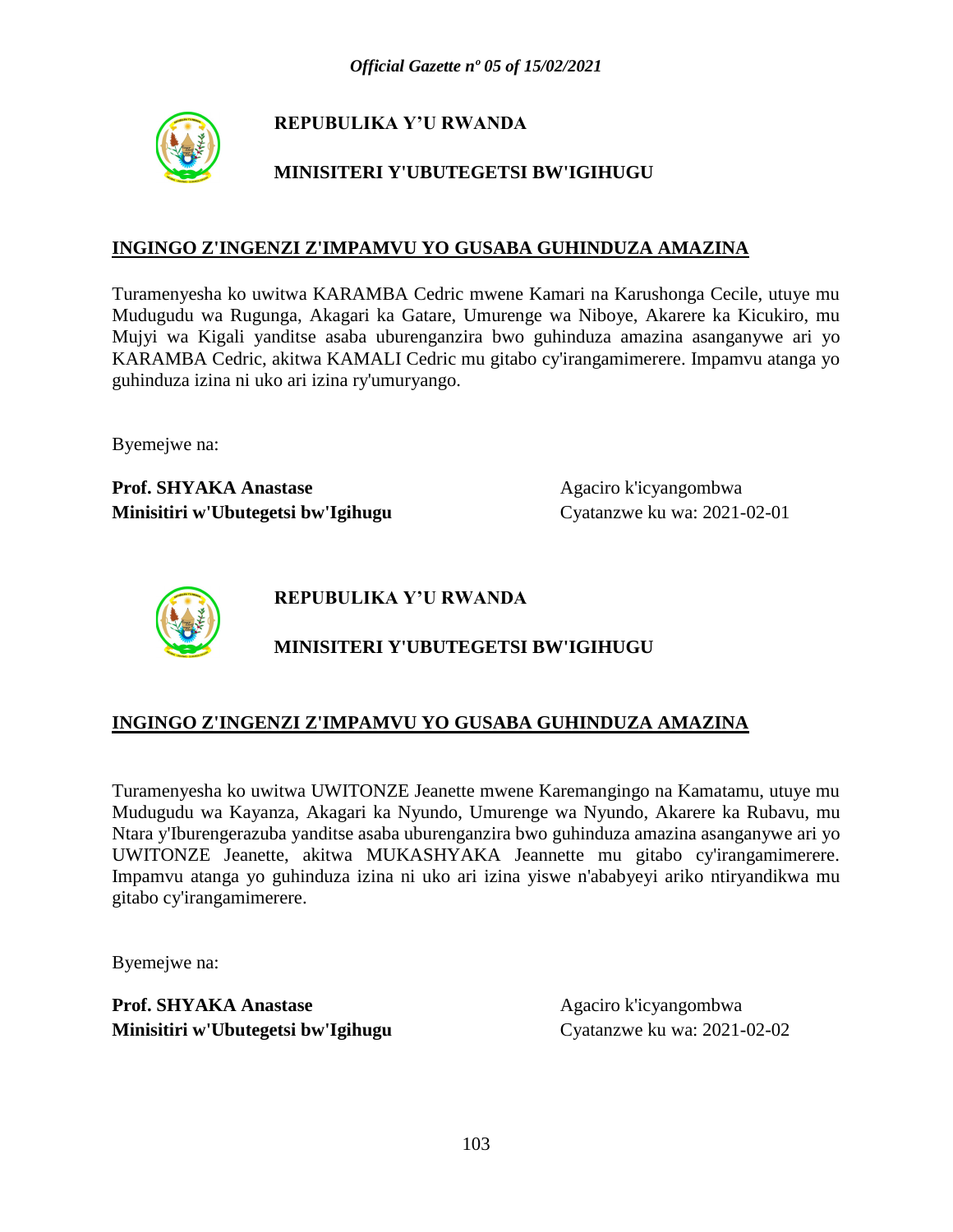**REPUBULIKA Y'U RWANDA**

**MINISITERI Y'UBUTEGETSI BW'IGIHUGU**

**INGINGO Z'INGENZI Z'IMPAMVU YO GUSABA GUHINDUZA AMAZINA**

Turamenyesha ko uwitwa KARAMBA Cedric mwene Kamari na Karushonga Cecile, utuye mu Mudugudu wa Rugunga, Akagari ka Gatare, Umurenge wa Niboye, Akarere ka Kicukiro, mu Mujyi wa Kigali yanditse asaba uburenganzira bwo guhinduza amazina asanganywe ari yo KARAMBA Cedric, akitwa KAMALI Cedric mu gitabo cy'irangamimerere. Impamvu atanga yo guhinduza izina ni uko ari izina ry'umuryango.

Byemejwe na:

**Prof. SHYAKA Anastase**
**Minisitiri w'Ubutegetsi bw'Igihugu**

Agaciro k'icyangombwa
Cyatanzwe ku wa: 2021-02-01

**REPUBULIKA Y'U RWANDA**

**MINISITERI Y'UBUTEGETSI BW'IGIHUGU**

**INGINGO Z'INGENZI Z'IMPAMVU YO GUSABA GUHINDUZA AMAZINA**

Turamenyesha ko uwitwa UWITONZE Jeanette mwene Karemangingo na Kamatamu, utuye mu Mudugudu wa Kayanza, Akagari ka Nyundo, Umurenge wa Nyundo, Akarere ka Rubavu, mu Ntara y'Iburengerazuba yanditse asaba uburenganzira bwo guhinduza amazina asanganywe ari yo UWITONZE Jeanette, akitwa MUKASHYAKA Jeannette mu gitabo cy'irangamimerere. Impamvu atanga yo guhinduza izina ni uko ari izina yiswe n'ababyeyi ariko ntiryandikwa mu gitabo cy'irangamimerere.

Byemejwe na:

**Prof. SHYAKA Anastase**
**Minisitiri w'Ubutegetsi bw'Igihugu**

Agaciro k'icyangombwa
Cyatanzwe ku wa: 2021-02-02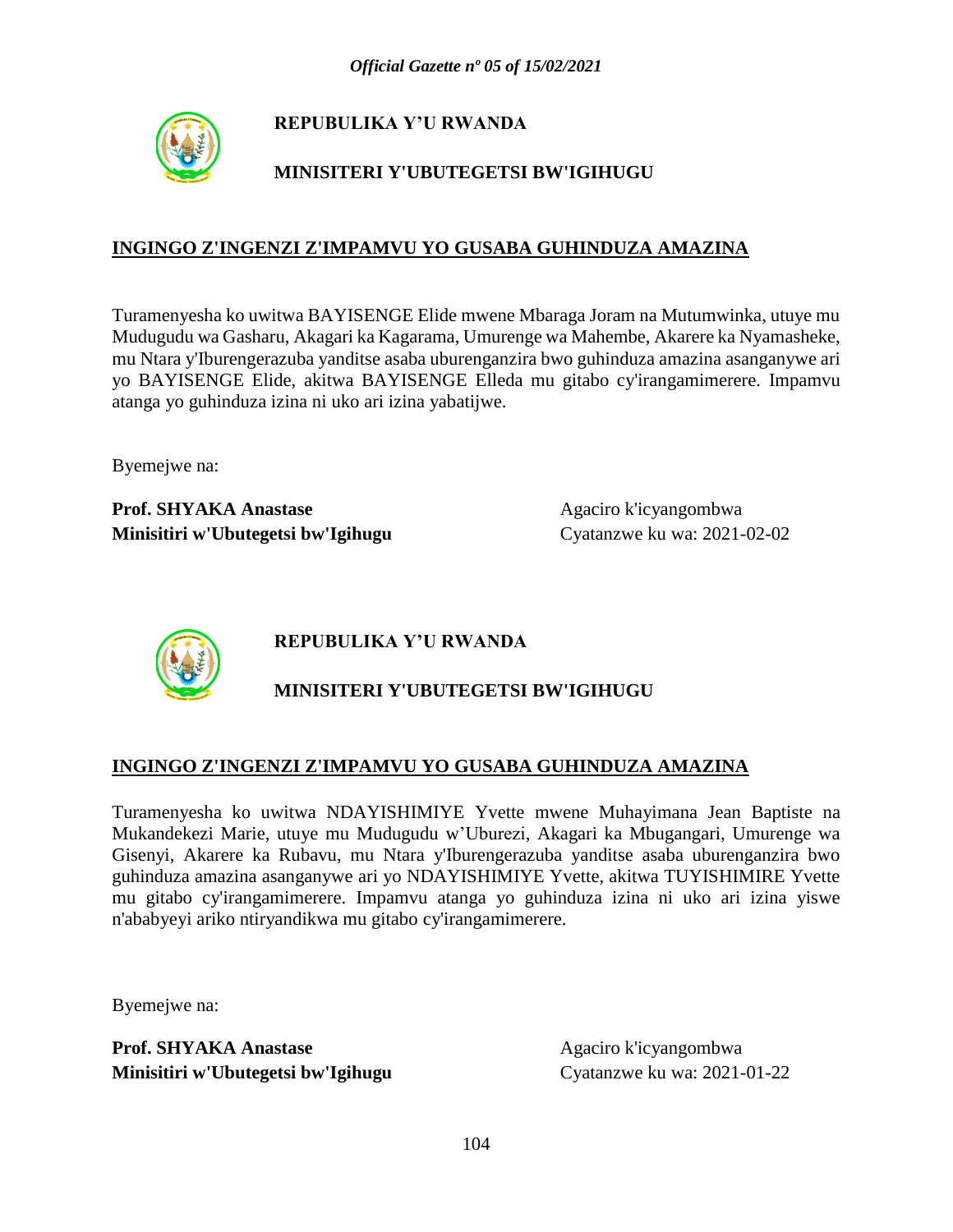**REPUBULIKA Y'U RWANDA**

**MINISITERI Y'UBUTEGETSI BW'IGIHUGU**

## INGINGO Z'INGENZI Z'IMPAMVU YO GUSABA GUHINDUZA AMAZINA

Turamenyesha ko uwitwa BAYISENGE Elide mwene Mbaraga Joram na Mutumwinka, utuye mu Mudugudu wa Gasharu, Akagari ka Kagarama, Umurenge wa Mahembe, Akarere ka Nyamasheke, mu Ntara y'Iburengerazuba yanditse asaba uburenganzira bwo guhinduza amazina asanganywe ari yo BAYISENGE Elide, akitwa BAYISENGE Elleda mu gitabo cy'irangamimerere. Impamvu atanga yo guhinduza izina ni uko ari izina yabatijwe.

Byemejwe na:

**Prof. SHYAKA Anastase**
**Minisitiri w'Ubutegetsi bw'Igihugu**

Agaciro k'icyangombwa
Cyatanzwe ku wa: 2021-02-02

**REPUBULIKA Y'U RWANDA**

**MINISITERI Y'UBUTEGETSI BW'IGIHUGU**

## INGINGO Z'INGENZI Z'IMPAMVU YO GUSABA GUHINDUZA AMAZINA

Turamenyesha ko uwitwa NDAYISHIMIYE Yvette mwene Muhayimana Jean Baptiste na Mukandekezi Marie, utuye mu Mudugudu w'Uburezi, Akagari ka Mbugangari, Umurenge wa Gisenyi, Akarere ka Rubavu, mu Ntara y'Iburengerazuba yanditse asaba uburenganzira bwo guhinduza amazina asanganywe ari yo NDAYISHIMIYE Yvette, akitwa TUYISHIMIRE Yvette mu gitabo cy'irangamimerere. Impamvu atanga yo guhinduza izina ni uko ari izina yiswe n'ababyeyi ariko ntiryandikwa mu gitabo cy'irangamimerere.

Byemejwe na:

**Prof. SHYAKA Anastase**
**Minisitiri w'Ubutegetsi bw'Igihugu**

Agaciro k'icyangombwa
Cyatanzwe ku wa: 2021-01-22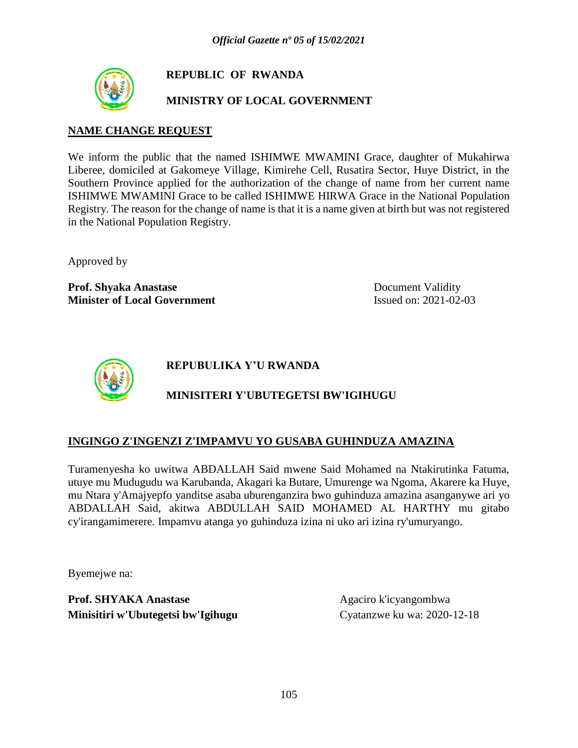**REPUBLIC OF RWANDA**

**MINISTRY OF LOCAL GOVERNMENT**

**NAME CHANGE REQUEST**

We inform the public that the named ISHIMWE MWAMINI Grace, daughter of Mukahirwa Liberee, domiciled at Gakomeye Village, Kimirehe Cell, Rusatira Sector, Huye District, in the Southern Province applied for the authorization of the change of name from her current name ISHIMWE MWAMINI Grace to be called ISHIMWE HIRWA Grace in the National Population Registry. The reason for the change of name is that it is a name given at birth but was not registered in the National Population Registry.

Approved by

**Prof. Shyaka Anastase**
**Minister of Local Government**

Document Validity
Issued on: 2021-02-03

**REPUBULIKA Y'U RWANDA**

**MINISITERI Y'UBUTEGETSI BW'IGIHUGU**

**INGINGO Z'INGENZI Z'IMPAMVU YO GUSABA GUHINDUZA AMAZINA**

Turamenyesha ko uwitwa ABDALLAH Said mwene Said Mohamed na Ntakirutinka Fatuma, utuye mu Mudugudu wa Karubanda, Akagari ka Butare, Umurenge wa Ngoma, Akarere ka Huye, mu Ntara y'Amajyepfo yanditse asaba uburenganzira bwo guhinduza amazina asanganywe ari yo ABDALLAH Said, akitwa ABDULLAH SAID MOHAMED AL HARTHY mu gitabo cy'irangamimerere. Impamvu atanga yo guhinduza izina ni uko ari izina ry'umuryango.

Byemejwe na:

**Prof. SHYAKA Anastase**
**Minisitiri w'Ubutegetsi bw'Igihugu**

Agaciro k'icyangombwa
Cyatanzwe ku wa: 2020-12-18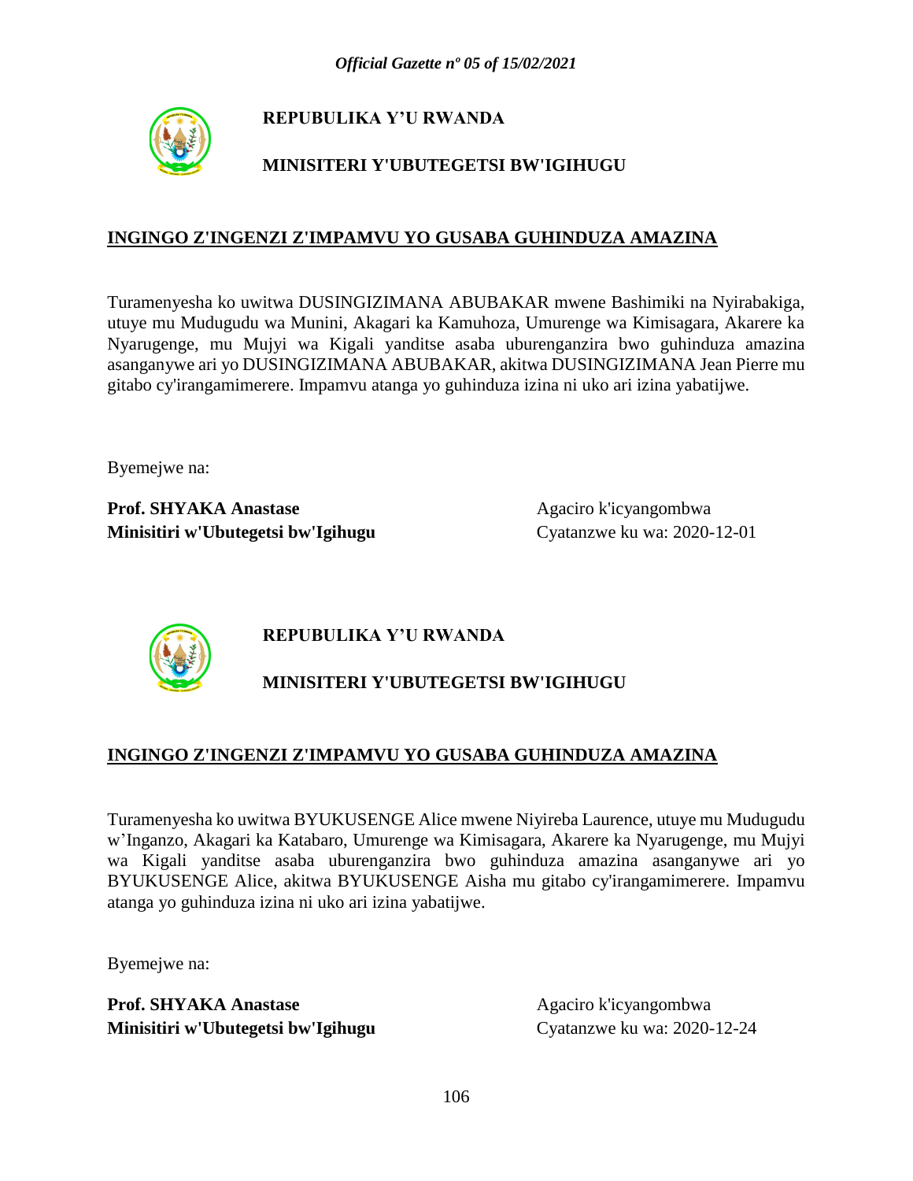**REPUBULIKA Y'U RWANDA**

**MINISITERI Y'UBUTEGETSI BW'IGIHUGU**

**INGINGO Z'INGENZI Z'IMPAMVU YO GUSABA GUHINDUZA AMAZINA**

Turamenyesha ko uwitwa DUSINGIZIMANA ABUBAKAR mwene Bashimiki na Nyirabakiga, utuye mu Mudugudu wa Munini, Akagari ka Kamuhoza, Umurenge wa Kimisagara, Akarere ka Nyarugenge, mu Mujyi wa Kigali yanditse asaba uburenganzira bwo guhinduza amazina asanganywe ari yo DUSINGIZIMANA ABUBAKAR, akitwa DUSINGIZIMANA Jean Pierre mu gitabo cy'irangamimerere. Impamvu atanga yo guhinduza izina ni uko ari izina yabatijwe.

Byemejwe na:

**Prof. SHYAKA Anastase**
**Minisitiri w'Ubutegetsi bw'Igihugu**

Agaciro k'icyangombwa
Cyatanzwe ku wa: 2020-12-01

**REPUBULIKA Y'U RWANDA**

**MINISITERI Y'UBUTEGETSI BW'IGIHUGU**

**INGINGO Z'INGENZI Z'IMPAMVU YO GUSABA GUHINDUZA AMAZINA**

Turamenyesha ko uwitwa BYUKUSENGE Alice mwene Niyireba Laurence, utuye mu Mudugudu w'Inganzo, Akagari ka Katabaro, Umurenge wa Kimisagara, Akarere ka Nyarugenge, mu Mujyi wa Kigali yanditse asaba uburenganzira bwo guhinduza amazina asanganywe ari yo BYUKUSENGE Alice, akitwa BYUKUSENGE Aisha mu gitabo cy'irangamimerere. Impamvu atanga yo guhinduza izina ni uko ari izina yabatijwe.

Byemejwe na:

**Prof. SHYAKA Anastase**
**Minisitiri w'Ubutegetsi bw'Igihugu**

Agaciro k'icyangombwa
Cyatanzwe ku wa: 2020-12-24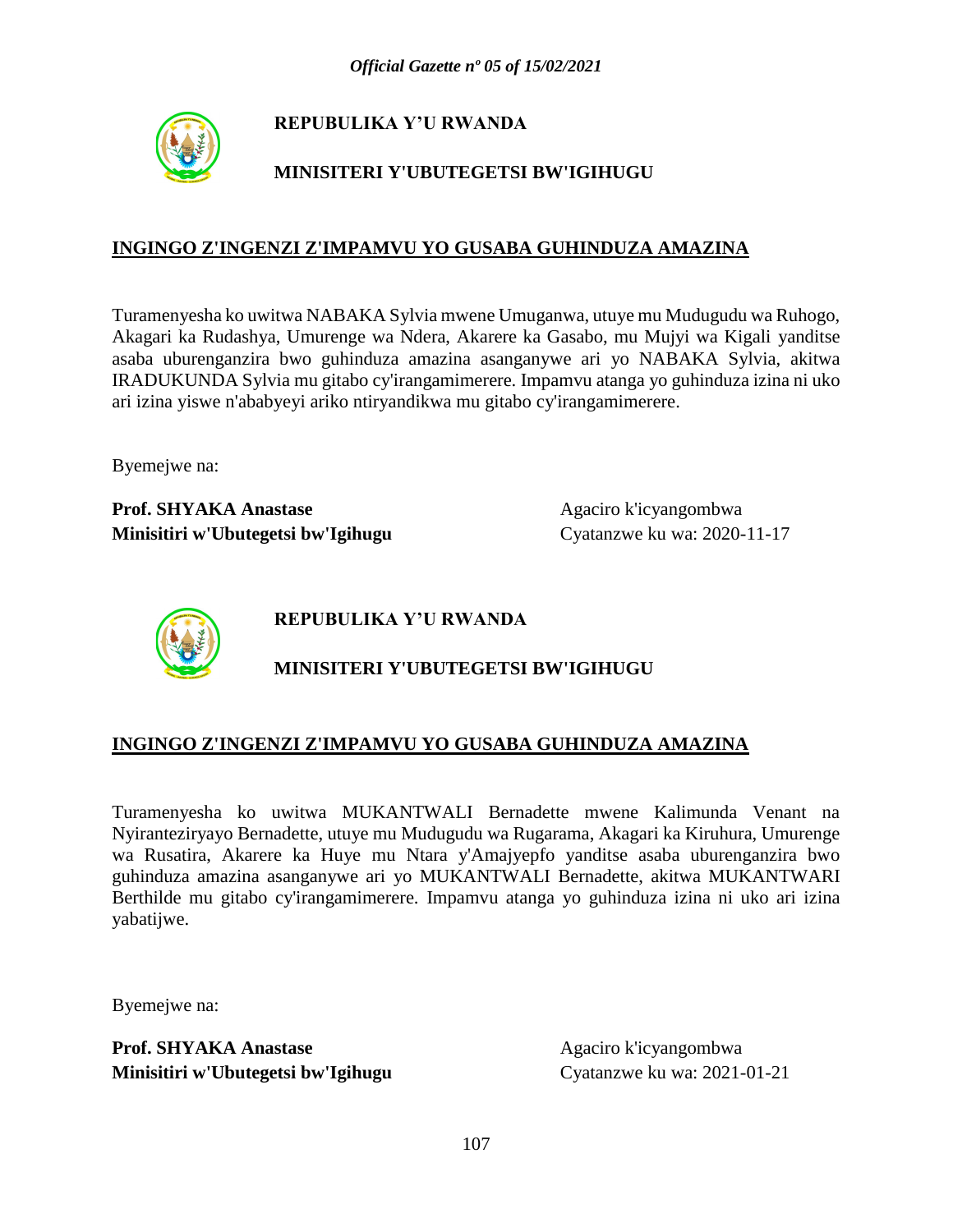**REPUBULIKA Y'U RWANDA**

**MINISITERI Y'UBUTEGETSI BW'IGIHUGU**

**INGINGO Z'INGENZI Z'IMPAMVU YO GUSABA GUHINDUZA AMAZINA**

Turamenyesha ko uwitwa NABAKA Sylvia mwene Umuganwa, utuye mu Mudugudu wa Ruhogo, Akagari ka Rudashya, Umurenge wa Ndera, Akarere ka Gasabo, mu Mujyi wa Kigali yanditse asaba uburenganzira bwo guhinduza amazina asanganywe ari yo NABAKA Sylvia, akitwa IRADUKUNDA Sylvia mu gitabo cy'irangamimerere. Impamvu atanga yo guhinduza izina ni uko ari izina yiswe n'ababyeyi ariko ntiryandikwa mu gitabo cy'irangamimerere.

Byemejwe na:

**Prof. SHYAKA Anastase**
**Minisitiri w'Ubutegetsi bw'Igihugu**

Agaciro k'icyangombwa
Cyatanzwe ku wa: 2020-11-17

**REPUBULIKA Y'U RWANDA**

**MINISITERI Y'UBUTEGETSI BW'IGIHUGU**

**INGINGO Z'INGENZI Z'IMPAMVU YO GUSABA GUHINDUZA AMAZINA**

Turamenyesha ko uwitwa MUKANTWALI Bernadette mwene Kalimunda Venant na Nyiranteziryayo Bernadette, utuye mu Mudugudu wa Rugarama, Akagari ka Kiruhura, Umurenge wa Rusatira, Akarere ka Huye mu Ntara y'Amajyepfo yanditse asaba uburenganzira bwo guhinduza amazina asanganywe ari yo MUKANTWALI Bernadette, akitwa MUKANTWARI Berthilde mu gitabo cy'irangamimerere. Impamvu atanga yo guhinduza izina ni uko ari izina yabatijwe.

Byemejwe na:

**Prof. SHYAKA Anastase**
**Minisitiri w'Ubutegetsi bw'Igihugu**

Agaciro k'icyangombwa
Cyatanzwe ku wa: 2021-01-21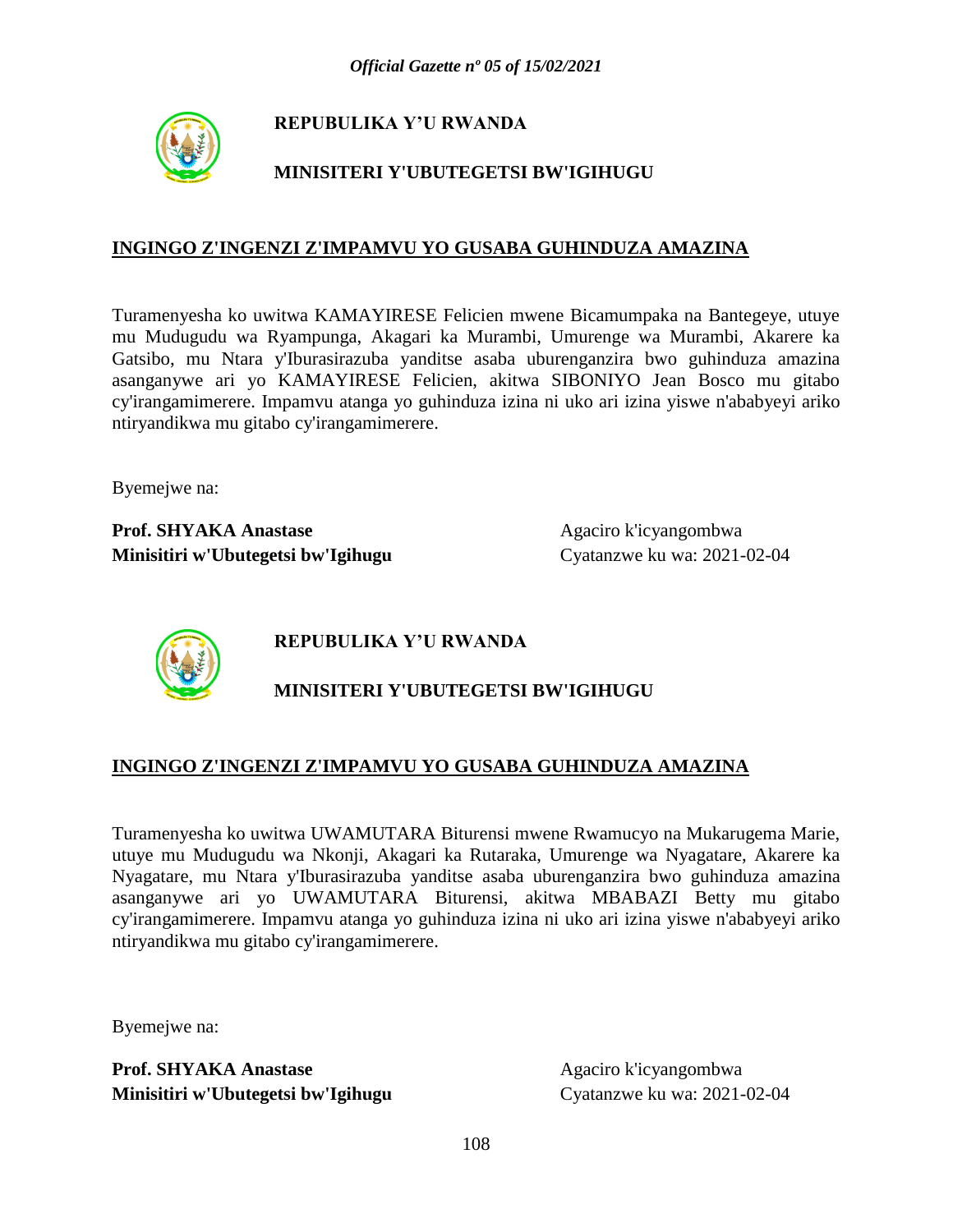**REPUBULIKA Y'U RWANDA**

**MINISITERI Y'UBUTEGETSI BW'IGIHUGU**

**INGINGO Z'INGENZI Z'IMPAMVU YO GUSABA GUHINDUZA AMAZINA**

Turamenyesha ko uwitwa KAMAYIRESE Felicien mwene Bicamumpaka na Bantegeye, utuye mu Mudugudu wa Ryampunga, Akagari ka Murambi, Umurenge wa Murambi, Akarere ka Gatsibo, mu Ntara y'Iburasirazuba yanditse asaba uburenganzira bwo guhinduza amazina asanganywe ari yo KAMAYIRESE Felicien, akitwa SIBONIYO Jean Bosco mu gitabo cy'irangamimerere. Impamvu atanga yo guhinduza izina ni uko ari izina yiswe n'ababyeyi ariko ntiryandikwa mu gitabo cy'irangamimerere.

Byemejwe na:

**Prof. SHYAKA Anastase**
**Minisitiri w'Ubutegetsi bw'Igihugu**

Agaciro k'icyangombwa
Cyatanzwe ku wa: 2021-02-04

**REPUBULIKA Y'U RWANDA**

**MINISITERI Y'UBUTEGETSI BW'IGIHUGU**

**INGINGO Z'INGENZI Z'IMPAMVU YO GUSABA GUHINDUZA AMAZINA**

Turamenyesha ko uwitwa UWAMUTARA Biturensi mwene Rwamucyo na Mukarugema Marie, utuye mu Mudugudu wa Nkonji, Akagari ka Rutaraka, Umurenge wa Nyagatare, Akarere ka Nyagatare, mu Ntara y'Iburasirazuba yanditse asaba uburenganzira bwo guhinduza amazina asanganywe ari yo UWAMUTARA Biturensi, akitwa MBABAZI Betty mu gitabo cy'irangamimerere. Impamvu atanga yo guhinduza izina ni uko ari izina yiswe n'ababyeyi ariko ntiryandikwa mu gitabo cy'irangamimerere.

Byemejwe na:

**Prof. SHYAKA Anastase**
**Minisitiri w'Ubutegetsi bw'Igihugu**

Agaciro k'icyangombwa
Cyatanzwe ku wa: 2021-02-04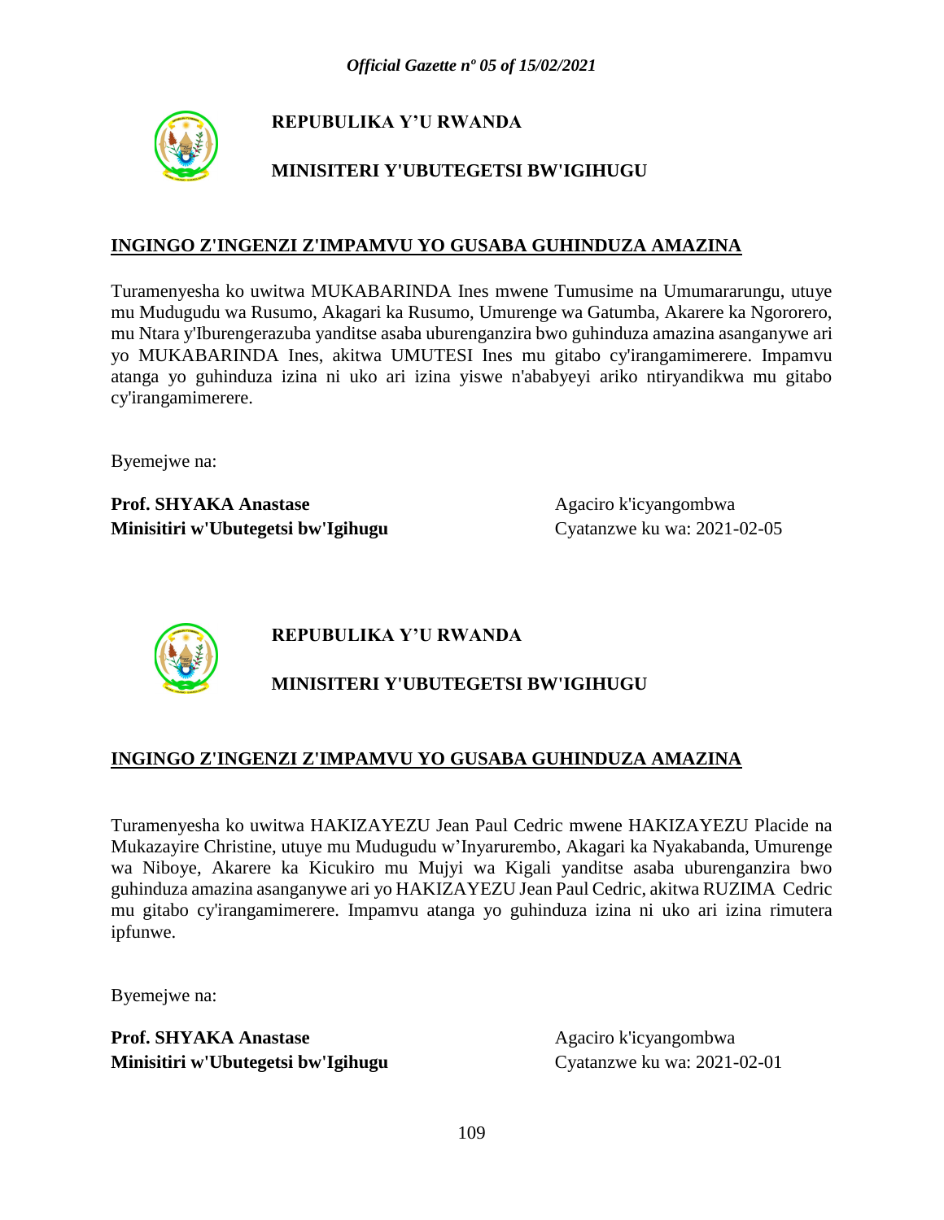**REPUBULIKA Y'U RWANDA**

**MINISITERI Y'UBUTEGETSI BW'IGIHUGU**

**INGINGO Z'INGENZI Z'IMPAMVU YO GUSABA GUHINDUZA AMAZINA**

Turamenyesha ko uwitwa MUKABARINDA Ines mwene Tumusime na Umumararungu, utuye mu Mudugudu wa Rusumo, Akagari ka Rusumo, Umurenge wa Gatumba, Akarere ka Ngororero, mu Ntara y'Iburengerazuba yanditse asaba uburenganzira bwo guhinduza amazina asanganywe ari yo MUKABARINDA Ines, akitwa UMUTESI Ines mu gitabo cy'irangamimerere. Impamvu atanga yo guhinduza izina ni uko ari izina yiswe n'ababyeyi ariko ntiryandikwa mu gitabo cy'irangamimerere.

Byemejwe na:

**Prof. SHYAKA Anastase**
**Minisitiri w'Ubutegetsi bw'Igihugu**

Agaciro k'icyangombwa
Cyatanzwe ku wa: 2021-02-05

**REPUBULIKA Y'U RWANDA**

**MINISITERI Y'UBUTEGETSI BW'IGIHUGU**

**INGINGO Z'INGENZI Z'IMPAMVU YO GUSABA GUHINDUZA AMAZINA**

Turamenyesha ko uwitwa HAKIZAYEZU Jean Paul Cedric mwene HAKIZAYEZU Placide na Mukazayire Christine, utuye mu Mudugudu w'Inyarurembo, Akagari ka Nyakabanda, Umurenge wa Niboye, Akarere ka Kicukiro mu Mujyi wa Kigali yanditse asaba uburenganzira bwo guhinduza amazina asanganywe ari yo HAKIZAYEZU Jean Paul Cedric, akitwa RUZIMA Cedric mu gitabo cy'irangamimerere. Impamvu atanga yo guhinduza izina ni uko ari izina rimutera ipfunwe.

Byemejwe na:

**Prof. SHYAKA Anastase**
**Minisitiri w'Ubutegetsi bw'Igihugu**

Agaciro k'icyangombwa
Cyatanzwe ku wa: 2021-02-01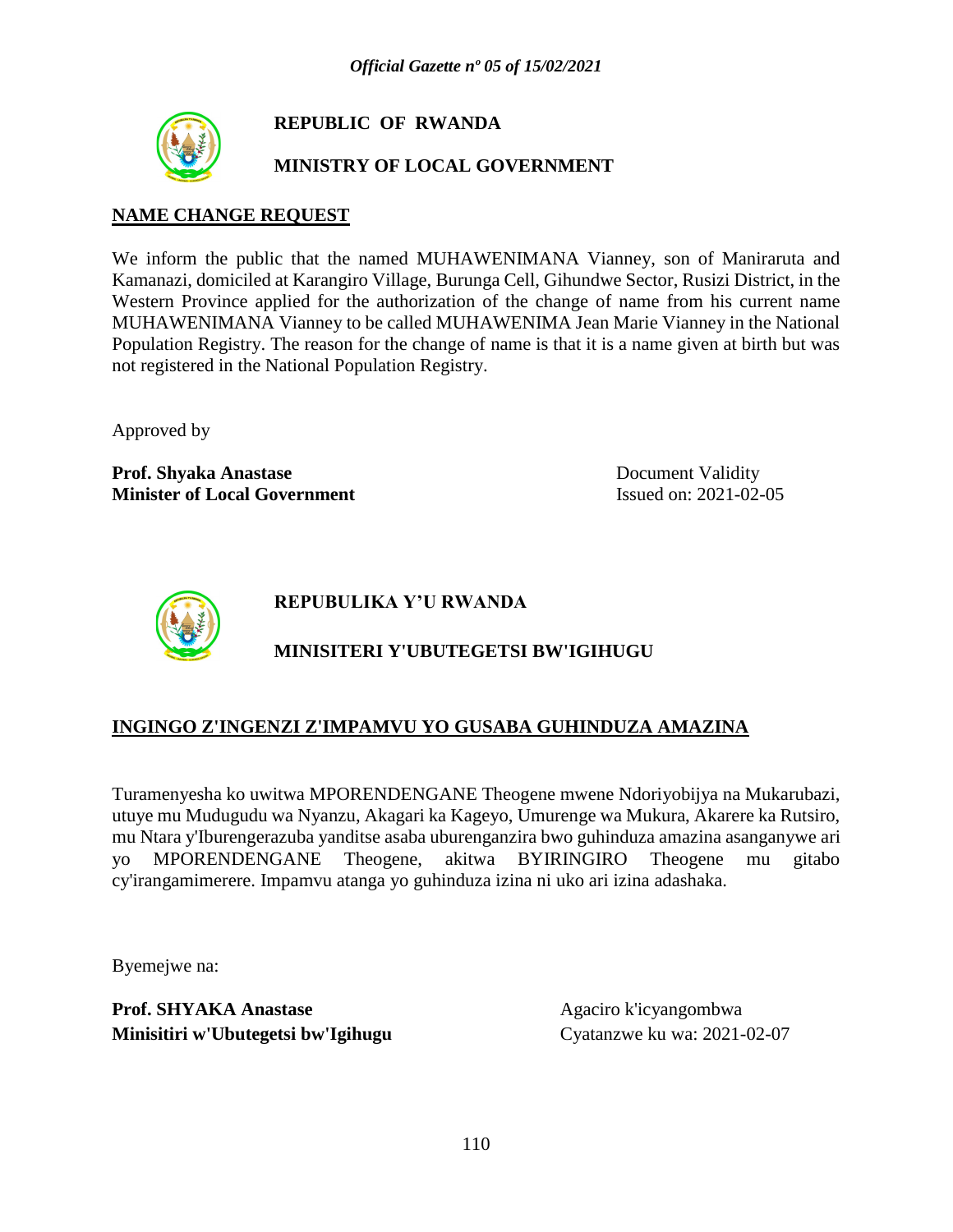**REPUBLIC OF RWANDA**

**MINISTRY OF LOCAL GOVERNMENT**

**NAME CHANGE REQUEST**

We inform the public that the named MUHAWENIMANA Vianney, son of Maniraruta and Kamanazi, domiciled at Karangiro Village, Burunga Cell, Gihundwe Sector, Rusizi District, in the Western Province applied for the authorization of the change of name from his current name MUHAWENIMANA Vianney to be called MUHAWENIMA Jean Marie Vianney in the National Population Registry. The reason for the change of name is that it is a name given at birth but was not registered in the National Population Registry.

Approved by

**Prof. Shyaka Anastase**
**Minister of Local Government**

Document Validity
Issued on: 2021-02-05

**REPUBULIKA Y'U RWANDA**

**MINISITERI Y'UBUTEGETSI BW'IGIHUGU**

**INGINGO Z'INGENZI Z'IMPAMVU YO GUSABA GUHINDUZA AMAZINA**

Turamenyesha ko uwitwa MPORENDENGANE Theogene mwene Ndoriyobijya na Mukarubazi, utuye mu Mudugudu wa Nyanzu, Akagari ka Kageyo, Umurenge wa Mukura, Akarere ka Rutsiro, mu Ntara y'Iburengerazuba yanditse asaba uburenganzira bwo guhinduza amazina asanganywe ari yo MPORENDENGANE Theogene, akitwa BYIRINGIRO Theogene mu gitabo cy'irangamimerere. Impamvu atanga yo guhinduza izina ni uko ari izina adashaka.

Byemejwe na:

**Prof. SHYAKA Anastase**
**Minisitiri w'Ubutegetsi bw'Igihugu**

Agaciro k'icyangombwa
Cyatanzwe ku wa: 2021-02-07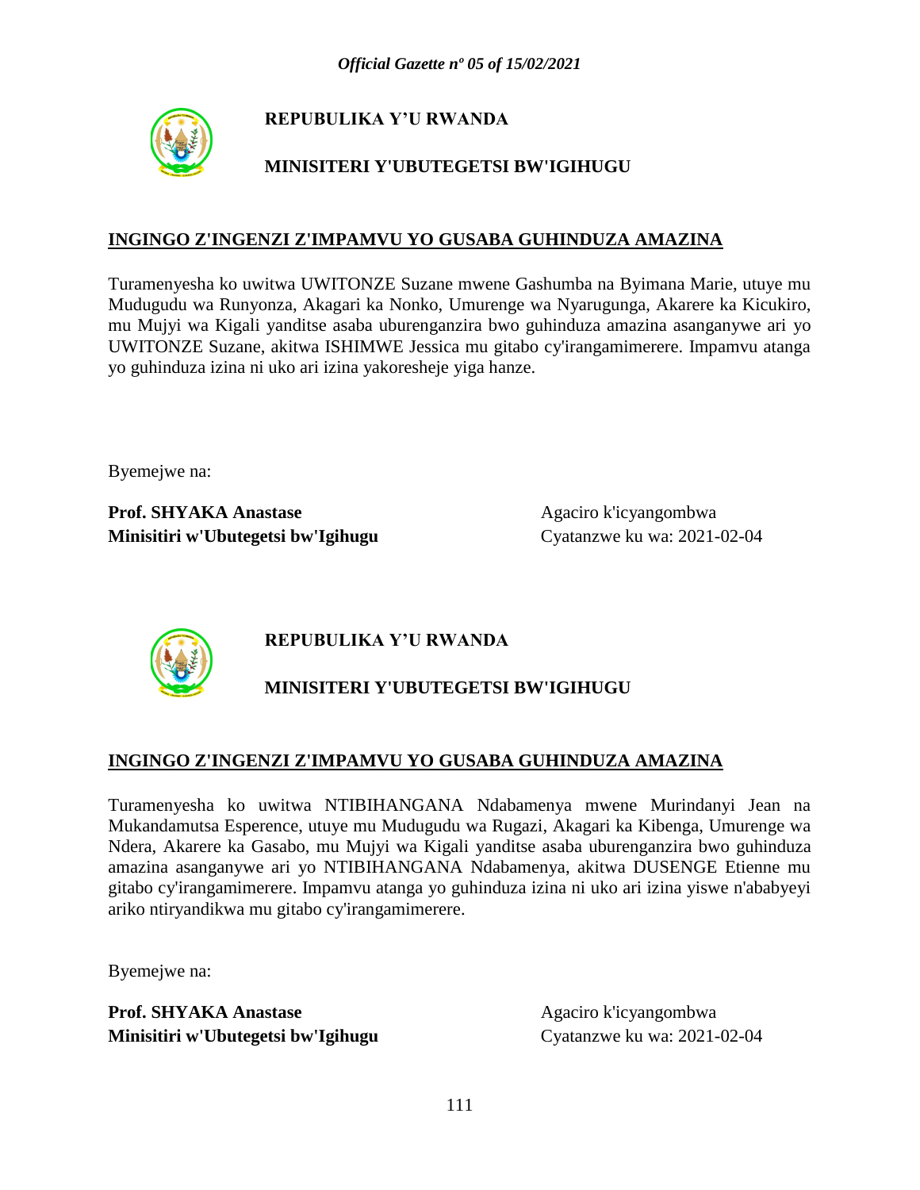**REPUBULIKA Y'U RWANDA**

**MINISITERI Y'UBUTEGETSI BW'IGIHUGU**

**INGINGO Z'INGENZI Z'IMPAMVU YO GUSABA GUHINDUZA AMAZINA**

Turamenyesha ko uwitwa UWITONZE Suzane mwene Gashumba na Byimana Marie, utuye mu Mudugudu wa Runyonza, Akagari ka Nonko, Umurenge wa Nyarugunga, Akarere ka Kicukiro, mu Mujyi wa Kigali yanditse asaba uburenganzira bwo guhinduza amazina asanganywe ari yo UWITONZE Suzane, akitwa ISHIMWE Jessica mu gitabo cy'irangamimerere. Impamvu atanga yo guhinduza izina ni uko ari izina yakoresheje yiga hanze.

Byemejwe na:

**Prof. SHYAKA Anastase**
**Minisitiri w'Ubutegetsi bw'Igihugu**

Agaciro k'icyangombwa
Cyatanzwe ku wa: 2021-02-04

**REPUBULIKA Y'U RWANDA**

**MINISITERI Y'UBUTEGETSI BW'IGIHUGU**

**INGINGO Z'INGENZI Z'IMPAMVU YO GUSABA GUHINDUZA AMAZINA**

Turamenyesha ko uwitwa NTIBIHANGANA Ndabamenya mwene Murindanyi Jean na Mukandamutsa Esperence, utuye mu Mudugudu wa Rugazi, Akagari ka Kibenga, Umurenge wa Ndera, Akarere ka Gasabo, mu Mujyi wa Kigali yanditse asaba uburenganzira bwo guhinduza amazina asanganywe ari yo NTIBIHANGANA Ndabamenya, akitwa DUSENGE Etienne mu gitabo cy'irangamimerere. Impamvu atanga yo guhinduza izina ni uko ari izina yiswe n'ababyeyi ariko ntiryandikwa mu gitabo cy'irangamimerere.

Byemejwe na:

**Prof. SHYAKA Anastase**
**Minisitiri w'Ubutegetsi bw'Igihugu**

Agaciro k'icyangombwa
Cyatanzwe ku wa: 2021-02-04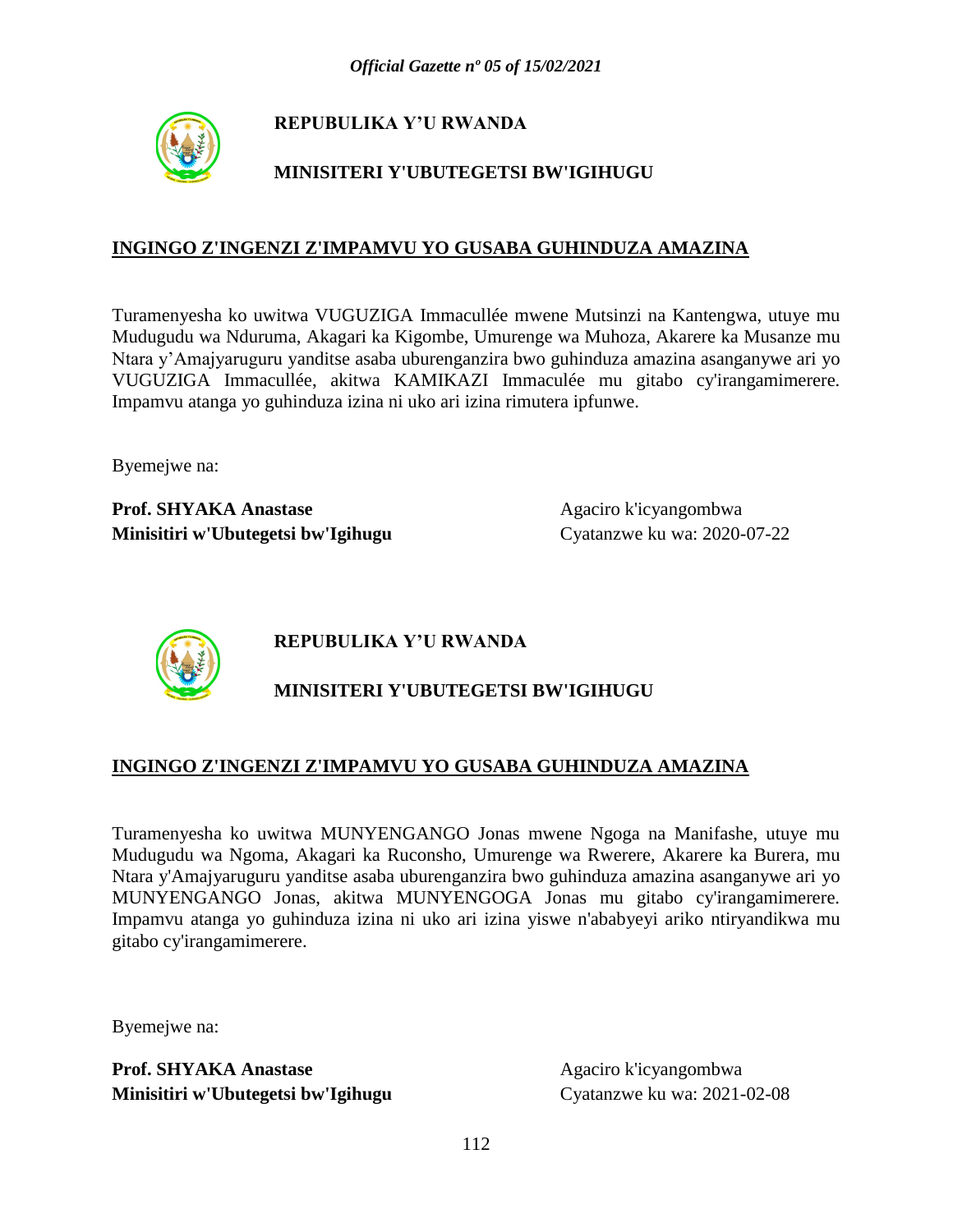**REPUBULIKA Y'U RWANDA**

**MINISITERI Y'UBUTEGETSI BW'IGIHUGU**

**INGINGO Z'INGENZI Z'IMPAMVU YO GUSABA GUHINDUZA AMAZINA**

Turamenyesha ko uwitwa VUGUZIGA Immacullée mwene Mutsinzi na Kantengwa, utuye mu Mudugudu wa Nduruma, Akagari ka Kigombe, Umurenge wa Muhoza, Akarere ka Musanze mu Ntara y'Amajyaruguru yanditse asaba uburenganzira bwo guhinduza amazina asanganywe ari yo VUGUZIGA Immacullée, akitwa KAMIKAZI Immaculée mu gitabo cy'irangamimerere. Impamvu atanga yo guhinduza izina ni uko ari izina rimutera ipfunwe.

Byemejwe na:

**Prof. SHYAKA Anastase**
**Minisitiri w'Ubutegetsi bw'Igihugu**

Agaciro k'icyangombwa
Cyatanzwe ku wa: 2020-07-22

**REPUBULIKA Y'U RWANDA**

**MINISITERI Y'UBUTEGETSI BW'IGIHUGU**

**INGINGO Z'INGENZI Z'IMPAMVU YO GUSABA GUHINDUZA AMAZINA**

Turamenyesha ko uwitwa MUNYENGANGO Jonas mwene Ngoga na Manifashe, utuye mu Mudugudu wa Ngoma, Akagari ka Ruconsho, Umurenge wa Rwerere, Akarere ka Burera, mu Ntara y'Amajyaruguru yanditse asaba uburenganzira bwo guhinduza amazina asanganywe ari yo MUNYENGANGO Jonas, akitwa MUNYENGOGA Jonas mu gitabo cy'irangamimerere. Impamvu atanga yo guhinduza izina ni uko ari izina yiswe n'ababyeyi ariko ntiryandikwa mu gitabo cy'irangamimerere.

Byemejwe na:

**Prof. SHYAKA Anastase**
**Minisitiri w'Ubutegetsi bw'Igihugu**

Agaciro k'icyangombwa
Cyatanzwe ku wa: 2021-02-08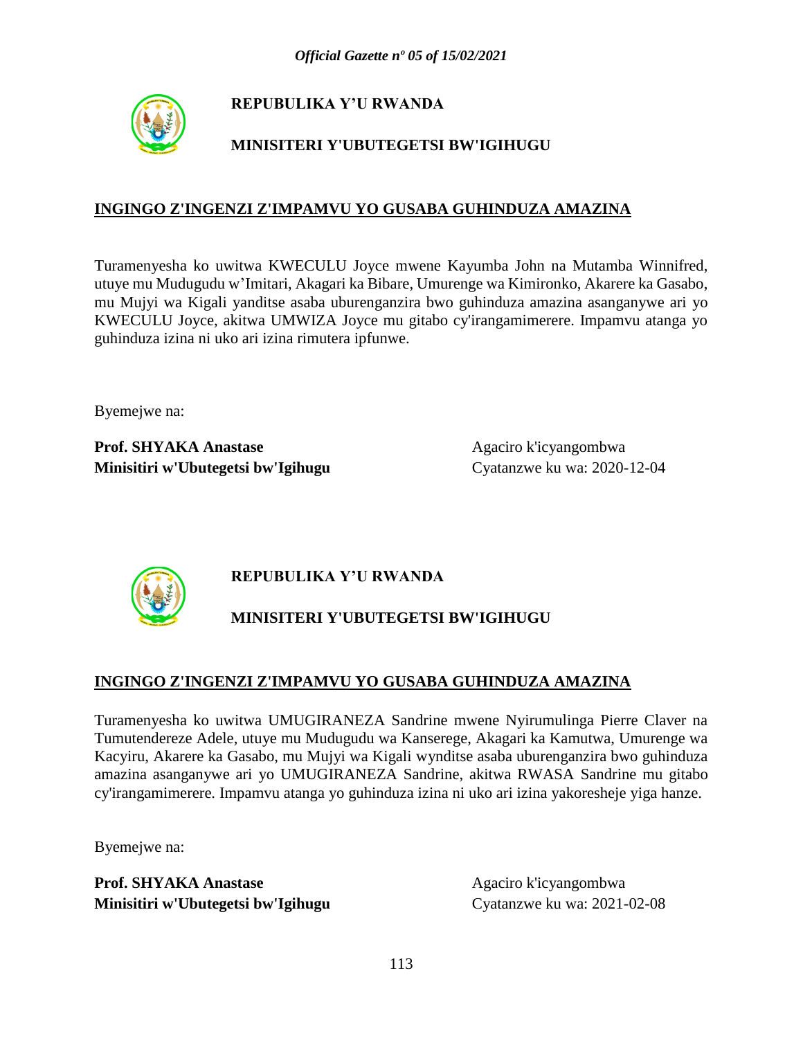**REPUBULIKA Y'U RWANDA**

**MINISITERI Y'UBUTEGETSI BW'IGIHUGU**

## INGINGO Z'INGENZI Z'IMPAMVU YO GUSABA GUHINDUZA AMAZINA

Turamenyesha ko uwitwa KWECULU Joyce mwene Kayumba John na Mutamba Winnifred, utuye mu Mudugudu w'Imitari, Akagari ka Bibare, Umurenge wa Kimironko, Akarere ka Gasabo, mu Mujyi wa Kigali yanditse asaba uburenganzira bwo guhinduza amazina asanganywe ari yo KWECULU Joyce, akitwa UMWIZA Joyce mu gitabo cy'irangamimerere. Impamvu atanga yo guhinduza izina ni uko ari izina rimutera ipfunwe.

Byemejwe na:

**Prof. SHYAKA Anastase**
**Minisitiri w'Ubutegetsi bw'Igihugu**

Agaciro k'icyangombwa
Cyatanzwe ku wa: 2020-12-04

**REPUBULIKA Y'U RWANDA**

**MINISITERI Y'UBUTEGETSI BW'IGIHUGU**

## INGINGO Z'INGENZI Z'IMPAMVU YO GUSABA GUHINDUZA AMAZINA

Turamenyesha ko uwitwa UMUGIRANEZA Sandrine mwene Nyirumulinga Pierre Claver na Tumutendereze Adele, utuye mu Mudugudu wa Kanserege, Akagari ka Kamutwa, Umurenge wa Kacyiru, Akarere ka Gasabo, mu Mujyi wa Kigali wynditse asaba uburenganzira bwo guhinduza amazina asanganywe ari yo UMUGIRANEZA Sandrine, akitwa RWASA Sandrine mu gitabo cy'irangamimerere. Impamvu atanga yo guhinduza izina ni uko ari izina yakoresheje yiga hanze.

Byemejwe na:

**Prof. SHYAKA Anastase**
**Minisitiri w'Ubutegetsi bw'Igihugu**

Agaciro k'icyangombwa
Cyatanzwe ku wa: 2021-02-08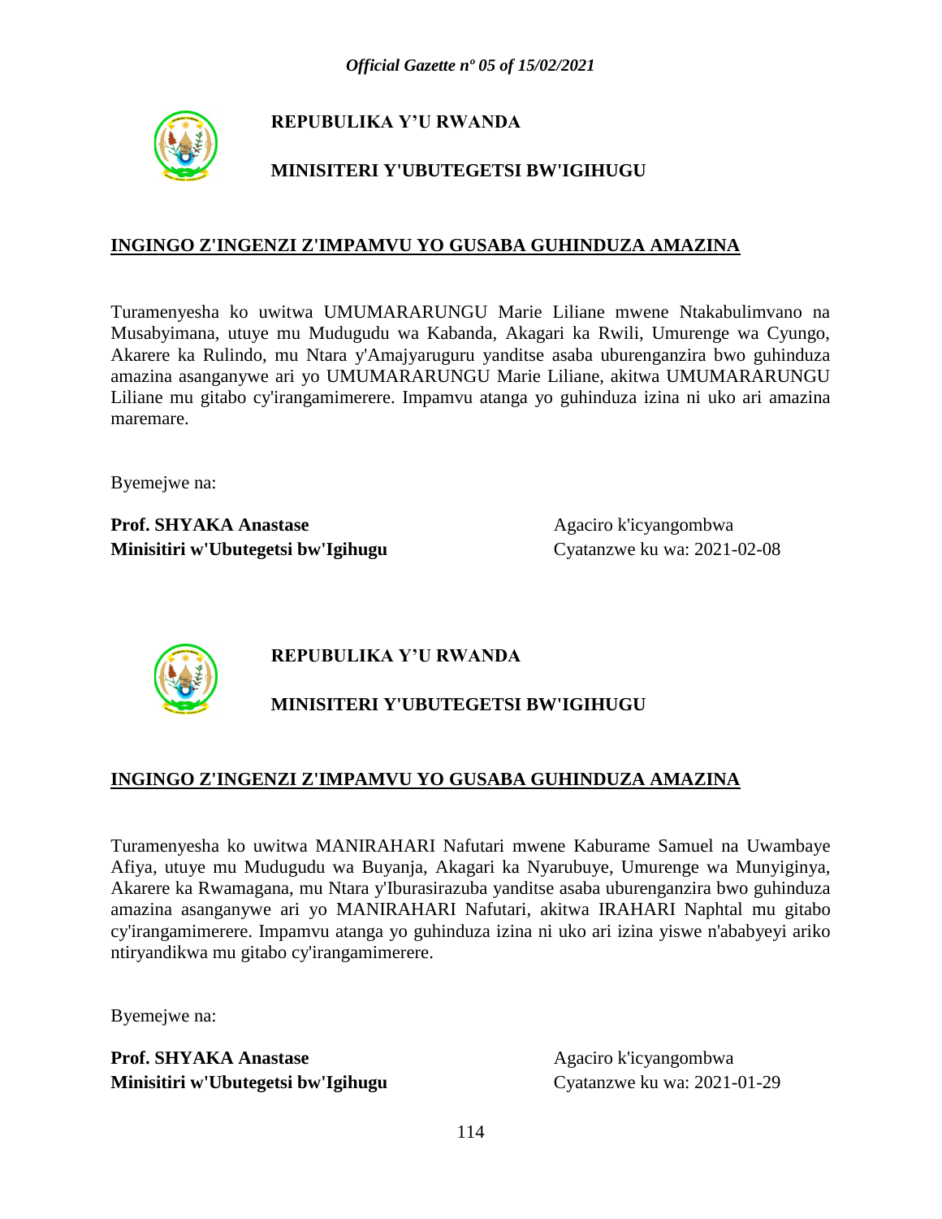**REPUBULIKA Y'U RWANDA**

**MINISITERI Y'UBUTEGETSI BW'IGIHUGU**

## INGINGO Z'INGENZI Z'IMPAMVU YO GUSABA GUHINDUZA AMAZINA

Turamenyesha ko uwitwa UMUMARARUNGU Marie Liliane mwene Ntakabulimvano na Musabyimana, utuye mu Mudugudu wa Kabanda, Akagari ka Rwili, Umurenge wa Cyungo, Akarere ka Rulindo, mu Ntara y'Amajyaruguru yanditse asaba uburenganzira bwo guhinduza amazina asanganywe ari yo UMUMARARUNGU Marie Liliane, akitwa UMUMARARUNGU Liliane mu gitabo cy'irangamimerere. Impamvu atanga yo guhinduza izina ni uko ari amazina maremare.

Byemejwe na:

**Prof. SHYAKA Anastase**
**Minisitiri w'Ubutegetsi bw'Igihugu**

Agaciro k'icyangombwa
Cyatanzwe ku wa: 2021-02-08

**REPUBULIKA Y'U RWANDA**

**MINISITERI Y'UBUTEGETSI BW'IGIHUGU**

## INGINGO Z'INGENZI Z'IMPAMVU YO GUSABA GUHINDUZA AMAZINA

Turamenyesha ko uwitwa MANIRAHARI Nafutari mwene Kaburame Samuel na Uwambaye Afiya, utuye mu Mudugudu wa Buyanja, Akagari ka Nyarubuye, Umurenge wa Munyiginya, Akarere ka Rwamagana, mu Ntara y'Iburasirazuba yanditse asaba uburenganzira bwo guhinduza amazina asanganywe ari yo MANIRAHARI Nafutari, akitwa IRAHARI Naphtal mu gitabo cy'irangamimerere. Impamvu atanga yo guhinduza izina ni uko ari izina yiswe n'ababyeyi ariko ntiryandikwa mu gitabo cy'irangamimerere.

Byemejwe na:

**Prof. SHYAKA Anastase**
**Minisitiri w'Ubutegetsi bw'Igihugu**

Agaciro k'icyangombwa
Cyatanzwe ku wa: 2021-01-29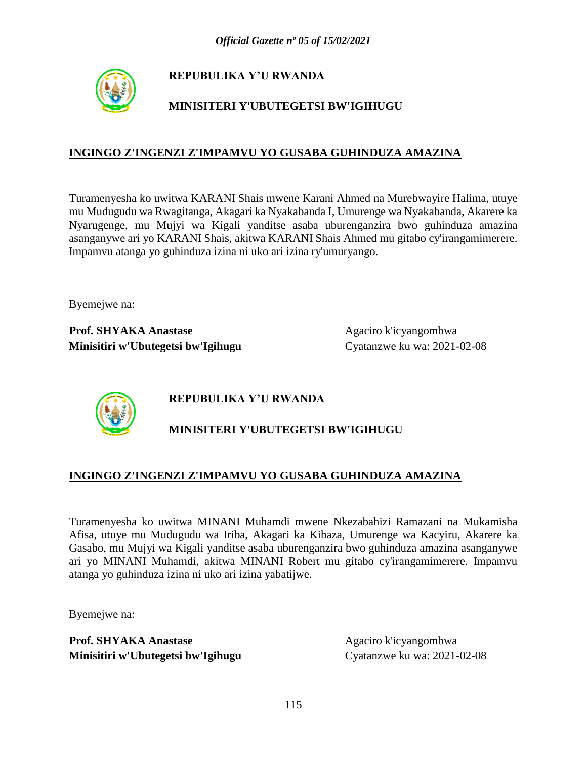**REPUBULIKA Y'U RWANDA**

**MINISITERI Y'UBUTEGETSI BW'IGIHUGU**

**INGINGO Z'INGENZI Z'IMPAMVU YO GUSABA GUHINDUZA AMAZINA**

Turamenyesha ko uwitwa KARANI Shais mwene Karani Ahmed na Murebwayire Halima, utuye mu Mudugudu wa Rwagitanga, Akagari ka Nyakabanda I, Umurenge wa Nyakabanda, Akarere ka Nyarugenge, mu Mujyi wa Kigali yanditse asaba uburenganzira bwo guhinduza amazina asanganywe ari yo KARANI Shais, akitwa KARANI Shais Ahmed mu gitabo cy'irangamimerere. Impamvu atanga yo guhinduza izina ni uko ari izina ry'umuryango.

Byemejwe na:

**Prof. SHYAKA Anastase**
**Minisitiri w'Ubutegetsi bw'Igihugu**

Agaciro k'icyangombwa
Cyatanzwe ku wa: 2021-02-08

**REPUBULIKA Y'U RWANDA**

**MINISITERI Y'UBUTEGETSI BW'IGIHUGU**

**INGINGO Z'INGENZI Z'IMPAMVU YO GUSABA GUHINDUZA AMAZINA**

Turamenyesha ko uwitwa MINANI Muhamdi mwene Nkezabahizi Ramazani na Mukamisha Afisa, utuye mu Mudugudu wa Iriba, Akagari ka Kibaza, Umurenge wa Kacyiru, Akarere ka Gasabo, mu Mujyi wa Kigali yanditse asaba uburenganzira bwo guhinduza amazina asanganywe ari yo MINANI Muhamdi, akitwa MINANI Robert mu gitabo cy'irangamimerere. Impamvu atanga yo guhinduza izina ni uko ari izina yabatijwe.

Byemejwe na:

**Prof. SHYAKA Anastase**
**Minisitiri w'Ubutegetsi bw'Igihugu**

Agaciro k'icyangombwa
Cyatanzwe ku wa: 2021-02-08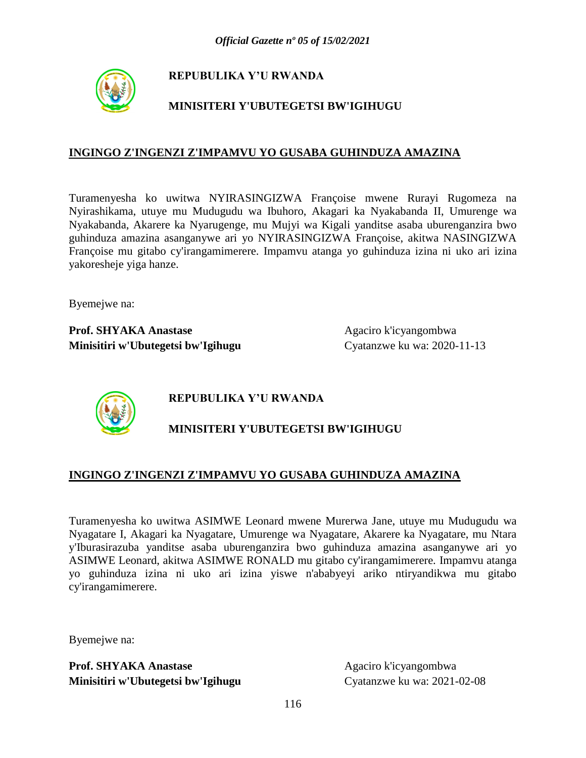**REPUBULIKA Y'U RWANDA**

**MINISITERI Y'UBUTEGETSI BW'IGIHUGU**

**INGINGO Z'INGENZI Z'IMPAMVU YO GUSABA GUHINDUZA AMAZINA**

Turamenyesha ko uwitwa NYIRASINGIZWA Françoise mwene Rurayi Rugomeza na Nyirashikama, utuye mu Mudugudu wa Ibuhoro, Akagari ka Nyakabanda II, Umurenge wa Nyakabanda, Akarere ka Nyarugenge, mu Mujyi wa Kigali yanditse asaba uburenganzira bwo guhinduza amazina asanganywe ari yo NYIRASINGIZWA Françoise, akitwa NASINGIZWA Françoise mu gitabo cy'irangamimerere. Impamvu atanga yo guhinduza izina ni uko ari izina yakoresheje yiga hanze.

Byemejwe na:

**Prof. SHYAKA Anastase**
**Minisitiri w'Ubutegetsi bw'Igihugu**

Agaciro k'icyangombwa
Cyatanzwe ku wa: 2020-11-13

**REPUBULIKA Y'U RWANDA**

**MINISITERI Y'UBUTEGETSI BW'IGIHUGU**

**INGINGO Z'INGENZI Z'IMPAMVU YO GUSABA GUHINDUZA AMAZINA**

Turamenyesha ko uwitwa ASIMWE Leonard mwene Murerwa Jane, utuye mu Mudugudu wa Nyagatare I, Akagari ka Nyagatare, Umurenge wa Nyagatare, Akarere ka Nyagatare, mu Ntara y'Iburasirazuba yanditse asaba uburenganzira bwo guhinduza amazina asanganywe ari yo ASIMWE Leonard, akitwa ASIMWE RONALD mu gitabo cy'irangamimerere. Impamvu atanga yo guhinduza izina ni uko ari izina yiswe n'ababyeyi ariko ntiryandikwa mu gitabo cy'irangamimerere.

Byemejwe na:

**Prof. SHYAKA Anastase**
**Minisitiri w'Ubutegetsi bw'Igihugu**

Agaciro k'icyangombwa
Cyatanzwe ku wa: 2021-02-08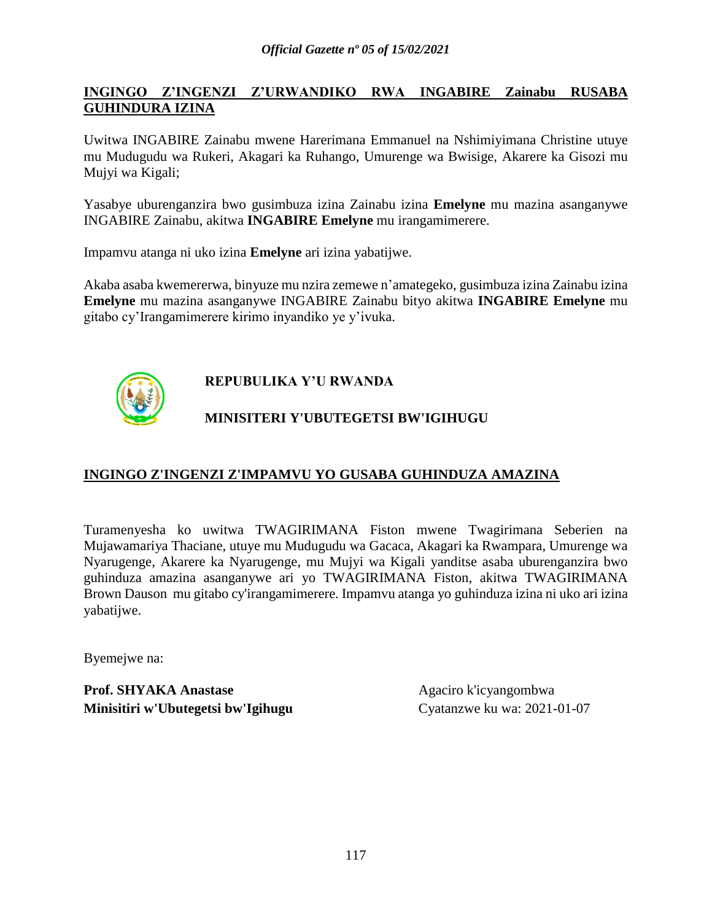**INGINGO Z'INGENZI Z'URWANDIKO RWA INGABIRE Zainabu RUSABA GUHINDURA IZINA**

Uwitwa INGABIRE Zainabu mwene Harerimana Emmanuel na Nshimiyimana Christine utuye mu Mudugudu wa Rukeri, Akagari ka Ruhango, Umurenge wa Bwisige, Akarere ka Gisozi mu Mujyi wa Kigali;

Yasabye uburenganzira bwo gusimbuza izina Zainabu izina **Emelyne** mu mazina asanganywe INGABIRE Zainabu, akitwa **INGABIRE Emelyne** mu irangamimerere.

Impamvu atanga ni uko izina **Emelyne** ari izina yabatijwe.

Akaba asaba kwemererwa, binyuze mu nzira zemewe n'amategeko, gusimbuza izina Zainabu izina **Emelyne** mu mazina asanganywe INGABIRE Zainabu bityo akitwa **INGABIRE Emelyne** mu gitabo cy'Irangamimerere kirimo inyandiko ye y'ivuka.

**REPUBULIKA Y'U RWANDA**

**MINISITERI Y'UBUTEGETSI BW'IGIHUGU**

**INGINGO Z'INGENZI Z'IMPAMVU YO GUSABA GUHINDUZA AMAZINA**

Turamenyesha ko uwitwa TWAGIRIMANA Fiston mwene Twagirimana Seberien na Mujawamariya Thaciane, utuye mu Mudugudu wa Gacaca, Akagari ka Rwampara, Umurenge wa Nyarugenge, Akarere ka Nyarugenge, mu Mujyi wa Kigali yanditse asaba uburenganzira bwo guhinduza amazina asanganywe ari yo TWAGIRIMANA Fiston, akitwa TWAGIRIMANA Brown Dauson mu gitabo cy'irangamimerere. Impamvu atanga yo guhinduza izina ni uko ari izina yabatijwe.

Byemejwe na:

**Prof. SHYAKA Anastase**
**Minisitiri w'Ubutegetsi bw'Igihugu**

Agaciro k'icyangombwa
Cyatanzwe ku wa: 2021-01-07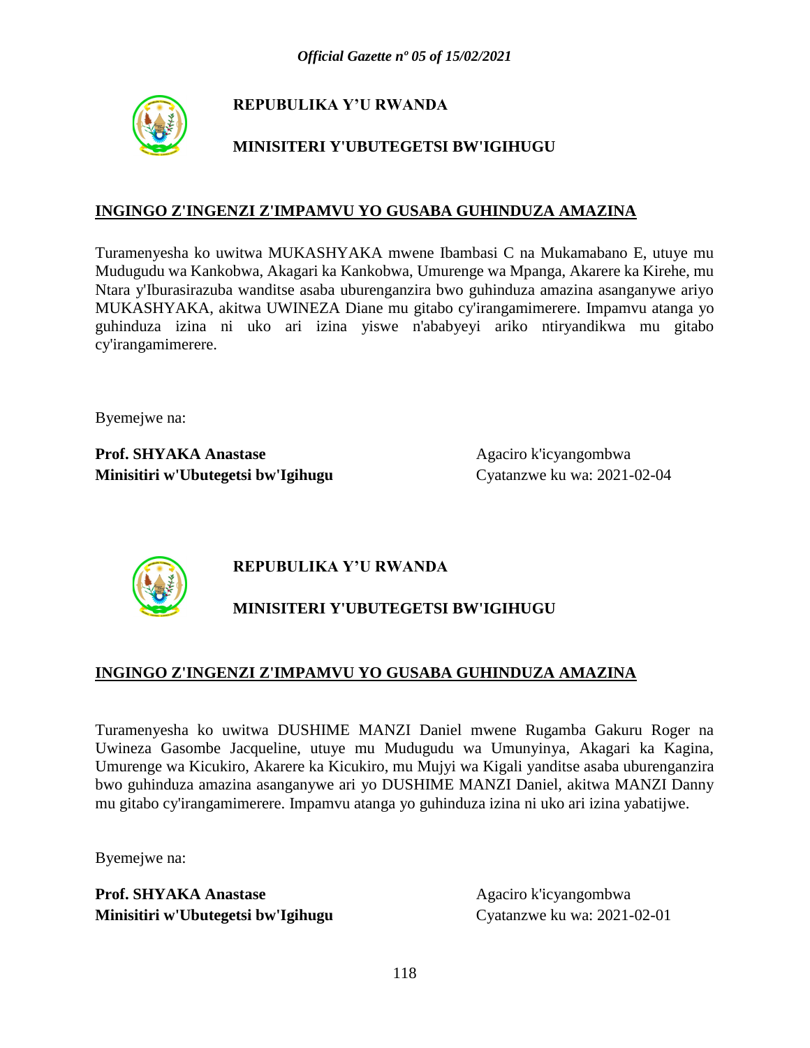**REPUBULIKA Y'U RWANDA**

**MINISITERI Y'UBUTEGETSI BW'IGIHUGU**

**INGINGO Z'INGENZI Z'IMPAMVU YO GUSABA GUHINDUZA AMAZINA**

Turamenyesha ko uwitwa MUKASHYAKA mwene Ibambasi C na Mukamabano E, utuye mu Mudugudu wa Kankobwa, Akagari ka Kankobwa, Umurenge wa Mpanga, Akarere ka Kirehe, mu Ntara y'Iburasirazuba wanditse asaba uburenganzira bwo guhinduza amazina asanganywe ariyo MUKASHYAKA, akitwa UWINEZA Diane mu gitabo cy'irangamimerere. Impamvu atanga yo guhinduza izina ni uko ari izina yiswe n'ababyeyi ariko ntiryandikwa mu gitabo cy'irangamimerere.

Byemejwe na:

**Prof. SHYAKA Anastase**
**Minisitiri w'Ubutegetsi bw'Igihugu**

Agaciro k'icyangombwa
Cyatanzwe ku wa: 2021-02-04

**REPUBULIKA Y'U RWANDA**

**MINISITERI Y'UBUTEGETSI BW'IGIHUGU**

**INGINGO Z'INGENZI Z'IMPAMVU YO GUSABA GUHINDUZA AMAZINA**

Turamenyesha ko uwitwa DUSHIME MANZI Daniel mwene Rugamba Gakuru Roger na Uwineza Gasombe Jacqueline, utuye mu Mudugudu wa Umunyinya, Akagari ka Kagina, Umurenge wa Kicukiro, Akarere ka Kicukiro, mu Mujyi wa Kigali yanditse asaba uburenganzira bwo guhinduza amazina asanganywe ari yo DUSHIME MANZI Daniel, akitwa MANZI Danny mu gitabo cy'irangamimerere. Impamvu atanga yo guhinduza izina ni uko ari izina yabatijwe.

Byemejwe na:

**Prof. SHYAKA Anastase**
**Minisitiri w'Ubutegetsi bw'Igihugu**

Agaciro k'icyangombwa
Cyatanzwe ku wa: 2021-02-01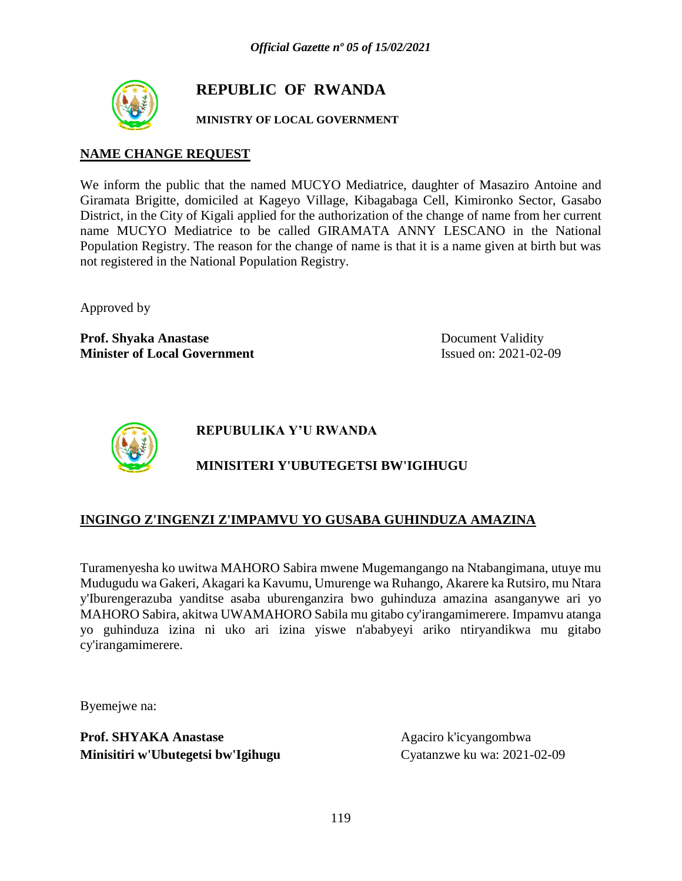# REPUBLIC OF RWANDA

**MINISTRY OF LOCAL GOVERNMENT**

## NAME CHANGE REQUEST

We inform the public that the named MUCYO Mediatrice, daughter of Masaziro Antoine and Giramata Brigitte, domiciled at Kageyo Village, Kibagabaga Cell, Kimironko Sector, Gasabo District, in the City of Kigali applied for the authorization of the change of name from her current name MUCYO Mediatrice to be called GIRAMATA ANNY LESCANO in the National Population Registry. The reason for the change of name is that it is a name given at birth but was not registered in the National Population Registry.

Approved by

**Prof. Shyaka Anastase**
**Minister of Local Government**

Document Validity
Issued on: 2021-02-09

# REPUBULIKA Y'U RWANDA

**MINISITERI Y'UBUTEGETSI BW'IGIHUGU**

## INGINGO Z'INGENZI Z'IMPAMVU YO GUSABA GUHINDUZA AMAZINA

Turamenyesha ko uwitwa MAHORO Sabira mwene Mugemangango na Ntabangimana, utuye mu Mudugudu wa Gakeri, Akagari ka Kavumu, Umurenge wa Ruhango, Akarere ka Rutsiro, mu Ntara y'Iburengerazuba yanditse asaba uburenganzira bwo guhinduza amazina asanganywe ari yo MAHORO Sabira, akitwa UWAMAHORO Sabila mu gitabo cy'irangamimerere. Impamvu atanga yo guhinduza izina ni uko ari izina yiswe n'ababyeyi ariko ntiryandikwa mu gitabo cy'irangamimerere.

Byemejwe na:

**Prof. SHYAKA Anastase**
**Minisitiri w'Ubutegetsi bw'Igihugu**

Agaciro k'icyangombwa
Cyatanzwe ku wa: 2021-02-09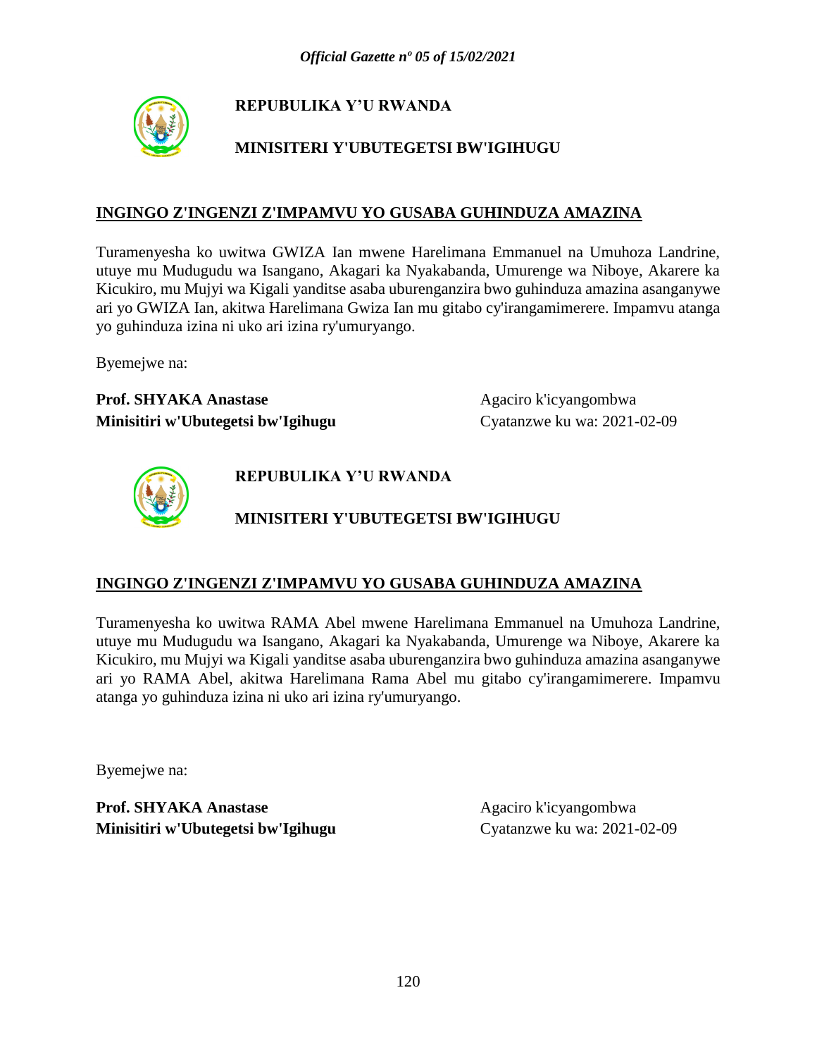**REPUBULIKA Y'U RWANDA**

**MINISITERI Y'UBUTEGETSI BW'IGIHUGU**

## INGINGO Z'INGENZI Z'IMPAMVU YO GUSABA GUHINDUZA AMAZINA

Turamenyesha ko uwitwa GWIZA Ian mwene Harelimana Emmanuel na Umuhoza Landrine, utuye mu Mudugudu wa Isangano, Akagari ka Nyakabanda, Umurenge wa Niboye, Akarere ka Kicukiro, mu Mujyi wa Kigali yanditse asaba uburenganzira bwo guhinduza amazina asanganywe ari yo GWIZA Ian, akitwa Harelimana Gwiza Ian mu gitabo cy'irangamimerere. Impamvu atanga yo guhinduza izina ni uko ari izina ry'umuryango.

Byemejwe na:

**Prof. SHYAKA Anastase**
**Minisitiri w'Ubutegetsi bw'Igihugu**

Agaciro k'icyangombwa
Cyatanzwe ku wa: 2021-02-09

**REPUBULIKA Y'U RWANDA**

**MINISITERI Y'UBUTEGETSI BW'IGIHUGU**

## INGINGO Z'INGENZI Z'IMPAMVU YO GUSABA GUHINDUZA AMAZINA

Turamenyesha ko uwitwa RAMA Abel mwene Harelimana Emmanuel na Umuhoza Landrine, utuye mu Mudugudu wa Isangano, Akagari ka Nyakabanda, Umurenge wa Niboye, Akarere ka Kicukiro, mu Mujyi wa Kigali yanditse asaba uburenganzira bwo guhinduza amazina asanganywe ari yo RAMA Abel, akitwa Harelimana Rama Abel mu gitabo cy'irangamimerere. Impamvu atanga yo guhinduza izina ni uko ari izina ry'umuryango.

Byemejwe na:

**Prof. SHYAKA Anastase**
**Minisitiri w'Ubutegetsi bw'Igihugu**

Agaciro k'icyangombwa
Cyatanzwe ku wa: 2021-02-09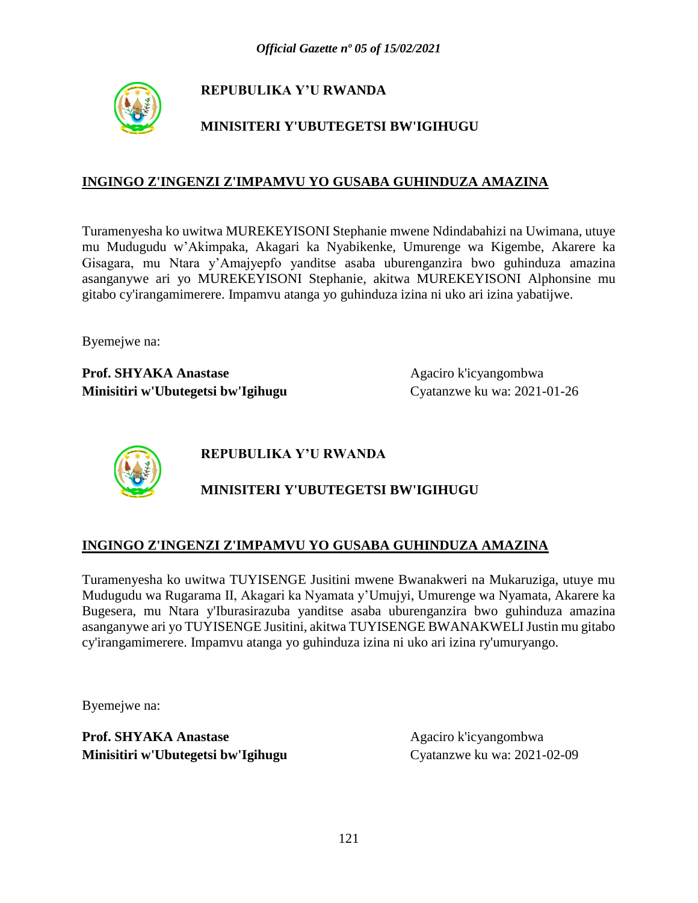**REPUBULIKA Y'U RWANDA**

**MINISITERI Y'UBUTEGETSI BW'IGIHUGU**

**INGINGO Z'INGENZI Z'IMPAMVU YO GUSABA GUHINDUZA AMAZINA**

Turamenyesha ko uwitwa MUREKEYISONI Stephanie mwene Ndindabahizi na Uwimana, utuye mu Mudugudu w'Akimpaka, Akagari ka Nyabikenke, Umurenge wa Kigembe, Akarere ka Gisagara, mu Ntara y'Amajyepfo yanditse asaba uburenganzira bwo guhinduza amazina asanganywe ari yo MUREKEYISONI Stephanie, akitwa MUREKEYISONI Alphonsine mu gitabo cy'irangamimerere. Impamvu atanga yo guhinduza izina ni uko ari izina yabatijwe.

Byemejwe na:

**Prof. SHYAKA Anastase**
**Minisitiri w'Ubutegetsi bw'Igihugu**

Agaciro k'icyangombwa
Cyatanzwe ku wa: 2021-01-26

**REPUBULIKA Y'U RWANDA**

**MINISITERI Y'UBUTEGETSI BW'IGIHUGU**

**INGINGO Z'INGENZI Z'IMPAMVU YO GUSABA GUHINDUZA AMAZINA**

Turamenyesha ko uwitwa TUYISENGE Jusitini mwene Bwanakweri na Mukaruziga, utuye mu Mudugudu wa Rugarama II, Akagari ka Nyamata y'Umujyi, Umurenge wa Nyamata, Akarere ka Bugesera, mu Ntara y'Iburasirazuba yanditse asaba uburenganzira bwo guhinduza amazina asanganywe ari yo TUYISENGE Jusitini, akitwa TUYISENGE BWANAKWELI Justin mu gitabo cy'irangamimerere. Impamvu atanga yo guhinduza izina ni uko ari izina ry'umuryango.

Byemejwe na:

**Prof. SHYAKA Anastase**
**Minisitiri w'Ubutegetsi bw'Igihugu**

Agaciro k'icyangombwa
Cyatanzwe ku wa: 2021-02-09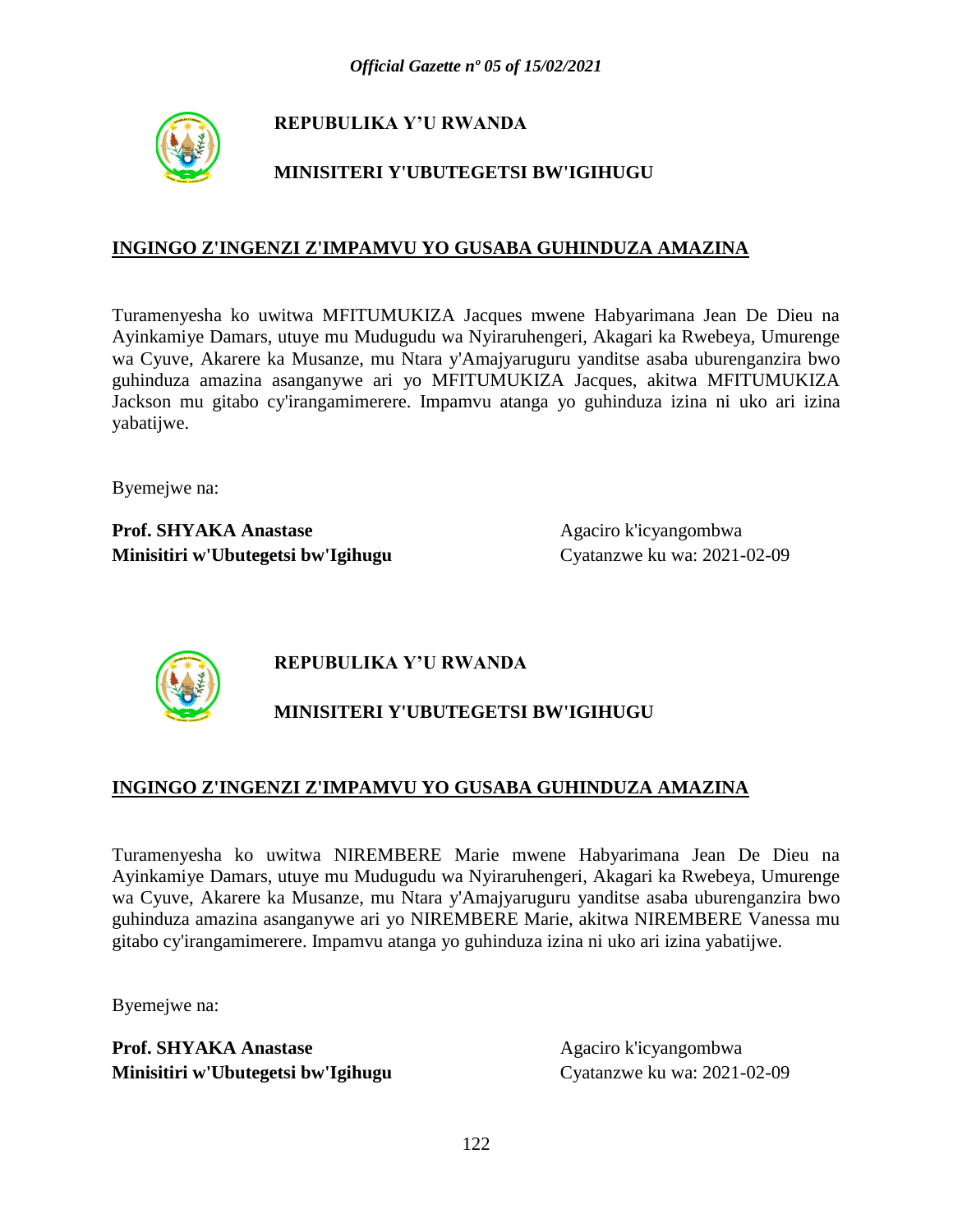**REPUBULIKA Y'U RWANDA**

**MINISITERI Y'UBUTEGETSI BW'IGIHUGU**

## INGINGO Z'INGENZI Z'IMPAMVU YO GUSABA GUHINDUZA AMAZINA

Turamenyesha ko uwitwa MFITUMUKIZA Jacques mwene Habyarimana Jean De Dieu na Ayinkamiye Damars, utuye mu Mudugudu wa Nyiraruhengeri, Akagari ka Rwebeya, Umurenge wa Cyuve, Akarere ka Musanze, mu Ntara y'Amajyaruguru yanditse asaba uburenganzira bwo guhinduza amazina asanganywe ari yo MFITUMUKIZA Jacques, akitwa MFITUMUKIZA Jackson mu gitabo cy'irangamimerere. Impamvu atanga yo guhinduza izina ni uko ari izina yabatijwe.

Byemejwe na:

**Prof. SHYAKA Anastase**
**Minisitiri w'Ubutegetsi bw'Igihugu**

Agaciro k'icyangombwa
Cyatanzwe ku wa: 2021-02-09

**REPUBULIKA Y'U RWANDA**

**MINISITERI Y'UBUTEGETSI BW'IGIHUGU**

## INGINGO Z'INGENZI Z'IMPAMVU YO GUSABA GUHINDUZA AMAZINA

Turamenyesha ko uwitwa NIREMBERE Marie mwene Habyarimana Jean De Dieu na Ayinkamiye Damars, utuye mu Mudugudu wa Nyiraruhengeri, Akagari ka Rwebeya, Umurenge wa Cyuve, Akarere ka Musanze, mu Ntara y'Amajyaruguru yanditse asaba uburenganzira bwo guhinduza amazina asanganywe ari yo NIREMBERE Marie, akitwa NIREMBERE Vanessa mu gitabo cy'irangamimerere. Impamvu atanga yo guhinduza izina ni uko ari izina yabatijwe.

Byemejwe na:

**Prof. SHYAKA Anastase**
**Minisitiri w'Ubutegetsi bw'Igihugu**

Agaciro k'icyangombwa
Cyatanzwe ku wa: 2021-02-09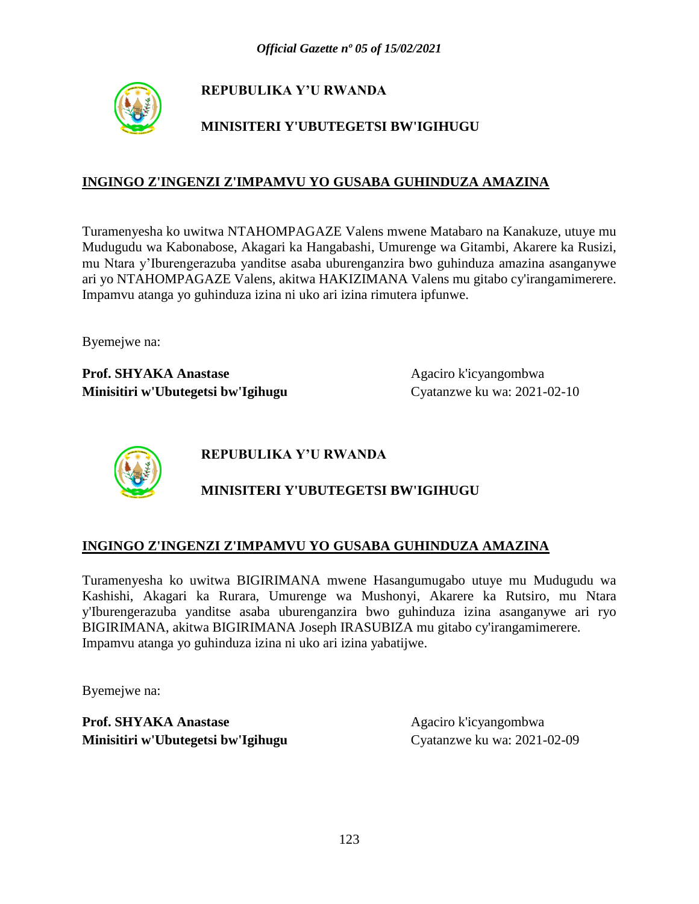**REPUBULIKA Y'U RWANDA**

**MINISITERI Y'UBUTEGETSI BW'IGIHUGU**

**INGINGO Z'INGENZI Z'IMPAMVU YO GUSABA GUHINDUZA AMAZINA**

Turamenyesha ko uwitwa NTAHOMPAGAZE Valens mwene Matabaro na Kanakuze, utuye mu Mudugudu wa Kabonabose, Akagari ka Hangabashi, Umurenge wa Gitambi, Akarere ka Rusizi, mu Ntara y'Iburengerazuba yanditse asaba uburenganzira bwo guhinduza amazina asanganywe ari yo NTAHOMPAGAZE Valens, akitwa HAKIZIMANA Valens mu gitabo cy'irangamimerere. Impamvu atanga yo guhinduza izina ni uko ari izina rimutera ipfunwe.

Byemejwe na:

**Prof. SHYAKA Anastase**
**Minisitiri w'Ubutegetsi bw'Igihugu**

Agaciro k'icyangombwa
Cyatanzwe ku wa: 2021-02-10

**REPUBULIKA Y'U RWANDA**

**MINISITERI Y'UBUTEGETSI BW'IGIHUGU**

**INGINGO Z'INGENZI Z'IMPAMVU YO GUSABA GUHINDUZA AMAZINA**

Turamenyesha ko uwitwa BIGIRIMANA mwene Hasangumugabo utuye mu Mudugudu wa Kashishi, Akagari ka Rurara, Umurenge wa Mushonyi, Akarere ka Rutsiro, mu Ntara y'Iburengerazuba yanditse asaba uburenganzira bwo guhinduza izina asanganywe ari ryo BIGIRIMANA, akitwa BIGIRIMANA Joseph IRASUBIZA mu gitabo cy'irangamimerere. Impamvu atanga yo guhinduza izina ni uko ari izina yabatijwe.

Byemejwe na:

**Prof. SHYAKA Anastase**
**Minisitiri w'Ubutegetsi bw'Igihugu**

Agaciro k'icyangombwa
Cyatanzwe ku wa: 2021-02-09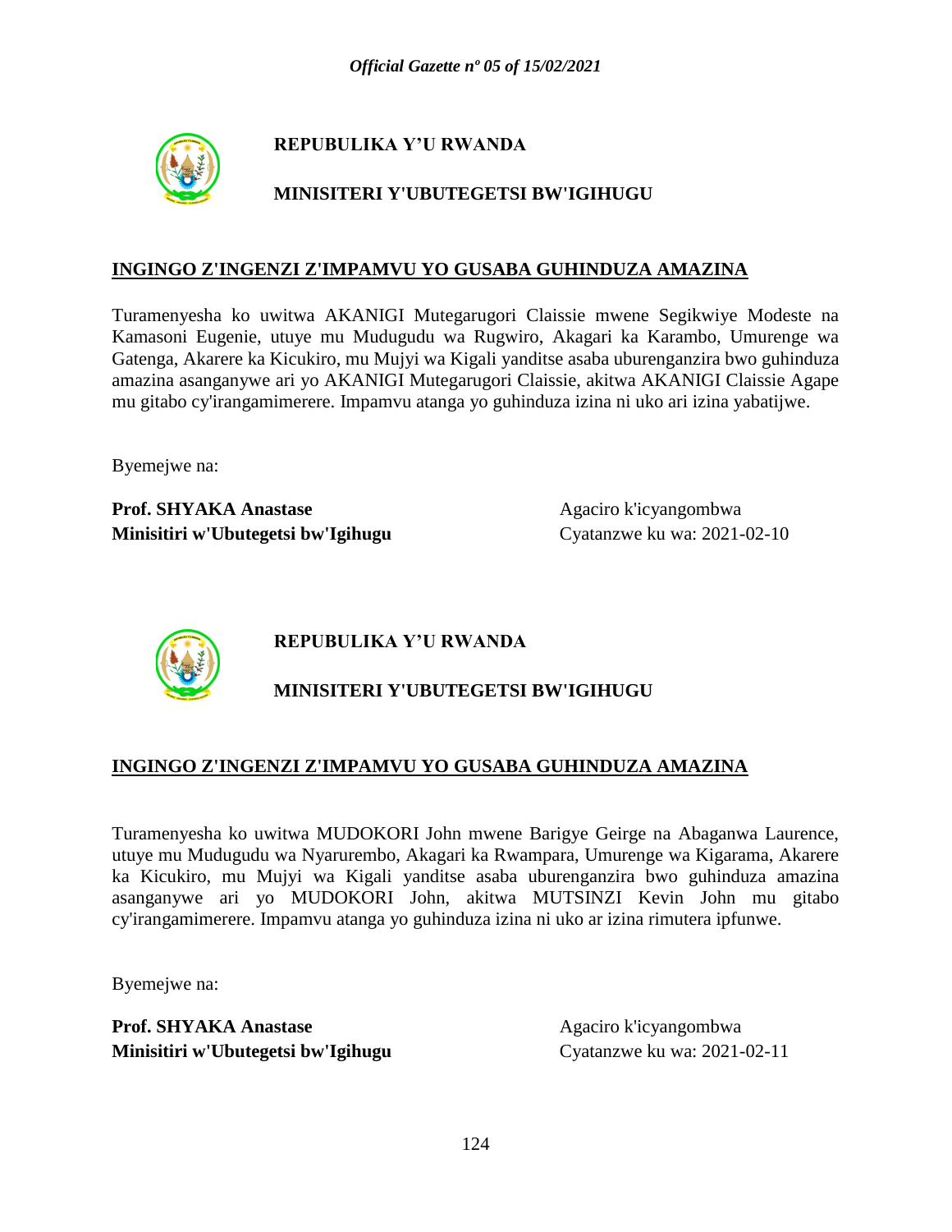**REPUBULIKA Y'U RWANDA**

**MINISITERI Y'UBUTEGETSI BW'IGIHUGU**

**INGINGO Z'INGENZI Z'IMPAMVU YO GUSABA GUHINDUZA AMAZINA**

Turamenyesha ko uwitwa AKANIGI Mutegarugori Claissie mwene Segikwiye Modeste na Kamasoni Eugenie, utuye mu Mudugudu wa Rugwiro, Akagari ka Karambo, Umurenge wa Gatenga, Akarere ka Kicukiro, mu Mujyi wa Kigali yanditse asaba uburenganzira bwo guhinduza amazina asanganywe ari yo AKANIGI Mutegarugori Claissie, akitwa AKANIGI Claissie Agape mu gitabo cy'irangamimerere. Impamvu atanga yo guhinduza izina ni uko ari izina yabatijwe.

Byemejwe na:

**Prof. SHYAKA Anastase**
**Minisitiri w'Ubutegetsi bw'Igihugu**

Agaciro k'icyangombwa
Cyatanzwe ku wa: 2021-02-10

**REPUBULIKA Y'U RWANDA**

**MINISITERI Y'UBUTEGETSI BW'IGIHUGU**

**INGINGO Z'INGENZI Z'IMPAMVU YO GUSABA GUHINDUZA AMAZINA**

Turamenyesha ko uwitwa MUDOKORI John mwene Barigye Geirge na Abaganwa Laurence, utuye mu Mudugudu wa Nyarurembo, Akagari ka Rwampara, Umurenge wa Kigarama, Akarere ka Kicukiro, mu Mujyi wa Kigali yanditse asaba uburenganzira bwo guhinduza amazina asanganywe ari yo MUDOKORI John, akitwa MUTSINZI Kevin John mu gitabo cy'irangamimerere. Impamvu atanga yo guhinduza izina ni uko ar izina rimutera ipfunwe.

Byemejwe na:

**Prof. SHYAKA Anastase**
**Minisitiri w'Ubutegetsi bw'Igihugu**

Agaciro k'icyangombwa
Cyatanzwe ku wa: 2021-02-11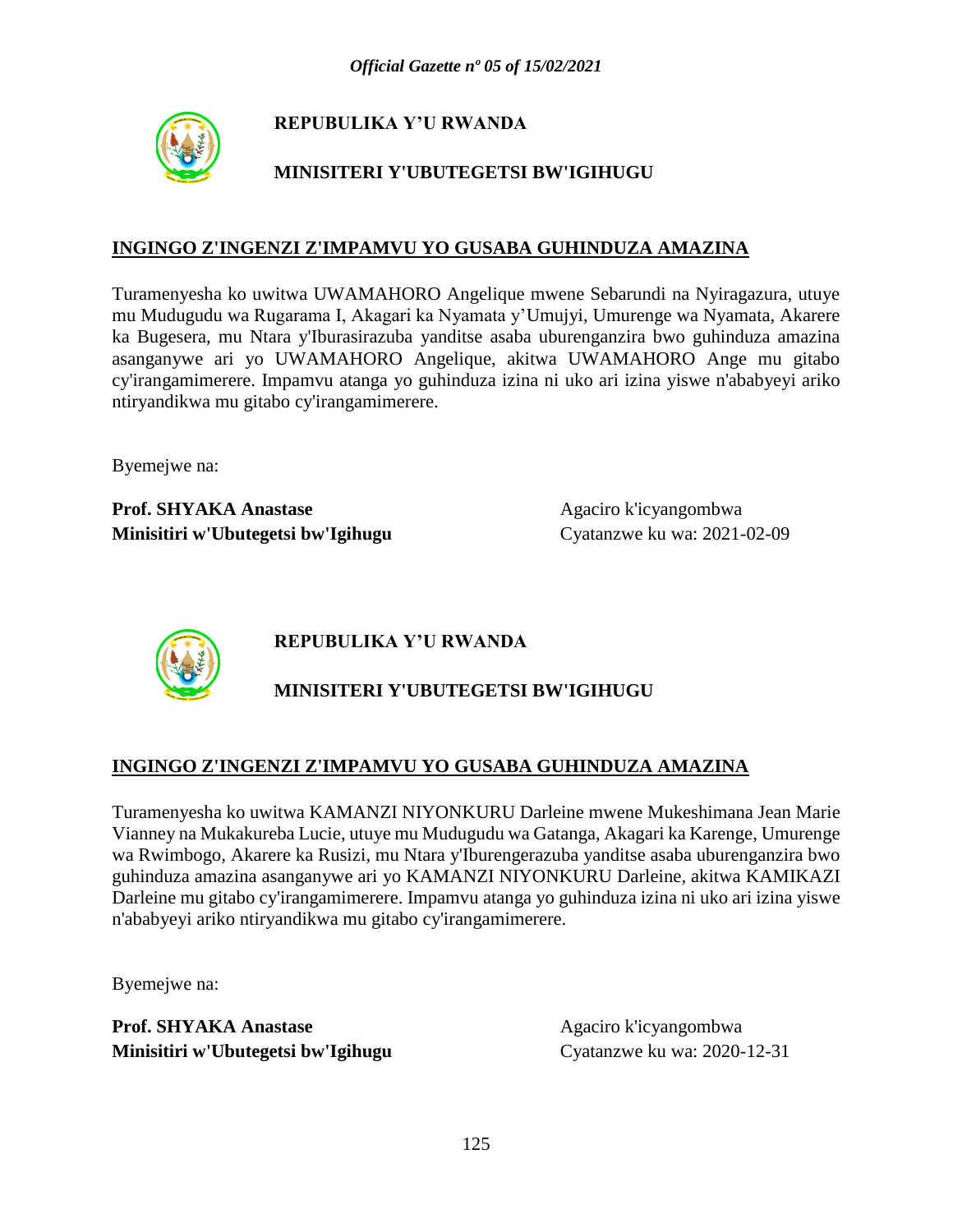**REPUBULIKA Y'U RWANDA**

**MINISITERI Y'UBUTEGETSI BW'IGIHUGU**

**INGINGO Z'INGENZI Z'IMPAMVU YO GUSABA GUHINDUZA AMAZINA**

Turamenyesha ko uwitwa UWAMAHORO Angelique mwene Sebarundi na Nyiragazura, utuye mu Mudugudu wa Rugarama I, Akagari ka Nyamata y'Umujyi, Umurenge wa Nyamata, Akarere ka Bugesera, mu Ntara y'Iburasirazuba yanditse asaba uburenganzira bwo guhinduza amazina asanganywe ari yo UWAMAHORO Angelique, akitwa UWAMAHORO Ange mu gitabo cy'irangamimerere. Impamvu atanga yo guhinduza izina ni uko ari izina yiswe n'ababyeyi ariko ntiryandikwa mu gitabo cy'irangamimerere.

Byemejwe na:

**Prof. SHYAKA Anastase**
**Minisitiri w'Ubutegetsi bw'Igihugu**

Agaciro k'icyangombwa
Cyatanzwe ku wa: 2021-02-09

**REPUBULIKA Y'U RWANDA**

**MINISITERI Y'UBUTEGETSI BW'IGIHUGU**

**INGINGO Z'INGENZI Z'IMPAMVU YO GUSABA GUHINDUZA AMAZINA**

Turamenyesha ko uwitwa KAMANZI NIYONKURU Darleine mwene Mukeshimana Jean Marie Vianney na Mukakureba Lucie, utuye mu Mudugudu wa Gatanga, Akagari ka Karenge, Umurenge wa Rwimbogo, Akarere ka Rusizi, mu Ntara y'Iburengerazuba yanditse asaba uburenganzira bwo guhinduza amazina asanganywe ari yo KAMANZI NIYONKURU Darleine, akitwa KAMIKAZI Darleine mu gitabo cy'irangamimerere. Impamvu atanga yo guhinduza izina ni uko ari izina yiswe n'ababyeyi ariko ntiryandikwa mu gitabo cy'irangamimerere.

Byemejwe na:

**Prof. SHYAKA Anastase**
**Minisitiri w'Ubutegetsi bw'Igihugu**

Agaciro k'icyangombwa
Cyatanzwe ku wa: 2020-12-31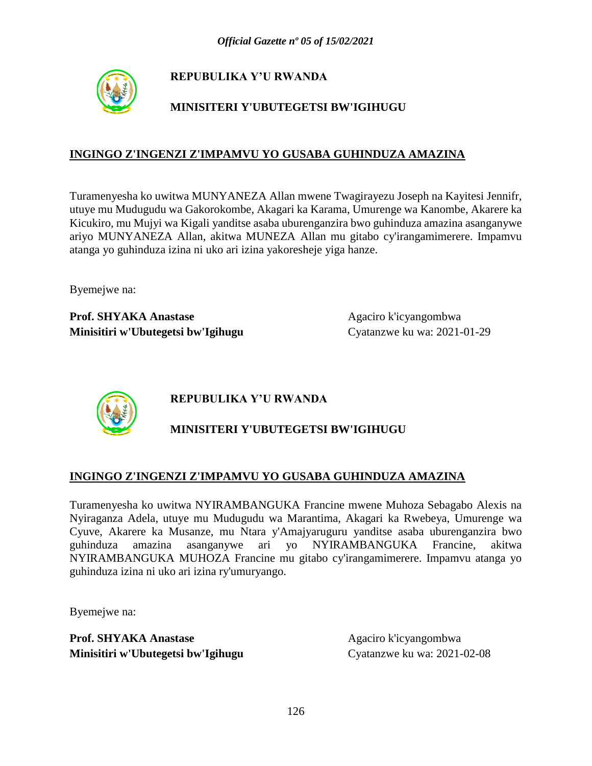**REPUBULIKA Y'U RWANDA**

**MINISITERI Y'UBUTEGETSI BW'IGIHUGU**

**INGINGO Z'INGENZI Z'IMPAMVU YO GUSABA GUHINDUZA AMAZINA**

Turamenyesha ko uwitwa MUNYANEZA Allan mwene Twagirayezu Joseph na Kayitesi Jennifr, utuye mu Mudugudu wa Gakorokombe, Akagari ka Karama, Umurenge wa Kanombe, Akarere ka Kicukiro, mu Mujyi wa Kigali yanditse asaba uburenganzira bwo guhinduza amazina asanganywe ariyo MUNYANEZA Allan, akitwa MUNEZA Allan mu gitabo cy'irangamimerere. Impamvu atanga yo guhinduza izina ni uko ari izina yakoresheje yiga hanze.

Byemejwe na:

**Prof. SHYAKA Anastase**
**Minisitiri w'Ubutegetsi bw'Igihugu**

Agaciro k'icyangombwa
Cyatanzwe ku wa: 2021-01-29

**REPUBULIKA Y'U RWANDA**

**MINISITERI Y'UBUTEGETSI BW'IGIHUGU**

**INGINGO Z'INGENZI Z'IMPAMVU YO GUSABA GUHINDUZA AMAZINA**

Turamenyesha ko uwitwa NYIRAMBANGUKA Francine mwene Muhoza Sebagabo Alexis na Nyiraganza Adela, utuye mu Mudugudu wa Marantima, Akagari ka Rwebeya, Umurenge wa Cyuve, Akarere ka Musanze, mu Ntara y'Amajyaruguru yanditse asaba uburenganzira bwo guhinduza amazina asanganywe ari yo NYIRAMBANGUKA Francine, akitwa NYIRAMBANGUKA MUHOZA Francine mu gitabo cy'irangamimerere. Impamvu atanga yo guhinduza izina ni uko ari izina ry'umuryango.

Byemejwe na:

**Prof. SHYAKA Anastase**
**Minisitiri w'Ubutegetsi bw'Igihugu**

Agaciro k'icyangombwa
Cyatanzwe ku wa: 2021-02-08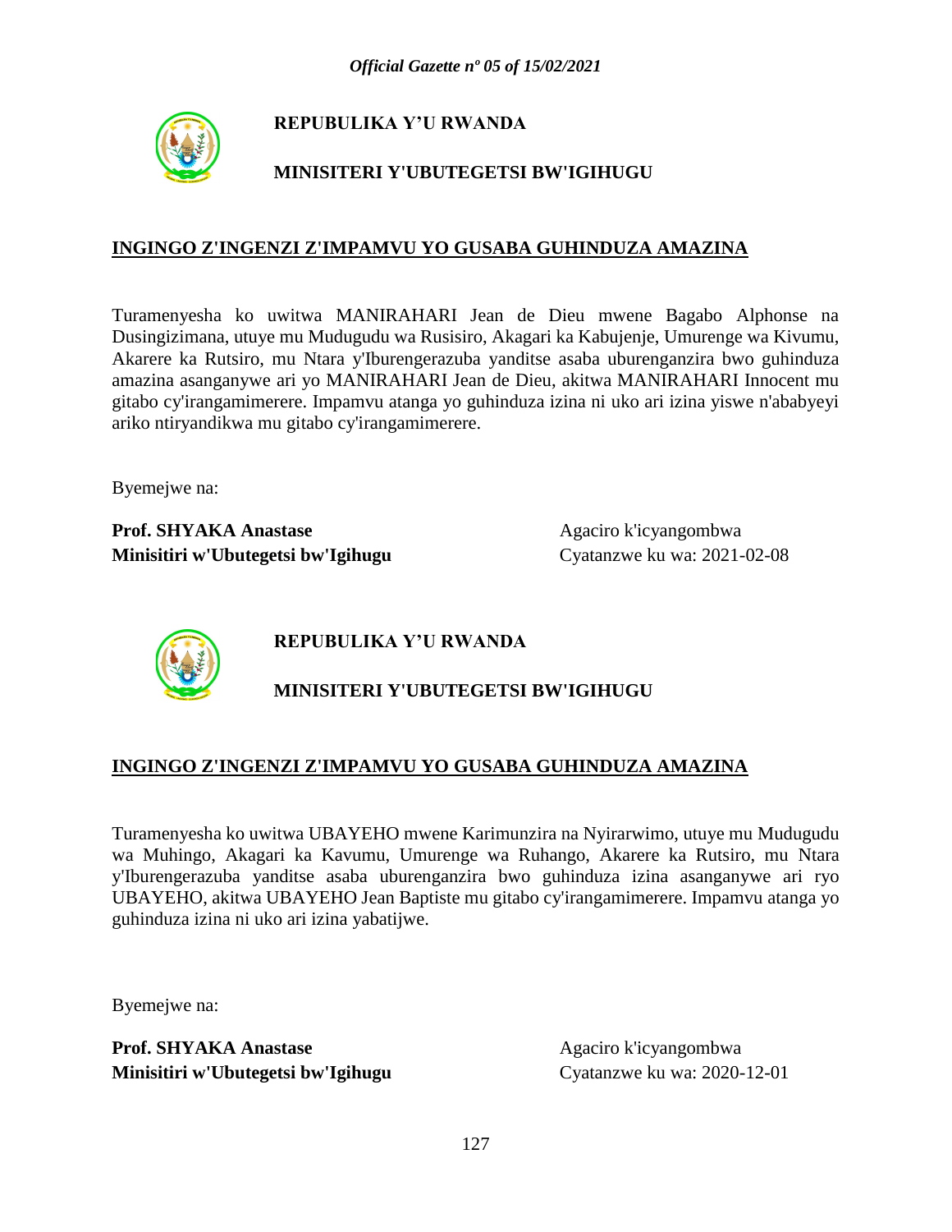**REPUBULIKA Y'U RWANDA**

**MINISITERI Y'UBUTEGETSI BW'IGIHUGU**

**INGINGO Z'INGENZI Z'IMPAMVU YO GUSABA GUHINDUZA AMAZINA**

Turamenyesha ko uwitwa MANIRAHARI Jean de Dieu mwene Bagabo Alphonse na Dusingizimana, utuye mu Mudugudu wa Rusisiro, Akagari ka Kabujenje, Umurenge wa Kivumu, Akarere ka Rutsiro, mu Ntara y'Iburengerazuba yanditse asaba uburenganzira bwo guhinduza amazina asanganywe ari yo MANIRAHARI Jean de Dieu, akitwa MANIRAHARI Innocent mu gitabo cy'irangamimerere. Impamvu atanga yo guhinduza izina ni uko ari izina yiswe n'ababyeyi ariko ntiryandikwa mu gitabo cy'irangamimerere.

Byemejwe na:

**Prof. SHYAKA Anastase**
**Minisitiri w'Ubutegetsi bw'Igihugu**

Agaciro k'icyangombwa
Cyatanzwe ku wa: 2021-02-08

**REPUBULIKA Y'U RWANDA**

**MINISITERI Y'UBUTEGETSI BW'IGIHUGU**

**INGINGO Z'INGENZI Z'IMPAMVU YO GUSABA GUHINDUZA AMAZINA**

Turamenyesha ko uwitwa UBAYEHO mwene Karimunzira na Nyirarwimo, utuye mu Mudugudu wa Muhingo, Akagari ka Kavumu, Umurenge wa Ruhango, Akarere ka Rutsiro, mu Ntara y'Iburengerazuba yanditse asaba uburenganzira bwo guhinduza izina asanganywe ari ryo UBAYEHO, akitwa UBAYEHO Jean Baptiste mu gitabo cy'irangamimerere. Impamvu atanga yo guhinduza izina ni uko ari izina yabatijwe.

Byemejwe na:

**Prof. SHYAKA Anastase**
**Minisitiri w'Ubutegetsi bw'Igihugu**

Agaciro k'icyangombwa
Cyatanzwe ku wa: 2020-12-01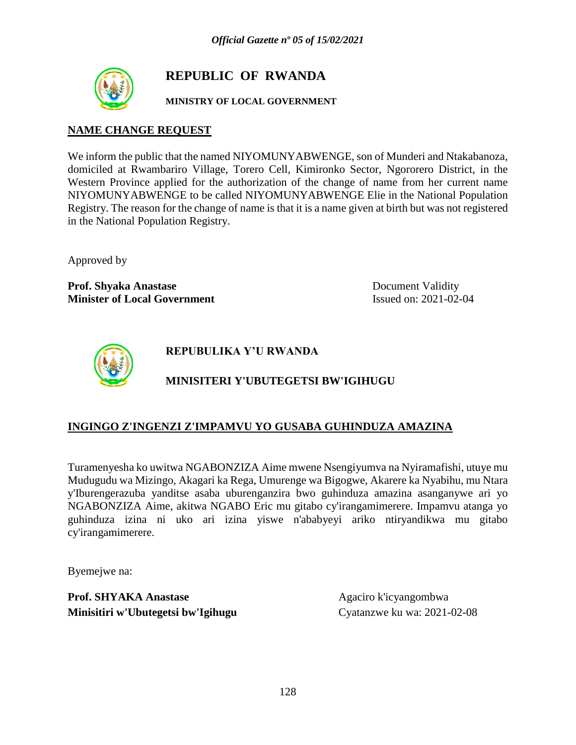# REPUBLIC OF RWANDA

**MINISTRY OF LOCAL GOVERNMENT**

## NAME CHANGE REQUEST

We inform the public that the named NIYOMUNYABWENGE, son of Munderi and Ntakabanoza, domiciled at Rwambariro Village, Torero Cell, Kimironko Sector, Ngororero District, in the Western Province applied for the authorization of the change of name from her current name NIYOMUNYABWENGE to be called NIYOMUNYABWENGE Elie in the National Population Registry. The reason for the change of name is that it is a name given at birth but was not registered in the National Population Registry.

Approved by

**Prof. Shyaka Anastase**
**Minister of Local Government**

Document Validity
Issued on: 2021-02-04

# REPUBULIKA Y'U RWANDA

**MINISITERI Y'UBUTEGETSI BW'IGIHUGU**

## INGINGO Z'INGENZI Z'IMPAMVU YO GUSABA GUHINDUZA AMAZINA

Turamenyesha ko uwitwa NGABONZIZA Aime mwene Nsengiyumva na Nyiramafishi, utuye mu Mudugudu wa Mizingo, Akagari ka Rega, Umurenge wa Bigogwe, Akarere ka Nyabihu, mu Ntara y'Iburengerazuba yanditse asaba uburenganzira bwo guhinduza amazina asanganywe ari yo NGABONZIZA Aime, akitwa NGABO Eric mu gitabo cy'irangamimerere. Impamvu atanga yo guhinduza izina ni uko ari izina yiswe n'ababyeyi ariko ntiryandikwa mu gitabo cy'irangamimerere.

Byemejwe na:

**Prof. SHYAKA Anastase**
**Minisitiri w'Ubutegetsi bw'Igihugu**

Agaciro k'icyangombwa
Cyatanzwe ku wa: 2021-02-08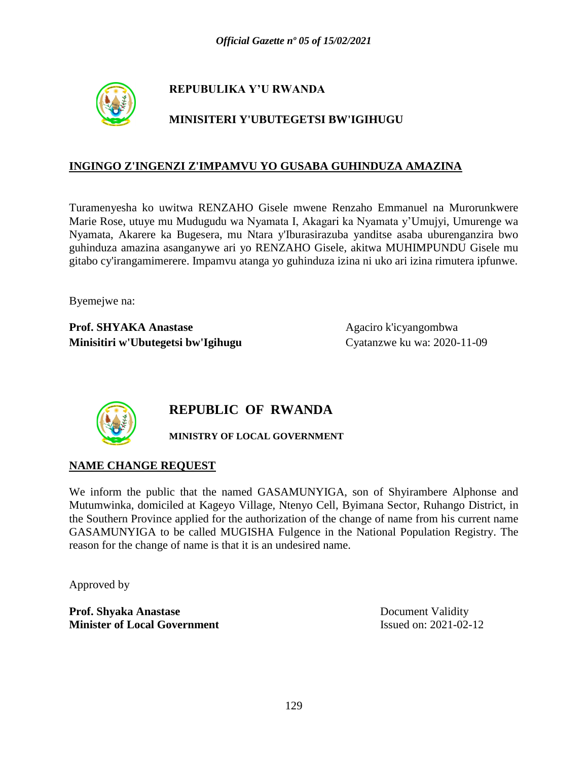**REPUBULIKA Y'U RWANDA**

**MINISITERI Y'UBUTEGETSI BW'IGIHUGU**

## INGINGO Z'INGENZI Z'IMPAMVU YO GUSABA GUHINDUZA AMAZINA

Turamenyesha ko uwitwa RENZAHO Gisele mwene Renzaho Emmanuel na Murorunkwere Marie Rose, utuye mu Mudugudu wa Nyamata I, Akagari ka Nyamata y'Umujyi, Umurenge wa Nyamata, Akarere ka Bugesera, mu Ntara y'Iburasirazuba yanditse asaba uburenganzira bwo guhinduza amazina asanganywe ari yo RENZAHO Gisele, akitwa MUHIMPUNDU Gisele mu gitabo cy'irangamimerere. Impamvu atanga yo guhinduza izina ni uko ari izina rimutera ipfunwe.

Byemejwe na:

**Prof. SHYAKA Anastase**
**Minisitiri w'Ubutegetsi bw'Igihugu**

Agaciro k'icyangombwa
Cyatanzwe ku wa: 2020-11-09

**REPUBLIC OF RWANDA**

**MINISTRY OF LOCAL GOVERNMENT**

## NAME CHANGE REQUEST

We inform the public that the named GASAMUNYIGA, son of Shyirambere Alphonse and Mutumwinka, domiciled at Kageyo Village, Ntenyo Cell, Byimana Sector, Ruhango District, in the Southern Province applied for the authorization of the change of name from his current name GASAMUNYIGA to be called MUGISHA Fulgence in the National Population Registry. The reason for the change of name is that it is an undesired name.

Approved by

**Prof. Shyaka Anastase**
**Minister of Local Government**

Document Validity
Issued on: 2021-02-12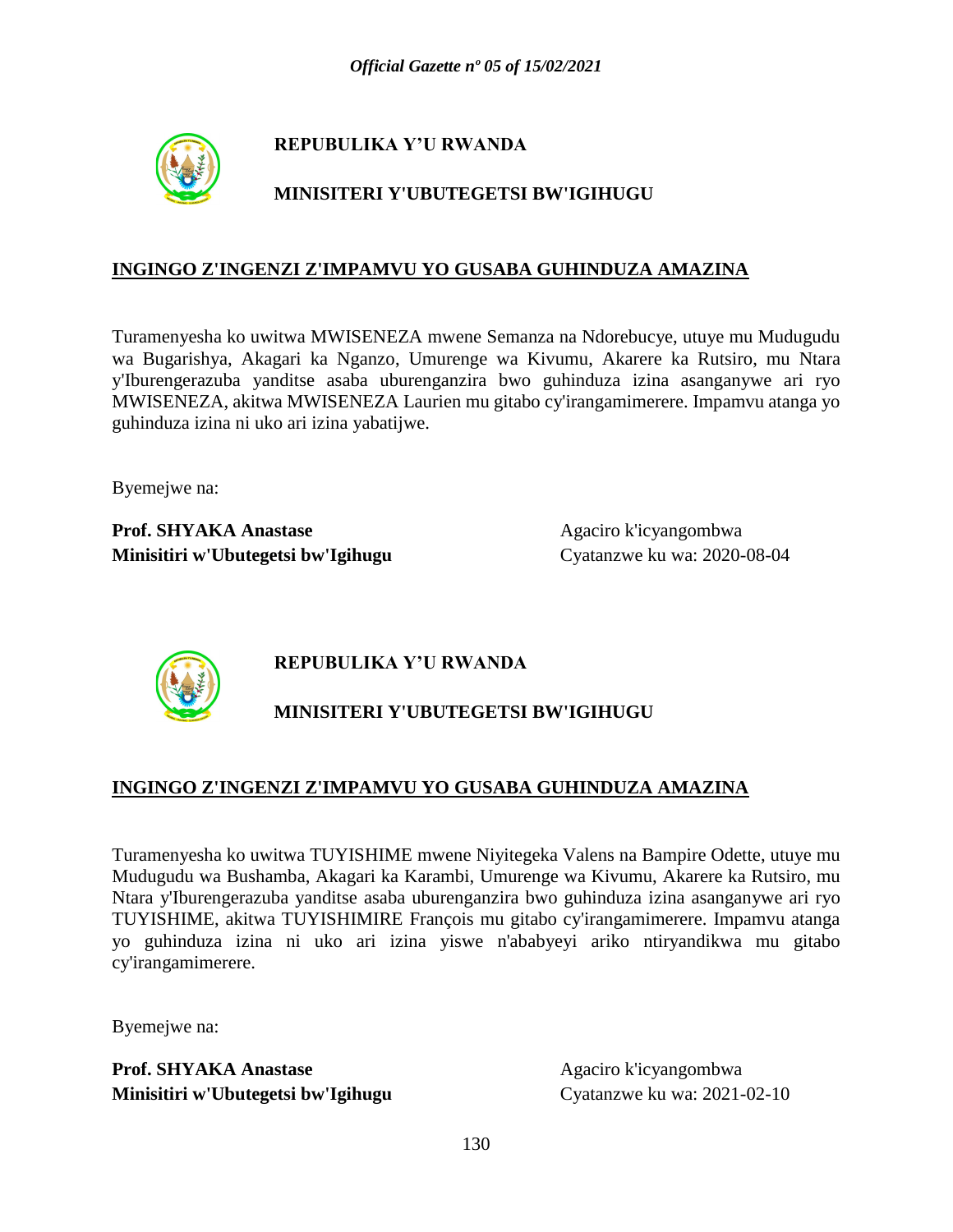**REPUBULIKA Y'U RWANDA**

**MINISITERI Y'UBUTEGETSI BW'IGIHUGU**

**INGINGO Z'INGENZI Z'IMPAMVU YO GUSABA GUHINDUZA AMAZINA**

Turamenyesha ko uwitwa MWISENEZA mwene Semanza na Ndorebucye, utuye mu Mudugudu wa Bugarishya, Akagari ka Nganzo, Umurenge wa Kivumu, Akarere ka Rutsiro, mu Ntara y'Iburengerazuba yanditse asaba uburenganzira bwo guhinduza izina asanganywe ari ryo MWISENEZA, akitwa MWISENEZA Laurien mu gitabo cy'irangamimerere. Impamvu atanga yo guhinduza izina ni uko ari izina yabatijwe.

Byemejwe na:

**Prof. SHYAKA Anastase**
**Minisitiri w'Ubutegetsi bw'Igihugu**

Agaciro k'icyangombwa
Cyatanzwe ku wa: 2020-08-04

**REPUBULIKA Y'U RWANDA**

**MINISITERI Y'UBUTEGETSI BW'IGIHUGU**

**INGINGO Z'INGENZI Z'IMPAMVU YO GUSABA GUHINDUZA AMAZINA**

Turamenyesha ko uwitwa TUYISHIME mwene Niyitegeka Valens na Bampire Odette, utuye mu Mudugudu wa Bushamba, Akagari ka Karambi, Umurenge wa Kivumu, Akarere ka Rutsiro, mu Ntara y'Iburengerazuba yanditse asaba uburenganzira bwo guhinduza izina asanganywe ari ryo TUYISHIME, akitwa TUYISHIMIRE François mu gitabo cy'irangamimerere. Impamvu atanga yo guhinduza izina ni uko ari izina yiswe n'ababyeyi ariko ntiryandikwa mu gitabo cy'irangamimerere.

Byemejwe na:

**Prof. SHYAKA Anastase**
**Minisitiri w'Ubutegetsi bw'Igihugu**

Agaciro k'icyangombwa
Cyatanzwe ku wa: 2021-02-10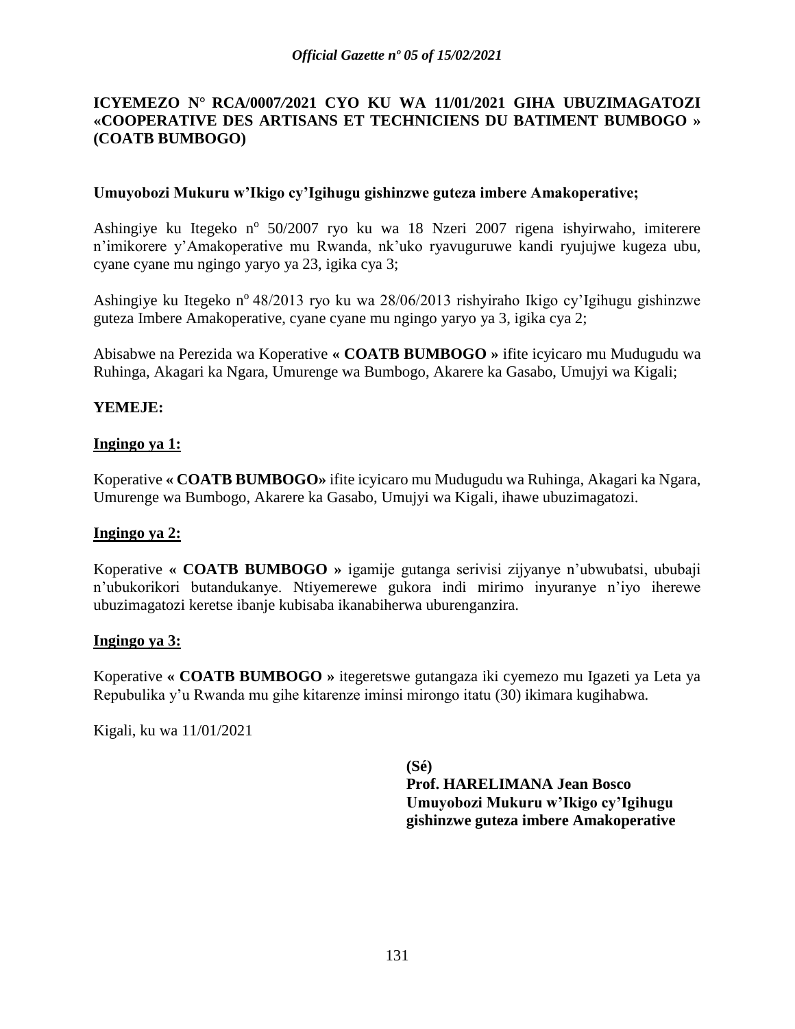**ICYEMEZO N° RCA/0007/2021 CYO KU WA 11/01/2021 GIHA UBUZIMAGATOZI «COOPERATIVE DES ARTISANS ET TECHNICIENS DU BATIMENT BUMBOGO » (COATB BUMBOGO)**

**Umuyobozi Mukuru w'Ikigo cy'Igihugu gishinzwe guteza imbere Amakoperative;**

Ashingiye ku Itegeko nº 50/2007 ryo ku wa 18 Nzeri 2007 rigena ishyirwaho, imiterere n'imikorere y'Amakoperative mu Rwanda, nk'uko ryavuguruwe kandi ryujujwe kugeza ubu, cyane cyane mu ngingo yaryo ya 23, igika cya 3;

Ashingiye ku Itegeko nº 48/2013 ryo ku wa 28/06/2013 rishyiraho Ikigo cy'Igihugu gishinzwe guteza Imbere Amakoperative, cyane cyane mu ngingo yaryo ya 3, igika cya 2;

Abisabwe na Perezida wa Koperative **« COATB BUMBOGO »** ifite icyicaro mu Mudugudu wa Ruhinga, Akagari ka Ngara, Umurenge wa Bumbogo, Akarere ka Gasabo, Umujyi wa Kigali;

**YEMEJE:**

**Ingingo ya 1:**

Koperative **« COATB BUMBOGO»** ifite icyicaro mu Mudugudu wa Ruhinga, Akagari ka Ngara, Umurenge wa Bumbogo, Akarere ka Gasabo, Umujyi wa Kigali, ihawe ubuzimagatozi.

**Ingingo ya 2:**

Koperative **« COATB BUMBOGO »** igamije gutanga serivisi zijyanye n'ubwubatsi, ububaji n'ubukorikori butandukanye. Ntiyemerewe gukora indi mirimo inyuranye n'iyo iherewe ubuzimagatozi keretse ibanje kubisaba ikanabiherwa uburenganzira.

**Ingingo ya 3:**

Koperative **« COATB BUMBOGO »** itegeretswe gutangaza iki cyemezo mu Igazeti ya Leta ya Repubulika y'u Rwanda mu gihe kitarenze iminsi mirongo itatu (30) ikimara kugihabwa.

Kigali, ku wa 11/01/2021

**(Sé)**
**Prof. HARELIMANA Jean Bosco**
**Umuyobozi Mukuru w'Ikigo cy'Igihugu gishinzwe guteza imbere Amakoperative**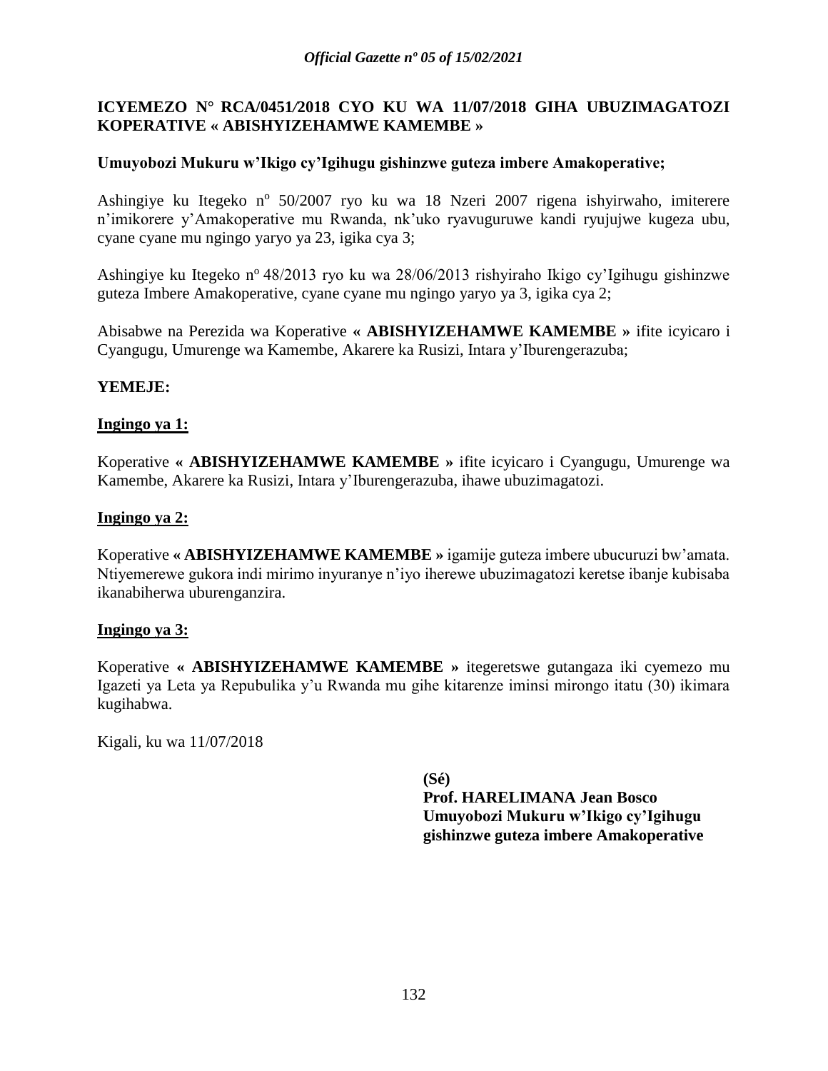**ICYEMEZO N° RCA/0451/2018 CYO KU WA 11/07/2018 GIHA UBUZIMAGATOZI KOPERATIVE « ABISHYIZEHAMWE KAMEMBE »**

**Umuyobozi Mukuru w'Ikigo cy'Igihugu gishinzwe guteza imbere Amakoperative;**

Ashingiye ku Itegeko n° 50/2007 ryo ku wa 18 Nzeri 2007 rigena ishyirwaho, imiterere n'imikorere y'Amakoperative mu Rwanda, nk'uko ryavuguruwe kandi ryujujwe kugeza ubu, cyane cyane mu ngingo yaryo ya 23, igika cya 3;

Ashingiye ku Itegeko n° 48/2013 ryo ku wa 28/06/2013 rishyiraho Ikigo cy'Igihugu gishinzwe guteza Imbere Amakoperative, cyane cyane mu ngingo yaryo ya 3, igika cya 2;

Abisabwe na Perezida wa Koperative **« ABISHYIZEHAMWE KAMEMBE »** ifite icyicaro i Cyangugu, Umurenge wa Kamembe, Akarere ka Rusizi, Intara y'Iburengerazuba;

**YEMEJE:**

**Ingingo ya 1:**

Koperative **« ABISHYIZEHAMWE KAMEMBE »** ifite icyicaro i Cyangugu, Umurenge wa Kamembe, Akarere ka Rusizi, Intara y'Iburengerazuba, ihawe ubuzimagatozi.

**Ingingo ya 2:**

Koperative **« ABISHYIZEHAMWE KAMEMBE »** igamije guteza imbere ubucuruzi bw'amata. Ntiyemerewe gukora indi mirimo inyuranye n'iyo iherewe ubuzimagatozi keretse ibanje kubisaba ikanabiherwa uburenganzira.

**Ingingo ya 3:**

Koperative **« ABISHYIZEHAMWE KAMEMBE »** itegeretswe gutangaza iki cyemezo mu Igazeti ya Leta ya Repubulika y'u Rwanda mu gihe kitarenze iminsi mirongo itatu (30) ikimara kugihabwa.

Kigali, ku wa 11/07/2018

**(Sé)**
**Prof. HARELIMANA Jean Bosco**
**Umuyobozi Mukuru w'Ikigo cy'Igihugu gishinzwe guteza imbere Amakoperative**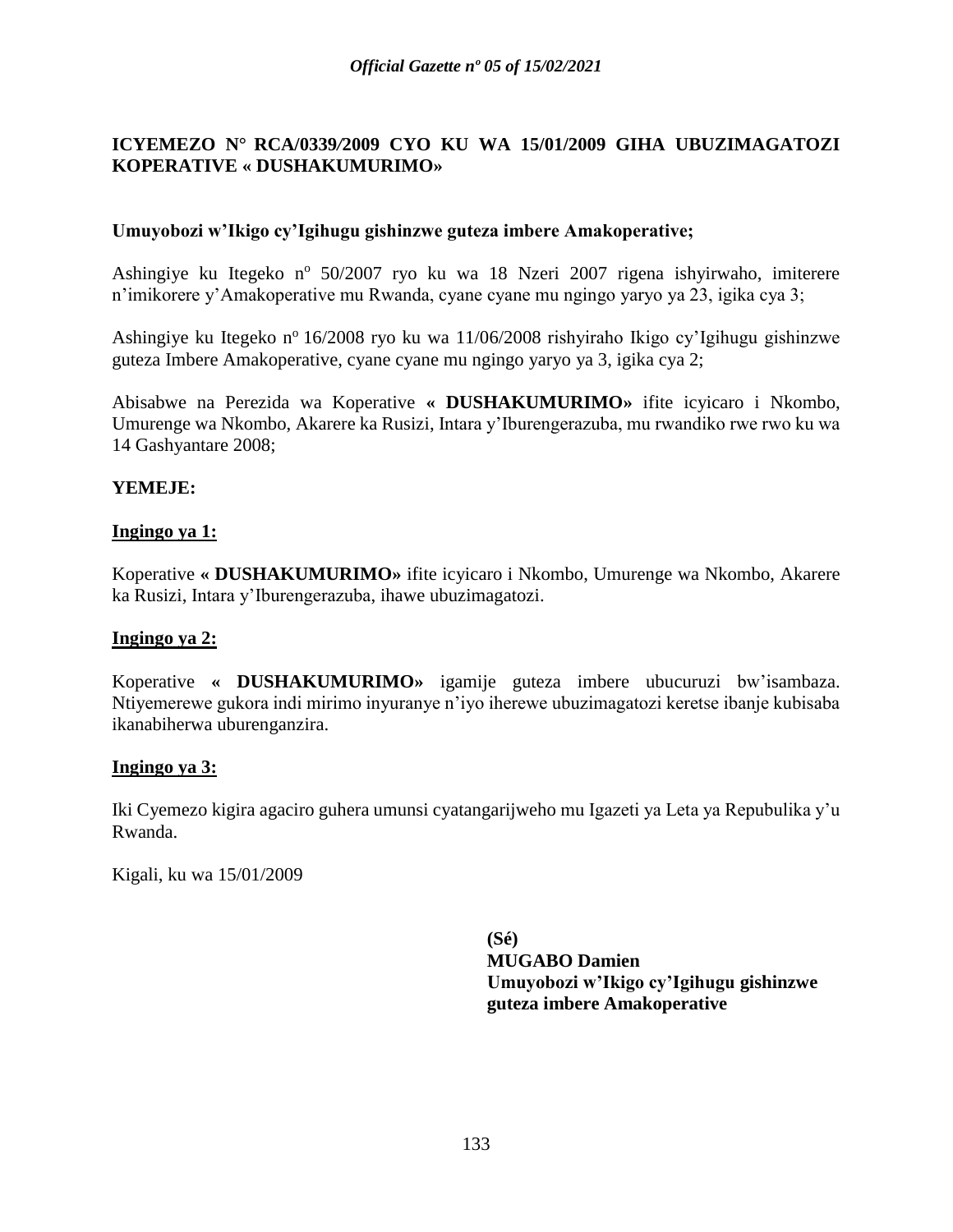**ICYEMEZO N° RCA/0339/2009 CYO KU WA 15/01/2009 GIHA UBUZIMAGATOZI KOPERATIVE « DUSHAKUMURIMO»**

**Umuyobozi w'Ikigo cy'Igihugu gishinzwe guteza imbere Amakoperative;**

Ashingiye ku Itegeko n° 50/2007 ryo ku wa 18 Nzeri 2007 rigena ishyirwaho, imiterere n'imikorere y'Amakoperative mu Rwanda, cyane cyane mu ngingo yaryo ya 23, igika cya 3;

Ashingiye ku Itegeko n° 16/2008 ryo ku wa 11/06/2008 rishyiraho Ikigo cy'Igihugu gishinzwe guteza Imbere Amakoperative, cyane cyane mu ngingo yaryo ya 3, igika cya 2;

Abisabwe na Perezida wa Koperative **« DUSHAKUMURIMO»** ifite icyicaro i Nkombo, Umurenge wa Nkombo, Akarere ka Rusizi, Intara y'Iburengerazuba, mu rwandiko rwe rwo ku wa 14 Gashyantare 2008;

**YEMEJE:**

**Ingingo ya 1:**

Koperative **« DUSHAKUMURIMO»** ifite icyicaro i Nkombo, Umurenge wa Nkombo, Akarere ka Rusizi, Intara y'Iburengerazuba, ihawe ubuzimagatozi.

**Ingingo ya 2:**

Koperative **« DUSHAKUMURIMO»** igamije guteza imbere ubucuruzi bw'isambaza. Ntiyemerewe gukora indi mirimo inyuranye n'iyo iherewe ubuzimagatozi keretse ibanje kubisaba ikanabiherwa uburenganzira.

**Ingingo ya 3:**

Iki Cyemezo kigira agaciro guhera umunsi cyatangarijweho mu Igazeti ya Leta ya Repubulika y'u Rwanda.

Kigali, ku wa 15/01/2009

**(Sé)**
**MUGABO Damien**
**Umuyobozi w'Ikigo cy'Igihugu gishinzwe guteza imbere Amakoperative**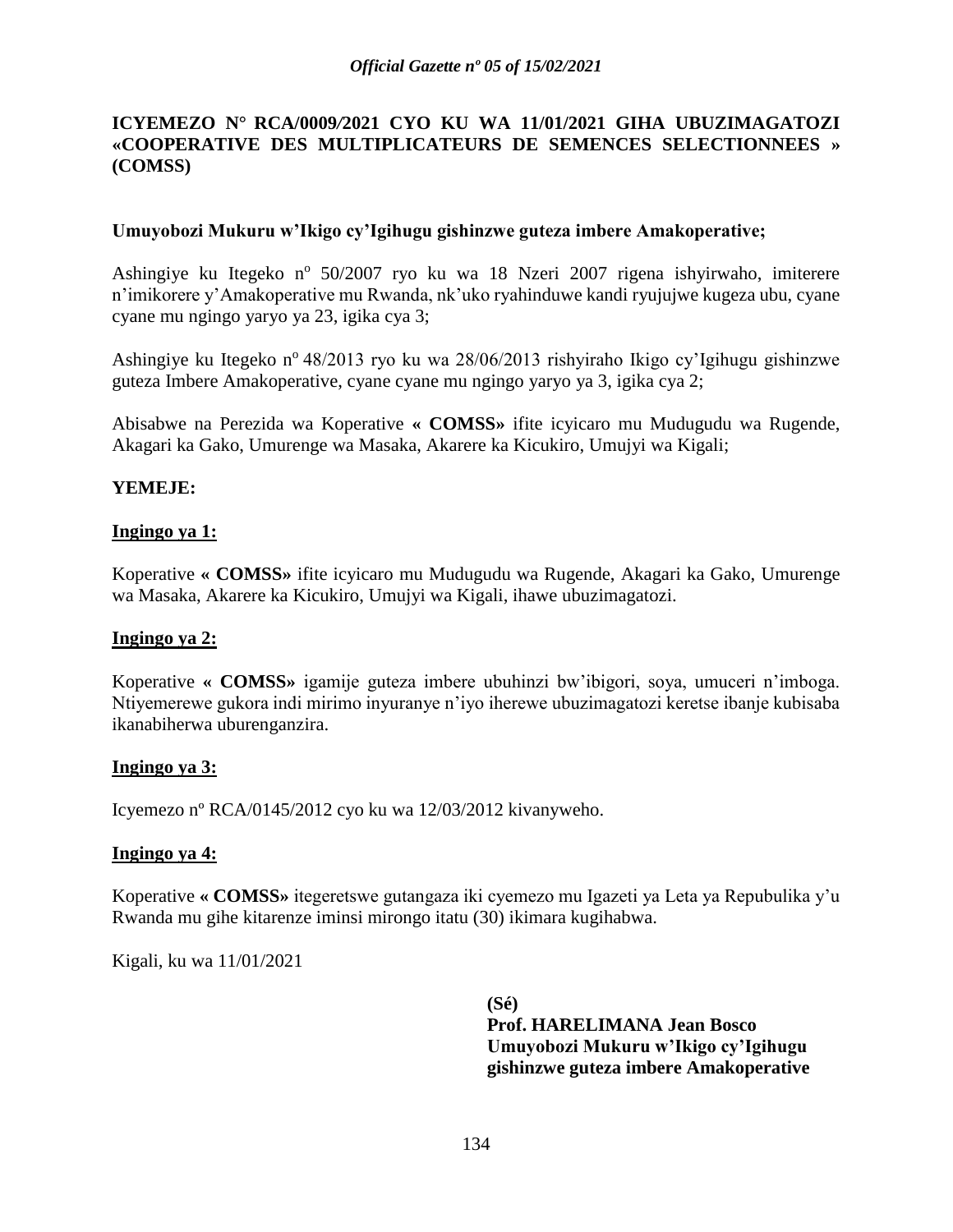**ICYEMEZO N° RCA/0009/2021 CYO KU WA 11/01/2021 GIHA UBUZIMAGATOZI «COOPERATIVE DES MULTIPLICATEURS DE SEMENCES SELECTIONNEES » (COMSS)**

**Umuyobozi Mukuru w'Ikigo cy'Igihugu gishinzwe guteza imbere Amakoperative;**

Ashingiye ku Itegeko n° 50/2007 ryo ku wa 18 Nzeri 2007 rigena ishyirwaho, imiterere n'imikorere y'Amakoperative mu Rwanda, nk'uko ryahinduwe kandi ryujujwe kugeza ubu, cyane cyane mu ngingo yaryo ya 23, igika cya 3;

Ashingiye ku Itegeko n° 48/2013 ryo ku wa 28/06/2013 rishyiraho Ikigo cy'Igihugu gishinzwe guteza Imbere Amakoperative, cyane cyane mu ngingo yaryo ya 3, igika cya 2;

Abisabwe na Perezida wa Koperative **« COMSS»** ifite icyicaro mu Mudugudu wa Rugende, Akagari ka Gako, Umurenge wa Masaka, Akarere ka Kicukiro, Umujyi wa Kigali;

**YEMEJE:**

**Ingingo ya 1:**

Koperative **« COMSS»** ifite icyicaro mu Mudugudu wa Rugende, Akagari ka Gako, Umurenge wa Masaka, Akarere ka Kicukiro, Umujyi wa Kigali, ihawe ubuzimagatozi.

**Ingingo ya 2:**

Koperative **« COMSS»** igamije guteza imbere ubuhinzi bw'ibigori, soya, umuceri n'imboga. Ntiyemerewe gukora indi mirimo inyuranye n'iyo iherewe ubuzimagatozi keretse ibanje kubisaba ikanabiherwa uburenganzira.

**Ingingo ya 3:**

Icyemezo nº RCA/0145/2012 cyo ku wa 12/03/2012 kivanyweho.

**Ingingo ya 4:**

Koperative **« COMSS»** itegeretswe gutangaza iki cyemezo mu Igazeti ya Leta ya Repubulika y'u Rwanda mu gihe kitarenze iminsi mirongo itatu (30) ikimara kugihabwa.

Kigali, ku wa 11/01/2021

**(Sé)**
**Prof. HARELIMANA Jean Bosco**
**Umuyobozi Mukuru w'Ikigo cy'Igihugu gishinzwe guteza imbere Amakoperative**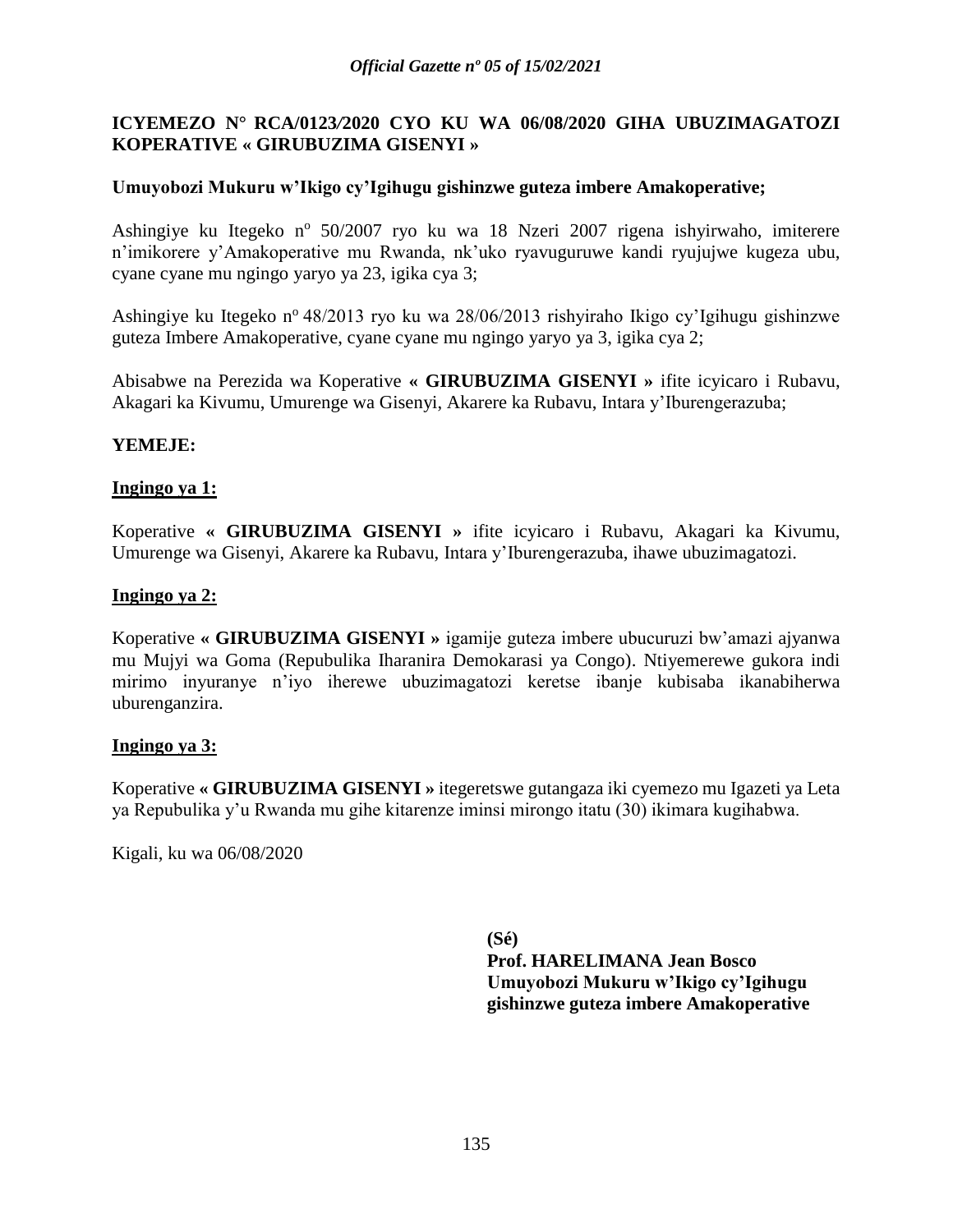**ICYEMEZO N° RCA/0123/2020 CYO KU WA 06/08/2020 GIHA UBUZIMAGATOZI KOPERATIVE « GIRUBUZIMA GISENYI »**

**Umuyobozi Mukuru w'Ikigo cy'Igihugu gishinzwe guteza imbere Amakoperative;**

Ashingiye ku Itegeko n° 50/2007 ryo ku wa 18 Nzeri 2007 rigena ishyirwaho, imiterere n'imikorere y'Amakoperative mu Rwanda, nk'uko ryavuguruwe kandi ryujujwe kugeza ubu, cyane cyane mu ngingo yaryo ya 23, igika cya 3;

Ashingiye ku Itegeko n° 48/2013 ryo ku wa 28/06/2013 rishyiraho Ikigo cy'Igihugu gishinzwe guteza Imbere Amakoperative, cyane cyane mu ngingo yaryo ya 3, igika cya 2;

Abisabwe na Perezida wa Koperative **« GIRUBUZIMA GISENYI »** ifite icyicaro i Rubavu, Akagari ka Kivumu, Umurenge wa Gisenyi, Akarere ka Rubavu, Intara y'Iburengerazuba;

**YEMEJE:**

**Ingingo ya 1:**

Koperative **« GIRUBUZIMA GISENYI »** ifite icyicaro i Rubavu, Akagari ka Kivumu, Umurenge wa Gisenyi, Akarere ka Rubavu, Intara y'Iburengerazuba, ihawe ubuzimagatozi.

**Ingingo ya 2:**

Koperative **« GIRUBUZIMA GISENYI »** igamije guteza imbere ubucuruzi bw'amazi ajyanwa mu Mujyi wa Goma (Repubulika Iharanira Demokarasi ya Congo). Ntiyemerewe gukora indi mirimo inyuranye n'iyo iherewe ubuzimagatozi keretse ibanje kubisaba ikanabiherwa uburenganzira.

**Ingingo ya 3:**

Koperative **« GIRUBUZIMA GISENYI »** itegeretswe gutangaza iki cyemezo mu Igazeti ya Leta ya Repubulika y'u Rwanda mu gihe kitarenze iminsi mirongo itatu (30) ikimara kugihabwa.

Kigali, ku wa 06/08/2020

**(Sé)**
**Prof. HARELIMANA Jean Bosco**
**Umuyobozi Mukuru w'Ikigo cy'Igihugu gishinzwe guteza imbere Amakoperative**